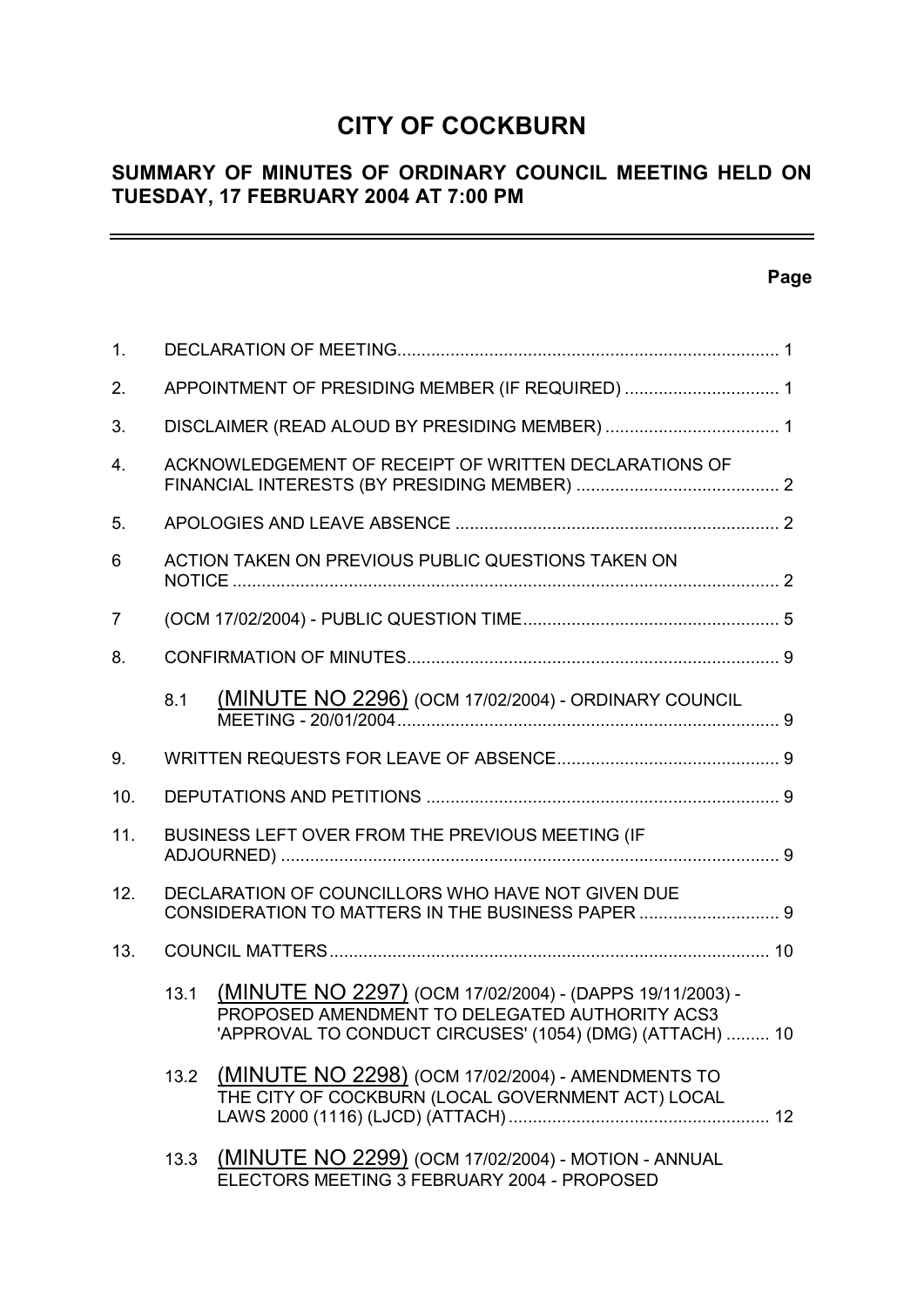# CITY OF COCKBURN

## SUMMARY OF MINUTES OF ORDINARY COUNCIL MEETING HELD ON TUESDAY, 17 FEBRUARY 2004 AT 7:00 PM

**Page**

| | | | |
|---|---|---|---|
| 1. | DECLARATION OF MEETING | | 1 |
| 2. | APPOINTMENT OF PRESIDING MEMBER (IF REQUIRED) | | 1 |
| 3. | DISCLAIMER (READ ALOUD BY PRESIDING MEMBER) | | 1 |
| 4. | ACKNOWLEDGEMENT OF RECEIPT OF WRITTEN DECLARATIONS OF FINANCIAL INTERESTS (BY PRESIDING MEMBER) | | 2 |
| 5. | APOLOGIES AND LEAVE ABSENCE | | 2 |
| 6 | ACTION TAKEN ON PREVIOUS PUBLIC QUESTIONS TAKEN ON NOTICE | | 2 |
| 7 | (OCM 17/02/2004) - PUBLIC QUESTION TIME | | 5 |
| 8. | CONFIRMATION OF MINUTES | | 9 |
| | 8.1 | (MINUTE NO 2296) (OCM 17/02/2004) - ORDINARY COUNCIL MEETING - 20/01/2004 | 9 |
| 9. | WRITTEN REQUESTS FOR LEAVE OF ABSENCE | | 9 |
| 10. | DEPUTATIONS AND PETITIONS | | 9 |
| 11. | BUSINESS LEFT OVER FROM THE PREVIOUS MEETING (IF ADJOURNED) | | 9 |
| 12. | DECLARATION OF COUNCILLORS WHO HAVE NOT GIVEN DUE CONSIDERATION TO MATTERS IN THE BUSINESS PAPER | | 9 |
| 13. | COUNCIL MATTERS | | 10 |
| | 13.1 | (MINUTE NO 2297) (OCM 17/02/2004) - (DAPPS 19/11/2003) - PROPOSED AMENDMENT TO DELEGATED AUTHORITY ACS3 'APPROVAL TO CONDUCT CIRCUSES' (1054) (DMG) (ATTACH) | 10 |
| | 13.2 | (MINUTE NO 2298) (OCM 17/02/2004) - AMENDMENTS TO THE CITY OF COCKBURN (LOCAL GOVERNMENT ACT) LOCAL LAWS 2000 (1116) (LJCD) (ATTACH) | 12 |
| | 13.3 | (MINUTE NO 2299) (OCM 17/02/2004) - MOTION - ANNUAL ELECTORS MEETING 3 FEBRUARY 2004 - PROPOSED | |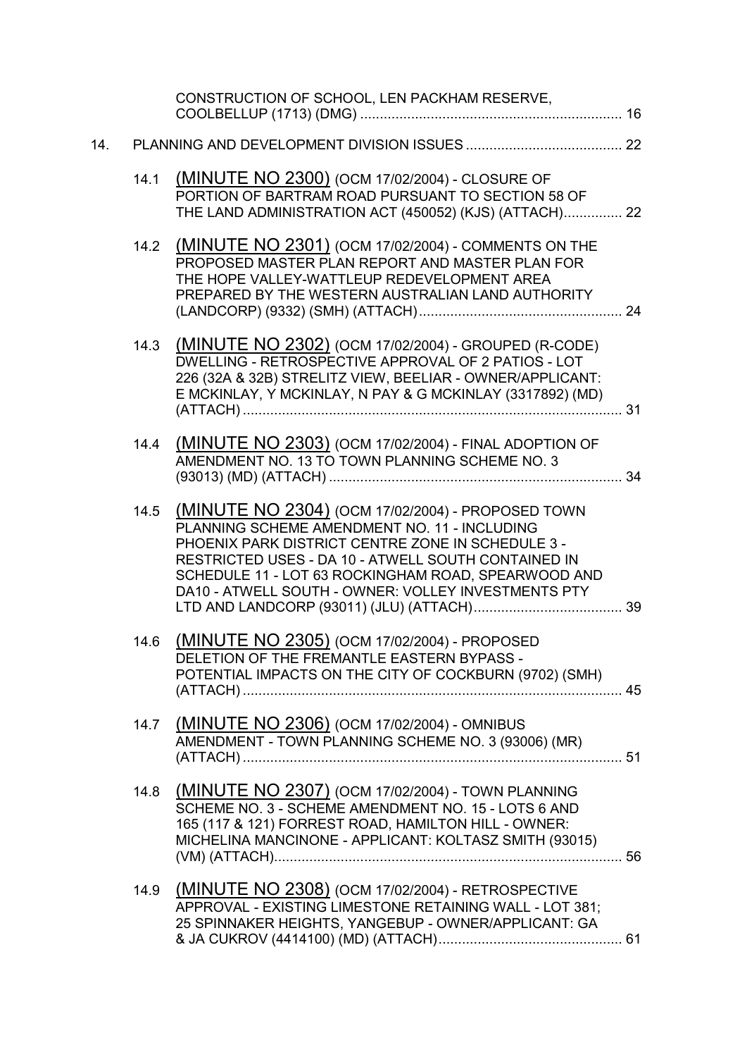CONSTRUCTION OF SCHOOL, LEN PACKHAM RESERVE, COOLBELLUP (1713) (DMG) ..................................................................... 16

14. PLANNING AND DEVELOPMENT DIVISION ISSUES ........................................ 22

14.1 (MINUTE NO 2300) (OCM 17/02/2004) - CLOSURE OF PORTION OF BARTRAM ROAD PURSUANT TO SECTION 58 OF THE LAND ADMINISTRATION ACT (450052) (KJS) (ATTACH)............... 22

14.2 (MINUTE NO 2301) (OCM 17/02/2004) - COMMENTS ON THE PROPOSED MASTER PLAN REPORT AND MASTER PLAN FOR THE HOPE VALLEY-WATTLEUP REDEVELOPMENT AREA PREPARED BY THE WESTERN AUSTRALIAN LAND AUTHORITY (LANDCORP) (9332) (SMH) (ATTACH)..................................................... 24

14.3 (MINUTE NO 2302) (OCM 17/02/2004) - GROUPED (R-CODE) DWELLING - RETROSPECTIVE APPROVAL OF 2 PATIOS - LOT 226 (32A & 32B) STRELITZ VIEW, BEELIAR - OWNER/APPLICANT: E MCKINLAY, Y MCKINLAY, N PAY & G MCKINLAY (3317892) (MD) (ATTACH) .................................................................................................. 31

14.4 (MINUTE NO 2303) (OCM 17/02/2004) - FINAL ADOPTION OF AMENDMENT NO. 13 TO TOWN PLANNING SCHEME NO. 3 (93013) (MD) (ATTACH) ............................................................................ 34

14.5 (MINUTE NO 2304) (OCM 17/02/2004) - PROPOSED TOWN PLANNING SCHEME AMENDMENT NO. 11 - INCLUDING PHOENIX PARK DISTRICT CENTRE ZONE IN SCHEDULE 3 - RESTRICTED USES - DA 10 - ATWELL SOUTH CONTAINED IN SCHEDULE 11 - LOT 63 ROCKINGHAM ROAD, SPEARWOOD AND DA10 - ATWELL SOUTH - OWNER: VOLLEY INVESTMENTS PTY LTD AND LANDCORP (93011) (JLU) (ATTACH)...................................... 39

14.6 (MINUTE NO 2305) (OCM 17/02/2004) - PROPOSED DELETION OF THE FREMANTLE EASTERN BYPASS - POTENTIAL IMPACTS ON THE CITY OF COCKBURN (9702) (SMH) (ATTACH) .................................................................................................. 45

14.7 (MINUTE NO 2306) (OCM 17/02/2004) - OMNIBUS AMENDMENT - TOWN PLANNING SCHEME NO. 3 (93006) (MR) (ATTACH) .................................................................................................. 51

14.8 (MINUTE NO 2307) (OCM 17/02/2004) - TOWN PLANNING SCHEME NO. 3 - SCHEME AMENDMENT NO. 15 - LOTS 6 AND 165 (117 & 121) FORREST ROAD, HAMILTON HILL - OWNER: MICHELINA MANCINONE - APPLICANT: KOLTASZ SMITH (93015) (VM) (ATTACH)........................................................................................ 56

14.9 (MINUTE NO 2308) (OCM 17/02/2004) - RETROSPECTIVE APPROVAL - EXISTING LIMESTONE RETAINING WALL - LOT 381; 25 SPINNAKER HEIGHTS, YANGEBUP - OWNER/APPLICANT: GA & JA CUKROV (4414100) (MD) (ATTACH)............................................... 61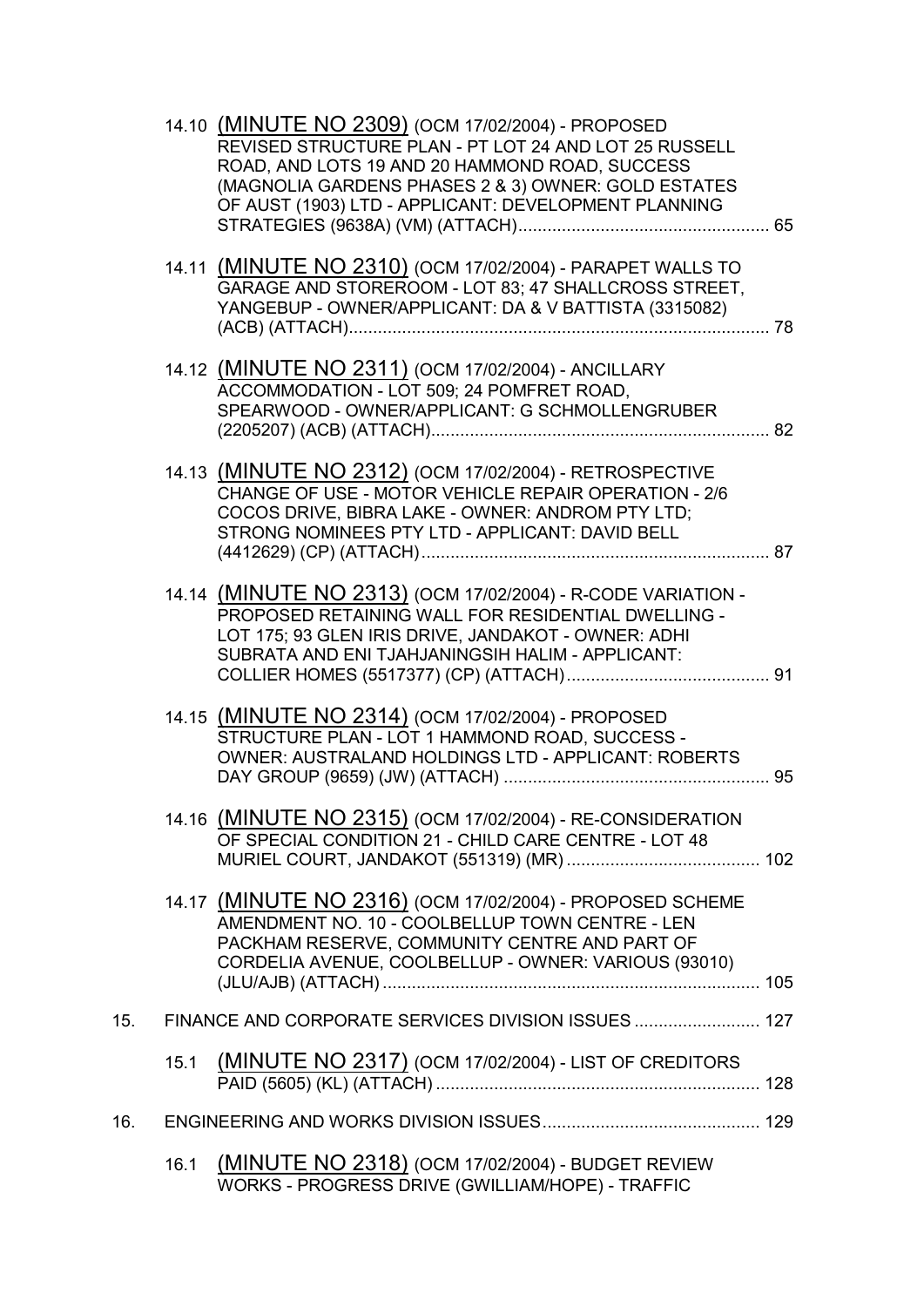14.10 (MINUTE NO 2309) (OCM 17/02/2004) - PROPOSED REVISED STRUCTURE PLAN - PT LOT 24 AND LOT 25 RUSSELL ROAD, AND LOTS 19 AND 20 HAMMOND ROAD, SUCCESS (MAGNOLIA GARDENS PHASES 2 & 3) OWNER: GOLD ESTATES OF AUST (1903) LTD - APPLICANT: DEVELOPMENT PLANNING STRATEGIES (9638A) (VM) (ATTACH)...................................................... 65

14.11 (MINUTE NO 2310) (OCM 17/02/2004) - PARAPET WALLS TO GARAGE AND STOREROOM - LOT 83; 47 SHALLCROSS STREET, YANGEBUP - OWNER/APPLICANT: DA & V BATTISTA (3315082) (ACB) (ATTACH)........................................................................................ 78

14.12 (MINUTE NO 2311) (OCM 17/02/2004) - ANCILLARY ACCOMMODATION - LOT 509; 24 POMFRET ROAD, SPEARWOOD - OWNER/APPLICANT: G SCHMOLLENGRUBER (2205207) (ACB) (ATTACH)....................................................................... 82

14.13 (MINUTE NO 2312) (OCM 17/02/2004) - RETROSPECTIVE CHANGE OF USE - MOTOR VEHICLE REPAIR OPERATION - 2/6 COCOS DRIVE, BIBRA LAKE - OWNER: ANDROM PTY LTD; STRONG NOMINEES PTY LTD - APPLICANT: DAVID BELL (4412629) (CP) (ATTACH)......................................................................... 87

14.14 (MINUTE NO 2313) (OCM 17/02/2004) - R-CODE VARIATION - PROPOSED RETAINING WALL FOR RESIDENTIAL DWELLING - LOT 175; 93 GLEN IRIS DRIVE, JANDAKOT - OWNER: ADHI SUBRATA AND ENI TJAHJANINGSIH HALIM - APPLICANT: COLLIER HOMES (5517377) (CP) (ATTACH).......................................... 91

14.15 (MINUTE NO 2314) (OCM 17/02/2004) - PROPOSED STRUCTURE PLAN - LOT 1 HAMMOND ROAD, SUCCESS - OWNER: AUSTRALAND HOLDINGS LTD - APPLICANT: ROBERTS DAY GROUP (9659) (JW) (ATTACH) ....................................................... 95

14.16 (MINUTE NO 2315) (OCM 17/02/2004) - RE-CONSIDERATION OF SPECIAL CONDITION 21 - CHILD CARE CENTRE - LOT 48 MURIEL COURT, JANDAKOT (551319) (MR)........................................ 102

14.17 (MINUTE NO 2316) (OCM 17/02/2004) - PROPOSED SCHEME AMENDMENT NO. 10 - COOLBELLUP TOWN CENTRE - LEN PACKHAM RESERVE, COMMUNITY CENTRE AND PART OF CORDELIA AVENUE, COOLBELLUP - OWNER: VARIOUS (93010) (JLU/AJB) (ATTACH)............................................................................... 105

15. FINANCE AND CORPORATE SERVICES DIVISION ISSUES .......................... 127

15.1 (MINUTE NO 2317) (OCM 17/02/2004) - LIST OF CREDITORS PAID (5605) (KL) (ATTACH).................................................................... 128

16. ENGINEERING AND WORKS DIVISION ISSUES............................................. 129

16.1 (MINUTE NO 2318) (OCM 17/02/2004) - BUDGET REVIEW WORKS - PROGRESS DRIVE (GWILLIAM/HOPE) - TRAFFIC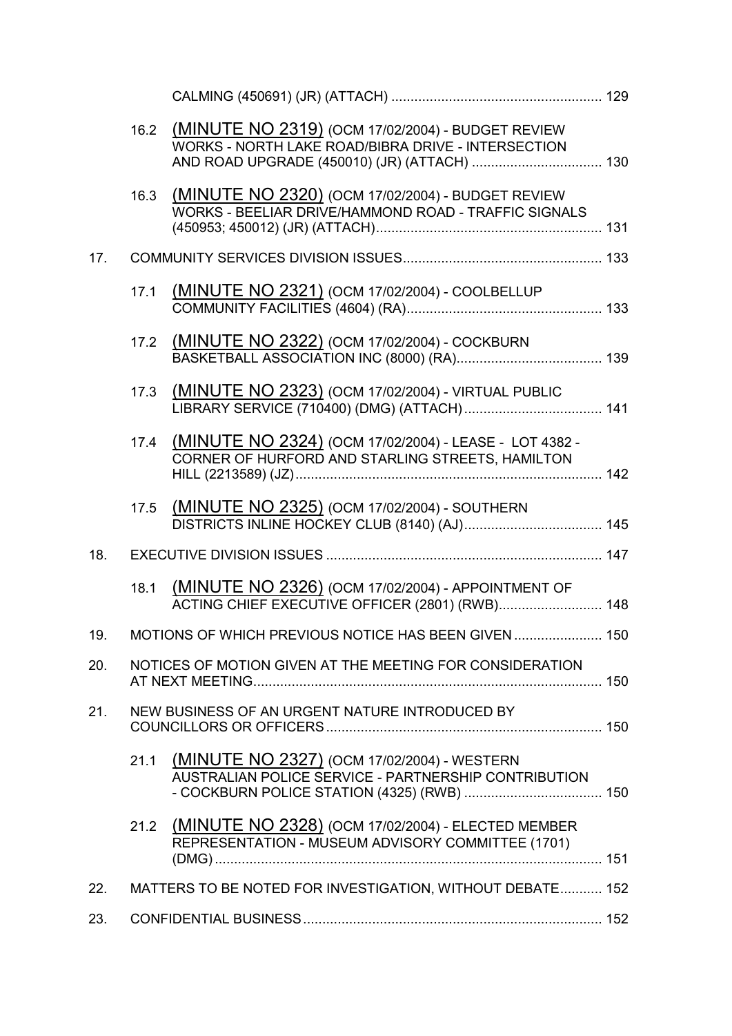CALMING (450691) (JR) (ATTACH) ....................................................... 129

16.2 (MINUTE NO 2319) (OCM 17/02/2004) - BUDGET REVIEW WORKS - NORTH LAKE ROAD/BIBRA DRIVE - INTERSECTION AND ROAD UPGRADE (450010) (JR) (ATTACH) .................................. 130

16.3 (MINUTE NO 2320) (OCM 17/02/2004) - BUDGET REVIEW WORKS - BEELIAR DRIVE/HAMMOND ROAD - TRAFFIC SIGNALS (450953; 450012) (JR) (ATTACH)........................................................... 131

17. COMMUNITY SERVICES DIVISION ISSUES.................................................... 133

17.1 (MINUTE NO 2321) (OCM 17/02/2004) - COOLBELLUP COMMUNITY FACILITIES (4604) (RA)................................................... 133

17.2 (MINUTE NO 2322) (OCM 17/02/2004) - COCKBURN BASKETBALL ASSOCIATION INC (8000) (RA)...................................... 139

17.3 (MINUTE NO 2323) (OCM 17/02/2004) - VIRTUAL PUBLIC LIBRARY SERVICE (710400) (DMG) (ATTACH).................................... 141

17.4 (MINUTE NO 2324) (OCM 17/02/2004) - LEASE - LOT 4382 - CORNER OF HURFORD AND STARLING STREETS, HAMILTON HILL (2213589) (JZ)................................................................................ 142

17.5 (MINUTE NO 2325) (OCM 17/02/2004) - SOUTHERN DISTRICTS INLINE HOCKEY CLUB (8140) (AJ).................................... 145

18. EXECUTIVE DIVISION ISSUES ........................................................................ 147

18.1 (MINUTE NO 2326) (OCM 17/02/2004) - APPOINTMENT OF ACTING CHIEF EXECUTIVE OFFICER (2801) (RWB)........................... 148

19. MOTIONS OF WHICH PREVIOUS NOTICE HAS BEEN GIVEN ....................... 150

20. NOTICES OF MOTION GIVEN AT THE MEETING FOR CONSIDERATION AT NEXT MEETING........................................................................................... 150

21. NEW BUSINESS OF AN URGENT NATURE INTRODUCED BY COUNCILLORS OR OFFICERS........................................................................ 150

21.1 (MINUTE NO 2327) (OCM 17/02/2004) - WESTERN AUSTRALIAN POLICE SERVICE - PARTNERSHIP CONTRIBUTION - COCKBURN POLICE STATION (4325) (RWB) .................................... 150

21.2 (MINUTE NO 2328) (OCM 17/02/2004) - ELECTED MEMBER REPRESENTATION - MUSEUM ADVISORY COMMITTEE (1701) (DMG) ..................................................................................................... 151

22. MATTERS TO BE NOTED FOR INVESTIGATION, WITHOUT DEBATE........... 152

23. CONFIDENTIAL BUSINESS.............................................................................. 152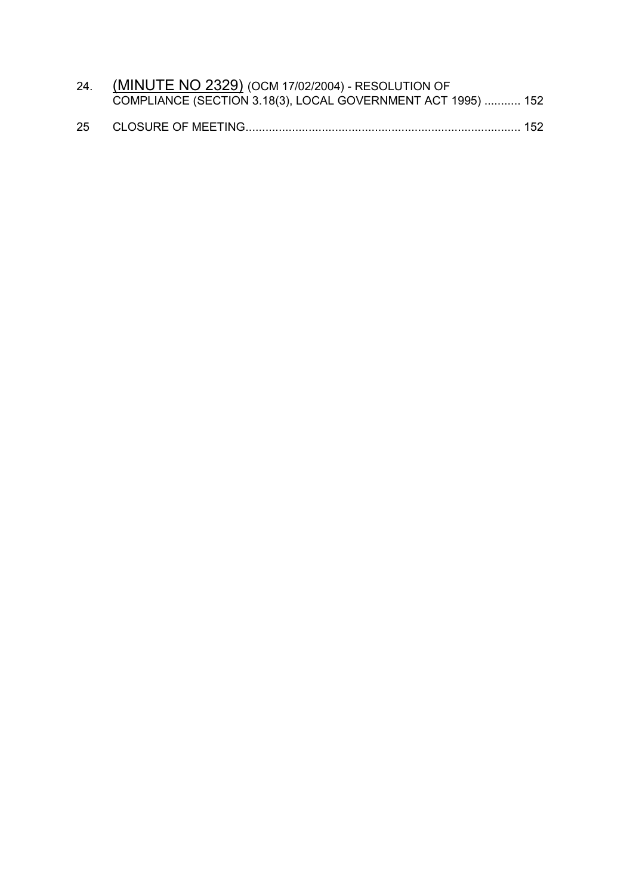24. (MINUTE NO 2329) (OCM 17/02/2004) - RESOLUTION OF COMPLIANCE (SECTION 3.18(3), LOCAL GOVERNMENT ACT 1995) ........... 152

25 CLOSURE OF MEETING.................................................................................... 152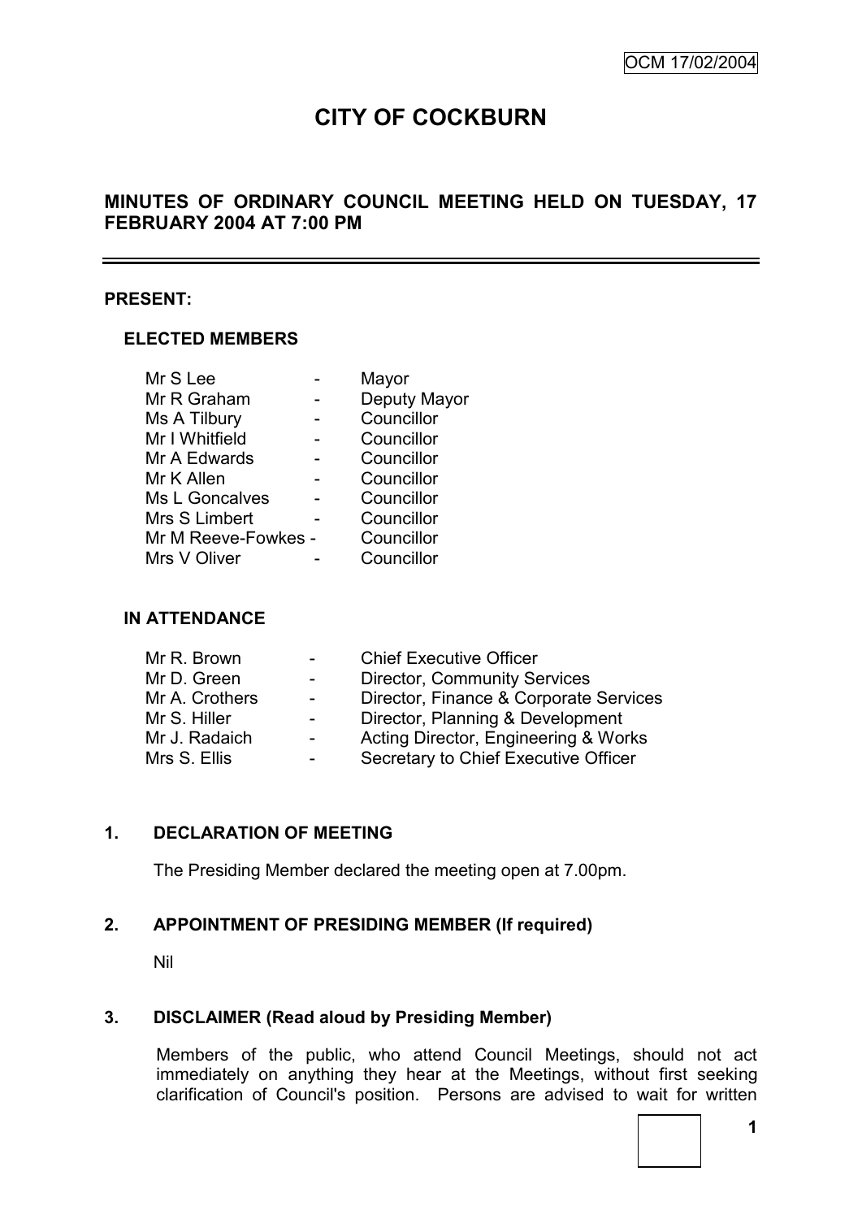# CITY OF COCKBURN

## MINUTES OF ORDINARY COUNCIL MEETING HELD ON TUESDAY, 17 FEBRUARY 2004 AT 7:00 PM

**PRESENT:**

**ELECTED MEMBERS**

| | | |
|---|---|---|
| Mr S Lee | - | Mayor |
| Mr R Graham | - | Deputy Mayor |
| Ms A Tilbury | - | Councillor |
| Mr I Whitfield | - | Councillor |
| Mr A Edwards | - | Councillor |
| Mr K Allen | - | Councillor |
| Ms L Goncalves | - | Councillor |
| Mrs S Limbert | - | Councillor |
| Mr M Reeve-Fowkes | - | Councillor |
| Mrs V Oliver | - | Councillor |

**IN ATTENDANCE**

| | | |
|---|---|---|
| Mr R. Brown | - | Chief Executive Officer |
| Mr D. Green | - | Director, Community Services |
| Mr A. Crothers | - | Director, Finance & Corporate Services |
| Mr S. Hiller | - | Director, Planning & Development |
| Mr J. Radaich | - | Acting Director, Engineering & Works |
| Mrs S. Ellis | - | Secretary to Chief Executive Officer |

**1. DECLARATION OF MEETING**

The Presiding Member declared the meeting open at 7.00pm.

**2. APPOINTMENT OF PRESIDING MEMBER (If required)**

Nil

**3. DISCLAIMER (Read aloud by Presiding Member)**

Members of the public, who attend Council Meetings, should not act immediately on anything they hear at the Meetings, without first seeking clarification of Council's position. Persons are advised to wait for written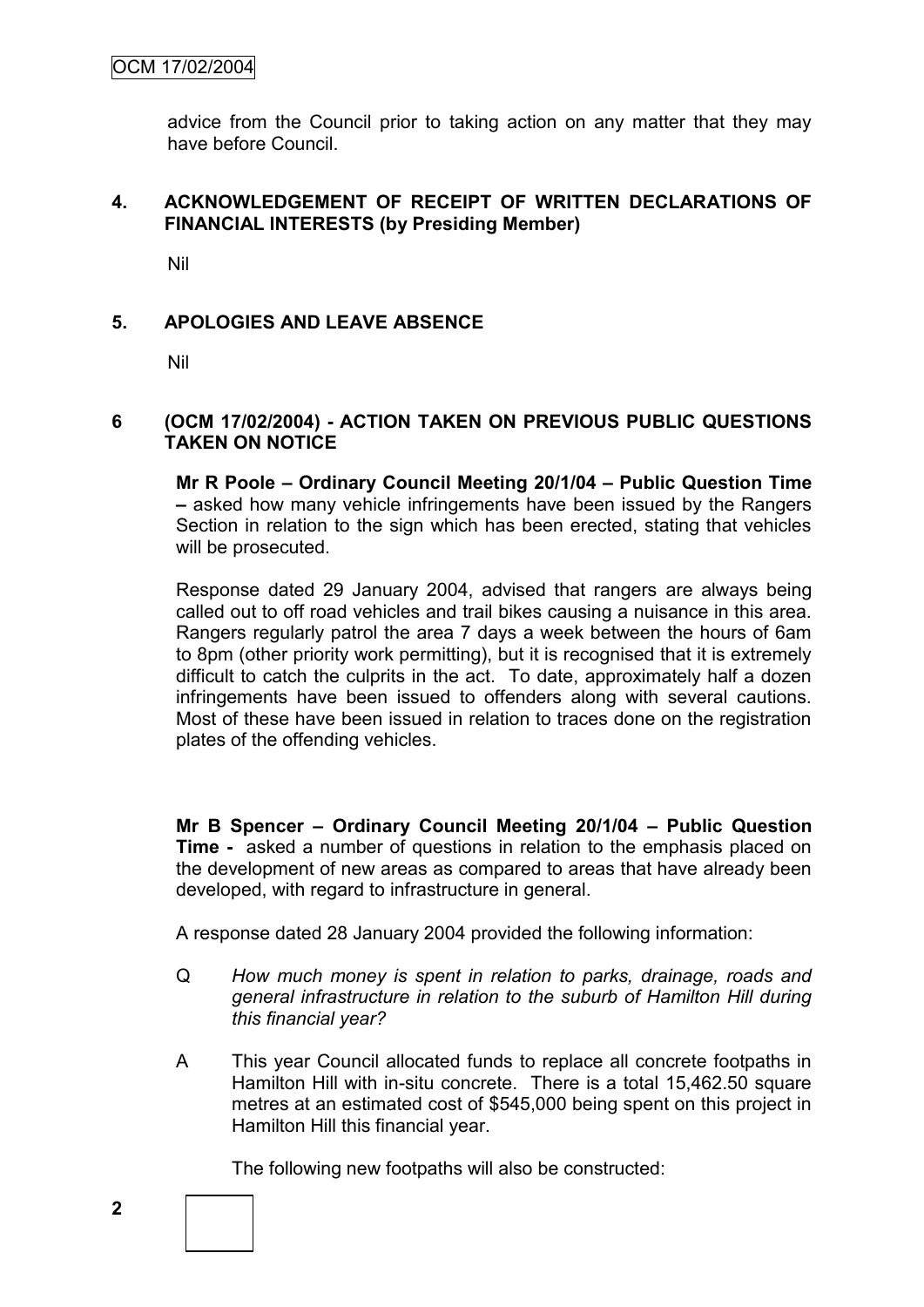advice from the Council prior to taking action on any matter that they may have before Council.

## 4. ACKNOWLEDGEMENT OF RECEIPT OF WRITTEN DECLARATIONS OF FINANCIAL INTERESTS (by Presiding Member)

Nil

## 5. APOLOGIES AND LEAVE ABSENCE

Nil

## 6 (OCM 17/02/2004) - ACTION TAKEN ON PREVIOUS PUBLIC QUESTIONS TAKEN ON NOTICE

**Mr R Poole – Ordinary Council Meeting 20/1/04 – Public Question Time –** asked how many vehicle infringements have been issued by the Rangers Section in relation to the sign which has been erected, stating that vehicles will be prosecuted.

Response dated 29 January 2004, advised that rangers are always being called out to off road vehicles and trail bikes causing a nuisance in this area. Rangers regularly patrol the area 7 days a week between the hours of 6am to 8pm (other priority work permitting), but it is recognised that it is extremely difficult to catch the culprits in the act. To date, approximately half a dozen infringements have been issued to offenders along with several cautions. Most of these have been issued in relation to traces done on the registration plates of the offending vehicles.

**Mr B Spencer – Ordinary Council Meeting 20/1/04 – Public Question Time -** asked a number of questions in relation to the emphasis placed on the development of new areas as compared to areas that have already been developed, with regard to infrastructure in general.

A response dated 28 January 2004 provided the following information:

Q *How much money is spent in relation to parks, drainage, roads and general infrastructure in relation to the suburb of Hamilton Hill during this financial year?*

A This year Council allocated funds to replace all concrete footpaths in Hamilton Hill with in-situ concrete. There is a total 15,462.50 square metres at an estimated cost of $545,000 being spent on this project in Hamilton Hill this financial year.

The following new footpaths will also be constructed: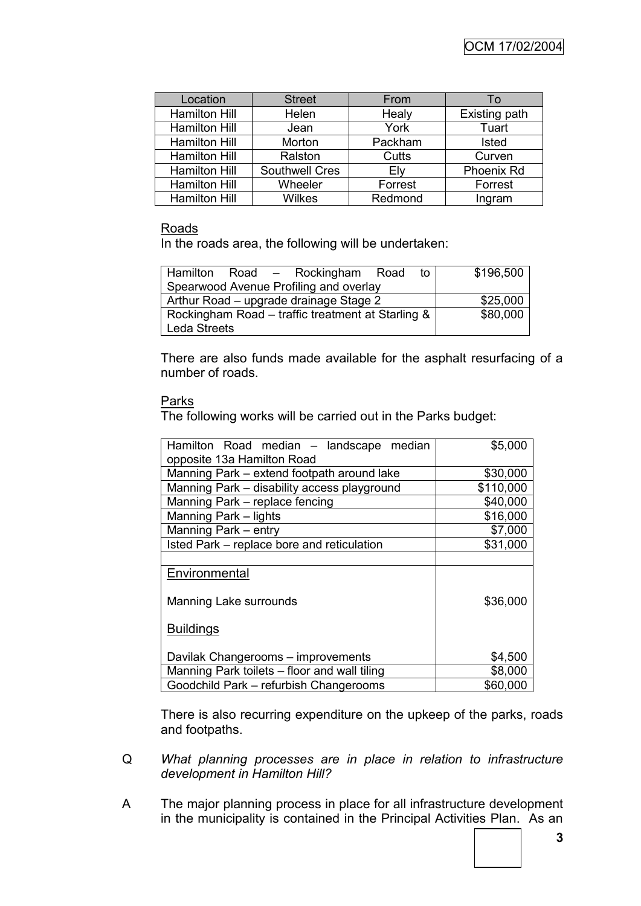| Location | Street | From | To |
|---|---|---|---|
| Hamilton Hill | Helen | Healy | Existing path |
| Hamilton Hill | Jean | York | Tuart |
| Hamilton Hill | Morton | Packham | Isted |
| Hamilton Hill | Ralston | Cutts | Curven |
| Hamilton Hill | Southwell Cres | Ely | Phoenix Rd |
| Hamilton Hill | Wheeler | Forrest | Forrest |
| Hamilton Hill | Wilkes | Redmond | Ingram |

Roads

In the roads area, the following will be undertaken:

| | |
|---|---|
| Hamilton Road – Rockingham Road to Spearwood Avenue Profiling and overlay | $196,500 |
| Arthur Road – upgrade drainage Stage 2 | $25,000 |
| Rockingham Road – traffic treatment at Starling & Leda Streets | $80,000 |

There are also funds made available for the asphalt resurfacing of a number of roads.

Parks

The following works will be carried out in the Parks budget:

| | |
|---|---|
| Hamilton Road median – landscape median opposite 13a Hamilton Road | $5,000 |
| Manning Park – extend footpath around lake | $30,000 |
| Manning Park – disability access playground | $110,000 |
| Manning Park – replace fencing | $40,000 |
| Manning Park – lights | $16,000 |
| Manning Park – entry | $7,000 |
| Isted Park – replace bore and reticulation | $31,000 |
| | |
| Environmental | |
| Manning Lake surrounds | $36,000 |
| Buildings | |
| Davilak Changerooms – improvements | $4,500 |
| Manning Park toilets – floor and wall tiling | $8,000 |
| Goodchild Park – refurbish Changerooms | $60,000 |

There is also recurring expenditure on the upkeep of the parks, roads and footpaths.

Q *What planning processes are in place in relation to infrastructure development in Hamilton Hill?*

A The major planning process in place for all infrastructure development in the municipality is contained in the Principal Activities Plan. As an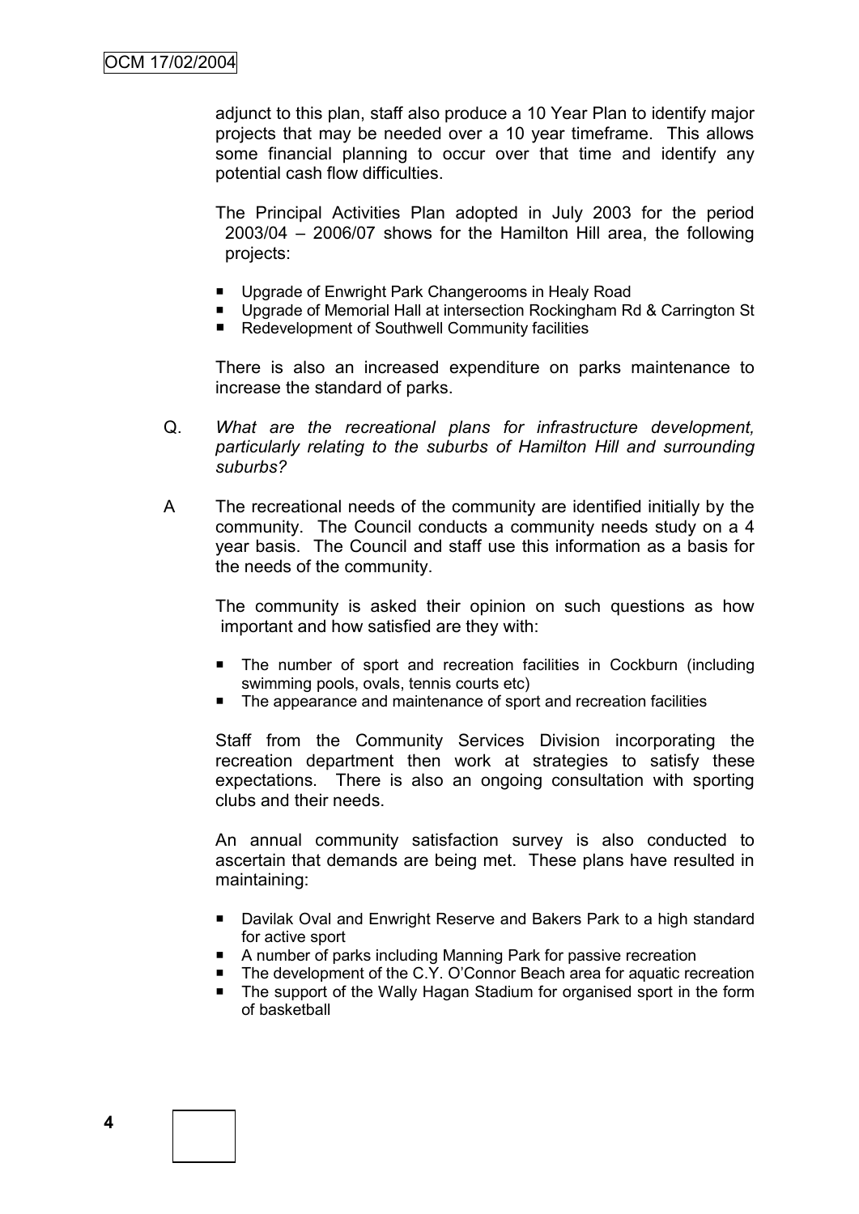adjunct to this plan, staff also produce a 10 Year Plan to identify major projects that may be needed over a 10 year timeframe. This allows some financial planning to occur over that time and identify any potential cash flow difficulties.

The Principal Activities Plan adopted in July 2003 for the period 2003/04 – 2006/07 shows for the Hamilton Hill area, the following projects:

- Upgrade of Enwright Park Changerooms in Healy Road
- Upgrade of Memorial Hall at intersection Rockingham Rd & Carrington St
- Redevelopment of Southwell Community facilities

There is also an increased expenditure on parks maintenance to increase the standard of parks.

Q. *What are the recreational plans for infrastructure development, particularly relating to the suburbs of Hamilton Hill and surrounding suburbs?*

A The recreational needs of the community are identified initially by the community. The Council conducts a community needs study on a 4 year basis. The Council and staff use this information as a basis for the needs of the community.

The community is asked their opinion on such questions as how important and how satisfied are they with:

- The number of sport and recreation facilities in Cockburn (including swimming pools, ovals, tennis courts etc)
- The appearance and maintenance of sport and recreation facilities

Staff from the Community Services Division incorporating the recreation department then work at strategies to satisfy these expectations. There is also an ongoing consultation with sporting clubs and their needs.

An annual community satisfaction survey is also conducted to ascertain that demands are being met. These plans have resulted in maintaining:

- Davilak Oval and Enwright Reserve and Bakers Park to a high standard for active sport
- A number of parks including Manning Park for passive recreation
- The development of the C.Y. O'Connor Beach area for aquatic recreation
- The support of the Wally Hagan Stadium for organised sport in the form of basketball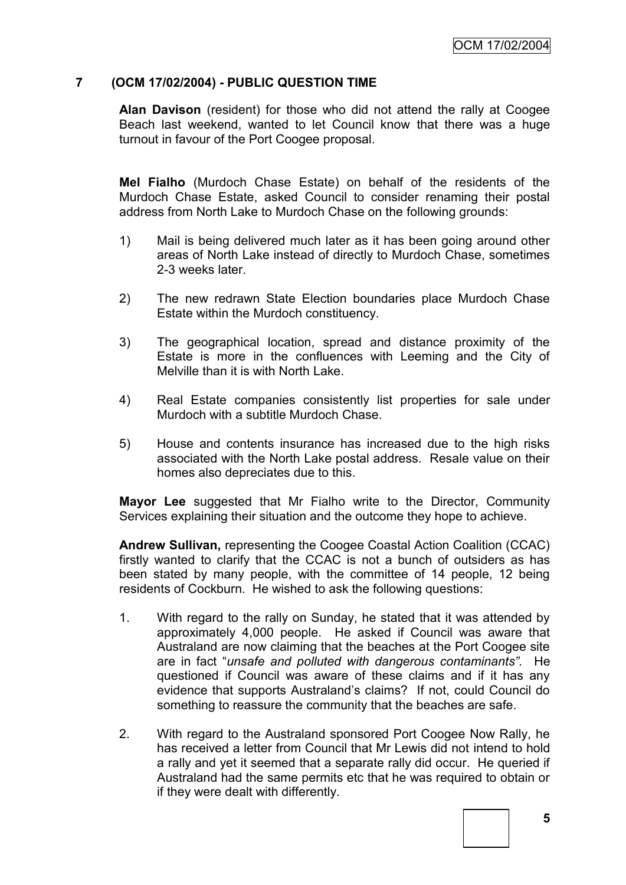## 7 (OCM 17/02/2004) - PUBLIC QUESTION TIME

**Alan Davison** (resident) for those who did not attend the rally at Coogee Beach last weekend, wanted to let Council know that there was a huge turnout in favour of the Port Coogee proposal.

**Mel Fialho** (Murdoch Chase Estate) on behalf of the residents of the Murdoch Chase Estate, asked Council to consider renaming their postal address from North Lake to Murdoch Chase on the following grounds:

1) Mail is being delivered much later as it has been going around other areas of North Lake instead of directly to Murdoch Chase, sometimes 2-3 weeks later.

2) The new redrawn State Election boundaries place Murdoch Chase Estate within the Murdoch constituency.

3) The geographical location, spread and distance proximity of the Estate is more in the confluences with Leeming and the City of Melville than it is with North Lake.

4) Real Estate companies consistently list properties for sale under Murdoch with a subtitle Murdoch Chase.

5) House and contents insurance has increased due to the high risks associated with the North Lake postal address. Resale value on their homes also depreciates due to this.

**Mayor Lee** suggested that Mr Fialho write to the Director, Community Services explaining their situation and the outcome they hope to achieve.

**Andrew Sullivan,** representing the Coogee Coastal Action Coalition (CCAC) firstly wanted to clarify that the CCAC is not a bunch of outsiders as has been stated by many people, with the committee of 14 people, 12 being residents of Cockburn. He wished to ask the following questions:

1. With regard to the rally on Sunday, he stated that it was attended by approximately 4,000 people. He asked if Council was aware that Australand are now claiming that the beaches at the Port Coogee site are in fact "*unsafe and polluted with dangerous contaminants".* He questioned if Council was aware of these claims and if it has any evidence that supports Australand's claims? If not, could Council do something to reassure the community that the beaches are safe.

2. With regard to the Australand sponsored Port Coogee Now Rally, he has received a letter from Council that Mr Lewis did not intend to hold a rally and yet it seemed that a separate rally did occur. He queried if Australand had the same permits etc that he was required to obtain or if they were dealt with differently.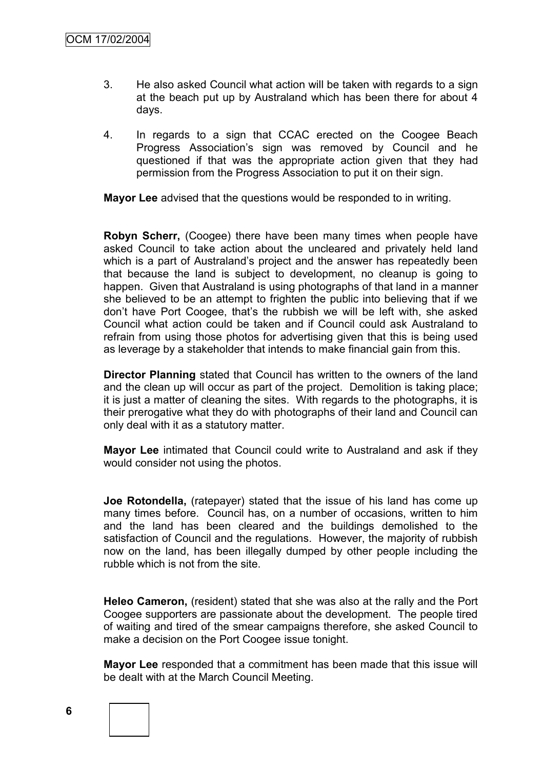3. He also asked Council what action will be taken with regards to a sign at the beach put up by Australand which has been there for about 4 days.

4. In regards to a sign that CCAC erected on the Coogee Beach Progress Association's sign was removed by Council and he questioned if that was the appropriate action given that they had permission from the Progress Association to put it on their sign.

**Mayor Lee** advised that the questions would be responded to in writing.

**Robyn Scherr,** (Coogee) there have been many times when people have asked Council to take action about the uncleared and privately held land which is a part of Australand's project and the answer has repeatedly been that because the land is subject to development, no cleanup is going to happen. Given that Australand is using photographs of that land in a manner she believed to be an attempt to frighten the public into believing that if we don't have Port Coogee, that's the rubbish we will be left with, she asked Council what action could be taken and if Council could ask Australand to refrain from using those photos for advertising given that this is being used as leverage by a stakeholder that intends to make financial gain from this.

**Director Planning** stated that Council has written to the owners of the land and the clean up will occur as part of the project. Demolition is taking place; it is just a matter of cleaning the sites. With regards to the photographs, it is their prerogative what they do with photographs of their land and Council can only deal with it as a statutory matter.

**Mayor Lee** intimated that Council could write to Australand and ask if they would consider not using the photos.

**Joe Rotondella,** (ratepayer) stated that the issue of his land has come up many times before. Council has, on a number of occasions, written to him and the land has been cleared and the buildings demolished to the satisfaction of Council and the regulations. However, the majority of rubbish now on the land, has been illegally dumped by other people including the rubble which is not from the site.

**Heleo Cameron,** (resident) stated that she was also at the rally and the Port Coogee supporters are passionate about the development. The people tired of waiting and tired of the smear campaigns therefore, she asked Council to make a decision on the Port Coogee issue tonight.

**Mayor Lee** responded that a commitment has been made that this issue will be dealt with at the March Council Meeting.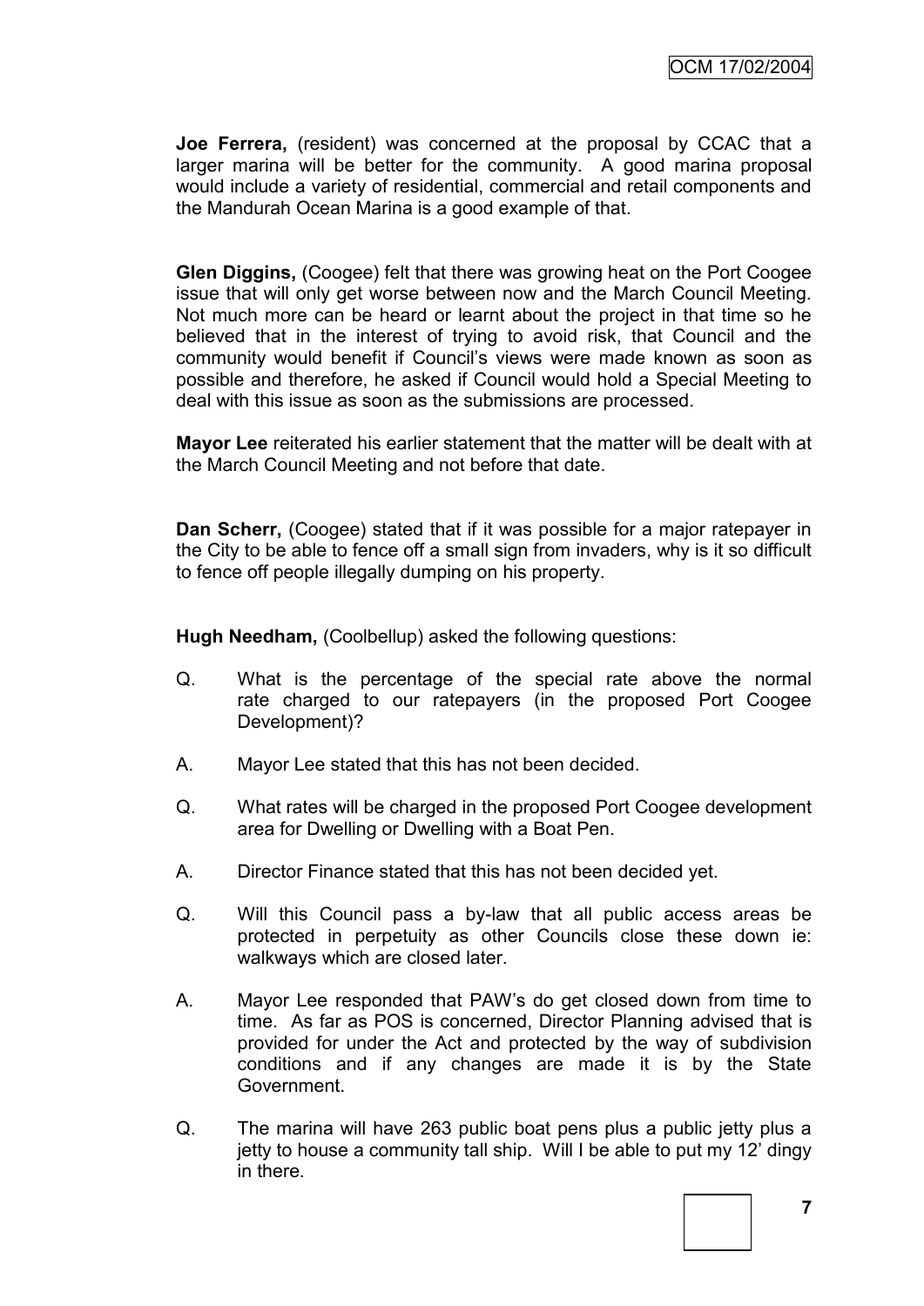**Joe Ferrera,** (resident) was concerned at the proposal by CCAC that a larger marina will be better for the community. A good marina proposal would include a variety of residential, commercial and retail components and the Mandurah Ocean Marina is a good example of that.

**Glen Diggins,** (Coogee) felt that there was growing heat on the Port Coogee issue that will only get worse between now and the March Council Meeting. Not much more can be heard or learnt about the project in that time so he believed that in the interest of trying to avoid risk, that Council and the community would benefit if Council's views were made known as soon as possible and therefore, he asked if Council would hold a Special Meeting to deal with this issue as soon as the submissions are processed.

**Mayor Lee** reiterated his earlier statement that the matter will be dealt with at the March Council Meeting and not before that date.

**Dan Scherr,** (Coogee) stated that if it was possible for a major ratepayer in the City to be able to fence off a small sign from invaders, why is it so difficult to fence off people illegally dumping on his property.

**Hugh Needham,** (Coolbellup) asked the following questions:

Q. What is the percentage of the special rate above the normal rate charged to our ratepayers (in the proposed Port Coogee Development)?

A. Mayor Lee stated that this has not been decided.

Q. What rates will be charged in the proposed Port Coogee development area for Dwelling or Dwelling with a Boat Pen.

A. Director Finance stated that this has not been decided yet.

Q. Will this Council pass a by-law that all public access areas be protected in perpetuity as other Councils close these down ie: walkways which are closed later.

A. Mayor Lee responded that PAW's do get closed down from time to time. As far as POS is concerned, Director Planning advised that is provided for under the Act and protected by the way of subdivision conditions and if any changes are made it is by the State Government.

Q. The marina will have 263 public boat pens plus a public jetty plus a jetty to house a community tall ship. Will I be able to put my 12' dingy in there.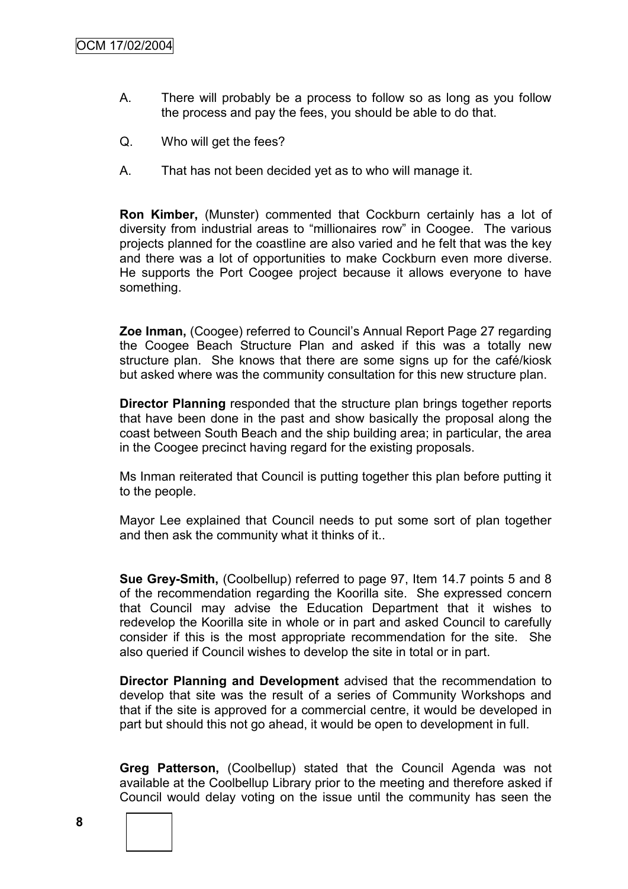A. There will probably be a process to follow so as long as you follow the process and pay the fees, you should be able to do that.

Q. Who will get the fees?

A. That has not been decided yet as to who will manage it.

**Ron Kimber,** (Munster) commented that Cockburn certainly has a lot of diversity from industrial areas to "millionaires row" in Coogee. The various projects planned for the coastline are also varied and he felt that was the key and there was a lot of opportunities to make Cockburn even more diverse. He supports the Port Coogee project because it allows everyone to have something.

**Zoe Inman,** (Coogee) referred to Council's Annual Report Page 27 regarding the Coogee Beach Structure Plan and asked if this was a totally new structure plan. She knows that there are some signs up for the café/kiosk but asked where was the community consultation for this new structure plan.

**Director Planning** responded that the structure plan brings together reports that have been done in the past and show basically the proposal along the coast between South Beach and the ship building area; in particular, the area in the Coogee precinct having regard for the existing proposals.

Ms Inman reiterated that Council is putting together this plan before putting it to the people.

Mayor Lee explained that Council needs to put some sort of plan together and then ask the community what it thinks of it..

**Sue Grey-Smith,** (Coolbellup) referred to page 97, Item 14.7 points 5 and 8 of the recommendation regarding the Koorilla site. She expressed concern that Council may advise the Education Department that it wishes to redevelop the Koorilla site in whole or in part and asked Council to carefully consider if this is the most appropriate recommendation for the site. She also queried if Council wishes to develop the site in total or in part.

**Director Planning and Development** advised that the recommendation to develop that site was the result of a series of Community Workshops and that if the site is approved for a commercial centre, it would be developed in part but should this not go ahead, it would be open to development in full.

**Greg Patterson,** (Coolbellup) stated that the Council Agenda was not available at the Coolbellup Library prior to the meeting and therefore asked if Council would delay voting on the issue until the community has seen the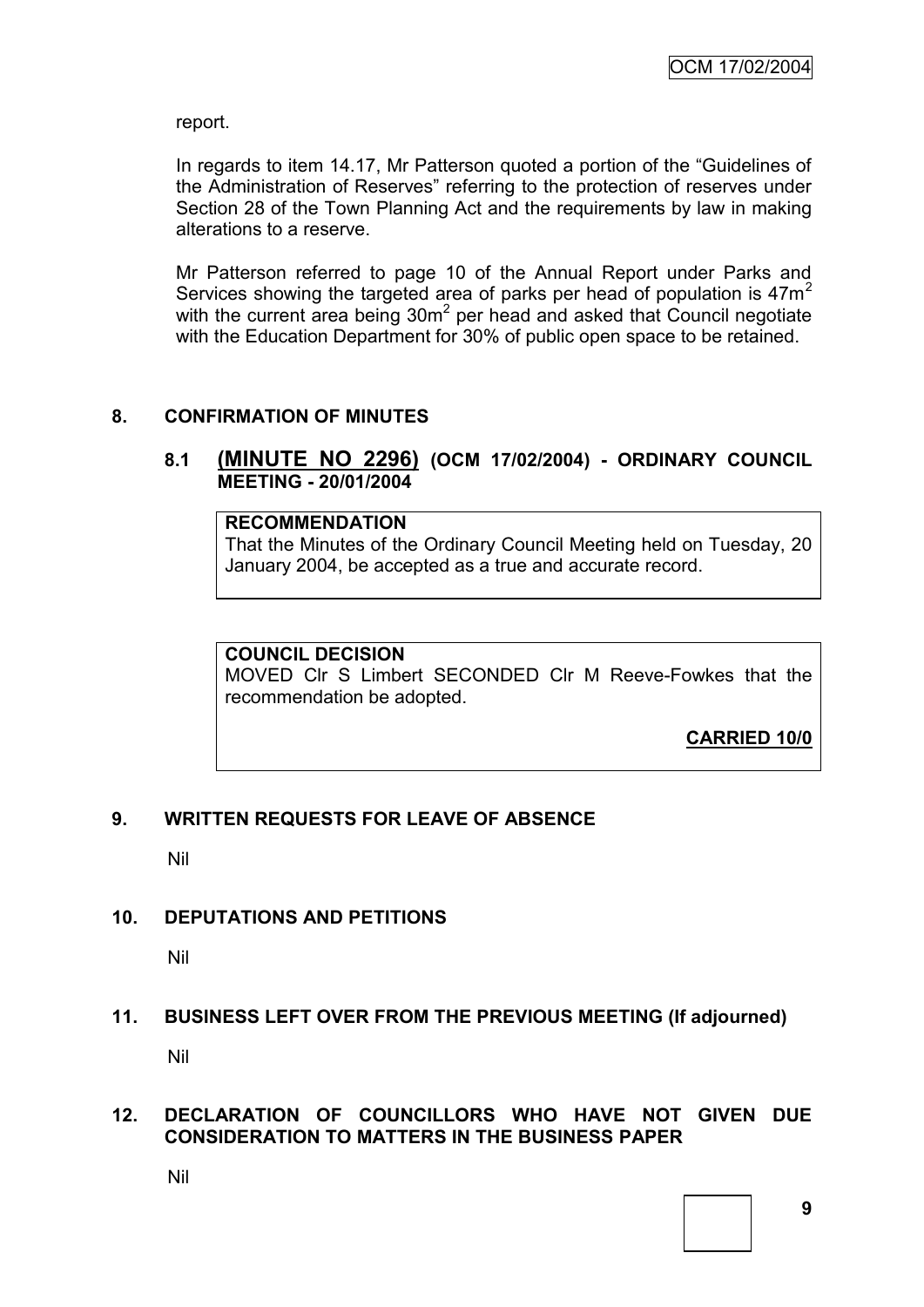report.

In regards to item 14.17, Mr Patterson quoted a portion of the "Guidelines of the Administration of Reserves" referring to the protection of reserves under Section 28 of the Town Planning Act and the requirements by law in making alterations to a reserve.

Mr Patterson referred to page 10 of the Annual Report under Parks and Services showing the targeted area of parks per head of population is $47m^2$ with the current area being $30m^2$ per head and asked that Council negotiate with the Education Department for 30% of public open space to be retained.

## 8. CONFIRMATION OF MINUTES

### 8.1 (MINUTE NO 2296) (OCM 17/02/2004) - ORDINARY COUNCIL MEETING - 20/01/2004

**RECOMMENDATION**

That the Minutes of the Ordinary Council Meeting held on Tuesday, 20 January 2004, be accepted as a true and accurate record.

**COUNCIL DECISION**

MOVED Clr S Limbert SECONDED Clr M Reeve-Fowkes that the recommendation be adopted.

**CARRIED 10/0**

## 9. WRITTEN REQUESTS FOR LEAVE OF ABSENCE

Nil

## 10. DEPUTATIONS AND PETITIONS

Nil

## 11. BUSINESS LEFT OVER FROM THE PREVIOUS MEETING (If adjourned)

Nil

## 12. DECLARATION OF COUNCILLORS WHO HAVE NOT GIVEN DUE CONSIDERATION TO MATTERS IN THE BUSINESS PAPER

Nil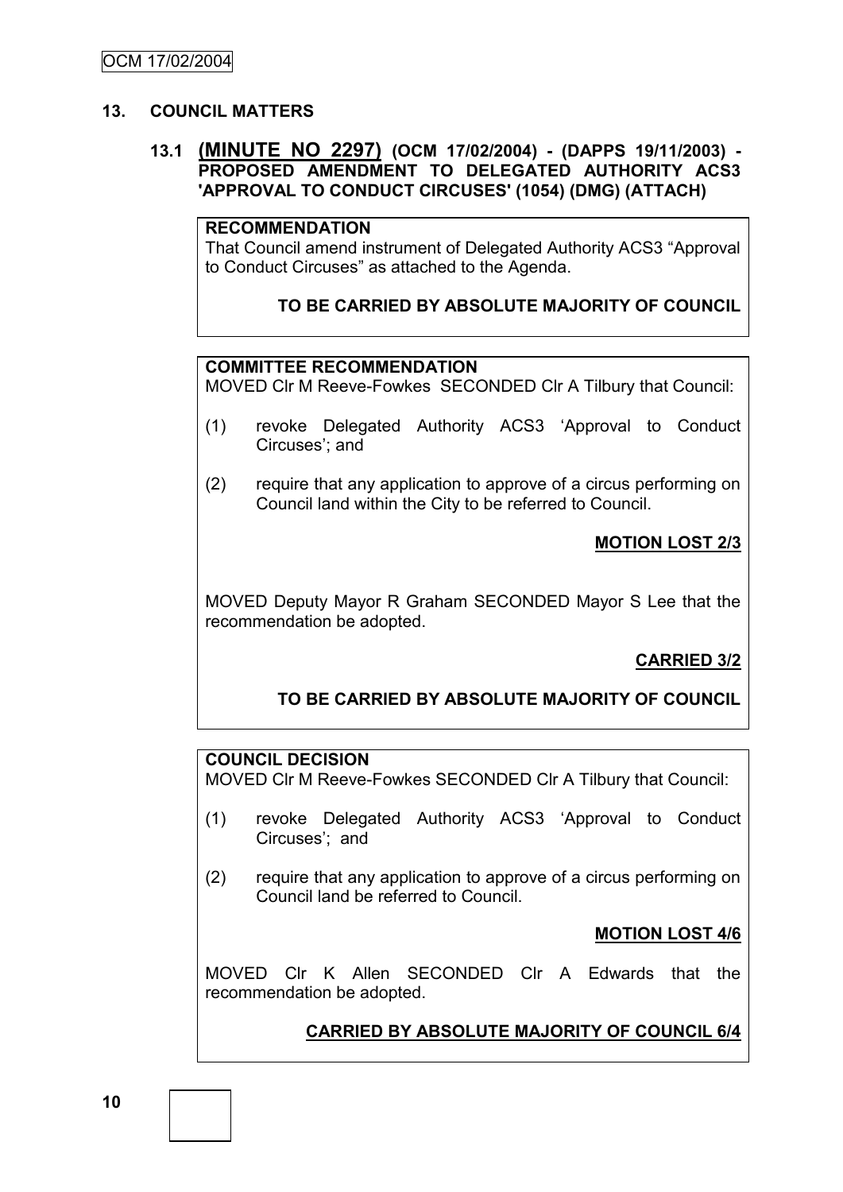## 13. COUNCIL MATTERS

### 13.1 (MINUTE NO 2297) (OCM 17/02/2004) - (DAPPS 19/11/2003) - PROPOSED AMENDMENT TO DELEGATED AUTHORITY ACS3 'APPROVAL TO CONDUCT CIRCUSES' (1054) (DMG) (ATTACH)

**RECOMMENDATION**
That Council amend instrument of Delegated Authority ACS3 "Approval to Conduct Circuses" as attached to the Agenda.

**TO BE CARRIED BY ABSOLUTE MAJORITY OF COUNCIL**

**COMMITTEE RECOMMENDATION**
MOVED Clr M Reeve-Fowkes SECONDED Clr A Tilbury that Council:

(1) revoke Delegated Authority ACS3 'Approval to Conduct Circuses'; and

(2) require that any application to approve of a circus performing on Council land within the City to be referred to Council.

**MOTION LOST 2/3**

MOVED Deputy Mayor R Graham SECONDED Mayor S Lee that the recommendation be adopted.

**CARRIED 3/2**

**TO BE CARRIED BY ABSOLUTE MAJORITY OF COUNCIL**

**COUNCIL DECISION**
MOVED Clr M Reeve-Fowkes SECONDED Clr A Tilbury that Council:

(1) revoke Delegated Authority ACS3 'Approval to Conduct Circuses'; and

(2) require that any application to approve of a circus performing on Council land be referred to Council.

**MOTION LOST 4/6**

MOVED Clr K Allen SECONDED Clr A Edwards that the recommendation be adopted.

**CARRIED BY ABSOLUTE MAJORITY OF COUNCIL 6/4**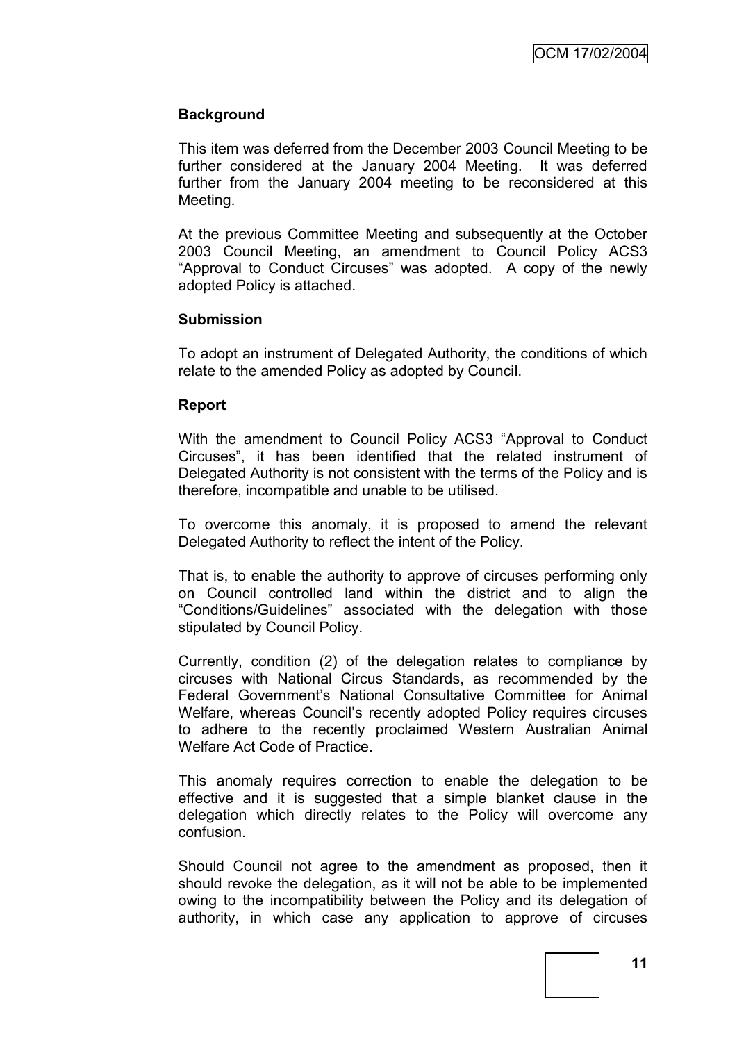**Background**

This item was deferred from the December 2003 Council Meeting to be further considered at the January 2004 Meeting. It was deferred further from the January 2004 meeting to be reconsidered at this Meeting.

At the previous Committee Meeting and subsequently at the October 2003 Council Meeting, an amendment to Council Policy ACS3 "Approval to Conduct Circuses" was adopted. A copy of the newly adopted Policy is attached.

**Submission**

To adopt an instrument of Delegated Authority, the conditions of which relate to the amended Policy as adopted by Council.

**Report**

With the amendment to Council Policy ACS3 "Approval to Conduct Circuses", it has been identified that the related instrument of Delegated Authority is not consistent with the terms of the Policy and is therefore, incompatible and unable to be utilised.

To overcome this anomaly, it is proposed to amend the relevant Delegated Authority to reflect the intent of the Policy.

That is, to enable the authority to approve of circuses performing only on Council controlled land within the district and to align the "Conditions/Guidelines" associated with the delegation with those stipulated by Council Policy.

Currently, condition (2) of the delegation relates to compliance by circuses with National Circus Standards, as recommended by the Federal Government's National Consultative Committee for Animal Welfare, whereas Council's recently adopted Policy requires circuses to adhere to the recently proclaimed Western Australian Animal Welfare Act Code of Practice.

This anomaly requires correction to enable the delegation to be effective and it is suggested that a simple blanket clause in the delegation which directly relates to the Policy will overcome any confusion.

Should Council not agree to the amendment as proposed, then it should revoke the delegation, as it will not be able to be implemented owing to the incompatibility between the Policy and its delegation of authority, in which case any application to approve of circuses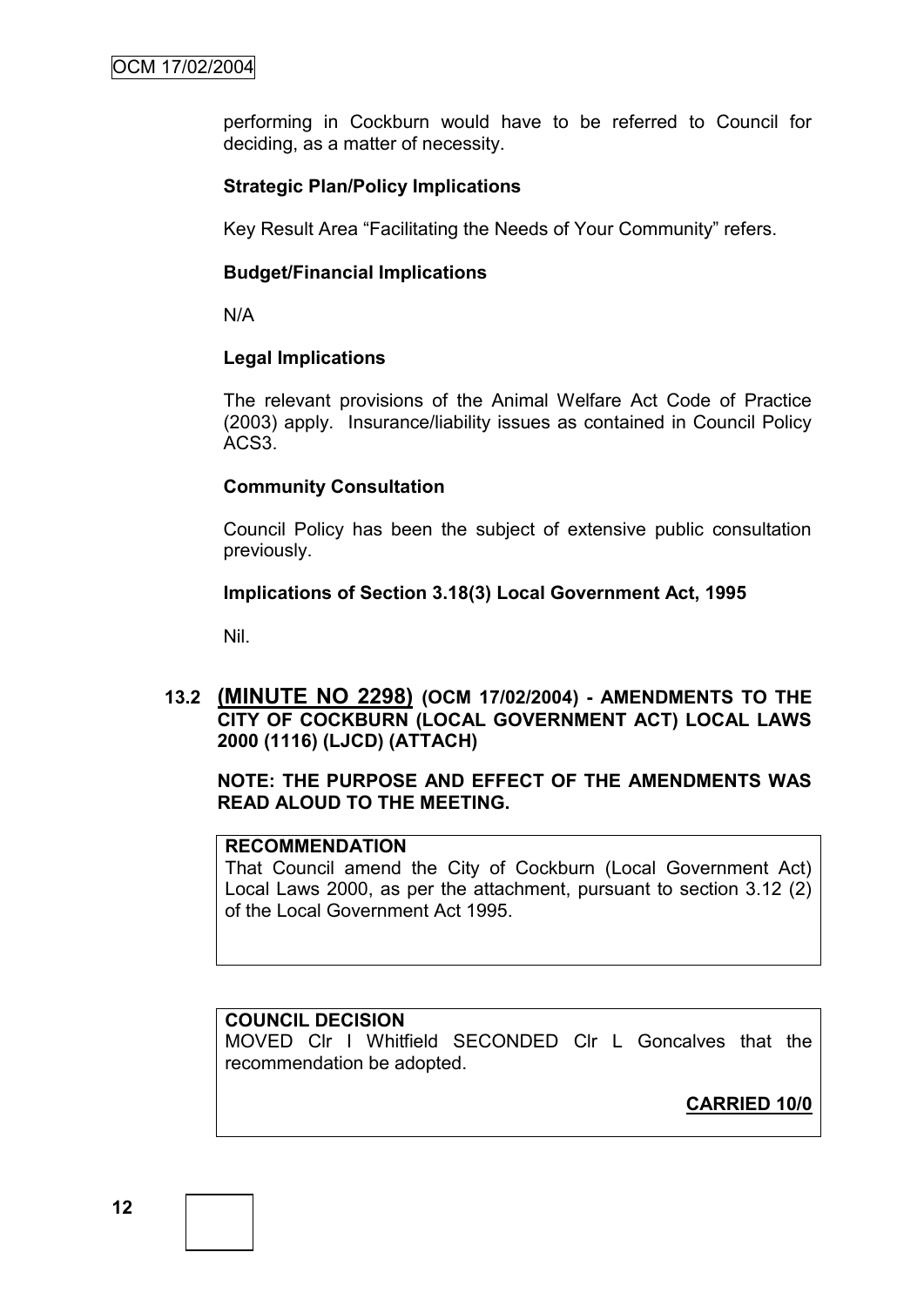performing in Cockburn would have to be referred to Council for deciding, as a matter of necessity.

**Strategic Plan/Policy Implications**

Key Result Area "Facilitating the Needs of Your Community" refers.

**Budget/Financial Implications**

N/A

**Legal Implications**

The relevant provisions of the Animal Welfare Act Code of Practice (2003) apply. Insurance/liability issues as contained in Council Policy ACS3.

**Community Consultation**

Council Policy has been the subject of extensive public consultation previously.

**Implications of Section 3.18(3) Local Government Act, 1995**

Nil.

### 13.2 (MINUTE NO 2298) (OCM 17/02/2004) - AMENDMENTS TO THE CITY OF COCKBURN (LOCAL GOVERNMENT ACT) LOCAL LAWS 2000 (1116) (LJCD) (ATTACH)

**NOTE: THE PURPOSE AND EFFECT OF THE AMENDMENTS WAS READ ALOUD TO THE MEETING.**

**RECOMMENDATION**
That Council amend the City of Cockburn (Local Government Act) Local Laws 2000, as per the attachment, pursuant to section 3.12 (2) of the Local Government Act 1995.

**COUNCIL DECISION**
MOVED Clr I Whitfield SECONDED Clr L Goncalves that the recommendation be adopted.

**CARRIED 10/0**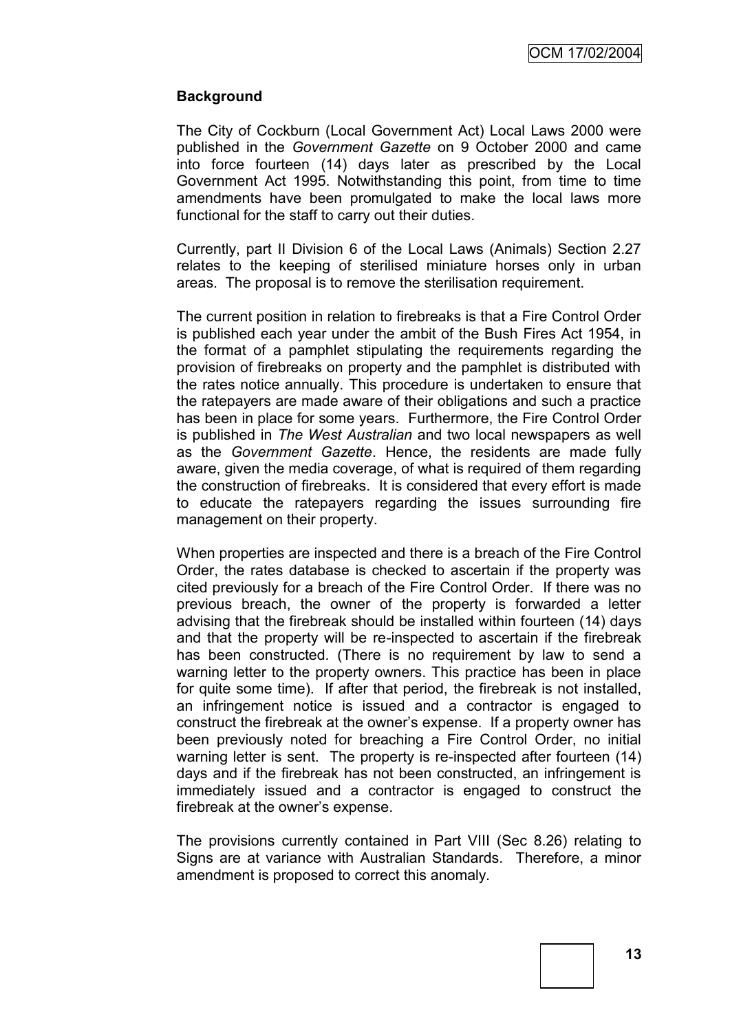**Background**

The City of Cockburn (Local Government Act) Local Laws 2000 were published in the *Government Gazette* on 9 October 2000 and came into force fourteen (14) days later as prescribed by the Local Government Act 1995. Notwithstanding this point, from time to time amendments have been promulgated to make the local laws more functional for the staff to carry out their duties.

Currently, part II Division 6 of the Local Laws (Animals) Section 2.27 relates to the keeping of sterilised miniature horses only in urban areas. The proposal is to remove the sterilisation requirement.

The current position in relation to firebreaks is that a Fire Control Order is published each year under the ambit of the Bush Fires Act 1954, in the format of a pamphlet stipulating the requirements regarding the provision of firebreaks on property and the pamphlet is distributed with the rates notice annually. This procedure is undertaken to ensure that the ratepayers are made aware of their obligations and such a practice has been in place for some years. Furthermore, the Fire Control Order is published in *The West Australian* and two local newspapers as well as the *Government Gazette*. Hence, the residents are made fully aware, given the media coverage, of what is required of them regarding the construction of firebreaks. It is considered that every effort is made to educate the ratepayers regarding the issues surrounding fire management on their property.

When properties are inspected and there is a breach of the Fire Control Order, the rates database is checked to ascertain if the property was cited previously for a breach of the Fire Control Order. If there was no previous breach, the owner of the property is forwarded a letter advising that the firebreak should be installed within fourteen (14) days and that the property will be re-inspected to ascertain if the firebreak has been constructed. (There is no requirement by law to send a warning letter to the property owners. This practice has been in place for quite some time). If after that period, the firebreak is not installed, an infringement notice is issued and a contractor is engaged to construct the firebreak at the owner's expense. If a property owner has been previously noted for breaching a Fire Control Order, no initial warning letter is sent. The property is re-inspected after fourteen (14) days and if the firebreak has not been constructed, an infringement is immediately issued and a contractor is engaged to construct the firebreak at the owner's expense.

The provisions currently contained in Part VIII (Sec 8.26) relating to Signs are at variance with Australian Standards. Therefore, a minor amendment is proposed to correct this anomaly.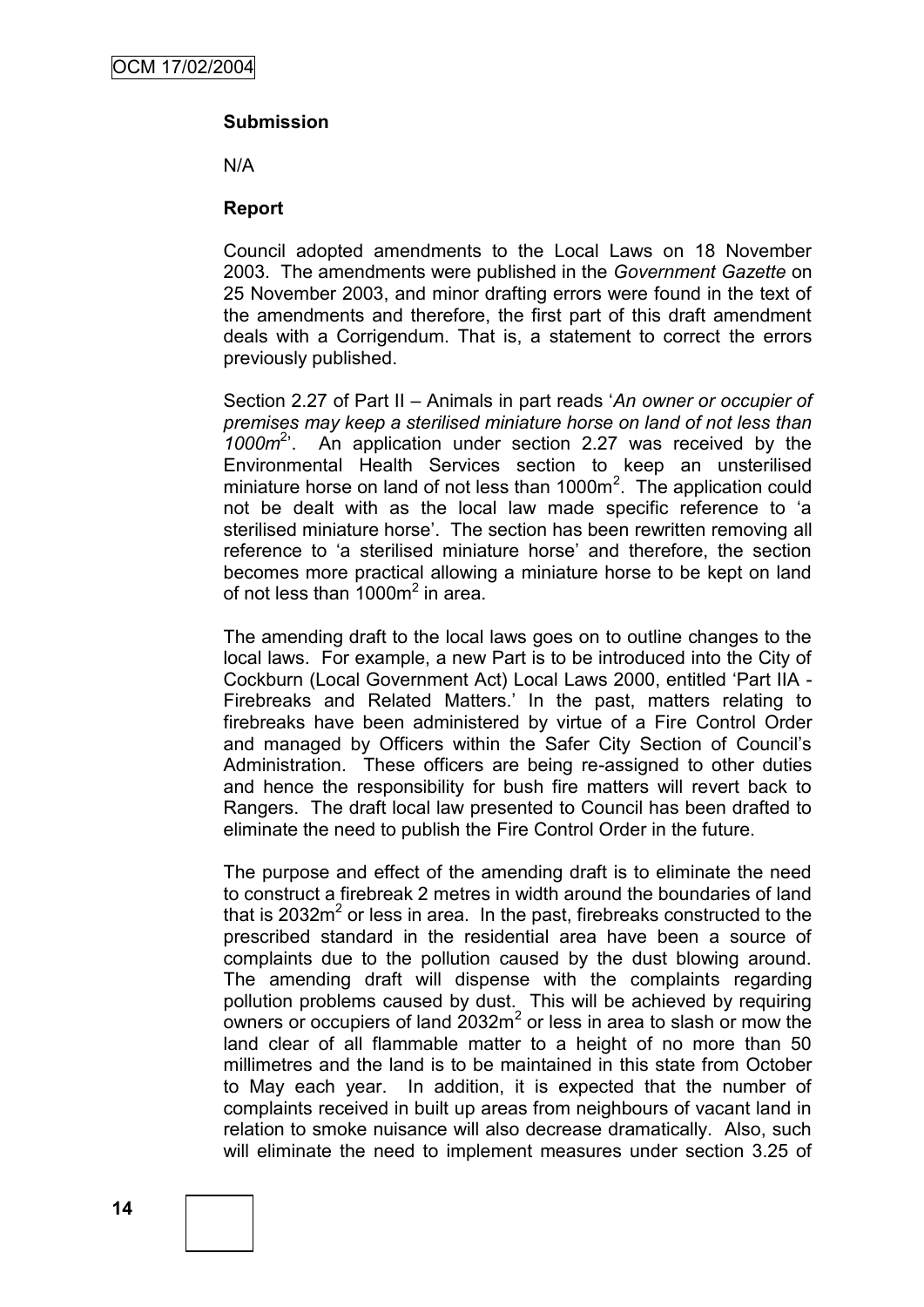**Submission**

N/A

**Report**

Council adopted amendments to the Local Laws on 18 November 2003. The amendments were published in the *Government Gazette* on 25 November 2003, and minor drafting errors were found in the text of the amendments and therefore, the first part of this draft amendment deals with a Corrigendum. That is, a statement to correct the errors previously published.

Section 2.27 of Part II – Animals in part reads '*An owner or occupier of premises may keep a sterilised miniature horse on land of not less than 1000m$^2$*'. An application under section 2.27 was received by the Environmental Health Services section to keep an unsterilised miniature horse on land of not less than 1000m$^2$. The application could not be dealt with as the local law made specific reference to 'a sterilised miniature horse'. The section has been rewritten removing all reference to 'a sterilised miniature horse' and therefore, the section becomes more practical allowing a miniature horse to be kept on land of not less than 1000m$^2$ in area.

The amending draft to the local laws goes on to outline changes to the local laws. For example, a new Part is to be introduced into the City of Cockburn (Local Government Act) Local Laws 2000, entitled 'Part IIA - Firebreaks and Related Matters.' In the past, matters relating to firebreaks have been administered by virtue of a Fire Control Order and managed by Officers within the Safer City Section of Council's Administration. These officers are being re-assigned to other duties and hence the responsibility for bush fire matters will revert back to Rangers. The draft local law presented to Council has been drafted to eliminate the need to publish the Fire Control Order in the future.

The purpose and effect of the amending draft is to eliminate the need to construct a firebreak 2 metres in width around the boundaries of land that is 2032m$^2$ or less in area. In the past, firebreaks constructed to the prescribed standard in the residential area have been a source of complaints due to the pollution caused by the dust blowing around. The amending draft will dispense with the complaints regarding pollution problems caused by dust. This will be achieved by requiring owners or occupiers of land 2032m$^2$ or less in area to slash or mow the land clear of all flammable matter to a height of no more than 50 millimetres and the land is to be maintained in this state from October to May each year. In addition, it is expected that the number of complaints received in built up areas from neighbours of vacant land in relation to smoke nuisance will also decrease dramatically. Also, such will eliminate the need to implement measures under section 3.25 of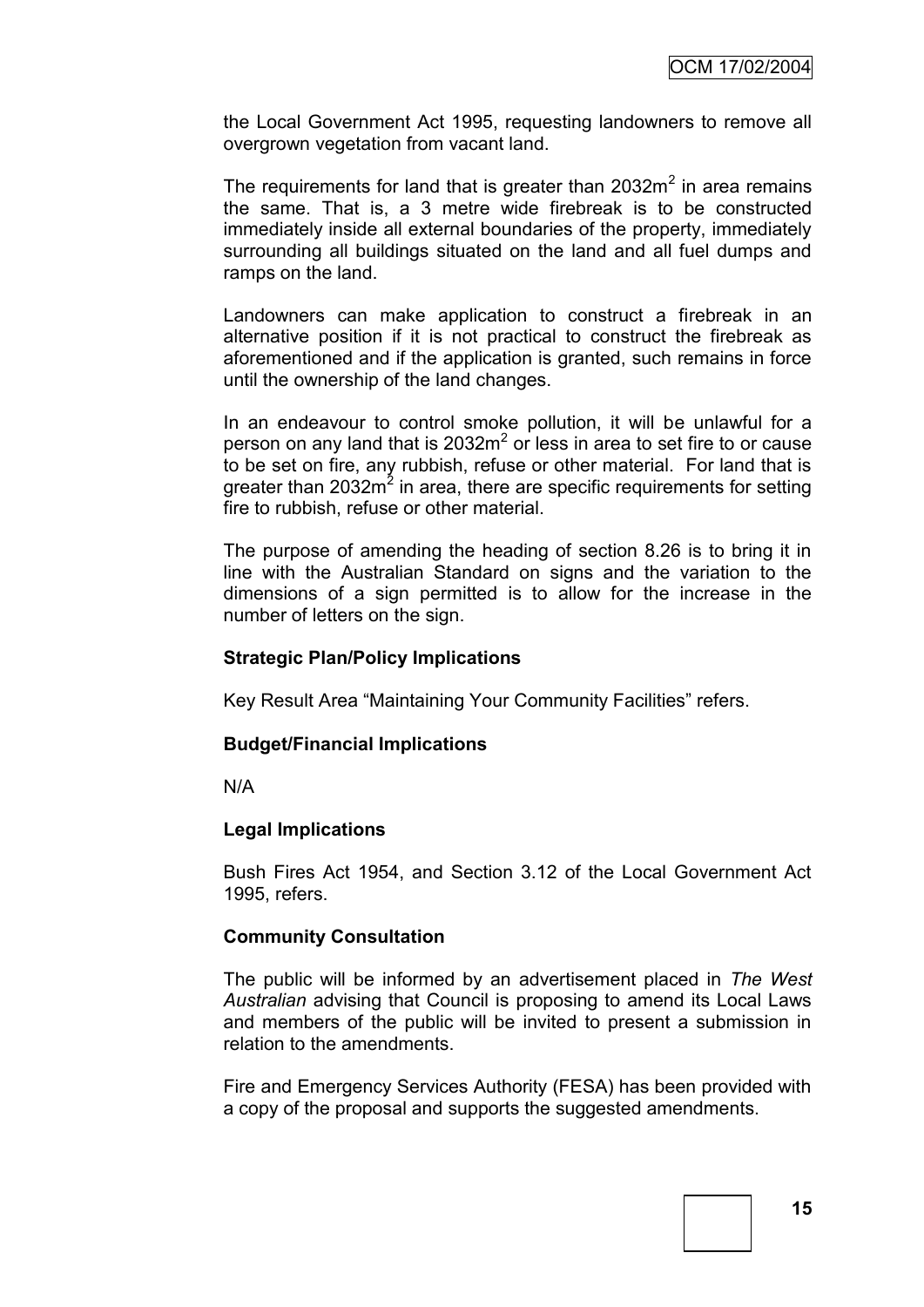the Local Government Act 1995, requesting landowners to remove all overgrown vegetation from vacant land.

The requirements for land that is greater than 2032m$^2$ in area remains the same. That is, a 3 metre wide firebreak is to be constructed immediately inside all external boundaries of the property, immediately surrounding all buildings situated on the land and all fuel dumps and ramps on the land.

Landowners can make application to construct a firebreak in an alternative position if it is not practical to construct the firebreak as aforementioned and if the application is granted, such remains in force until the ownership of the land changes.

In an endeavour to control smoke pollution, it will be unlawful for a person on any land that is 2032m$^2$ or less in area to set fire to or cause to be set on fire, any rubbish, refuse or other material. For land that is greater than 2032m$^2$ in area, there are specific requirements for setting fire to rubbish, refuse or other material.

The purpose of amending the heading of section 8.26 is to bring it in line with the Australian Standard on signs and the variation to the dimensions of a sign permitted is to allow for the increase in the number of letters on the sign.

**Strategic Plan/Policy Implications**

Key Result Area "Maintaining Your Community Facilities" refers.

**Budget/Financial Implications**

N/A

**Legal Implications**

Bush Fires Act 1954, and Section 3.12 of the Local Government Act 1995, refers.

**Community Consultation**

The public will be informed by an advertisement placed in *The West Australian* advising that Council is proposing to amend its Local Laws and members of the public will be invited to present a submission in relation to the amendments.

Fire and Emergency Services Authority (FESA) has been provided with a copy of the proposal and supports the suggested amendments.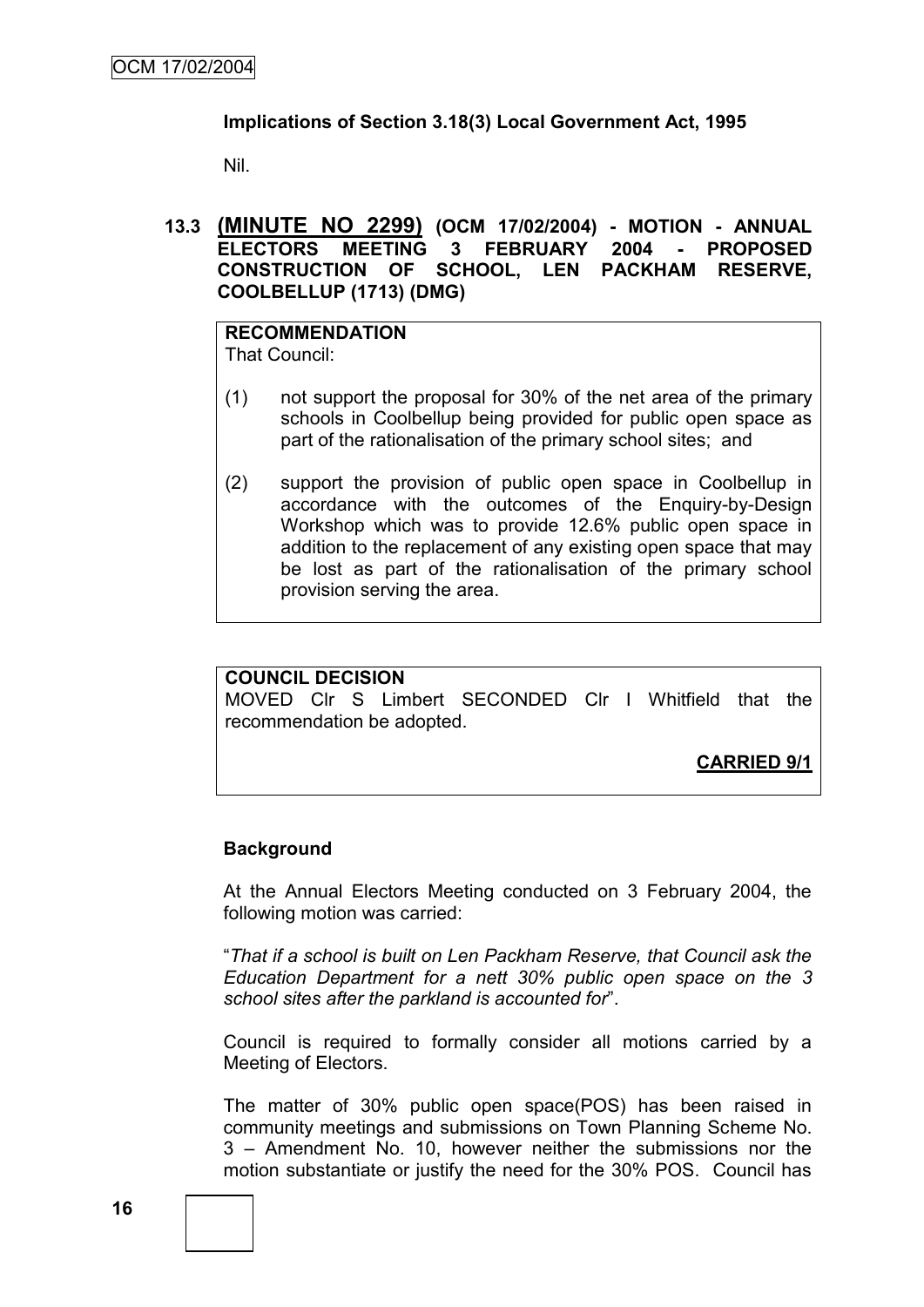**Implications of Section 3.18(3) Local Government Act, 1995**

Nil.

### 13.3 (MINUTE NO 2299) (OCM 17/02/2004) - MOTION - ANNUAL ELECTORS MEETING 3 FEBRUARY 2004 - PROPOSED CONSTRUCTION OF SCHOOL, LEN PACKHAM RESERVE, COOLBELLUP (1713) (DMG)

**RECOMMENDATION**
That Council:

(1) not support the proposal for 30% of the net area of the primary schools in Coolbellup being provided for public open space as part of the rationalisation of the primary school sites; and

(2) support the provision of public open space in Coolbellup in accordance with the outcomes of the Enquiry-by-Design Workshop which was to provide 12.6% public open space in addition to the replacement of any existing open space that may be lost as part of the rationalisation of the primary school provision serving the area.

**COUNCIL DECISION**
MOVED Clr S Limbert SECONDED Clr I Whitfield that the recommendation be adopted.

**CARRIED 9/1**

**Background**

At the Annual Electors Meeting conducted on 3 February 2004, the following motion was carried:

"*That if a school is built on Len Packham Reserve, that Council ask the Education Department for a nett 30% public open space on the 3 school sites after the parkland is accounted for*".

Council is required to formally consider all motions carried by a Meeting of Electors.

The matter of 30% public open space(POS) has been raised in community meetings and submissions on Town Planning Scheme No. 3 – Amendment No. 10, however neither the submissions nor the motion substantiate or justify the need for the 30% POS. Council has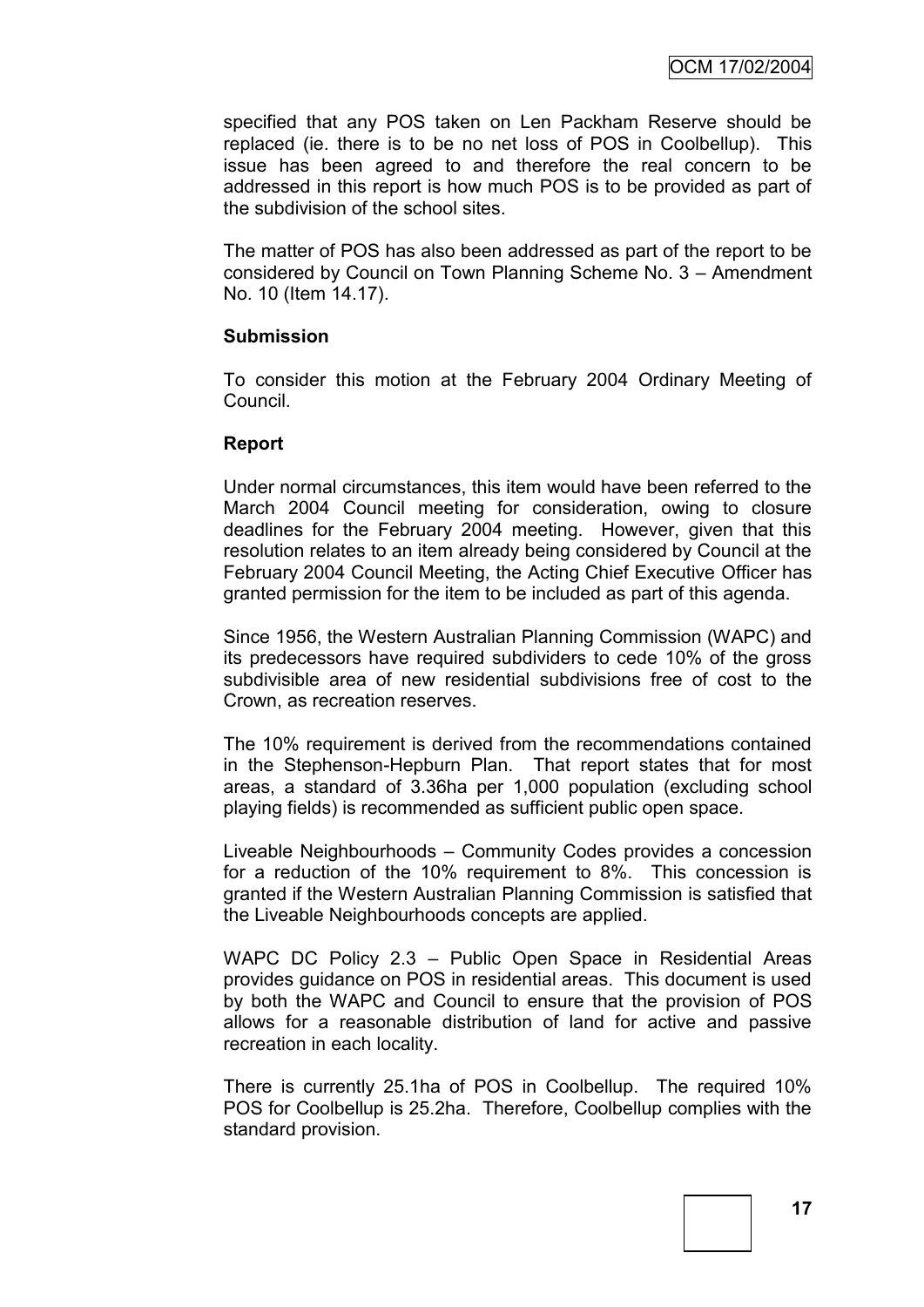specified that any POS taken on Len Packham Reserve should be replaced (ie. there is to be no net loss of POS in Coolbellup). This issue has been agreed to and therefore the real concern to be addressed in this report is how much POS is to be provided as part of the subdivision of the school sites.

The matter of POS has also been addressed as part of the report to be considered by Council on Town Planning Scheme No. 3 – Amendment No. 10 (Item 14.17).

**Submission**

To consider this motion at the February 2004 Ordinary Meeting of Council.

**Report**

Under normal circumstances, this item would have been referred to the March 2004 Council meeting for consideration, owing to closure deadlines for the February 2004 meeting. However, given that this resolution relates to an item already being considered by Council at the February 2004 Council Meeting, the Acting Chief Executive Officer has granted permission for the item to be included as part of this agenda.

Since 1956, the Western Australian Planning Commission (WAPC) and its predecessors have required subdividers to cede 10% of the gross subdivisible area of new residential subdivisions free of cost to the Crown, as recreation reserves.

The 10% requirement is derived from the recommendations contained in the Stephenson-Hepburn Plan. That report states that for most areas, a standard of 3.36ha per 1,000 population (excluding school playing fields) is recommended as sufficient public open space.

Liveable Neighbourhoods – Community Codes provides a concession for a reduction of the 10% requirement to 8%. This concession is granted if the Western Australian Planning Commission is satisfied that the Liveable Neighbourhoods concepts are applied.

WAPC DC Policy 2.3 – Public Open Space in Residential Areas provides guidance on POS in residential areas. This document is used by both the WAPC and Council to ensure that the provision of POS allows for a reasonable distribution of land for active and passive recreation in each locality.

There is currently 25.1ha of POS in Coolbellup. The required 10% POS for Coolbellup is 25.2ha. Therefore, Coolbellup complies with the standard provision.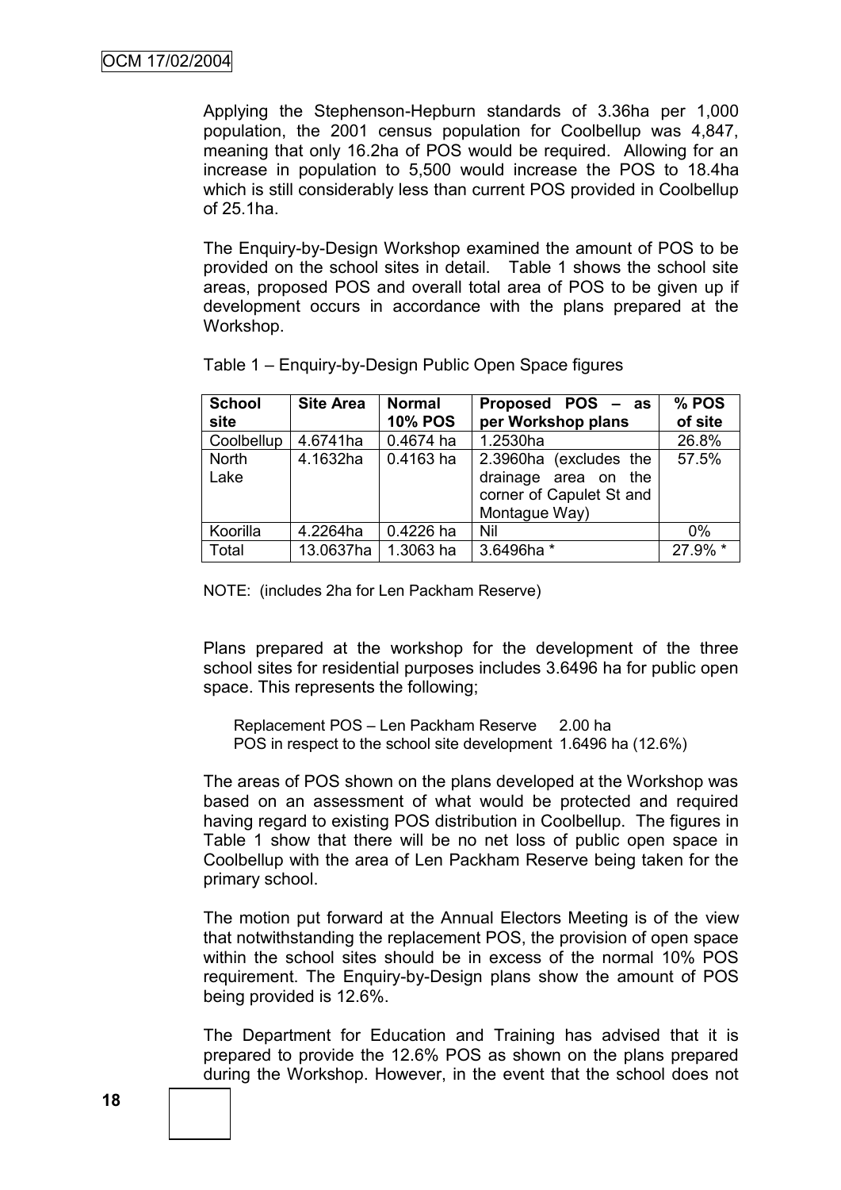Applying the Stephenson-Hepburn standards of 3.36ha per 1,000 population, the 2001 census population for Coolbellup was 4,847, meaning that only 16.2ha of POS would be required. Allowing for an increase in population to 5,500 would increase the POS to 18.4ha which is still considerably less than current POS provided in Coolbellup of 25.1ha.

The Enquiry-by-Design Workshop examined the amount of POS to be provided on the school sites in detail. Table 1 shows the school site areas, proposed POS and overall total area of POS to be given up if development occurs in accordance with the plans prepared at the Workshop.

Table 1 – Enquiry-by-Design Public Open Space figures

| School site | Site Area | Normal 10% POS | Proposed POS – as per Workshop plans | % POS of site |
|---|---|---|---|---|
| Coolbellup | 4.6741ha | 0.4674 ha | 1.2530ha | 26.8% |
| North Lake | 4.1632ha | 0.4163 ha | 2.3960ha (excludes the drainage area on the corner of Capulet St and Montague Way) | 57.5% |
| Koorilla | 4.2264ha | 0.4226 ha | Nil | 0% |
| Total | 13.0637ha | 1.3063 ha | 3.6496ha * | 27.9% * |

NOTE: (includes 2ha for Len Packham Reserve)

Plans prepared at the workshop for the development of the three school sites for residential purposes includes 3.6496 ha for public open space. This represents the following;

Replacement POS – Len Packham Reserve 2.00 ha
POS in respect to the school site development 1.6496 ha (12.6%)

The areas of POS shown on the plans developed at the Workshop was based on an assessment of what would be protected and required having regard to existing POS distribution in Coolbellup. The figures in Table 1 show that there will be no net loss of public open space in Coolbellup with the area of Len Packham Reserve being taken for the primary school.

The motion put forward at the Annual Electors Meeting is of the view that notwithstanding the replacement POS, the provision of open space within the school sites should be in excess of the normal 10% POS requirement. The Enquiry-by-Design plans show the amount of POS being provided is 12.6%.

The Department for Education and Training has advised that it is prepared to provide the 12.6% POS as shown on the plans prepared during the Workshop. However, in the event that the school does not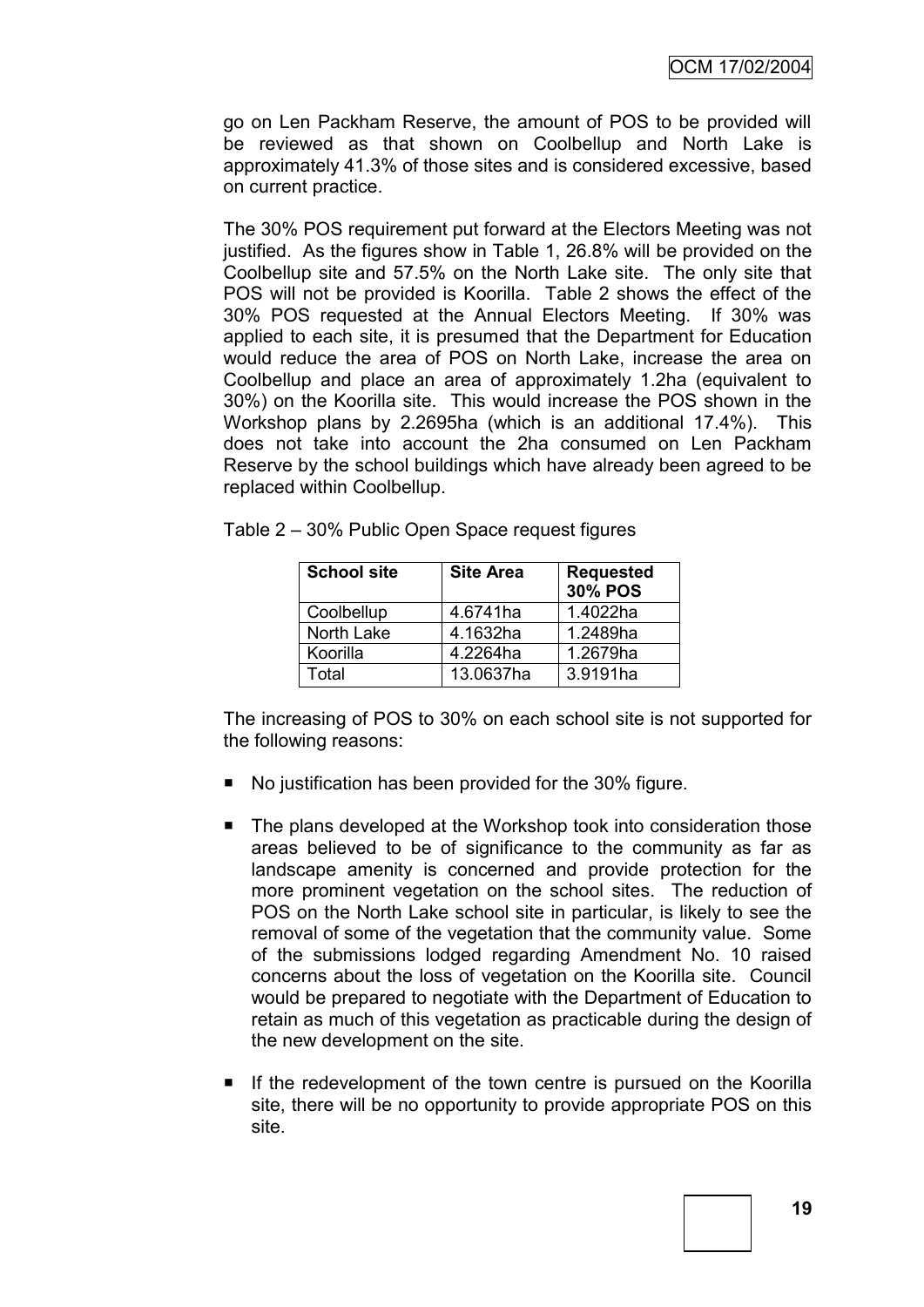go on Len Packham Reserve, the amount of POS to be provided will be reviewed as that shown on Coolbellup and North Lake is approximately 41.3% of those sites and is considered excessive, based on current practice.

The 30% POS requirement put forward at the Electors Meeting was not justified. As the figures show in Table 1, 26.8% will be provided on the Coolbellup site and 57.5% on the North Lake site. The only site that POS will not be provided is Koorilla. Table 2 shows the effect of the 30% POS requested at the Annual Electors Meeting. If 30% was applied to each site, it is presumed that the Department for Education would reduce the area of POS on North Lake, increase the area on Coolbellup and place an area of approximately 1.2ha (equivalent to 30%) on the Koorilla site. This would increase the POS shown in the Workshop plans by 2.2695ha (which is an additional 17.4%). This does not take into account the 2ha consumed on Len Packham Reserve by the school buildings which have already been agreed to be replaced within Coolbellup.

Table 2 – 30% Public Open Space request figures

| School site | Site Area | Requested 30% POS |
|---|---|---|
| Coolbellup | 4.6741ha | 1.4022ha |
| North Lake | 4.1632ha | 1.2489ha |
| Koorilla | 4.2264ha | 1.2679ha |
| Total | 13.0637ha | 3.9191ha |

The increasing of POS to 30% on each school site is not supported for the following reasons:

- No justification has been provided for the 30% figure.
- The plans developed at the Workshop took into consideration those areas believed to be of significance to the community as far as landscape amenity is concerned and provide protection for the more prominent vegetation on the school sites. The reduction of POS on the North Lake school site in particular, is likely to see the removal of some of the vegetation that the community value. Some of the submissions lodged regarding Amendment No. 10 raised concerns about the loss of vegetation on the Koorilla site. Council would be prepared to negotiate with the Department of Education to retain as much of this vegetation as practicable during the design of the new development on the site.
- If the redevelopment of the town centre is pursued on the Koorilla site, there will be no opportunity to provide appropriate POS on this site.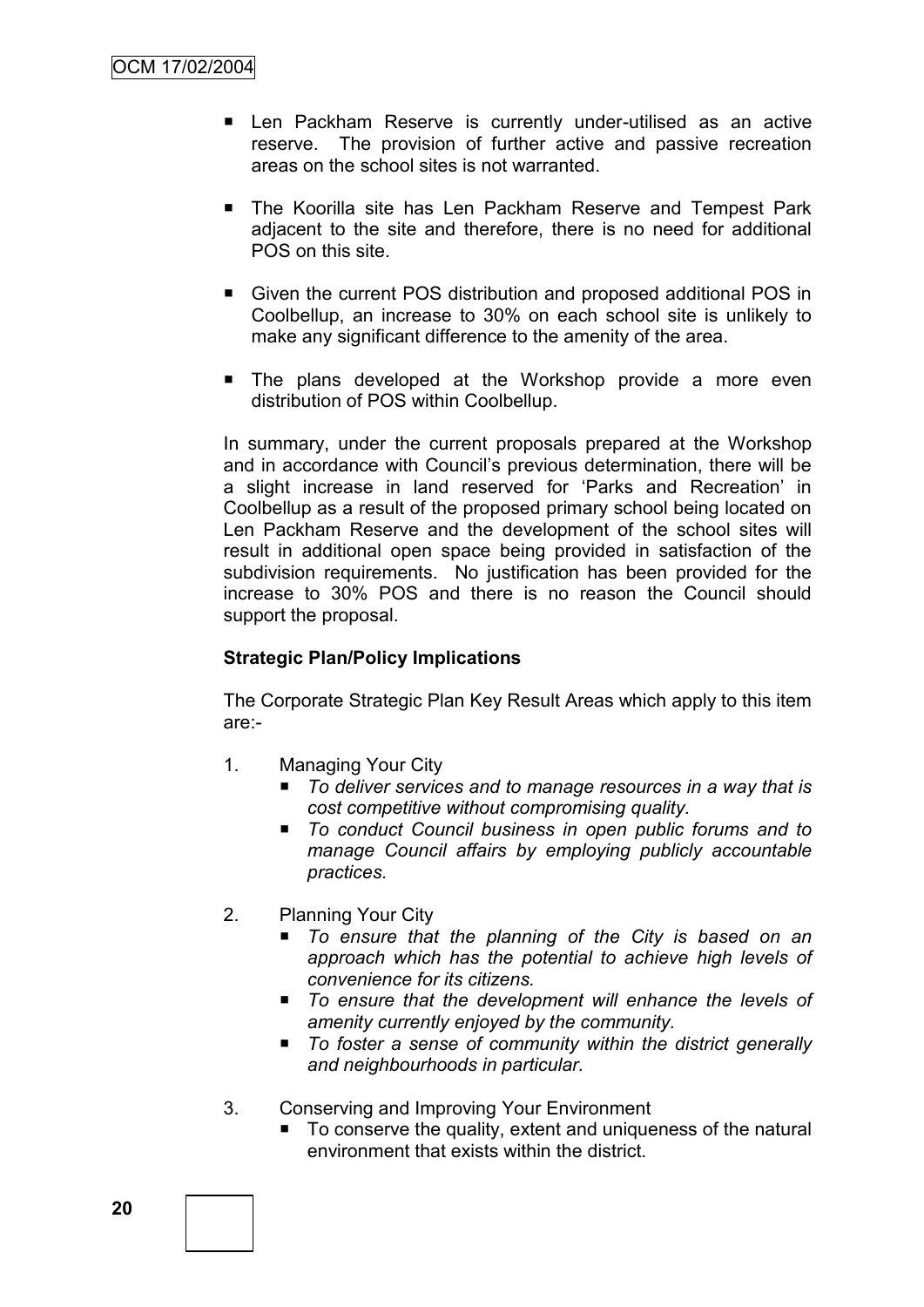- Len Packham Reserve is currently under-utilised as an active reserve. The provision of further active and passive recreation areas on the school sites is not warranted.

- The Koorilla site has Len Packham Reserve and Tempest Park adjacent to the site and therefore, there is no need for additional POS on this site.

- Given the current POS distribution and proposed additional POS in Coolbellup, an increase to 30% on each school site is unlikely to make any significant difference to the amenity of the area.

- The plans developed at the Workshop provide a more even distribution of POS within Coolbellup.

In summary, under the current proposals prepared at the Workshop and in accordance with Council's previous determination, there will be a slight increase in land reserved for 'Parks and Recreation' in Coolbellup as a result of the proposed primary school being located on Len Packham Reserve and the development of the school sites will result in additional open space being provided in satisfaction of the subdivision requirements. No justification has been provided for the increase to 30% POS and there is no reason the Council should support the proposal.

**Strategic Plan/Policy Implications**

The Corporate Strategic Plan Key Result Areas which apply to this item are:-

1. Managing Your City
   - *To deliver services and to manage resources in a way that is cost competitive without compromising quality.*
   - *To conduct Council business in open public forums and to manage Council affairs by employing publicly accountable practices.*

2. Planning Your City
   - *To ensure that the planning of the City is based on an approach which has the potential to achieve high levels of convenience for its citizens.*
   - *To ensure that the development will enhance the levels of amenity currently enjoyed by the community.*
   - *To foster a sense of community within the district generally and neighbourhoods in particular.*

3. Conserving and Improving Your Environment
   - To conserve the quality, extent and uniqueness of the natural environment that exists within the district.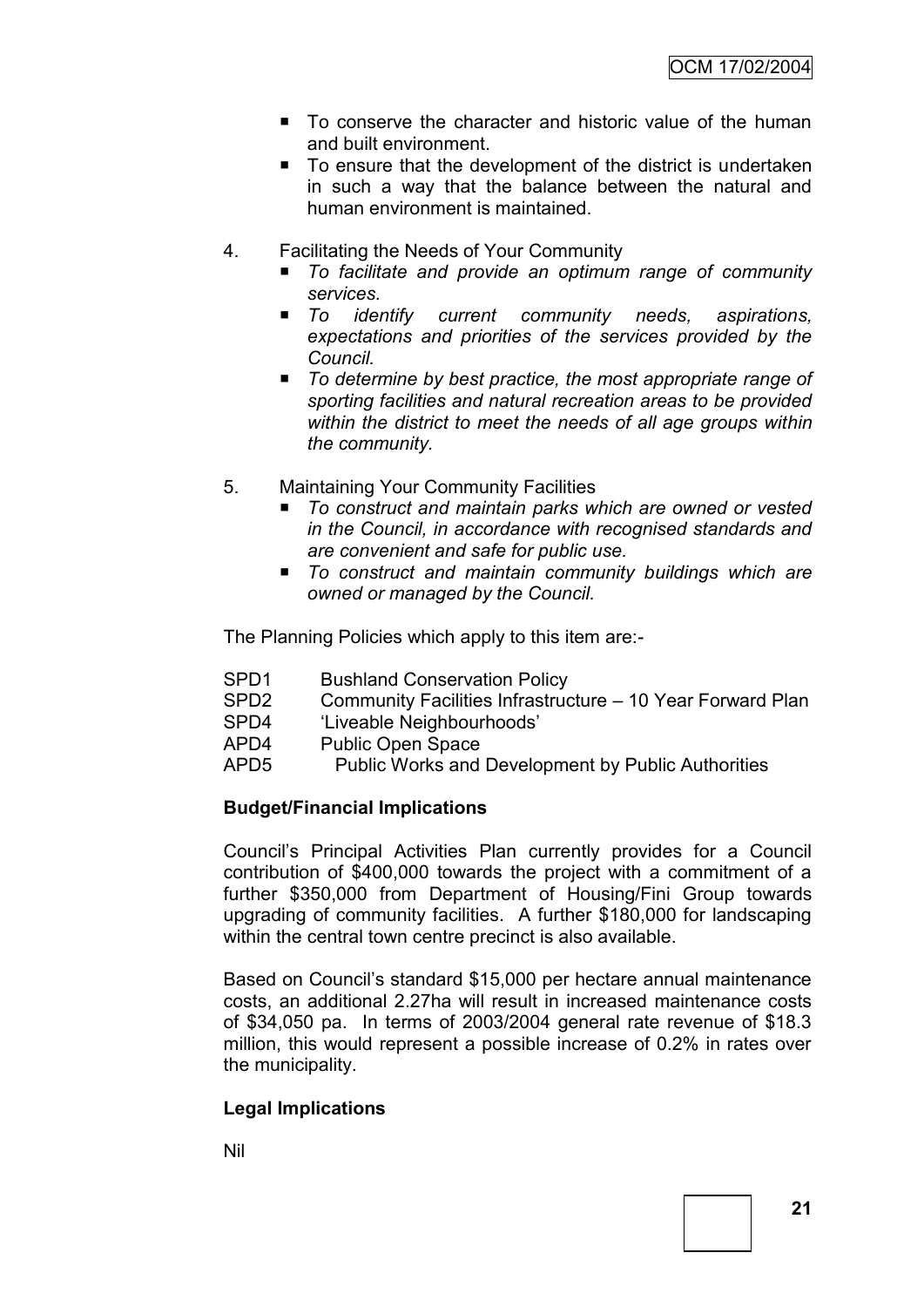- To conserve the character and historic value of the human and built environment.
- To ensure that the development of the district is undertaken in such a way that the balance between the natural and human environment is maintained.

4. Facilitating the Needs of Your Community
   - *To facilitate and provide an optimum range of community services.*
   - *To identify current community needs, aspirations, expectations and priorities of the services provided by the Council.*
   - *To determine by best practice, the most appropriate range of sporting facilities and natural recreation areas to be provided within the district to meet the needs of all age groups within the community.*

5. Maintaining Your Community Facilities
   - *To construct and maintain parks which are owned or vested in the Council, in accordance with recognised standards and are convenient and safe for public use.*
   - *To construct and maintain community buildings which are owned or managed by the Council.*

The Planning Policies which apply to this item are:-

| | |
|---|---|
| SPD1 | Bushland Conservation Policy |
| SPD2 | Community Facilities Infrastructure – 10 Year Forward Plan |
| SPD4 | 'Liveable Neighbourhoods' |
| APD4 | Public Open Space |
| APD5 | Public Works and Development by Public Authorities |

**Budget/Financial Implications**

Council's Principal Activities Plan currently provides for a Council contribution of $400,000 towards the project with a commitment of a further $350,000 from Department of Housing/Fini Group towards upgrading of community facilities. A further $180,000 for landscaping within the central town centre precinct is also available.

Based on Council's standard $15,000 per hectare annual maintenance costs, an additional 2.27ha will result in increased maintenance costs of $34,050 pa. In terms of 2003/2004 general rate revenue of $18.3 million, this would represent a possible increase of 0.2% in rates over the municipality.

**Legal Implications**

Nil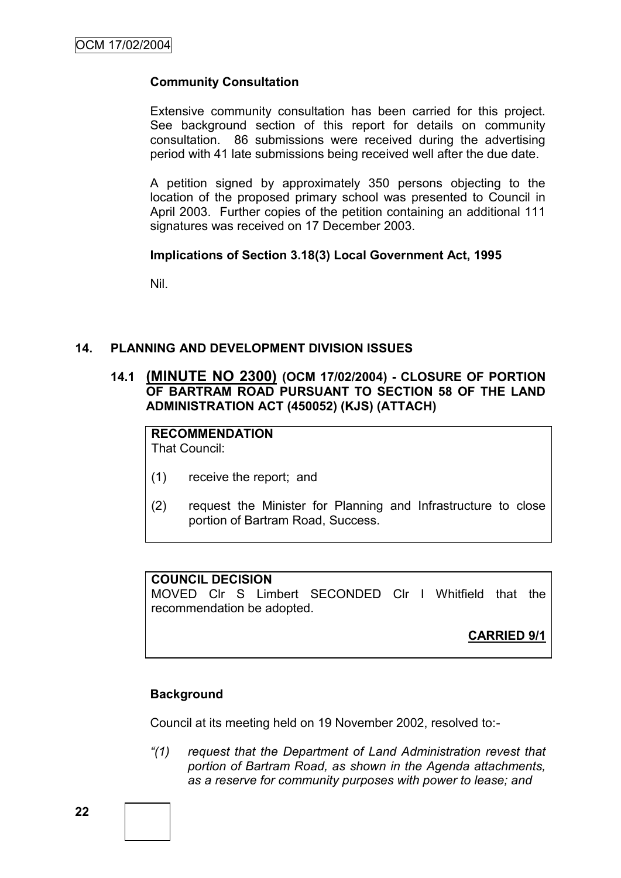**Community Consultation**

Extensive community consultation has been carried for this project. See background section of this report for details on community consultation. 86 submissions were received during the advertising period with 41 late submissions being received well after the due date.

A petition signed by approximately 350 persons objecting to the location of the proposed primary school was presented to Council in April 2003. Further copies of the petition containing an additional 111 signatures was received on 17 December 2003.

**Implications of Section 3.18(3) Local Government Act, 1995**

Nil.

## 14. PLANNING AND DEVELOPMENT DIVISION ISSUES

### 14.1 (MINUTE NO 2300) (OCM 17/02/2004) - CLOSURE OF PORTION OF BARTRAM ROAD PURSUANT TO SECTION 58 OF THE LAND ADMINISTRATION ACT (450052) (KJS) (ATTACH)

**RECOMMENDATION**
That Council:

(1) receive the report; and

(2) request the Minister for Planning and Infrastructure to close portion of Bartram Road, Success.

**COUNCIL DECISION**
MOVED Clr S Limbert SECONDED Clr I Whitfield that the recommendation be adopted.

**CARRIED 9/1**

**Background**

Council at its meeting held on 19 November 2002, resolved to:-

*"(1) request that the Department of Land Administration revest that portion of Bartram Road, as shown in the Agenda attachments, as a reserve for community purposes with power to lease; and*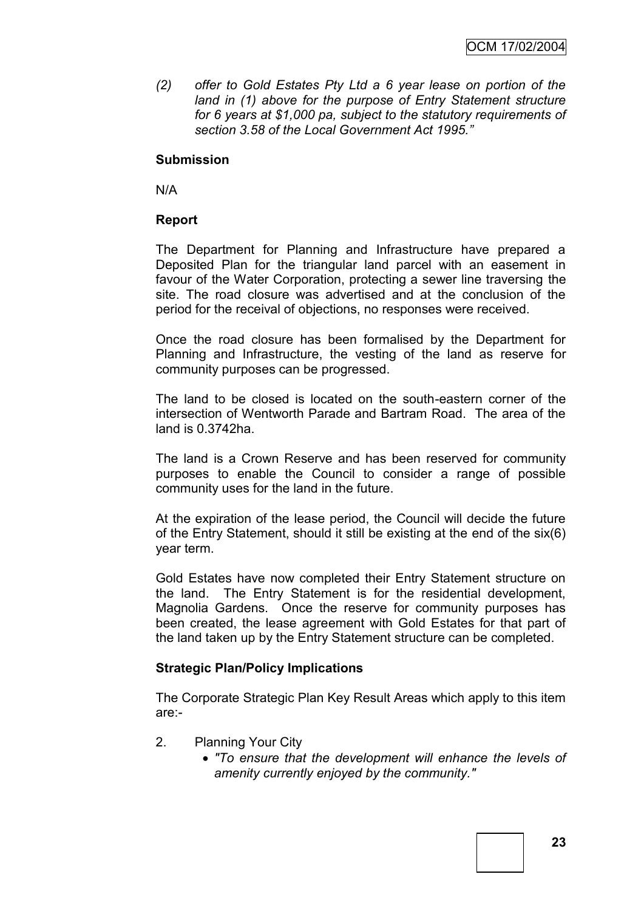*(2) offer to Gold Estates Pty Ltd a 6 year lease on portion of the land in (1) above for the purpose of Entry Statement structure for 6 years at $1,000 pa, subject to the statutory requirements of section 3.58 of the Local Government Act 1995."*

**Submission**

N/A

**Report**

The Department for Planning and Infrastructure have prepared a Deposited Plan for the triangular land parcel with an easement in favour of the Water Corporation, protecting a sewer line traversing the site. The road closure was advertised and at the conclusion of the period for the receival of objections, no responses were received.

Once the road closure has been formalised by the Department for Planning and Infrastructure, the vesting of the land as reserve for community purposes can be progressed.

The land to be closed is located on the south-eastern corner of the intersection of Wentworth Parade and Bartram Road. The area of the land is 0.3742ha.

The land is a Crown Reserve and has been reserved for community purposes to enable the Council to consider a range of possible community uses for the land in the future.

At the expiration of the lease period, the Council will decide the future of the Entry Statement, should it still be existing at the end of the six(6) year term.

Gold Estates have now completed their Entry Statement structure on the land. The Entry Statement is for the residential development, Magnolia Gardens. Once the reserve for community purposes has been created, the lease agreement with Gold Estates for that part of the land taken up by the Entry Statement structure can be completed.

**Strategic Plan/Policy Implications**

The Corporate Strategic Plan Key Result Areas which apply to this item are:-

2. Planning Your City
   - *"To ensure that the development will enhance the levels of amenity currently enjoyed by the community."*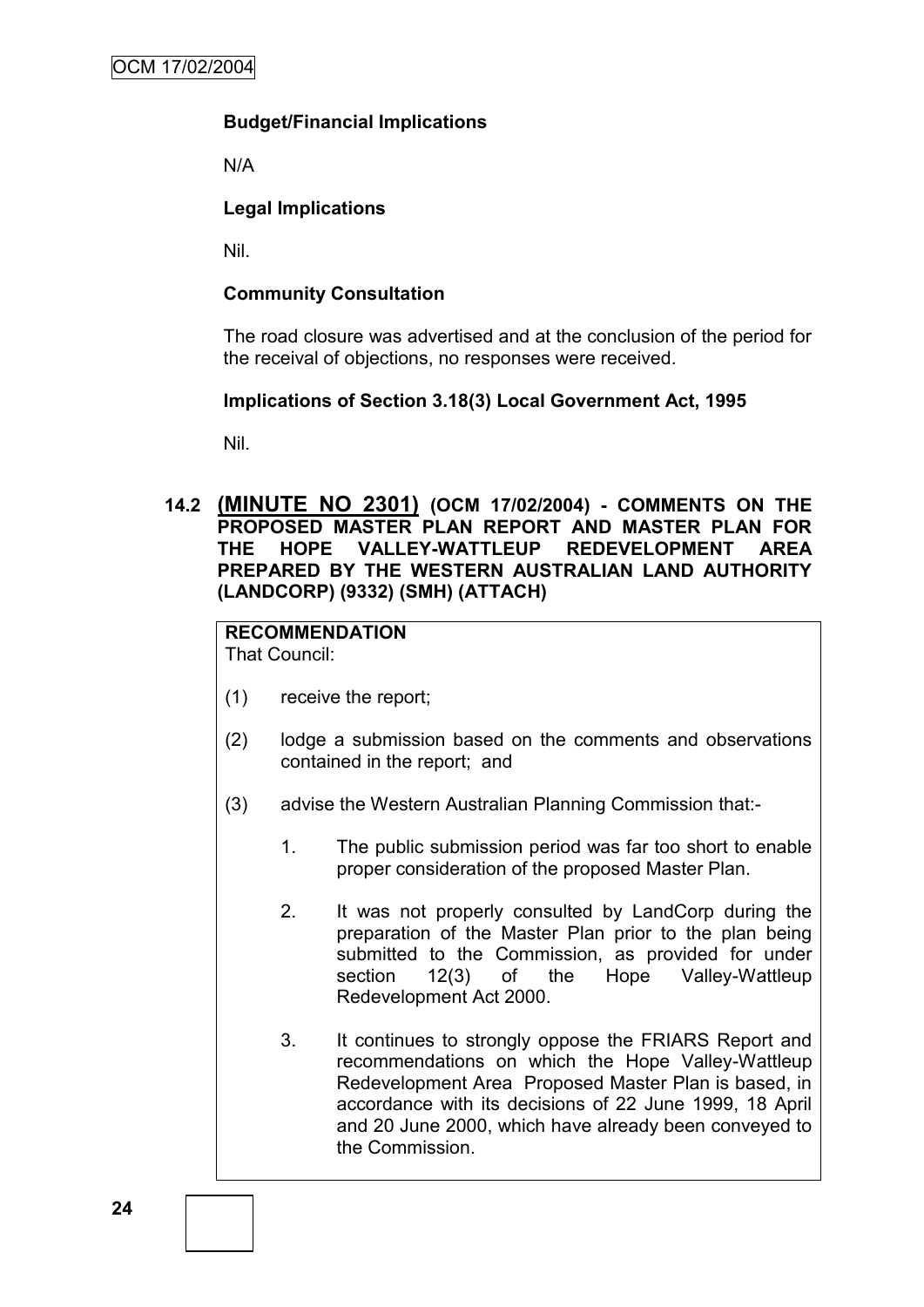**Budget/Financial Implications**

N/A

**Legal Implications**

Nil.

**Community Consultation**

The road closure was advertised and at the conclusion of the period for the receival of objections, no responses were received.

**Implications of Section 3.18(3) Local Government Act, 1995**

Nil.

**14.2 (MINUTE NO 2301) (OCM 17/02/2004) - COMMENTS ON THE PROPOSED MASTER PLAN REPORT AND MASTER PLAN FOR THE HOPE VALLEY-WATTLEUP REDEVELOPMENT AREA PREPARED BY THE WESTERN AUSTRALIAN LAND AUTHORITY (LANDCORP) (9332) (SMH) (ATTACH)**

**RECOMMENDATION**

That Council:

(1) receive the report;

(2) lodge a submission based on the comments and observations contained in the report; and

(3) advise the Western Australian Planning Commission that:-

1. The public submission period was far too short to enable proper consideration of the proposed Master Plan.

2. It was not properly consulted by LandCorp during the preparation of the Master Plan prior to the plan being submitted to the Commission, as provided for under section 12(3) of the Hope Valley-Wattleup Redevelopment Act 2000.

3. It continues to strongly oppose the FRIARS Report and recommendations on which the Hope Valley-Wattleup Redevelopment Area Proposed Master Plan is based, in accordance with its decisions of 22 June 1999, 18 April and 20 June 2000, which have already been conveyed to the Commission.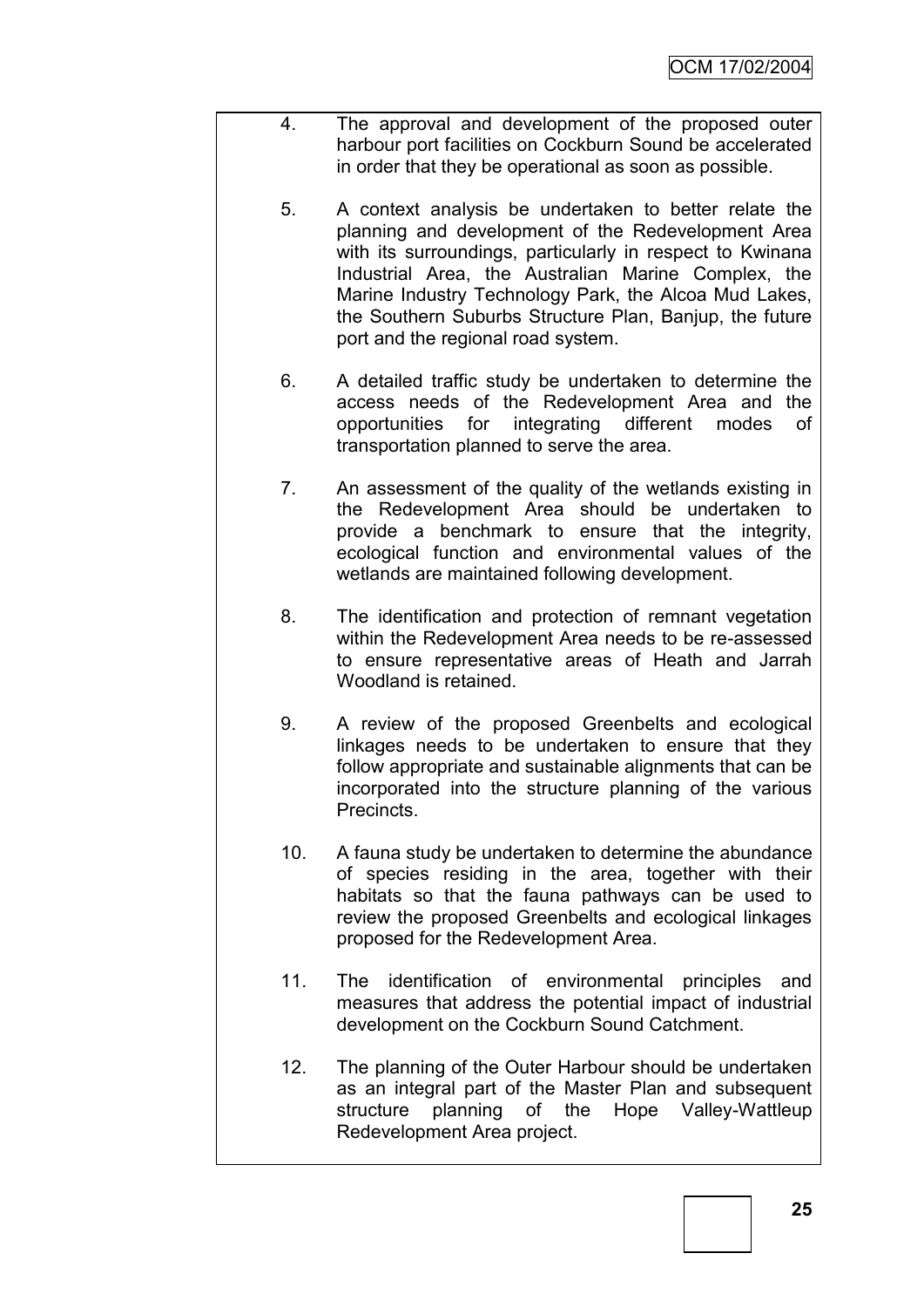4. The approval and development of the proposed outer harbour port facilities on Cockburn Sound be accelerated in order that they be operational as soon as possible.

5. A context analysis be undertaken to better relate the planning and development of the Redevelopment Area with its surroundings, particularly in respect to Kwinana Industrial Area, the Australian Marine Complex, the Marine Industry Technology Park, the Alcoa Mud Lakes, the Southern Suburbs Structure Plan, Banjup, the future port and the regional road system.

6. A detailed traffic study be undertaken to determine the access needs of the Redevelopment Area and the opportunities for integrating different modes of transportation planned to serve the area.

7. An assessment of the quality of the wetlands existing in the Redevelopment Area should be undertaken to provide a benchmark to ensure that the integrity, ecological function and environmental values of the wetlands are maintained following development.

8. The identification and protection of remnant vegetation within the Redevelopment Area needs to be re-assessed to ensure representative areas of Heath and Jarrah Woodland is retained.

9. A review of the proposed Greenbelts and ecological linkages needs to be undertaken to ensure that they follow appropriate and sustainable alignments that can be incorporated into the structure planning of the various Precincts.

10. A fauna study be undertaken to determine the abundance of species residing in the area, together with their habitats so that the fauna pathways can be used to review the proposed Greenbelts and ecological linkages proposed for the Redevelopment Area.

11. The identification of environmental principles and measures that address the potential impact of industrial development on the Cockburn Sound Catchment.

12. The planning of the Outer Harbour should be undertaken as an integral part of the Master Plan and subsequent structure planning of the Hope Valley-Wattleup Redevelopment Area project.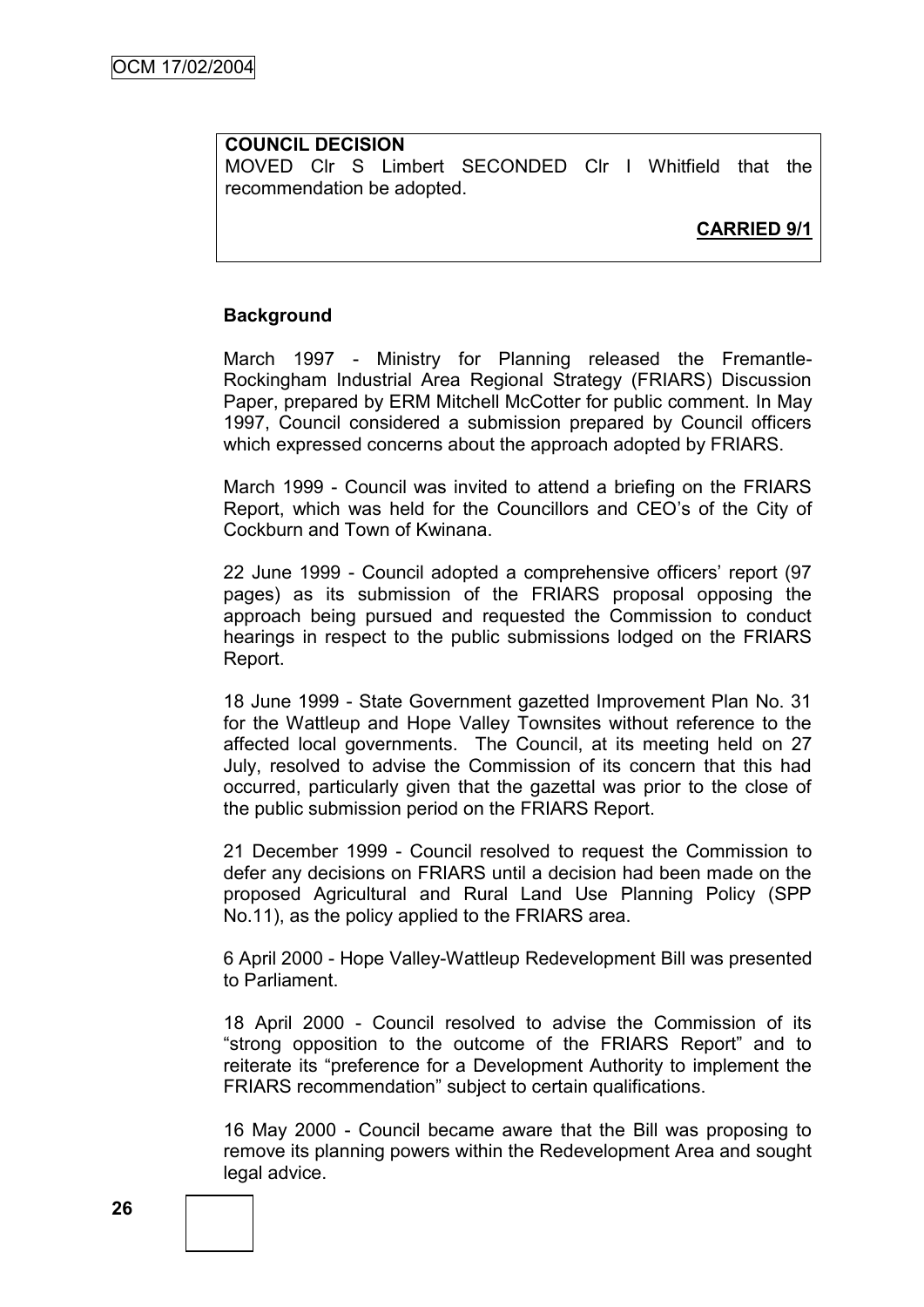**COUNCIL DECISION**

MOVED Clr S Limbert SECONDED Clr I Whitfield that the recommendation be adopted.

**CARRIED 9/1**

**Background**

March 1997 - Ministry for Planning released the Fremantle-Rockingham Industrial Area Regional Strategy (FRIARS) Discussion Paper, prepared by ERM Mitchell McCotter for public comment. In May 1997, Council considered a submission prepared by Council officers which expressed concerns about the approach adopted by FRIARS.

March 1999 - Council was invited to attend a briefing on the FRIARS Report, which was held for the Councillors and CEO's of the City of Cockburn and Town of Kwinana.

22 June 1999 - Council adopted a comprehensive officers' report (97 pages) as its submission of the FRIARS proposal opposing the approach being pursued and requested the Commission to conduct hearings in respect to the public submissions lodged on the FRIARS Report.

18 June 1999 - State Government gazetted Improvement Plan No. 31 for the Wattleup and Hope Valley Townsites without reference to the affected local governments. The Council, at its meeting held on 27 July, resolved to advise the Commission of its concern that this had occurred, particularly given that the gazettal was prior to the close of the public submission period on the FRIARS Report.

21 December 1999 - Council resolved to request the Commission to defer any decisions on FRIARS until a decision had been made on the proposed Agricultural and Rural Land Use Planning Policy (SPP No.11), as the policy applied to the FRIARS area.

6 April 2000 - Hope Valley-Wattleup Redevelopment Bill was presented to Parliament.

18 April 2000 - Council resolved to advise the Commission of its "strong opposition to the outcome of the FRIARS Report" and to reiterate its "preference for a Development Authority to implement the FRIARS recommendation" subject to certain qualifications.

16 May 2000 - Council became aware that the Bill was proposing to remove its planning powers within the Redevelopment Area and sought legal advice.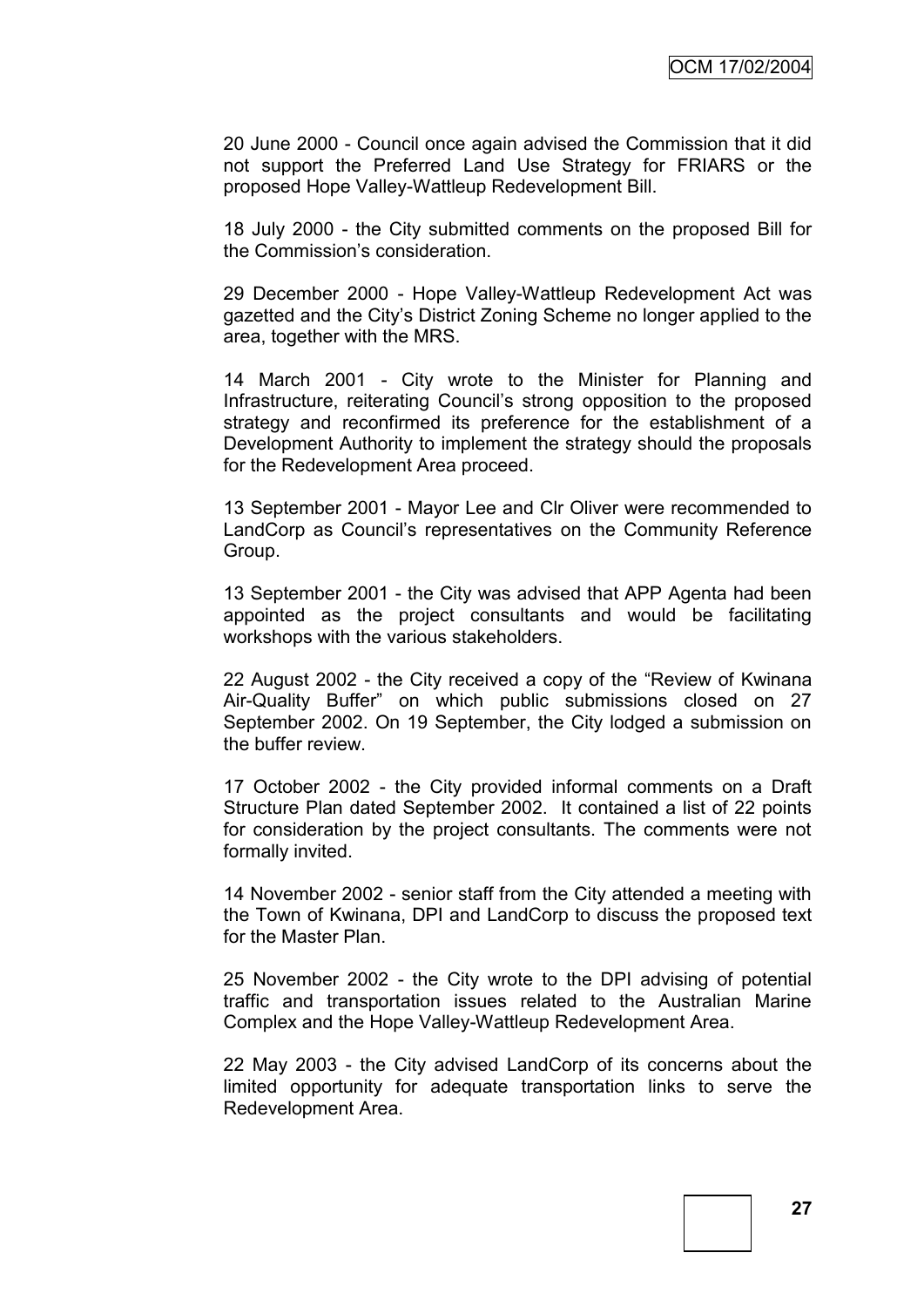20 June 2000 - Council once again advised the Commission that it did not support the Preferred Land Use Strategy for FRIARS or the proposed Hope Valley-Wattleup Redevelopment Bill.

18 July 2000 - the City submitted comments on the proposed Bill for the Commission's consideration.

29 December 2000 - Hope Valley-Wattleup Redevelopment Act was gazetted and the City's District Zoning Scheme no longer applied to the area, together with the MRS.

14 March 2001 - City wrote to the Minister for Planning and Infrastructure, reiterating Council's strong opposition to the proposed strategy and reconfirmed its preference for the establishment of a Development Authority to implement the strategy should the proposals for the Redevelopment Area proceed.

13 September 2001 - Mayor Lee and Clr Oliver were recommended to LandCorp as Council's representatives on the Community Reference Group.

13 September 2001 - the City was advised that APP Agenta had been appointed as the project consultants and would be facilitating workshops with the various stakeholders.

22 August 2002 - the City received a copy of the "Review of Kwinana Air-Quality Buffer" on which public submissions closed on 27 September 2002. On 19 September, the City lodged a submission on the buffer review.

17 October 2002 - the City provided informal comments on a Draft Structure Plan dated September 2002. It contained a list of 22 points for consideration by the project consultants. The comments were not formally invited.

14 November 2002 - senior staff from the City attended a meeting with the Town of Kwinana, DPI and LandCorp to discuss the proposed text for the Master Plan.

25 November 2002 - the City wrote to the DPI advising of potential traffic and transportation issues related to the Australian Marine Complex and the Hope Valley-Wattleup Redevelopment Area.

22 May 2003 - the City advised LandCorp of its concerns about the limited opportunity for adequate transportation links to serve the Redevelopment Area.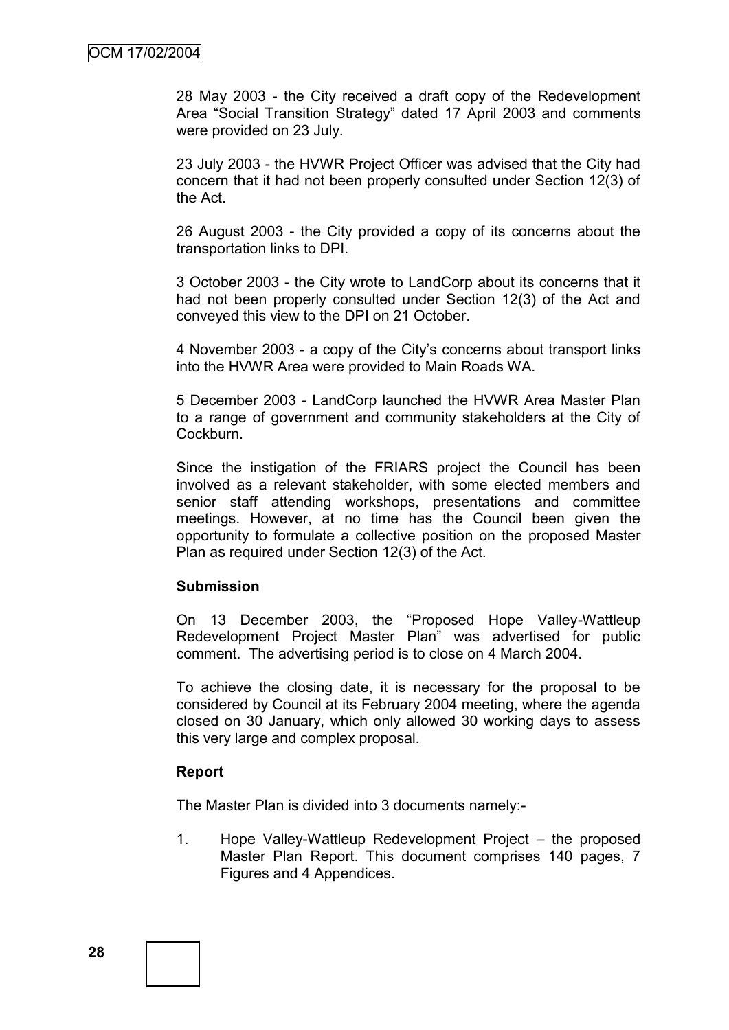28 May 2003 - the City received a draft copy of the Redevelopment Area "Social Transition Strategy" dated 17 April 2003 and comments were provided on 23 July.

23 July 2003 - the HVWR Project Officer was advised that the City had concern that it had not been properly consulted under Section 12(3) of the Act.

26 August 2003 - the City provided a copy of its concerns about the transportation links to DPI.

3 October 2003 - the City wrote to LandCorp about its concerns that it had not been properly consulted under Section 12(3) of the Act and conveyed this view to the DPI on 21 October.

4 November 2003 - a copy of the City's concerns about transport links into the HVWR Area were provided to Main Roads WA.

5 December 2003 - LandCorp launched the HVWR Area Master Plan to a range of government and community stakeholders at the City of Cockburn.

Since the instigation of the FRIARS project the Council has been involved as a relevant stakeholder, with some elected members and senior staff attending workshops, presentations and committee meetings. However, at no time has the Council been given the opportunity to formulate a collective position on the proposed Master Plan as required under Section 12(3) of the Act.

**Submission**

On 13 December 2003, the "Proposed Hope Valley-Wattleup Redevelopment Project Master Plan" was advertised for public comment. The advertising period is to close on 4 March 2004.

To achieve the closing date, it is necessary for the proposal to be considered by Council at its February 2004 meeting, where the agenda closed on 30 January, which only allowed 30 working days to assess this very large and complex proposal.

**Report**

The Master Plan is divided into 3 documents namely:-

1. Hope Valley-Wattleup Redevelopment Project – the proposed Master Plan Report. This document comprises 140 pages, 7 Figures and 4 Appendices.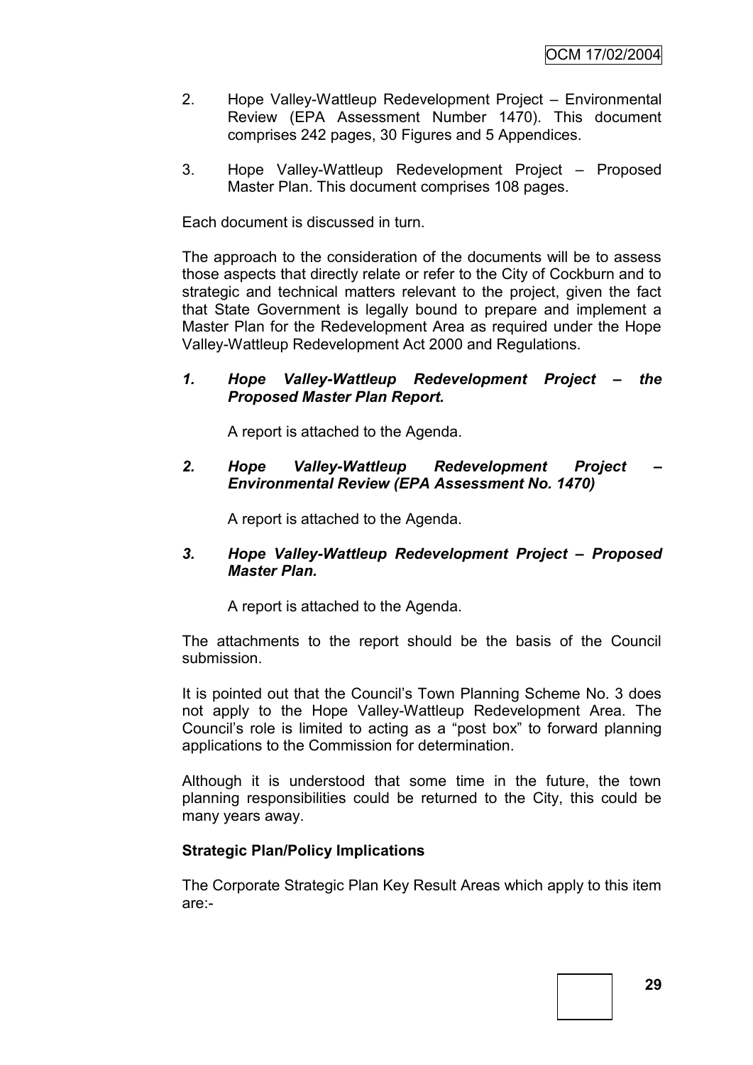2. Hope Valley-Wattleup Redevelopment Project – Environmental Review (EPA Assessment Number 1470). This document comprises 242 pages, 30 Figures and 5 Appendices.

3. Hope Valley-Wattleup Redevelopment Project – Proposed Master Plan. This document comprises 108 pages.

Each document is discussed in turn.

The approach to the consideration of the documents will be to assess those aspects that directly relate or refer to the City of Cockburn and to strategic and technical matters relevant to the project, given the fact that State Government is legally bound to prepare and implement a Master Plan for the Redevelopment Area as required under the Hope Valley-Wattleup Redevelopment Act 2000 and Regulations.

***1. Hope Valley-Wattleup Redevelopment Project – the Proposed Master Plan Report.***

A report is attached to the Agenda.

***2. Hope Valley-Wattleup Redevelopment Project – Environmental Review (EPA Assessment No. 1470)***

A report is attached to the Agenda.

***3. Hope Valley-Wattleup Redevelopment Project – Proposed Master Plan.***

A report is attached to the Agenda.

The attachments to the report should be the basis of the Council submission.

It is pointed out that the Council's Town Planning Scheme No. 3 does not apply to the Hope Valley-Wattleup Redevelopment Area. The Council's role is limited to acting as a "post box" to forward planning applications to the Commission for determination.

Although it is understood that some time in the future, the town planning responsibilities could be returned to the City, this could be many years away.

**Strategic Plan/Policy Implications**

The Corporate Strategic Plan Key Result Areas which apply to this item are:-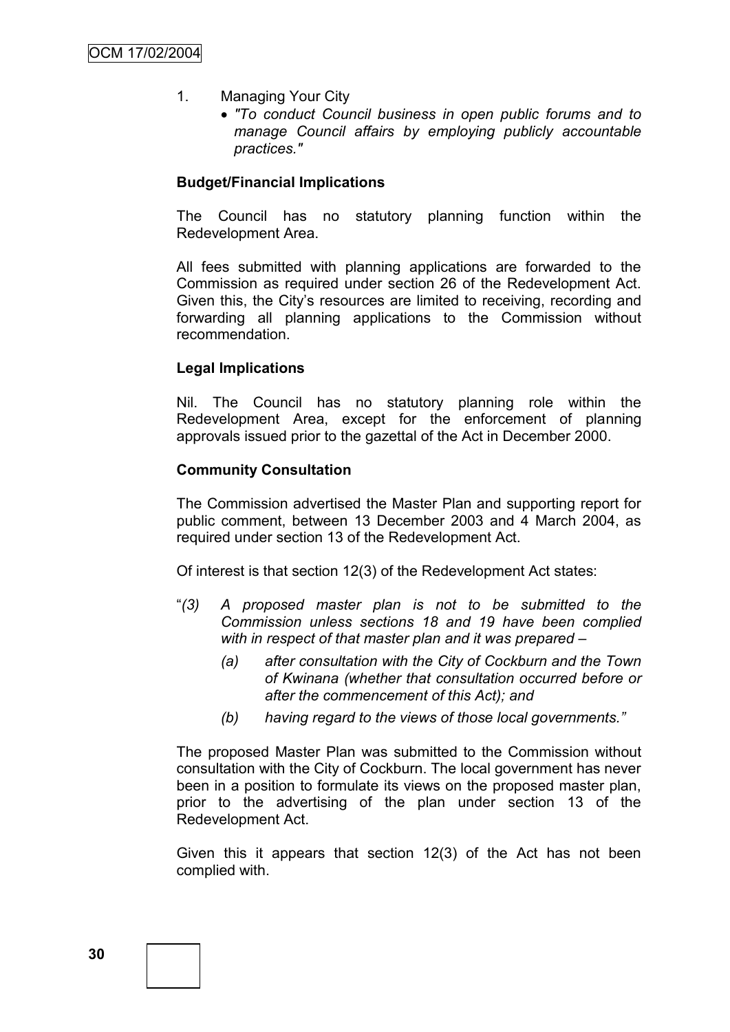1. Managing Your City
   - *"To conduct Council business in open public forums and to manage Council affairs by employing publicly accountable practices."*

**Budget/Financial Implications**

The Council has no statutory planning function within the Redevelopment Area.

All fees submitted with planning applications are forwarded to the Commission as required under section 26 of the Redevelopment Act. Given this, the City's resources are limited to receiving, recording and forwarding all planning applications to the Commission without recommendation.

**Legal Implications**

Nil. The Council has no statutory planning role within the Redevelopment Area, except for the enforcement of planning approvals issued prior to the gazettal of the Act in December 2000.

**Community Consultation**

The Commission advertised the Master Plan and supporting report for public comment, between 13 December 2003 and 4 March 2004, as required under section 13 of the Redevelopment Act.

Of interest is that section 12(3) of the Redevelopment Act states:

"*(3) A proposed master plan is not to be submitted to the Commission unless sections 18 and 19 have been complied with in respect of that master plan and it was prepared –*

*(a) after consultation with the City of Cockburn and the Town of Kwinana (whether that consultation occurred before or after the commencement of this Act); and*

*(b) having regard to the views of those local governments."*

The proposed Master Plan was submitted to the Commission without consultation with the City of Cockburn. The local government has never been in a position to formulate its views on the proposed master plan, prior to the advertising of the plan under section 13 of the Redevelopment Act.

Given this it appears that section 12(3) of the Act has not been complied with.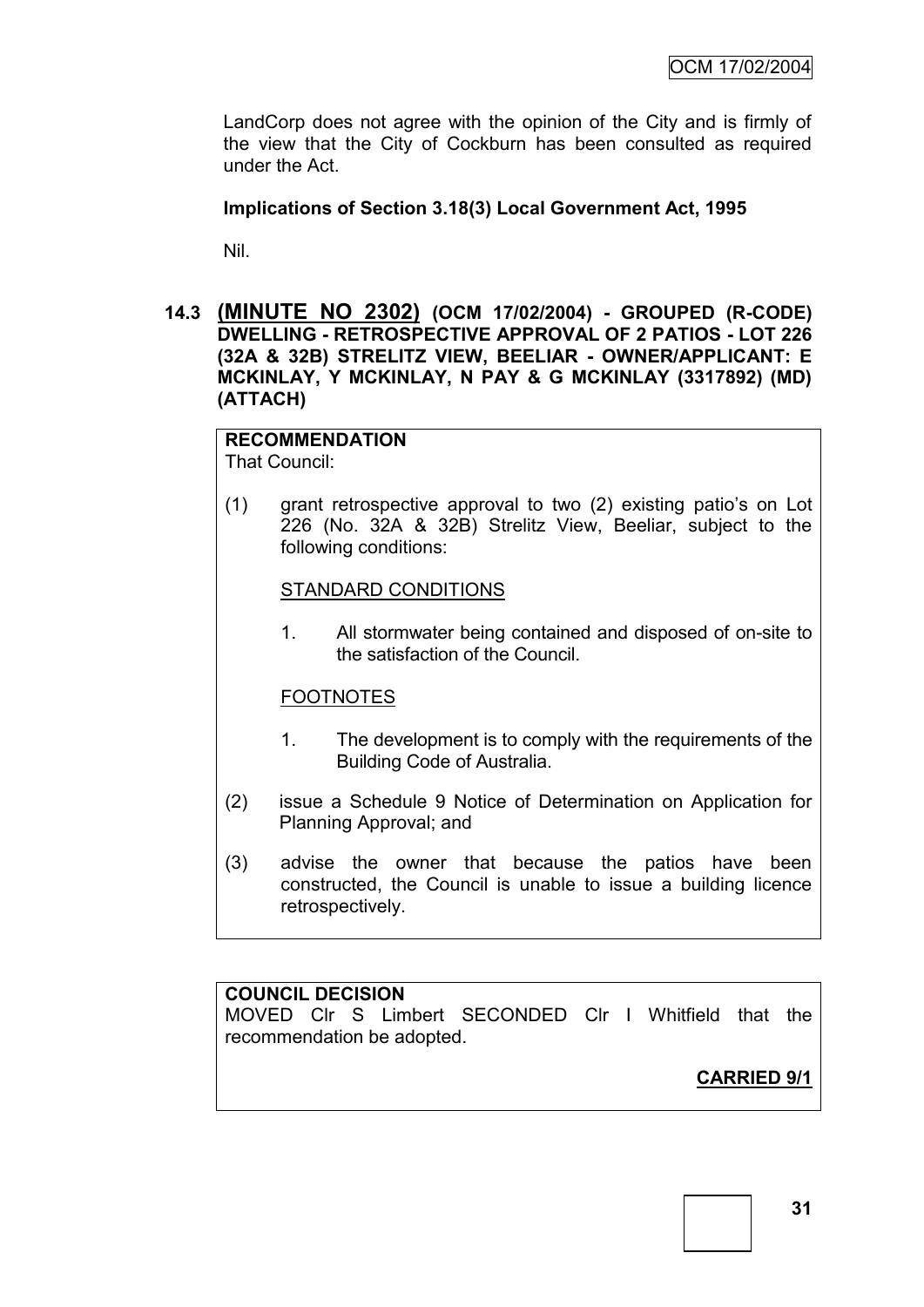LandCorp does not agree with the opinion of the City and is firmly of the view that the City of Cockburn has been consulted as required under the Act.

**Implications of Section 3.18(3) Local Government Act, 1995**

Nil.

### 14.3 (MINUTE NO 2302) (OCM 17/02/2004) - GROUPED (R-CODE) DWELLING - RETROSPECTIVE APPROVAL OF 2 PATIOS - LOT 226 (32A & 32B) STRELITZ VIEW, BEELIAR - OWNER/APPLICANT: E MCKINLAY, Y MCKINLAY, N PAY & G MCKINLAY (3317892) (MD) (ATTACH)

**RECOMMENDATION**
That Council:

(1) grant retrospective approval to two (2) existing patio's on Lot 226 (No. 32A & 32B) Strelitz View, Beeliar, subject to the following conditions:

STANDARD CONDITIONS

1. All stormwater being contained and disposed of on-site to the satisfaction of the Council.

FOOTNOTES

1. The development is to comply with the requirements of the Building Code of Australia.

(2) issue a Schedule 9 Notice of Determination on Application for Planning Approval; and

(3) advise the owner that because the patios have been constructed, the Council is unable to issue a building licence retrospectively.

**COUNCIL DECISION**
MOVED Clr S Limbert SECONDED Clr I Whitfield that the recommendation be adopted.

**CARRIED 9/1**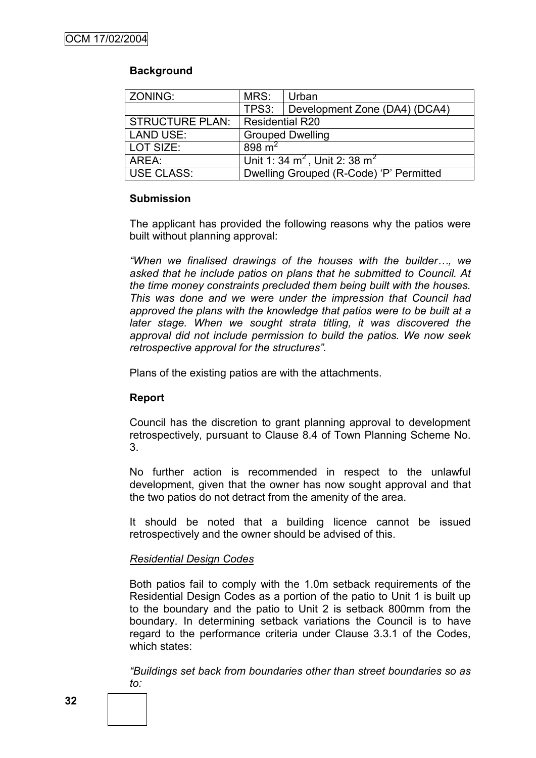### Background

| ZONING: | MRS: | Urban |
| --- | --- | --- |
| | TPS3: | Development Zone (DA4) (DCA4) |
| STRUCTURE PLAN: | Residential R20 | |
| LAND USE: | Grouped Dwelling | |
| LOT SIZE: | 898 $m^2$ | |
| AREA: | Unit 1: 34 $m^2$, Unit 2: 38 $m^2$ | |
| USE CLASS: | Dwelling Grouped (R-Code) 'P' Permitted | |

### Submission

The applicant has provided the following reasons why the patios were built without planning approval:

*"When we finalised drawings of the houses with the builder…, we asked that he include patios on plans that he submitted to Council. At the time money constraints precluded them being built with the houses. This was done and we were under the impression that Council had approved the plans with the knowledge that patios were to be built at a later stage. When we sought strata titling, it was discovered the approval did not include permission to build the patios. We now seek retrospective approval for the structures".*

Plans of the existing patios are with the attachments.

### Report

Council has the discretion to grant planning approval to development retrospectively, pursuant to Clause 8.4 of Town Planning Scheme No. 3.

No further action is recommended in respect to the unlawful development, given that the owner has now sought approval and that the two patios do not detract from the amenity of the area.

It should be noted that a building licence cannot be issued retrospectively and the owner should be advised of this.

*Residential Design Codes*

Both patios fail to comply with the 1.0m setback requirements of the Residential Design Codes as a portion of the patio to Unit 1 is built up to the boundary and the patio to Unit 2 is setback 800mm from the boundary. In determining setback variations the Council is to have regard to the performance criteria under Clause 3.3.1 of the Codes, which states:

*"Buildings set back from boundaries other than street boundaries so as to:*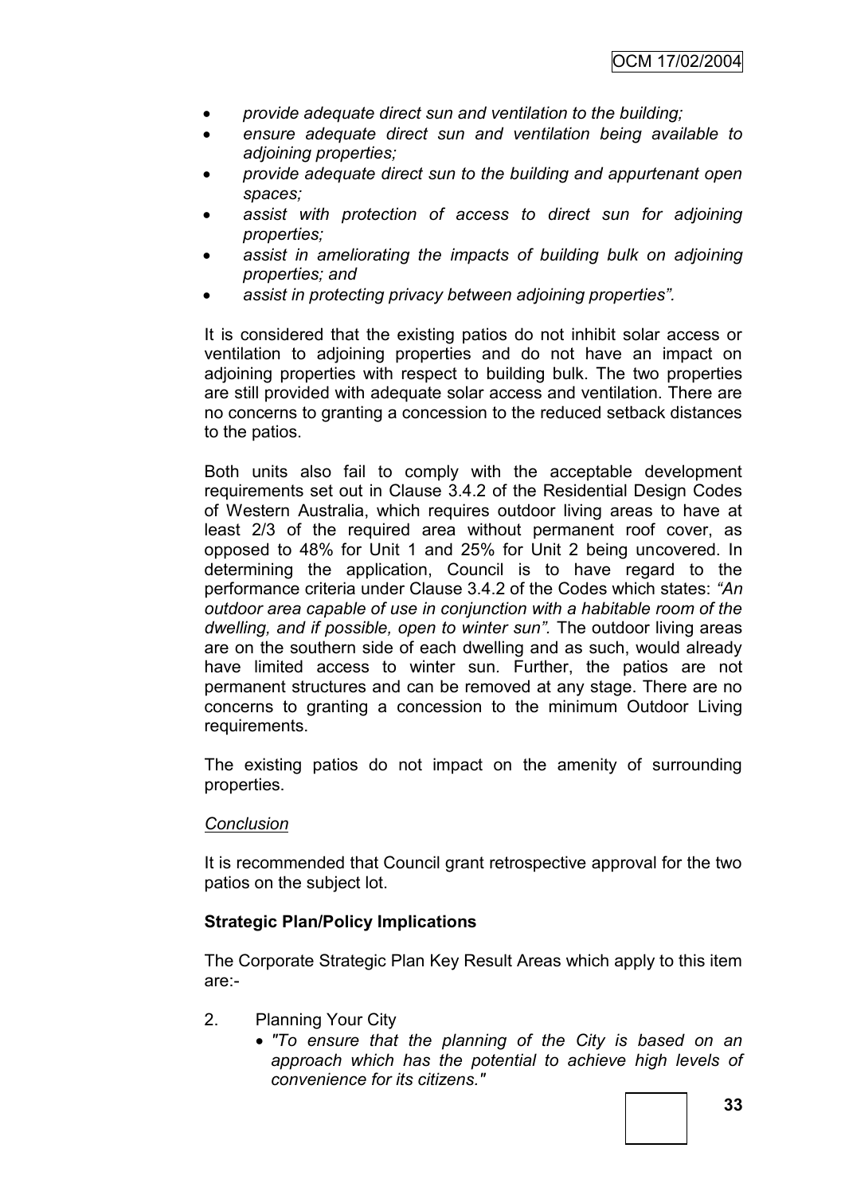- *provide adequate direct sun and ventilation to the building;*
- *ensure adequate direct sun and ventilation being available to adjoining properties;*
- *provide adequate direct sun to the building and appurtenant open spaces;*
- *assist with protection of access to direct sun for adjoining properties;*
- *assist in ameliorating the impacts of building bulk on adjoining properties; and*
- *assist in protecting privacy between adjoining properties".*

It is considered that the existing patios do not inhibit solar access or ventilation to adjoining properties and do not have an impact on adjoining properties with respect to building bulk. The two properties are still provided with adequate solar access and ventilation. There are no concerns to granting a concession to the reduced setback distances to the patios.

Both units also fail to comply with the acceptable development requirements set out in Clause 3.4.2 of the Residential Design Codes of Western Australia, which requires outdoor living areas to have at least 2/3 of the required area without permanent roof cover, as opposed to 48% for Unit 1 and 25% for Unit 2 being uncovered. In determining the application, Council is to have regard to the performance criteria under Clause 3.4.2 of the Codes which states: *"An outdoor area capable of use in conjunction with a habitable room of the dwelling, and if possible, open to winter sun".* The outdoor living areas are on the southern side of each dwelling and as such, would already have limited access to winter sun. Further, the patios are not permanent structures and can be removed at any stage. There are no concerns to granting a concession to the minimum Outdoor Living requirements.

The existing patios do not impact on the amenity of surrounding properties.

*Conclusion*

It is recommended that Council grant retrospective approval for the two patios on the subject lot.

**Strategic Plan/Policy Implications**

The Corporate Strategic Plan Key Result Areas which apply to this item are:-

2. Planning Your City
   - *"To ensure that the planning of the City is based on an approach which has the potential to achieve high levels of convenience for its citizens."*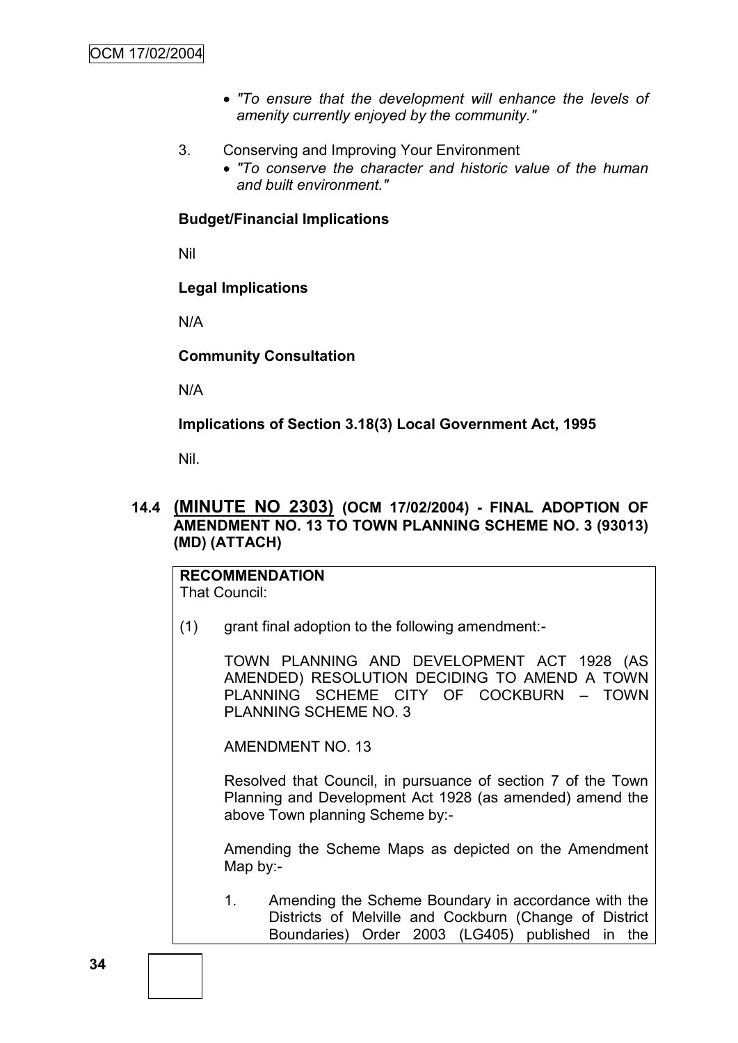- *"To ensure that the development will enhance the levels of amenity currently enjoyed by the community."*

3. Conserving and Improving Your Environment
   - *"To conserve the character and historic value of the human and built environment."*

**Budget/Financial Implications**

Nil

**Legal Implications**

N/A

**Community Consultation**

N/A

**Implications of Section 3.18(3) Local Government Act, 1995**

Nil.

## 14.4 (MINUTE NO 2303) (OCM 17/02/2004) - FINAL ADOPTION OF AMENDMENT NO. 13 TO TOWN PLANNING SCHEME NO. 3 (93013) (MD) (ATTACH)

**RECOMMENDATION**
That Council:

(1) grant final adoption to the following amendment:-

TOWN PLANNING AND DEVELOPMENT ACT 1928 (AS AMENDED) RESOLUTION DECIDING TO AMEND A TOWN PLANNING SCHEME CITY OF COCKBURN – TOWN PLANNING SCHEME NO. 3

AMENDMENT NO. 13

Resolved that Council, in pursuance of section 7 of the Town Planning and Development Act 1928 (as amended) amend the above Town planning Scheme by:-

Amending the Scheme Maps as depicted on the Amendment Map by:-

1. Amending the Scheme Boundary in accordance with the Districts of Melville and Cockburn (Change of District Boundaries) Order 2003 (LG405) published in the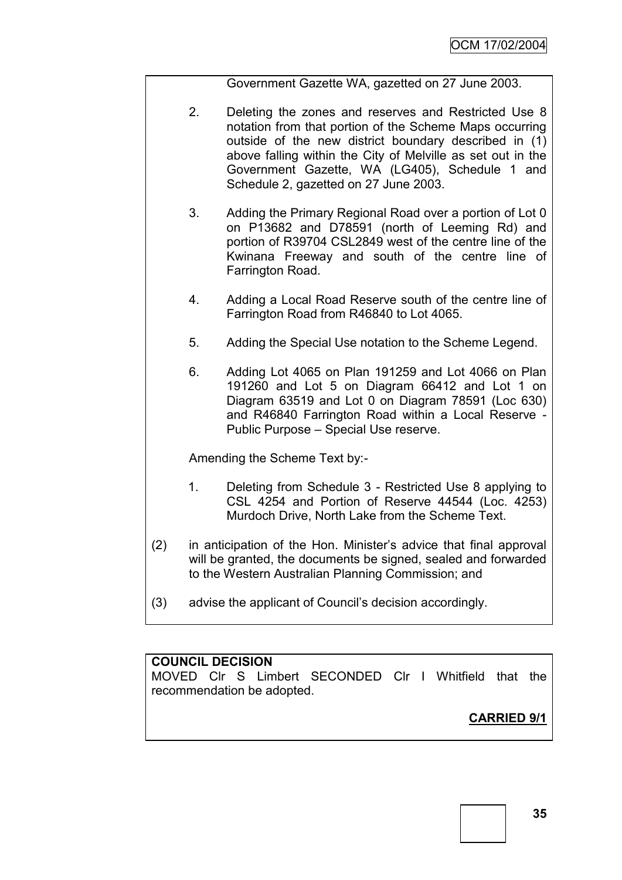Government Gazette WA, gazetted on 27 June 2003.

2. Deleting the zones and reserves and Restricted Use 8 notation from that portion of the Scheme Maps occurring outside of the new district boundary described in (1) above falling within the City of Melville as set out in the Government Gazette, WA (LG405), Schedule 1 and Schedule 2, gazetted on 27 June 2003.

3. Adding the Primary Regional Road over a portion of Lot 0 on P13682 and D78591 (north of Leeming Rd) and portion of R39704 CSL2849 west of the centre line of the Kwinana Freeway and south of the centre line of Farrington Road.

4. Adding a Local Road Reserve south of the centre line of Farrington Road from R46840 to Lot 4065.

5. Adding the Special Use notation to the Scheme Legend.

6. Adding Lot 4065 on Plan 191259 and Lot 4066 on Plan 191260 and Lot 5 on Diagram 66412 and Lot 1 on Diagram 63519 and Lot 0 on Diagram 78591 (Loc 630) and R46840 Farrington Road within a Local Reserve - Public Purpose – Special Use reserve.

Amending the Scheme Text by:-

1. Deleting from Schedule 3 - Restricted Use 8 applying to CSL 4254 and Portion of Reserve 44544 (Loc. 4253) Murdoch Drive, North Lake from the Scheme Text.

(2) in anticipation of the Hon. Minister's advice that final approval will be granted, the documents be signed, sealed and forwarded to the Western Australian Planning Commission; and

(3) advise the applicant of Council's decision accordingly.

**COUNCIL DECISION**

MOVED Clr S Limbert SECONDED Clr I Whitfield that the recommendation be adopted.

**CARRIED 9/1**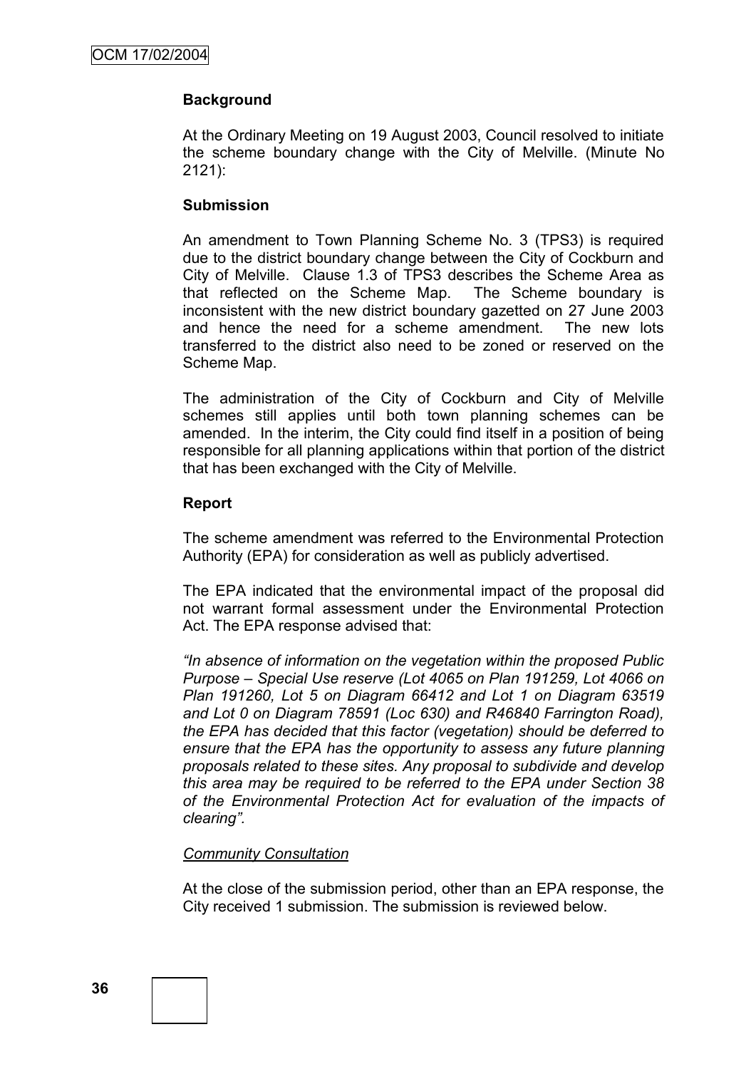**Background**

At the Ordinary Meeting on 19 August 2003, Council resolved to initiate the scheme boundary change with the City of Melville. (Minute No 2121):

**Submission**

An amendment to Town Planning Scheme No. 3 (TPS3) is required due to the district boundary change between the City of Cockburn and City of Melville. Clause 1.3 of TPS3 describes the Scheme Area as that reflected on the Scheme Map. The Scheme boundary is inconsistent with the new district boundary gazetted on 27 June 2003 and hence the need for a scheme amendment. The new lots transferred to the district also need to be zoned or reserved on the Scheme Map.

The administration of the City of Cockburn and City of Melville schemes still applies until both town planning schemes can be amended. In the interim, the City could find itself in a position of being responsible for all planning applications within that portion of the district that has been exchanged with the City of Melville.

**Report**

The scheme amendment was referred to the Environmental Protection Authority (EPA) for consideration as well as publicly advertised.

The EPA indicated that the environmental impact of the proposal did not warrant formal assessment under the Environmental Protection Act. The EPA response advised that:

*"In absence of information on the vegetation within the proposed Public Purpose – Special Use reserve (Lot 4065 on Plan 191259, Lot 4066 on Plan 191260, Lot 5 on Diagram 66412 and Lot 1 on Diagram 63519 and Lot 0 on Diagram 78591 (Loc 630) and R46840 Farrington Road), the EPA has decided that this factor (vegetation) should be deferred to ensure that the EPA has the opportunity to assess any future planning proposals related to these sites. Any proposal to subdivide and develop this area may be required to be referred to the EPA under Section 38 of the Environmental Protection Act for evaluation of the impacts of clearing".*

*Community Consultation*

At the close of the submission period, other than an EPA response, the City received 1 submission. The submission is reviewed below.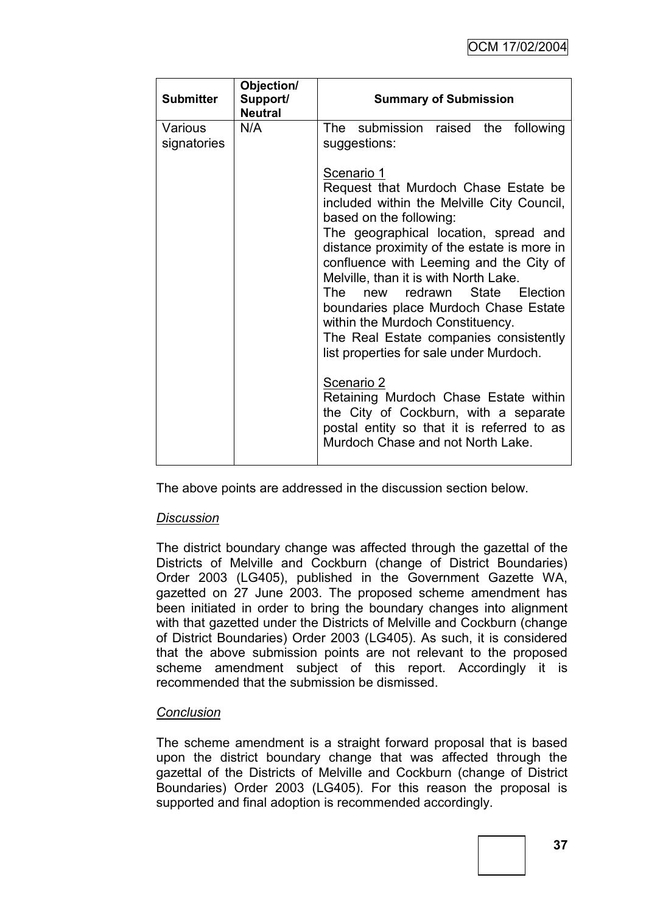| Submitter | Objection/ Support/ Neutral | Summary of Submission |
|---|---|---|
| Various signatories | N/A | The submission raised the following suggestions:<br><br><u>Scenario 1</u><br>Request that Murdoch Chase Estate be included within the Melville City Council, based on the following:<br>The geographical location, spread and distance proximity of the estate is more in confluence with Leeming and the City of Melville, than it is with North Lake.<br>The new redrawn State Election boundaries place Murdoch Chase Estate within the Murdoch Constituency.<br>The Real Estate companies consistently list properties for sale under Murdoch.<br><br><u>Scenario 2</u><br>Retaining Murdoch Chase Estate within the City of Cockburn, with a separate postal entity so that it is referred to as Murdoch Chase and not North Lake. |

The above points are addressed in the discussion section below.

*Discussion*

The district boundary change was affected through the gazettal of the Districts of Melville and Cockburn (change of District Boundaries) Order 2003 (LG405), published in the Government Gazette WA, gazetted on 27 June 2003. The proposed scheme amendment has been initiated in order to bring the boundary changes into alignment with that gazetted under the Districts of Melville and Cockburn (change of District Boundaries) Order 2003 (LG405). As such, it is considered that the above submission points are not relevant to the proposed scheme amendment subject of this report. Accordingly it is recommended that the submission be dismissed.

*Conclusion*

The scheme amendment is a straight forward proposal that is based upon the district boundary change that was affected through the gazettal of the Districts of Melville and Cockburn (change of District Boundaries) Order 2003 (LG405). For this reason the proposal is supported and final adoption is recommended accordingly.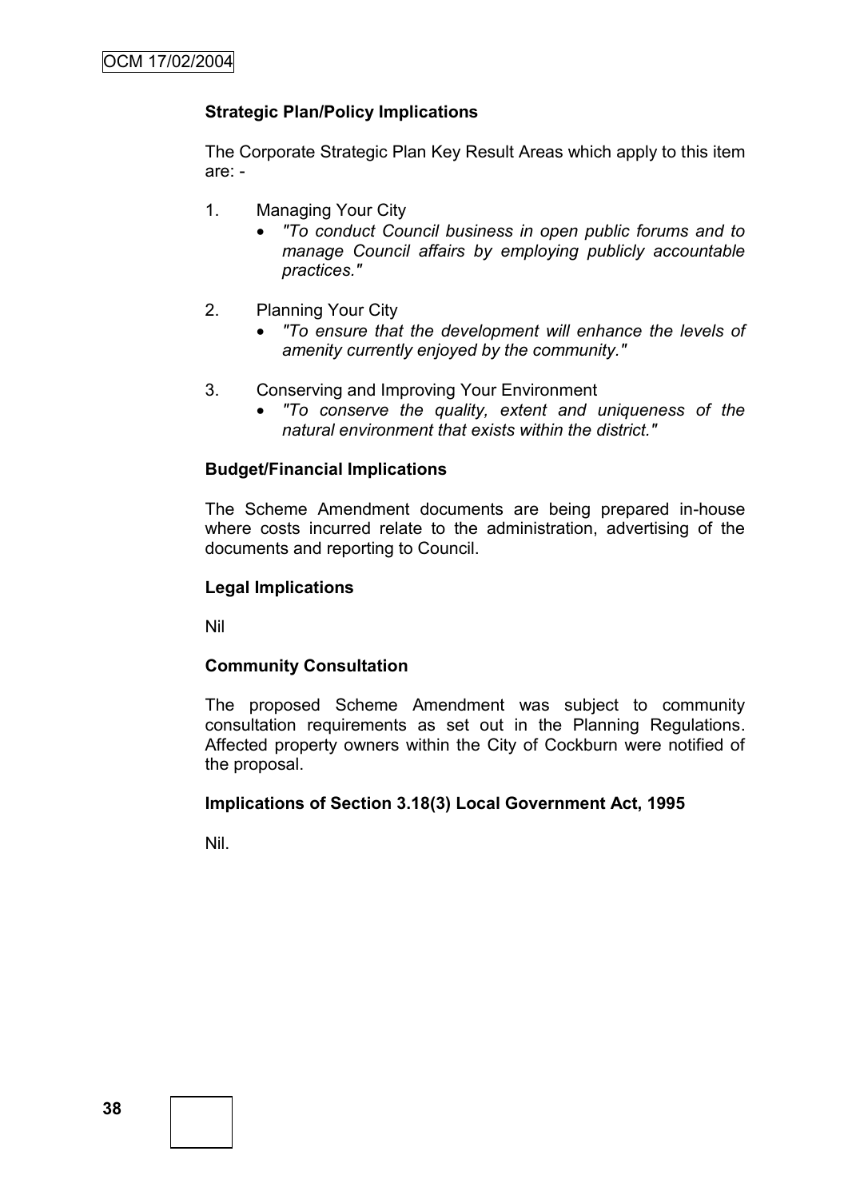**Strategic Plan/Policy Implications**

The Corporate Strategic Plan Key Result Areas which apply to this item are: -

1. Managing Your City
   - *"To conduct Council business in open public forums and to manage Council affairs by employing publicly accountable practices."*

2. Planning Your City
   - *"To ensure that the development will enhance the levels of amenity currently enjoyed by the community."*

3. Conserving and Improving Your Environment
   - *"To conserve the quality, extent and uniqueness of the natural environment that exists within the district."*

**Budget/Financial Implications**

The Scheme Amendment documents are being prepared in-house where costs incurred relate to the administration, advertising of the documents and reporting to Council.

**Legal Implications**

Nil

**Community Consultation**

The proposed Scheme Amendment was subject to community consultation requirements as set out in the Planning Regulations. Affected property owners within the City of Cockburn were notified of the proposal.

**Implications of Section 3.18(3) Local Government Act, 1995**

Nil.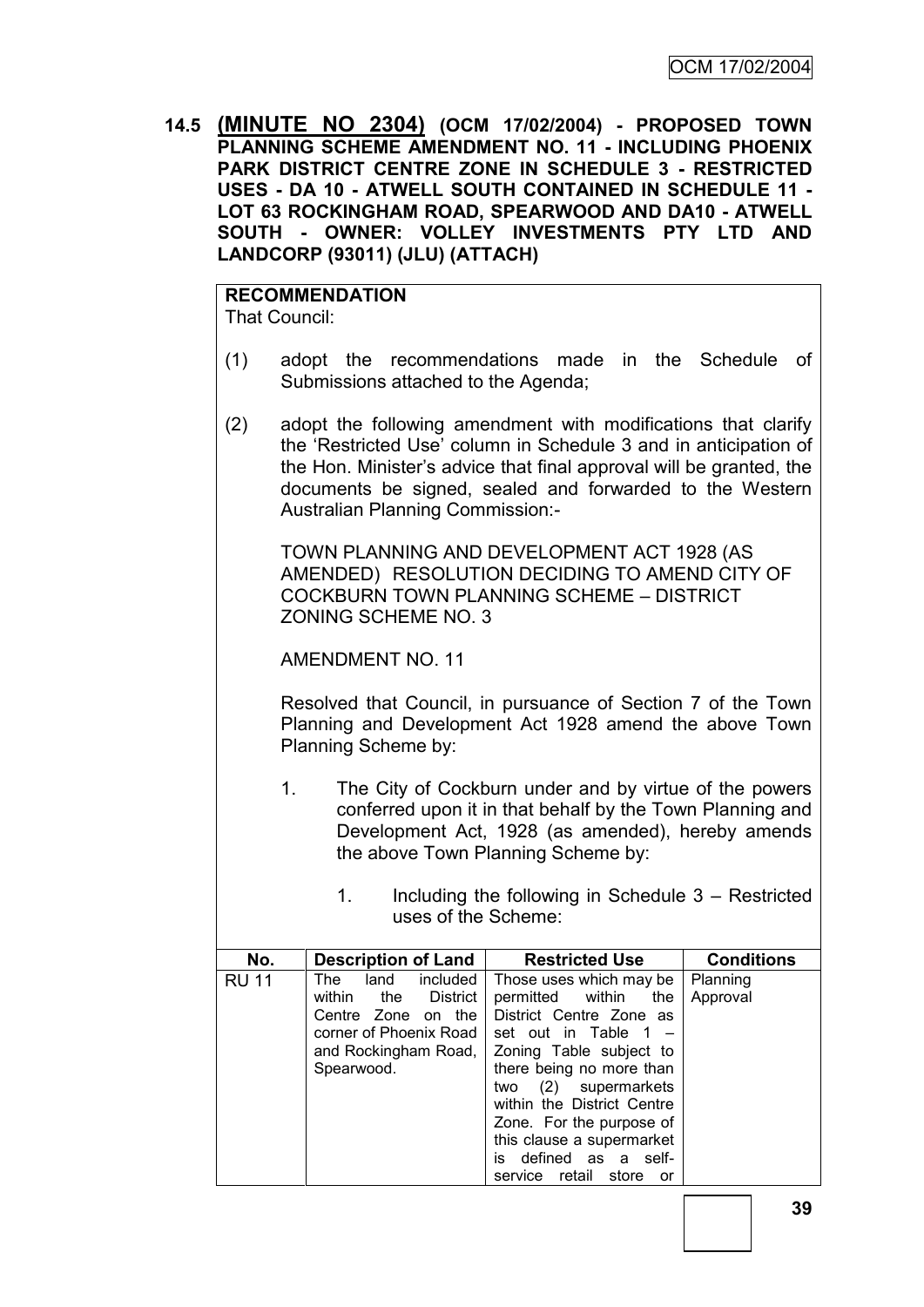**14.5 (MINUTE NO 2304) (OCM 17/02/2004) - PROPOSED TOWN PLANNING SCHEME AMENDMENT NO. 11 - INCLUDING PHOENIX PARK DISTRICT CENTRE ZONE IN SCHEDULE 3 - RESTRICTED USES - DA 10 - ATWELL SOUTH CONTAINED IN SCHEDULE 11 - LOT 63 ROCKINGHAM ROAD, SPEARWOOD AND DA10 - ATWELL SOUTH - OWNER: VOLLEY INVESTMENTS PTY LTD AND LANDCORP (93011) (JLU) (ATTACH)**

**RECOMMENDATION**
That Council:

(1) adopt the recommendations made in the Schedule of Submissions attached to the Agenda;

(2) adopt the following amendment with modifications that clarify the 'Restricted Use' column in Schedule 3 and in anticipation of the Hon. Minister's advice that final approval will be granted, the documents be signed, sealed and forwarded to the Western Australian Planning Commission:-

TOWN PLANNING AND DEVELOPMENT ACT 1928 (AS AMENDED) RESOLUTION DECIDING TO AMEND CITY OF COCKBURN TOWN PLANNING SCHEME – DISTRICT ZONING SCHEME NO. 3

AMENDMENT NO. 11

Resolved that Council, in pursuance of Section 7 of the Town Planning and Development Act 1928 amend the above Town Planning Scheme by:

1. The City of Cockburn under and by virtue of the powers conferred upon it in that behalf by the Town Planning and Development Act, 1928 (as amended), hereby amends the above Town Planning Scheme by:

   1. Including the following in Schedule 3 – Restricted uses of the Scheme:

| No. | Description of Land | Restricted Use | Conditions |
|---|---|---|---|
| RU 11 | The land included within the District Centre Zone on the corner of Phoenix Road and Rockingham Road, Spearwood. | Those uses which may be permitted within the District Centre Zone as set out in Table 1 – Zoning Table subject to there being no more than two (2) supermarkets within the District Centre Zone. For the purpose of this clause a supermarket is defined as a self-service retail store or | Planning Approval |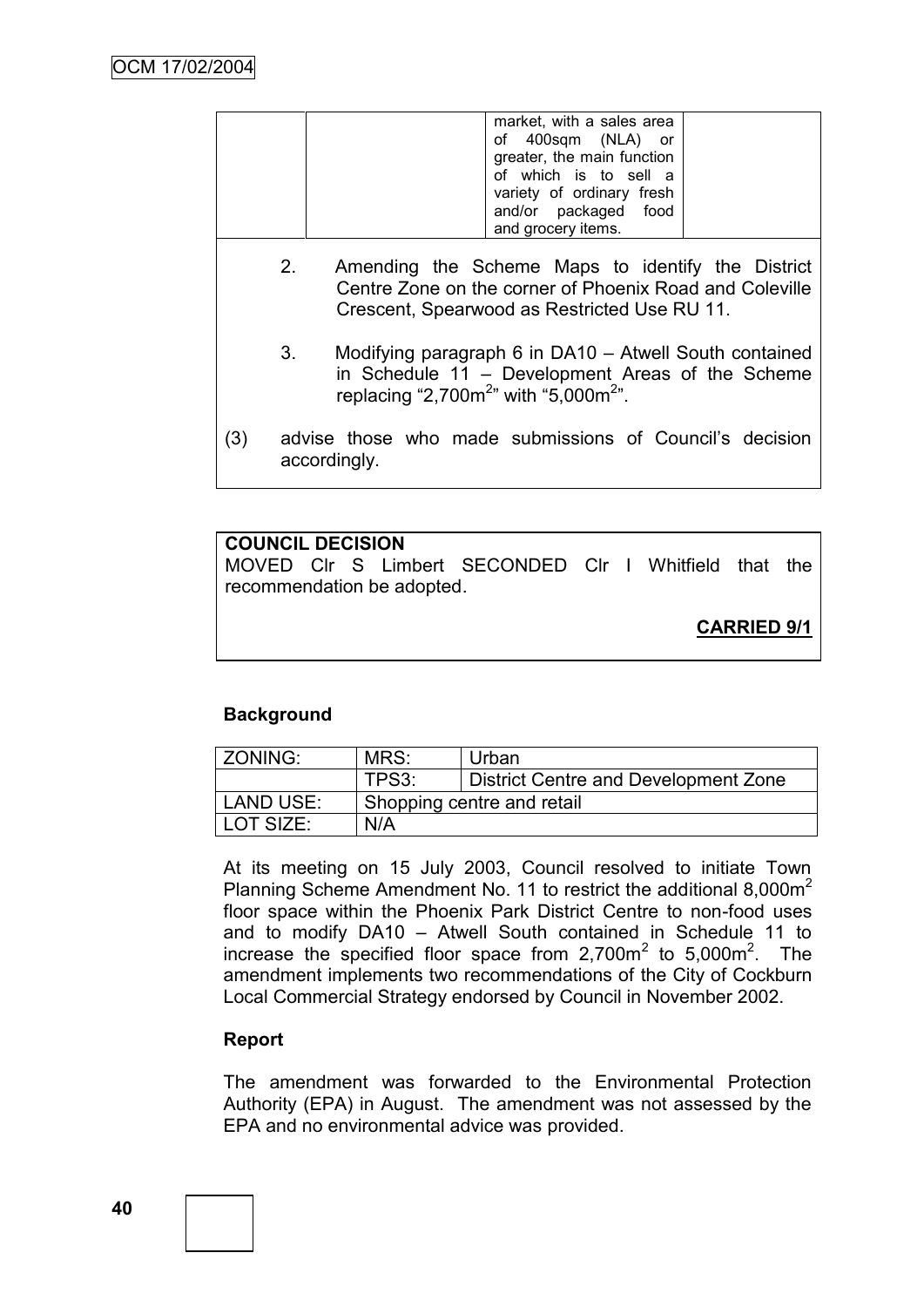| | | market, with a sales area of 400sqm (NLA) or greater, the main function of which is to sell a variety of ordinary fresh and/or packaged food and grocery items. | |
|---|---|---|---|

2. Amending the Scheme Maps to identify the District Centre Zone on the corner of Phoenix Road and Coleville Crescent, Spearwood as Restricted Use RU 11.

3. Modifying paragraph 6 in DA10 – Atwell South contained in Schedule 11 – Development Areas of the Scheme replacing "2,700m$^2$" with "5,000m$^2$".

(3) advise those who made submissions of Council's decision accordingly.

**COUNCIL DECISION**

MOVED Clr S Limbert SECONDED Clr I Whitfield that the recommendation be adopted.

**CARRIED 9/1**

**Background**

| ZONING: | MRS: | Urban |
|---|---|---|
| | TPS3: | District Centre and Development Zone |
| LAND USE: | Shopping centre and retail | |
| LOT SIZE: | N/A | |

At its meeting on 15 July 2003, Council resolved to initiate Town Planning Scheme Amendment No. 11 to restrict the additional 8,000m$^2$ floor space within the Phoenix Park District Centre to non-food uses and to modify DA10 – Atwell South contained in Schedule 11 to increase the specified floor space from 2,700m$^2$ to 5,000m$^2$. The amendment implements two recommendations of the City of Cockburn Local Commercial Strategy endorsed by Council in November 2002.

**Report**

The amendment was forwarded to the Environmental Protection Authority (EPA) in August. The amendment was not assessed by the EPA and no environmental advice was provided.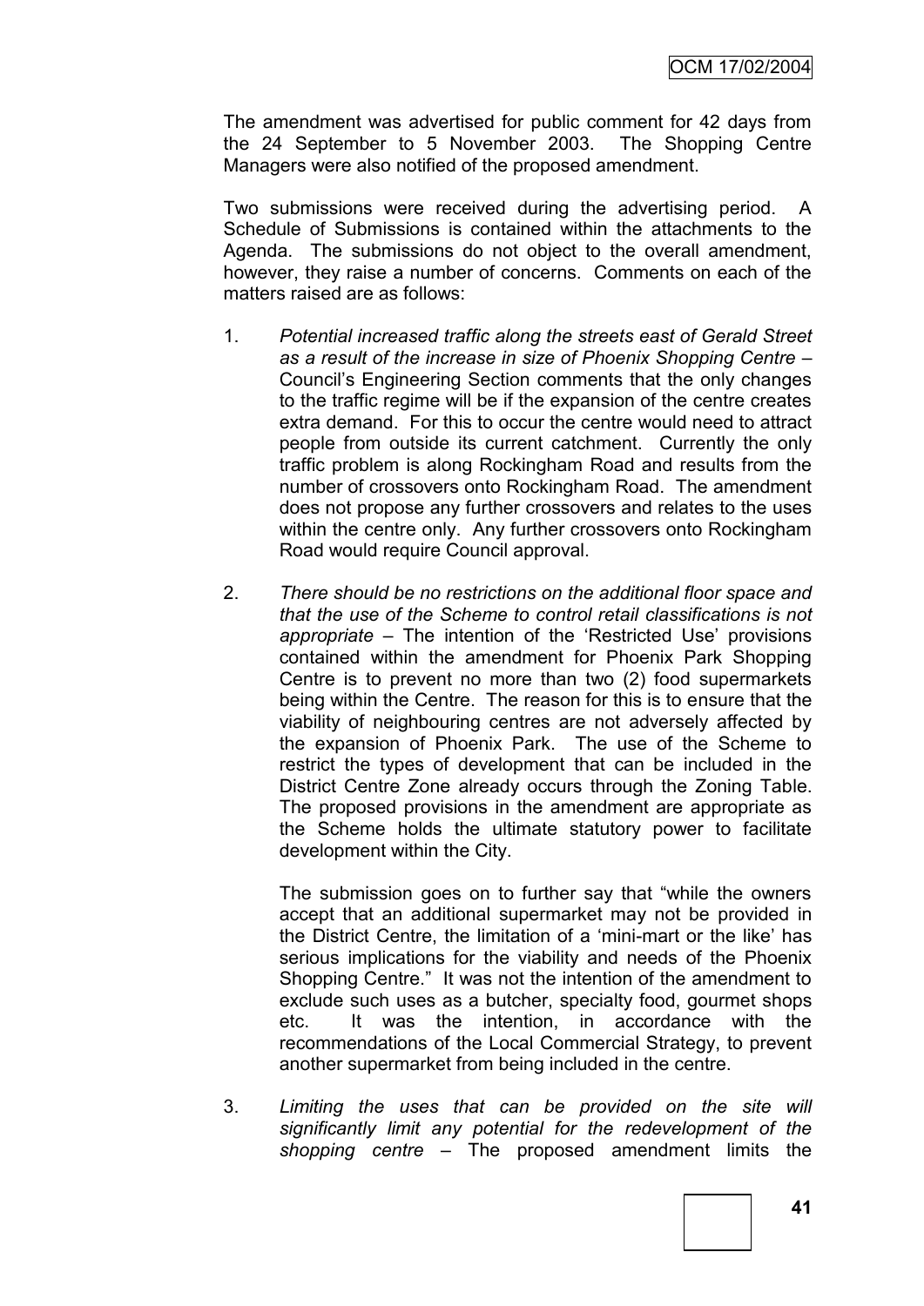The amendment was advertised for public comment for 42 days from the 24 September to 5 November 2003. The Shopping Centre Managers were also notified of the proposed amendment.

Two submissions were received during the advertising period. A Schedule of Submissions is contained within the attachments to the Agenda. The submissions do not object to the overall amendment, however, they raise a number of concerns. Comments on each of the matters raised are as follows:

1. *Potential increased traffic along the streets east of Gerald Street as a result of the increase in size of Phoenix Shopping Centre* – Council's Engineering Section comments that the only changes to the traffic regime will be if the expansion of the centre creates extra demand. For this to occur the centre would need to attract people from outside its current catchment. Currently the only traffic problem is along Rockingham Road and results from the number of crossovers onto Rockingham Road. The amendment does not propose any further crossovers and relates to the uses within the centre only. Any further crossovers onto Rockingham Road would require Council approval.

2. *There should be no restrictions on the additional floor space and that the use of the Scheme to control retail classifications is not appropriate* – The intention of the 'Restricted Use' provisions contained within the amendment for Phoenix Park Shopping Centre is to prevent no more than two (2) food supermarkets being within the Centre. The reason for this is to ensure that the viability of neighbouring centres are not adversely affected by the expansion of Phoenix Park. The use of the Scheme to restrict the types of development that can be included in the District Centre Zone already occurs through the Zoning Table. The proposed provisions in the amendment are appropriate as the Scheme holds the ultimate statutory power to facilitate development within the City.

   The submission goes on to further say that "while the owners accept that an additional supermarket may not be provided in the District Centre, the limitation of a 'mini-mart or the like' has serious implications for the viability and needs of the Phoenix Shopping Centre." It was not the intention of the amendment to exclude such uses as a butcher, specialty food, gourmet shops etc. It was the intention, in accordance with the recommendations of the Local Commercial Strategy, to prevent another supermarket from being included in the centre.

3. *Limiting the uses that can be provided on the site will significantly limit any potential for the redevelopment of the shopping centre* – The proposed amendment limits the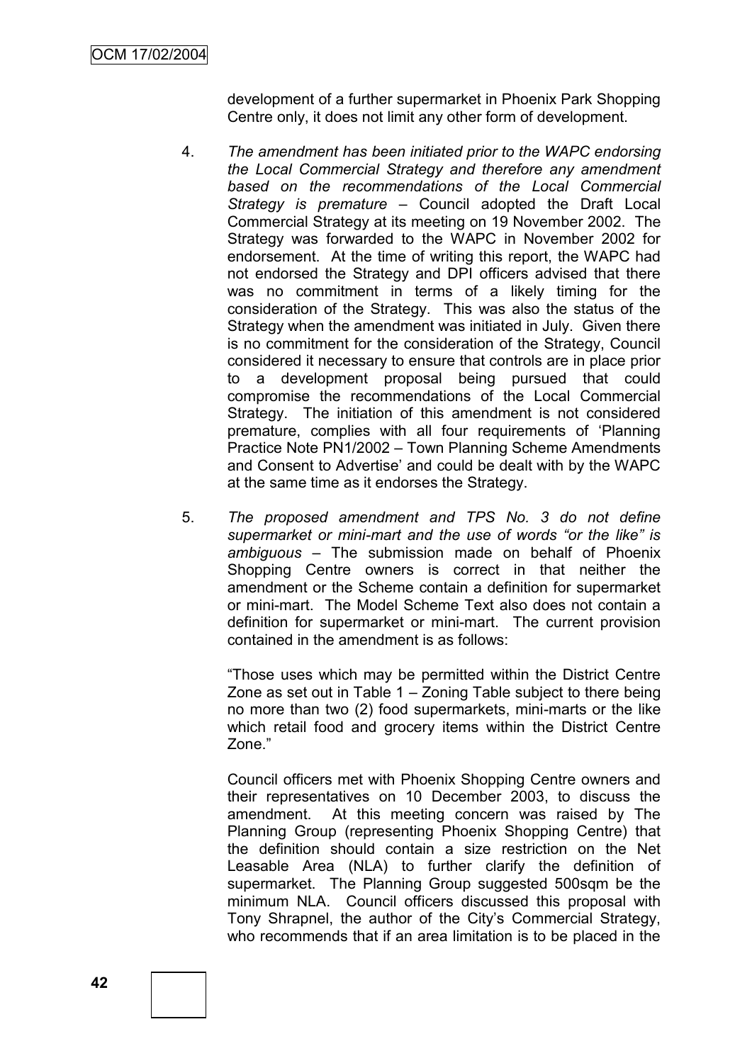development of a further supermarket in Phoenix Park Shopping Centre only, it does not limit any other form of development.

4. *The amendment has been initiated prior to the WAPC endorsing the Local Commercial Strategy and therefore any amendment based on the recommendations of the Local Commercial Strategy is premature* – Council adopted the Draft Local Commercial Strategy at its meeting on 19 November 2002. The Strategy was forwarded to the WAPC in November 2002 for endorsement. At the time of writing this report, the WAPC had not endorsed the Strategy and DPI officers advised that there was no commitment in terms of a likely timing for the consideration of the Strategy. This was also the status of the Strategy when the amendment was initiated in July. Given there is no commitment for the consideration of the Strategy, Council considered it necessary to ensure that controls are in place prior to a development proposal being pursued that could compromise the recommendations of the Local Commercial Strategy. The initiation of this amendment is not considered premature, complies with all four requirements of 'Planning Practice Note PN1/2002 – Town Planning Scheme Amendments and Consent to Advertise' and could be dealt with by the WAPC at the same time as it endorses the Strategy.

5. *The proposed amendment and TPS No. 3 do not define supermarket or mini-mart and the use of words "or the like" is ambiguous* – The submission made on behalf of Phoenix Shopping Centre owners is correct in that neither the amendment or the Scheme contain a definition for supermarket or mini-mart. The Model Scheme Text also does not contain a definition for supermarket or mini-mart. The current provision contained in the amendment is as follows:

   "Those uses which may be permitted within the District Centre Zone as set out in Table 1 – Zoning Table subject to there being no more than two (2) food supermarkets, mini-marts or the like which retail food and grocery items within the District Centre Zone."

   Council officers met with Phoenix Shopping Centre owners and their representatives on 10 December 2003, to discuss the amendment. At this meeting concern was raised by The Planning Group (representing Phoenix Shopping Centre) that the definition should contain a size restriction on the Net Leasable Area (NLA) to further clarify the definition of supermarket. The Planning Group suggested 500sqm be the minimum NLA. Council officers discussed this proposal with Tony Shrapnel, the author of the City's Commercial Strategy, who recommends that if an area limitation is to be placed in the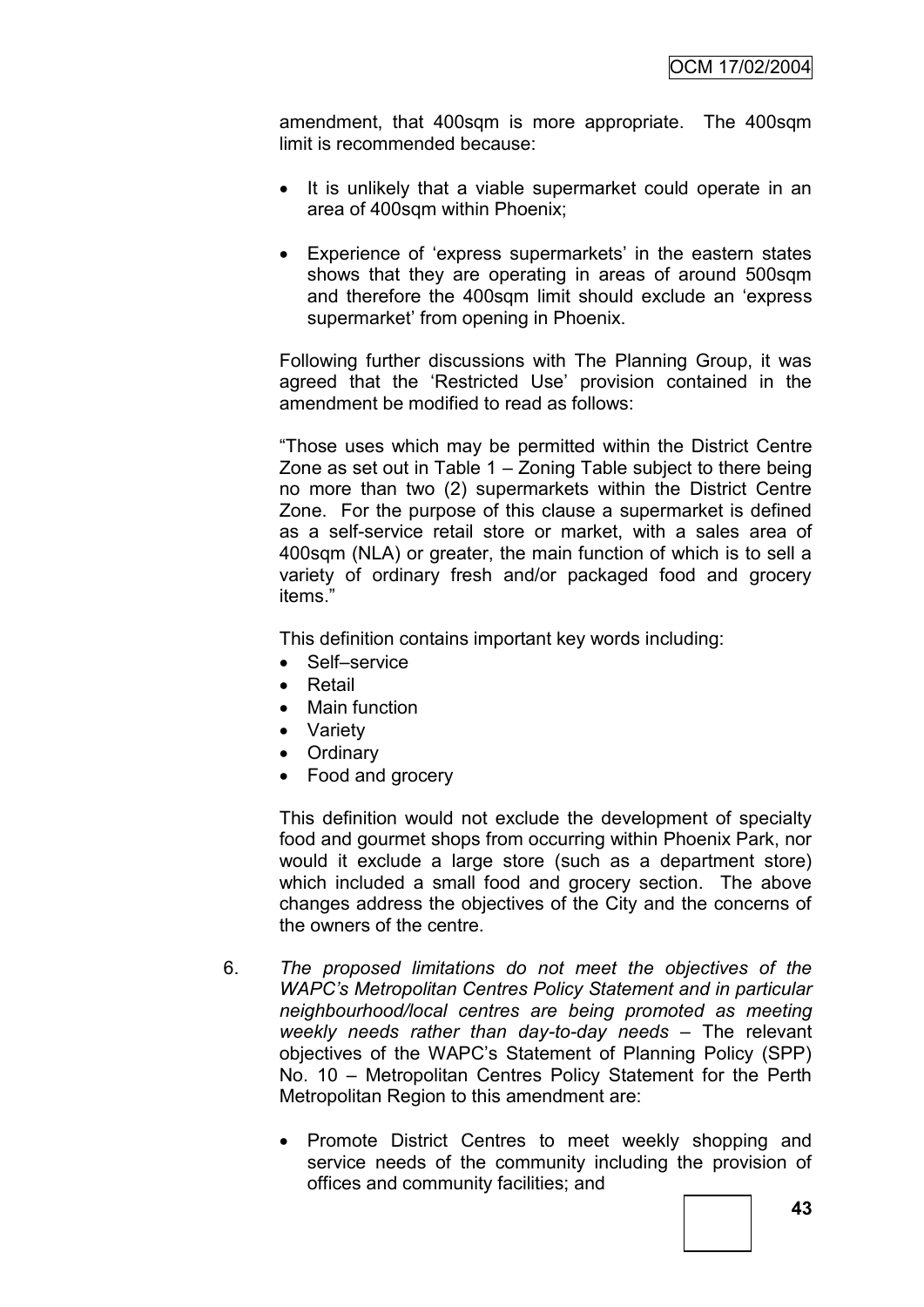amendment, that 400sqm is more appropriate. The 400sqm limit is recommended because:

- It is unlikely that a viable supermarket could operate in an area of 400sqm within Phoenix;
- Experience of 'express supermarkets' in the eastern states shows that they are operating in areas of around 500sqm and therefore the 400sqm limit should exclude an 'express supermarket' from opening in Phoenix.

Following further discussions with The Planning Group, it was agreed that the 'Restricted Use' provision contained in the amendment be modified to read as follows:

"Those uses which may be permitted within the District Centre Zone as set out in Table 1 – Zoning Table subject to there being no more than two (2) supermarkets within the District Centre Zone. For the purpose of this clause a supermarket is defined as a self-service retail store or market, with a sales area of 400sqm (NLA) or greater, the main function of which is to sell a variety of ordinary fresh and/or packaged food and grocery items."

This definition contains important key words including:

- Self–service
- Retail
- Main function
- Variety
- Ordinary
- Food and grocery

This definition would not exclude the development of specialty food and gourmet shops from occurring within Phoenix Park, nor would it exclude a large store (such as a department store) which included a small food and grocery section. The above changes address the objectives of the City and the concerns of the owners of the centre.

6. *The proposed limitations do not meet the objectives of the WAPC's Metropolitan Centres Policy Statement and in particular neighbourhood/local centres are being promoted as meeting weekly needs rather than day-to-day needs* – The relevant objectives of the WAPC's Statement of Planning Policy (SPP) No. 10 – Metropolitan Centres Policy Statement for the Perth Metropolitan Region to this amendment are:

   - Promote District Centres to meet weekly shopping and service needs of the community including the provision of offices and community facilities; and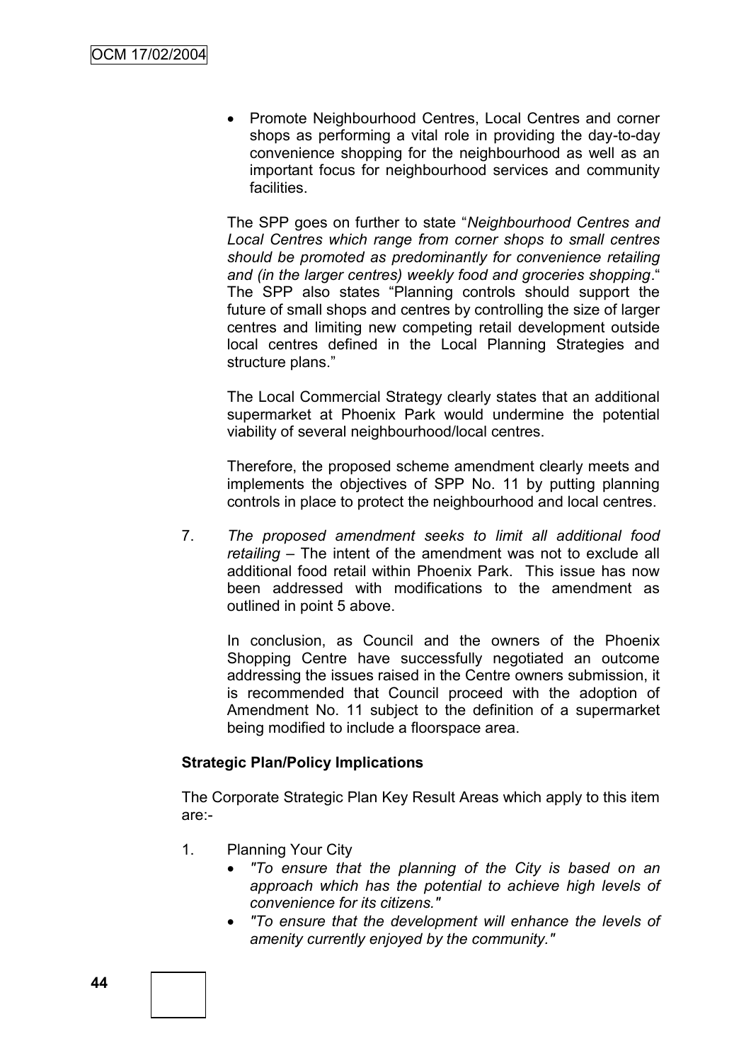- Promote Neighbourhood Centres, Local Centres and corner shops as performing a vital role in providing the day-to-day convenience shopping for the neighbourhood as well as an important focus for neighbourhood services and community facilities.

The SPP goes on further to state "*Neighbourhood Centres and Local Centres which range from corner shops to small centres should be promoted as predominantly for convenience retailing and (in the larger centres) weekly food and groceries shopping*." The SPP also states "Planning controls should support the future of small shops and centres by controlling the size of larger centres and limiting new competing retail development outside local centres defined in the Local Planning Strategies and structure plans."

The Local Commercial Strategy clearly states that an additional supermarket at Phoenix Park would undermine the potential viability of several neighbourhood/local centres.

Therefore, the proposed scheme amendment clearly meets and implements the objectives of SPP No. 11 by putting planning controls in place to protect the neighbourhood and local centres.

7. *The proposed amendment seeks to limit all additional food retailing* – The intent of the amendment was not to exclude all additional food retail within Phoenix Park. This issue has now been addressed with modifications to the amendment as outlined in point 5 above.

   In conclusion, as Council and the owners of the Phoenix Shopping Centre have successfully negotiated an outcome addressing the issues raised in the Centre owners submission, it is recommended that Council proceed with the adoption of Amendment No. 11 subject to the definition of a supermarket being modified to include a floorspace area.

**Strategic Plan/Policy Implications**

The Corporate Strategic Plan Key Result Areas which apply to this item are:-

1. Planning Your City
   - *"To ensure that the planning of the City is based on an approach which has the potential to achieve high levels of convenience for its citizens."*
   - *"To ensure that the development will enhance the levels of amenity currently enjoyed by the community."*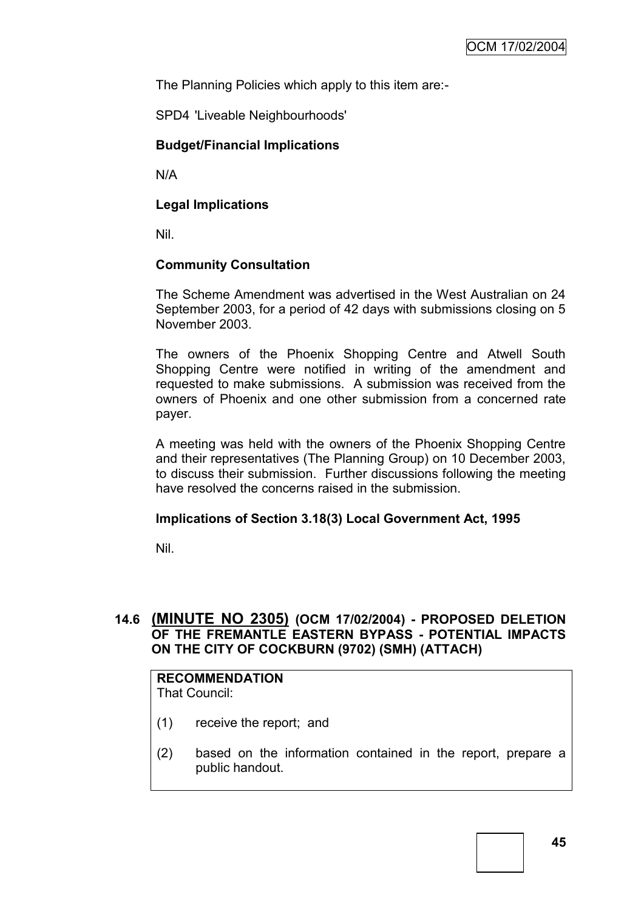The Planning Policies which apply to this item are:-

SPD4 'Liveable Neighbourhoods'

**Budget/Financial Implications**

N/A

**Legal Implications**

Nil.

**Community Consultation**

The Scheme Amendment was advertised in the West Australian on 24 September 2003, for a period of 42 days with submissions closing on 5 November 2003.

The owners of the Phoenix Shopping Centre and Atwell South Shopping Centre were notified in writing of the amendment and requested to make submissions. A submission was received from the owners of Phoenix and one other submission from a concerned rate payer.

A meeting was held with the owners of the Phoenix Shopping Centre and their representatives (The Planning Group) on 10 December 2003, to discuss their submission. Further discussions following the meeting have resolved the concerns raised in the submission.

**Implications of Section 3.18(3) Local Government Act, 1995**

Nil.

## 14.6 (MINUTE NO 2305) (OCM 17/02/2004) - PROPOSED DELETION OF THE FREMANTLE EASTERN BYPASS - POTENTIAL IMPACTS ON THE CITY OF COCKBURN (9702) (SMH) (ATTACH)

**RECOMMENDATION**
That Council:

(1) receive the report; and

(2) based on the information contained in the report, prepare a public handout.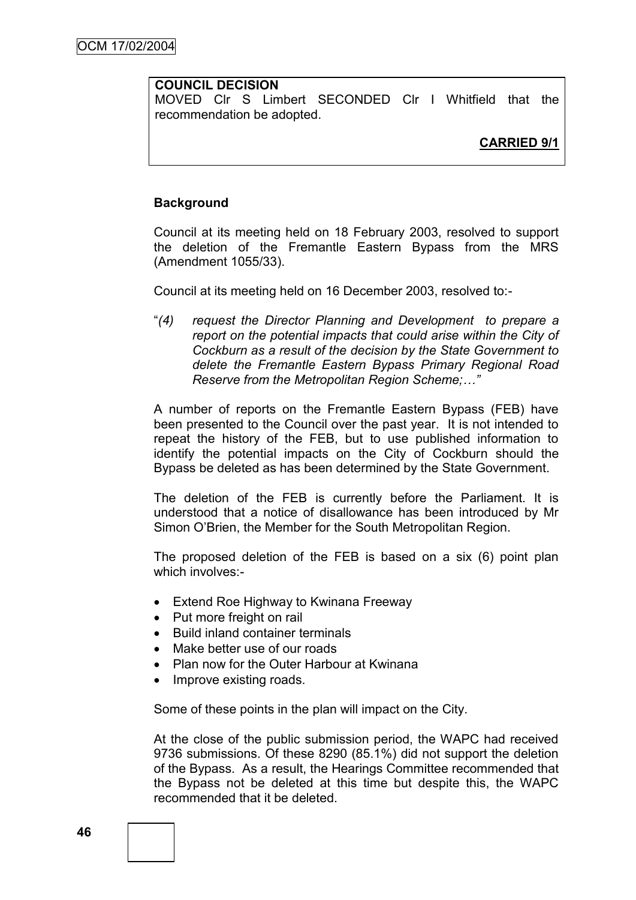**COUNCIL DECISION**
MOVED Clr S Limbert SECONDED Clr I Whitfield that the recommendation be adopted.

**CARRIED 9/1**

**Background**

Council at its meeting held on 18 February 2003, resolved to support the deletion of the Fremantle Eastern Bypass from the MRS (Amendment 1055/33).

Council at its meeting held on 16 December 2003, resolved to:-

"*(4) request the Director Planning and Development to prepare a report on the potential impacts that could arise within the City of Cockburn as a result of the decision by the State Government to delete the Fremantle Eastern Bypass Primary Regional Road Reserve from the Metropolitan Region Scheme;…"*

A number of reports on the Fremantle Eastern Bypass (FEB) have been presented to the Council over the past year. It is not intended to repeat the history of the FEB, but to use published information to identify the potential impacts on the City of Cockburn should the Bypass be deleted as has been determined by the State Government.

The deletion of the FEB is currently before the Parliament. It is understood that a notice of disallowance has been introduced by Mr Simon O'Brien, the Member for the South Metropolitan Region.

The proposed deletion of the FEB is based on a six (6) point plan which involves:-

- Extend Roe Highway to Kwinana Freeway
- Put more freight on rail
- Build inland container terminals
- Make better use of our roads
- Plan now for the Outer Harbour at Kwinana
- Improve existing roads.

Some of these points in the plan will impact on the City.

At the close of the public submission period, the WAPC had received 9736 submissions. Of these 8290 (85.1%) did not support the deletion of the Bypass. As a result, the Hearings Committee recommended that the Bypass not be deleted at this time but despite this, the WAPC recommended that it be deleted.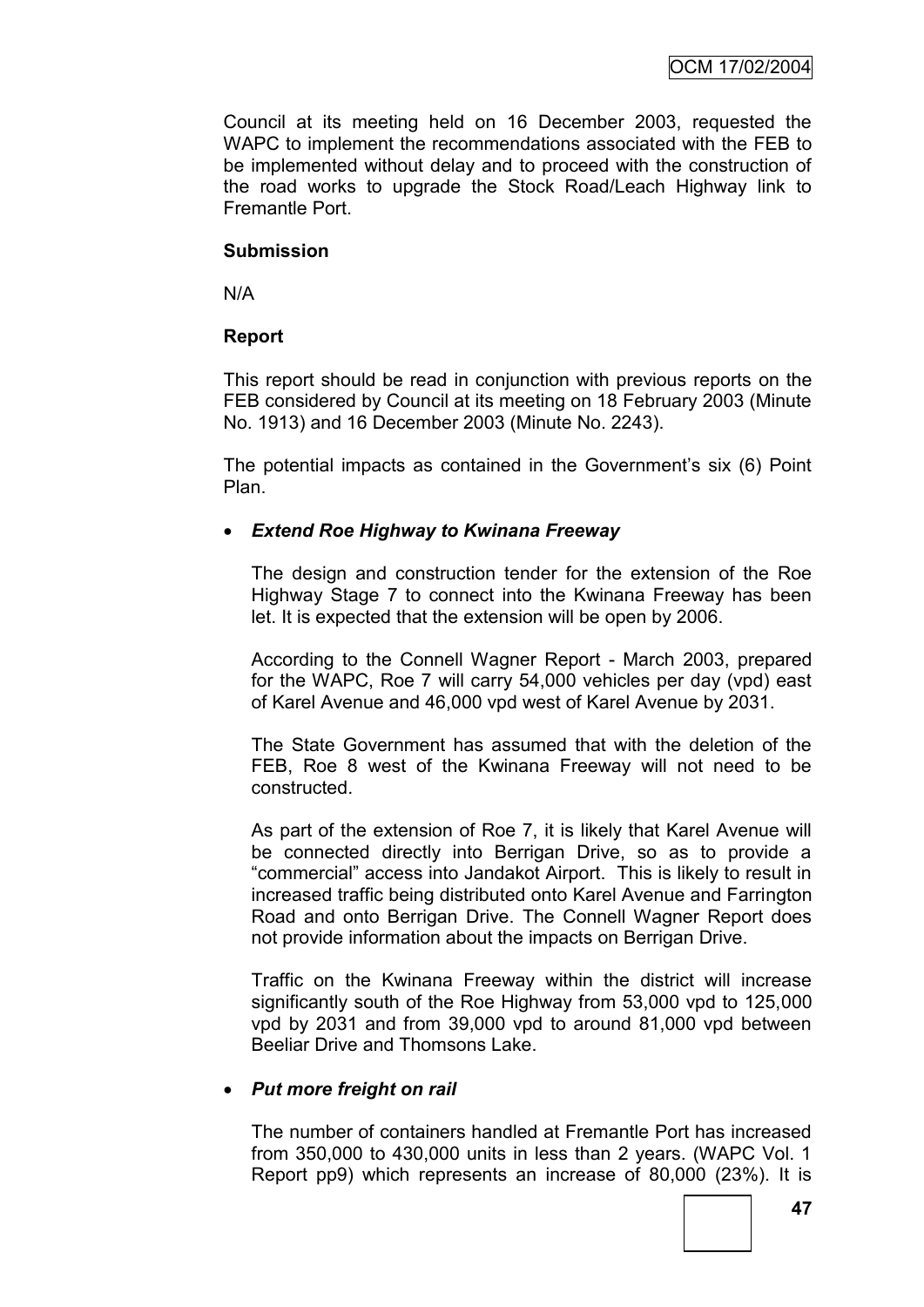Council at its meeting held on 16 December 2003, requested the WAPC to implement the recommendations associated with the FEB to be implemented without delay and to proceed with the construction of the road works to upgrade the Stock Road/Leach Highway link to Fremantle Port.

**Submission**

N/A

**Report**

This report should be read in conjunction with previous reports on the FEB considered by Council at its meeting on 18 February 2003 (Minute No. 1913) and 16 December 2003 (Minute No. 2243).

The potential impacts as contained in the Government's six (6) Point Plan.

- ***Extend Roe Highway to Kwinana Freeway***

  The design and construction tender for the extension of the Roe Highway Stage 7 to connect into the Kwinana Freeway has been let. It is expected that the extension will be open by 2006.

  According to the Connell Wagner Report - March 2003, prepared for the WAPC, Roe 7 will carry 54,000 vehicles per day (vpd) east of Karel Avenue and 46,000 vpd west of Karel Avenue by 2031.

  The State Government has assumed that with the deletion of the FEB, Roe 8 west of the Kwinana Freeway will not need to be constructed.

  As part of the extension of Roe 7, it is likely that Karel Avenue will be connected directly into Berrigan Drive, so as to provide a "commercial" access into Jandakot Airport. This is likely to result in increased traffic being distributed onto Karel Avenue and Farrington Road and onto Berrigan Drive. The Connell Wagner Report does not provide information about the impacts on Berrigan Drive.

  Traffic on the Kwinana Freeway within the district will increase significantly south of the Roe Highway from 53,000 vpd to 125,000 vpd by 2031 and from 39,000 vpd to around 81,000 vpd between Beeliar Drive and Thomsons Lake.

- ***Put more freight on rail***

  The number of containers handled at Fremantle Port has increased from 350,000 to 430,000 units in less than 2 years. (WAPC Vol. 1 Report pp9) which represents an increase of 80,000 (23%). It is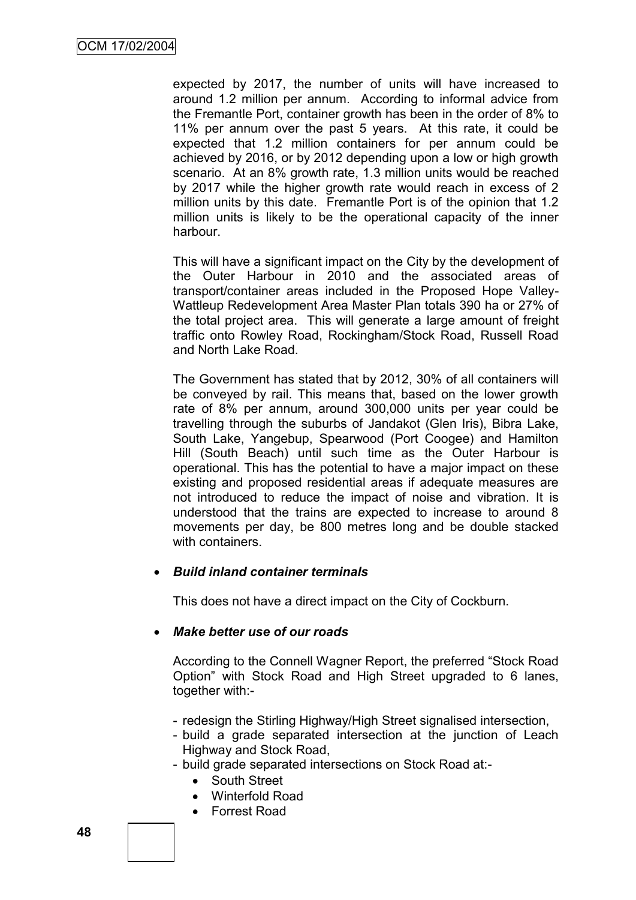expected by 2017, the number of units will have increased to around 1.2 million per annum. According to informal advice from the Fremantle Port, container growth has been in the order of 8% to 11% per annum over the past 5 years. At this rate, it could be expected that 1.2 million containers for per annum could be achieved by 2016, or by 2012 depending upon a low or high growth scenario. At an 8% growth rate, 1.3 million units would be reached by 2017 while the higher growth rate would reach in excess of 2 million units by this date. Fremantle Port is of the opinion that 1.2 million units is likely to be the operational capacity of the inner harbour.

This will have a significant impact on the City by the development of the Outer Harbour in 2010 and the associated areas of transport/container areas included in the Proposed Hope Valley-Wattleup Redevelopment Area Master Plan totals 390 ha or 27% of the total project area. This will generate a large amount of freight traffic onto Rowley Road, Rockingham/Stock Road, Russell Road and North Lake Road.

The Government has stated that by 2012, 30% of all containers will be conveyed by rail. This means that, based on the lower growth rate of 8% per annum, around 300,000 units per year could be travelling through the suburbs of Jandakot (Glen Iris), Bibra Lake, South Lake, Yangebup, Spearwood (Port Coogee) and Hamilton Hill (South Beach) until such time as the Outer Harbour is operational. This has the potential to have a major impact on these existing and proposed residential areas if adequate measures are not introduced to reduce the impact of noise and vibration. It is understood that the trains are expected to increase to around 8 movements per day, be 800 metres long and be double stacked with containers.

- ***Build inland container terminals***

  This does not have a direct impact on the City of Cockburn.

- ***Make better use of our roads***

  According to the Connell Wagner Report, the preferred "Stock Road Option" with Stock Road and High Street upgraded to 6 lanes, together with:-

  - redesign the Stirling Highway/High Street signalised intersection,
  - build a grade separated intersection at the junction of Leach Highway and Stock Road,
  - build grade separated intersections on Stock Road at:-
    - South Street
    - Winterfold Road
    - Forrest Road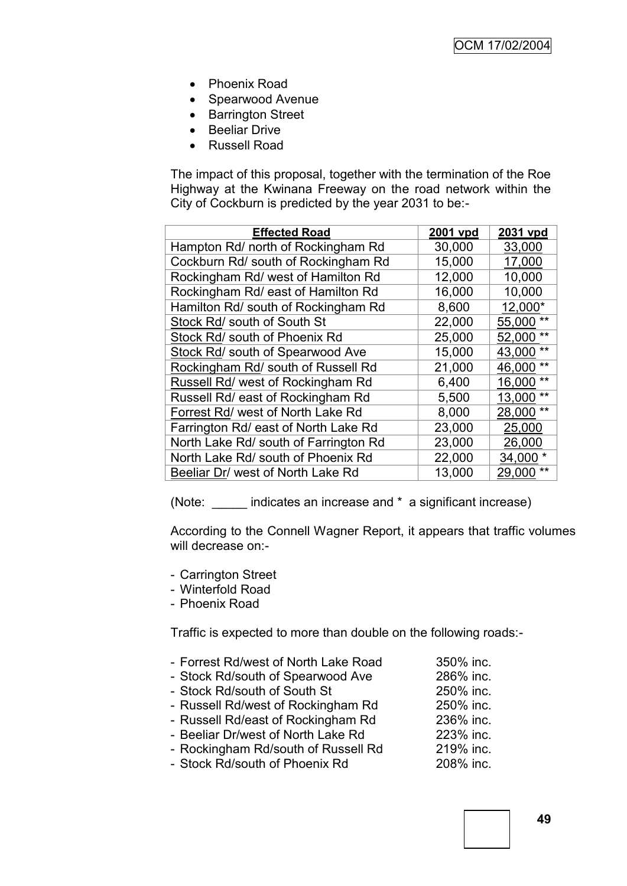- Phoenix Road
- Spearwood Avenue
- Barrington Street
- Beeliar Drive
- Russell Road

The impact of this proposal, together with the termination of the Roe Highway at the Kwinana Freeway on the road network within the City of Cockburn is predicted by the year 2031 to be:-

| Effected Road | 2001 vpd | 2031 vpd |
|---|---|---|
| Hampton Rd/ north of Rockingham Rd | 30,000 | 33,000 |
| Cockburn Rd/ south of Rockingham Rd | 15,000 | 17,000 |
| Rockingham Rd/ west of Hamilton Rd | 12,000 | 10,000 |
| Rockingham Rd/ east of Hamilton Rd | 16,000 | 10,000 |
| Hamilton Rd/ south of Rockingham Rd | 8,600 | 12,000* |
| Stock Rd/ south of South St | 22,000 | 55,000 ** |
| Stock Rd/ south of Phoenix Rd | 25,000 | 52,000 ** |
| Stock Rd/ south of Spearwood Ave | 15,000 | 43,000 ** |
| Rockingham Rd/ south of Russell Rd | 21,000 | 46,000 ** |
| Russell Rd/ west of Rockingham Rd | 6,400 | 16,000 ** |
| Russell Rd/ east of Rockingham Rd | 5,500 | 13,000 ** |
| Forrest Rd/ west of North Lake Rd | 8,000 | 28,000 ** |
| Farrington Rd/ east of North Lake Rd | 23,000 | 25,000 |
| North Lake Rd/ south of Farrington Rd | 23,000 | 26,000 |
| North Lake Rd/ south of Phoenix Rd | 22,000 | 34,000 * |
| Beeliar Dr/ west of North Lake Rd | 13,000 | 29,000 ** |

(Note: _____ indicates an increase and * a significant increase)

According to the Connell Wagner Report, it appears that traffic volumes will decrease on:-

- Carrington Street
- Winterfold Road
- Phoenix Road

Traffic is expected to more than double on the following roads:-

- Forrest Rd/west of North Lake Road 350% inc.
- Stock Rd/south of Spearwood Ave 286% inc.
- Stock Rd/south of South St 250% inc.
- Russell Rd/west of Rockingham Rd 250% inc.
- Russell Rd/east of Rockingham Rd 236% inc.
- Beeliar Dr/west of North Lake Rd 223% inc.
- Rockingham Rd/south of Russell Rd 219% inc.
- Stock Rd/south of Phoenix Rd 208% inc.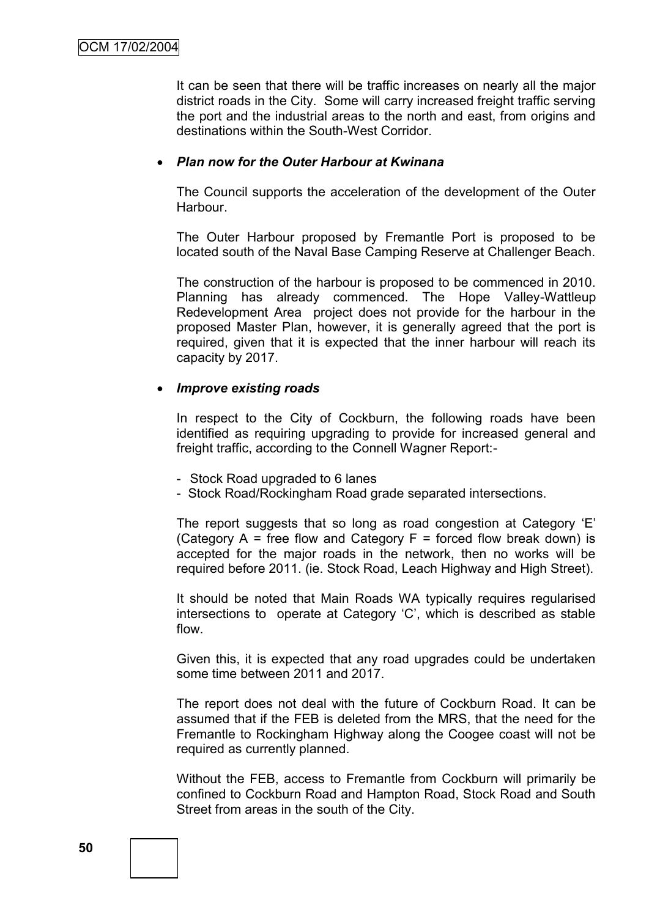It can be seen that there will be traffic increases on nearly all the major district roads in the City. Some will carry increased freight traffic serving the port and the industrial areas to the north and east, from origins and destinations within the South-West Corridor.

- ***Plan now for the Outer Harbour at Kwinana***

The Council supports the acceleration of the development of the Outer Harbour.

The Outer Harbour proposed by Fremantle Port is proposed to be located south of the Naval Base Camping Reserve at Challenger Beach.

The construction of the harbour is proposed to be commenced in 2010. Planning has already commenced. The Hope Valley-Wattleup Redevelopment Area project does not provide for the harbour in the proposed Master Plan, however, it is generally agreed that the port is required, given that it is expected that the inner harbour will reach its capacity by 2017.

- ***Improve existing roads***

In respect to the City of Cockburn, the following roads have been identified as requiring upgrading to provide for increased general and freight traffic, according to the Connell Wagner Report:-

- Stock Road upgraded to 6 lanes
- Stock Road/Rockingham Road grade separated intersections.

The report suggests that so long as road congestion at Category 'E' (Category A = free flow and Category F = forced flow break down) is accepted for the major roads in the network, then no works will be required before 2011. (ie. Stock Road, Leach Highway and High Street).

It should be noted that Main Roads WA typically requires regularised intersections to operate at Category 'C', which is described as stable flow.

Given this, it is expected that any road upgrades could be undertaken some time between 2011 and 2017.

The report does not deal with the future of Cockburn Road. It can be assumed that if the FEB is deleted from the MRS, that the need for the Fremantle to Rockingham Highway along the Coogee coast will not be required as currently planned.

Without the FEB, access to Fremantle from Cockburn will primarily be confined to Cockburn Road and Hampton Road, Stock Road and South Street from areas in the south of the City.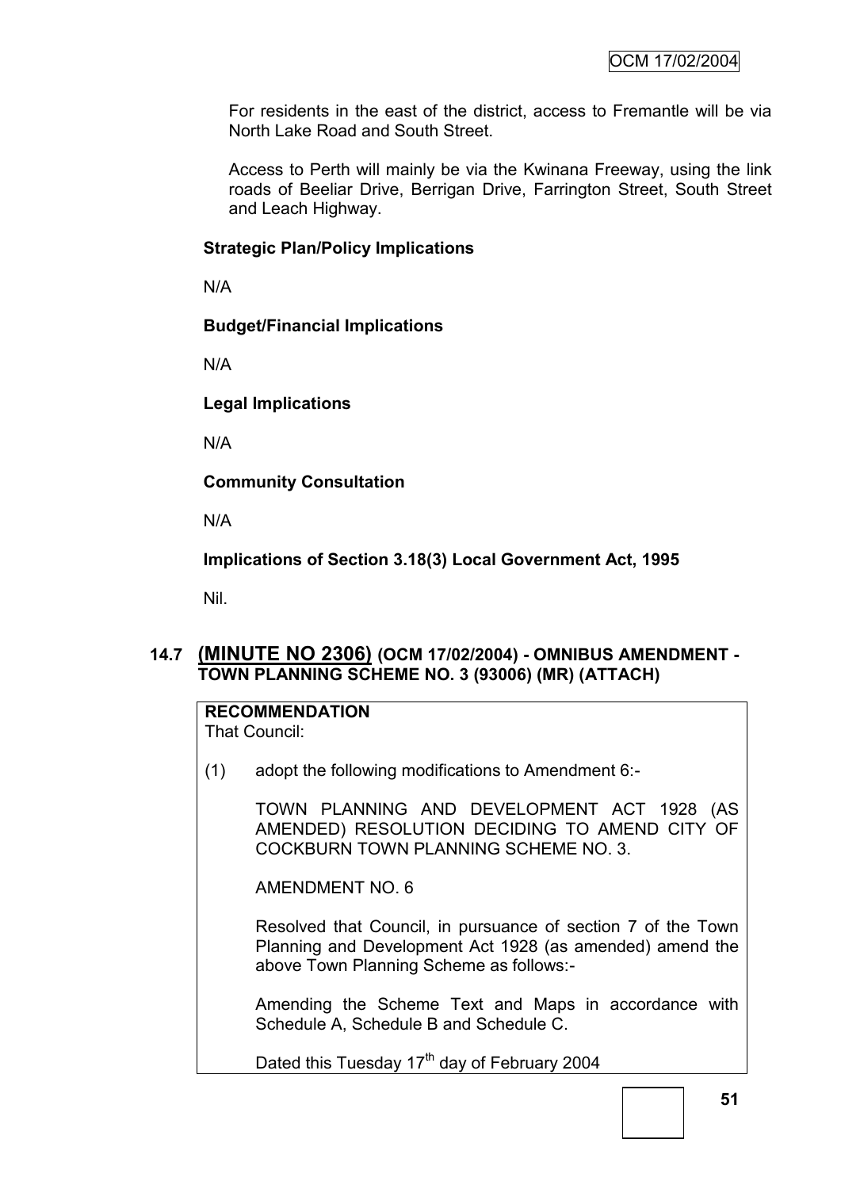For residents in the east of the district, access to Fremantle will be via North Lake Road and South Street.

Access to Perth will mainly be via the Kwinana Freeway, using the link roads of Beeliar Drive, Berrigan Drive, Farrington Street, South Street and Leach Highway.

**Strategic Plan/Policy Implications**

N/A

**Budget/Financial Implications**

N/A

**Legal Implications**

N/A

**Community Consultation**

N/A

**Implications of Section 3.18(3) Local Government Act, 1995**

Nil.

## 14.7 (MINUTE NO 2306) (OCM 17/02/2004) - OMNIBUS AMENDMENT - TOWN PLANNING SCHEME NO. 3 (93006) (MR) (ATTACH)

**RECOMMENDATION**
That Council:

(1) adopt the following modifications to Amendment 6:-

TOWN PLANNING AND DEVELOPMENT ACT 1928 (AS AMENDED) RESOLUTION DECIDING TO AMEND CITY OF COCKBURN TOWN PLANNING SCHEME NO. 3.

AMENDMENT NO. 6

Resolved that Council, in pursuance of section 7 of the Town Planning and Development Act 1928 (as amended) amend the above Town Planning Scheme as follows:-

Amending the Scheme Text and Maps in accordance with Schedule A, Schedule B and Schedule C.

Dated this Tuesday 17th day of February 2004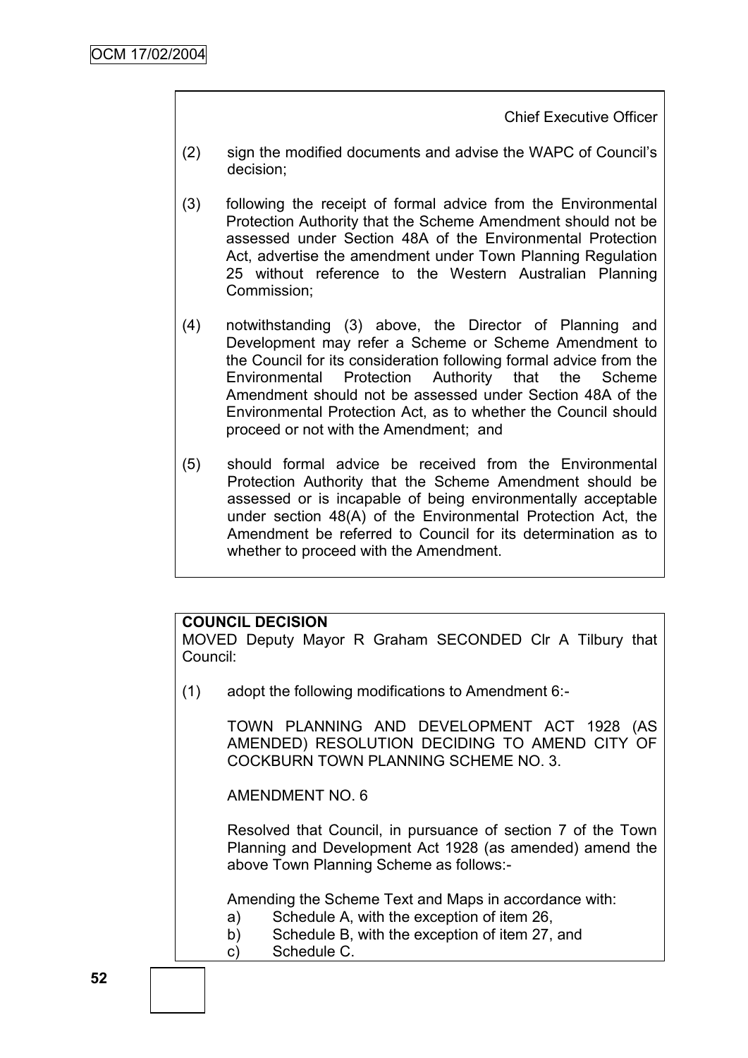Chief Executive Officer

(2) sign the modified documents and advise the WAPC of Council's decision;

(3) following the receipt of formal advice from the Environmental Protection Authority that the Scheme Amendment should not be assessed under Section 48A of the Environmental Protection Act, advertise the amendment under Town Planning Regulation 25 without reference to the Western Australian Planning Commission;

(4) notwithstanding (3) above, the Director of Planning and Development may refer a Scheme or Scheme Amendment to the Council for its consideration following formal advice from the Environmental Protection Authority that the Scheme Amendment should not be assessed under Section 48A of the Environmental Protection Act, as to whether the Council should proceed or not with the Amendment; and

(5) should formal advice be received from the Environmental Protection Authority that the Scheme Amendment should be assessed or is incapable of being environmentally acceptable under section 48(A) of the Environmental Protection Act, the Amendment be referred to Council for its determination as to whether to proceed with the Amendment.

**COUNCIL DECISION**

MOVED Deputy Mayor R Graham SECONDED Clr A Tilbury that Council:

(1) adopt the following modifications to Amendment 6:-

TOWN PLANNING AND DEVELOPMENT ACT 1928 (AS AMENDED) RESOLUTION DECIDING TO AMEND CITY OF COCKBURN TOWN PLANNING SCHEME NO. 3.

AMENDMENT NO. 6

Resolved that Council, in pursuance of section 7 of the Town Planning and Development Act 1928 (as amended) amend the above Town Planning Scheme as follows:-

Amending the Scheme Text and Maps in accordance with:

a) Schedule A, with the exception of item 26,
b) Schedule B, with the exception of item 27, and
c) Schedule C.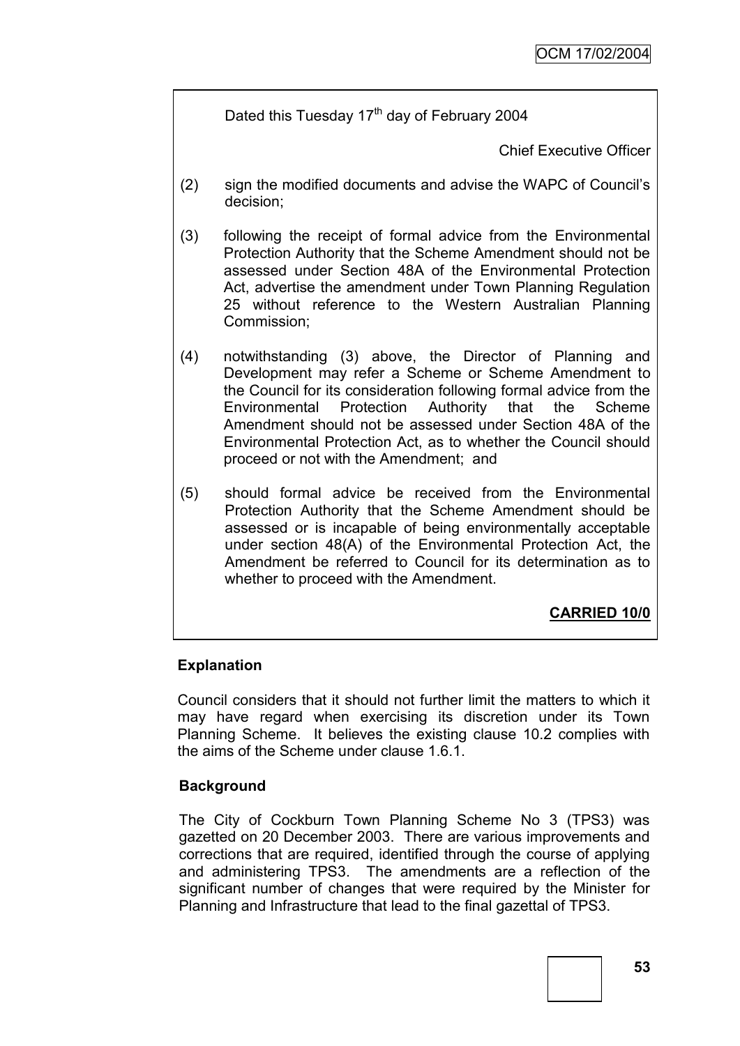Dated this Tuesday 17th day of February 2004

Chief Executive Officer

(2) sign the modified documents and advise the WAPC of Council's decision;

(3) following the receipt of formal advice from the Environmental Protection Authority that the Scheme Amendment should not be assessed under Section 48A of the Environmental Protection Act, advertise the amendment under Town Planning Regulation 25 without reference to the Western Australian Planning Commission;

(4) notwithstanding (3) above, the Director of Planning and Development may refer a Scheme or Scheme Amendment to the Council for its consideration following formal advice from the Environmental Protection Authority that the Scheme Amendment should not be assessed under Section 48A of the Environmental Protection Act, as to whether the Council should proceed or not with the Amendment; and

(5) should formal advice be received from the Environmental Protection Authority that the Scheme Amendment should be assessed or is incapable of being environmentally acceptable under section 48(A) of the Environmental Protection Act, the Amendment be referred to Council for its determination as to whether to proceed with the Amendment.

**CARRIED 10/0**

**Explanation**

Council considers that it should not further limit the matters to which it may have regard when exercising its discretion under its Town Planning Scheme. It believes the existing clause 10.2 complies with the aims of the Scheme under clause 1.6.1.

**Background**

The City of Cockburn Town Planning Scheme No 3 (TPS3) was gazetted on 20 December 2003. There are various improvements and corrections that are required, identified through the course of applying and administering TPS3. The amendments are a reflection of the significant number of changes that were required by the Minister for Planning and Infrastructure that lead to the final gazettal of TPS3.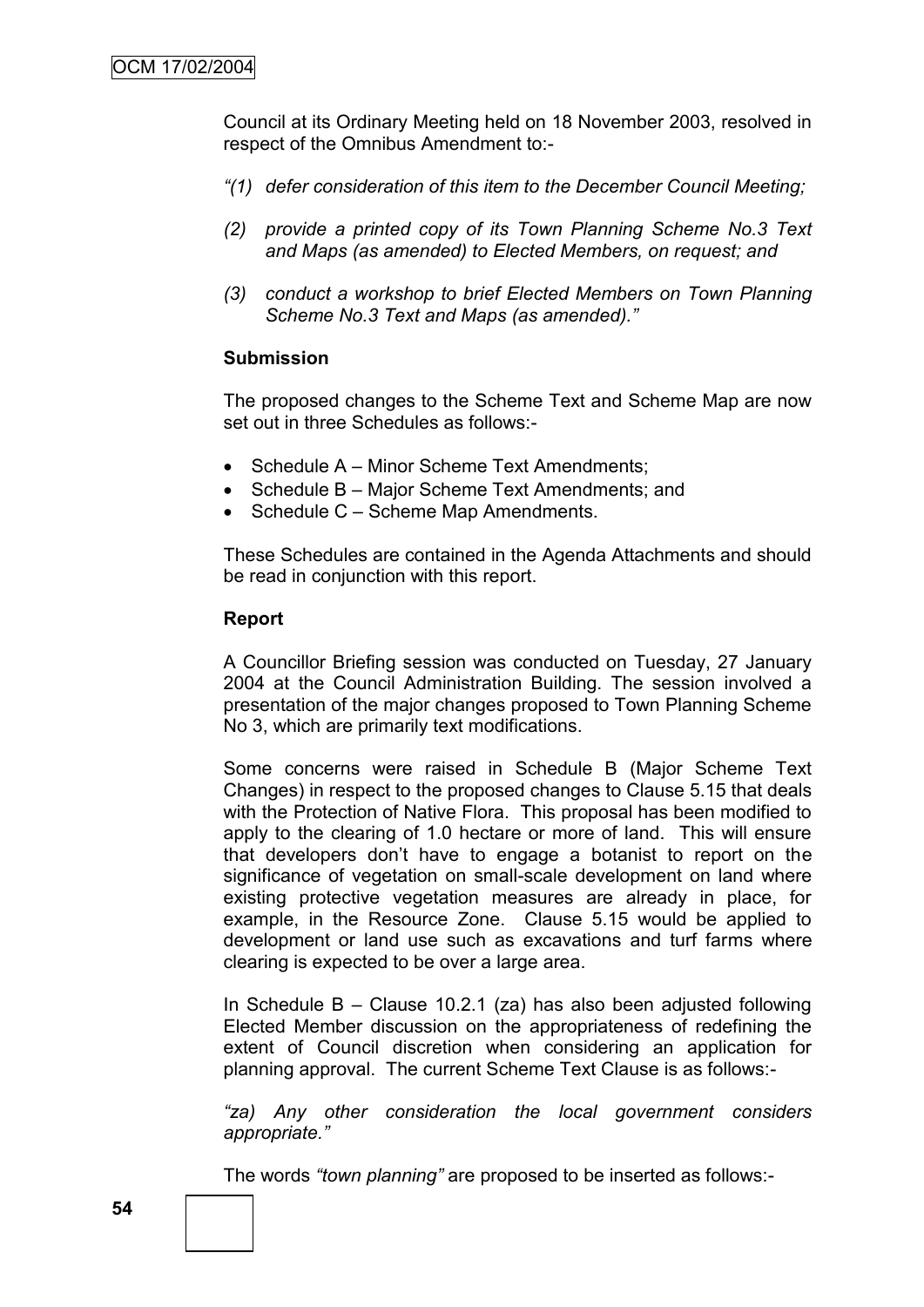Council at its Ordinary Meeting held on 18 November 2003, resolved in respect of the Omnibus Amendment to:-

*"(1) defer consideration of this item to the December Council Meeting;*

*(2) provide a printed copy of its Town Planning Scheme No.3 Text and Maps (as amended) to Elected Members, on request; and*

*(3) conduct a workshop to brief Elected Members on Town Planning Scheme No.3 Text and Maps (as amended)."*

**Submission**

The proposed changes to the Scheme Text and Scheme Map are now set out in three Schedules as follows:-

- Schedule A – Minor Scheme Text Amendments;
- Schedule B – Major Scheme Text Amendments; and
- Schedule C – Scheme Map Amendments.

These Schedules are contained in the Agenda Attachments and should be read in conjunction with this report.

**Report**

A Councillor Briefing session was conducted on Tuesday, 27 January 2004 at the Council Administration Building. The session involved a presentation of the major changes proposed to Town Planning Scheme No 3, which are primarily text modifications.

Some concerns were raised in Schedule B (Major Scheme Text Changes) in respect to the proposed changes to Clause 5.15 that deals with the Protection of Native Flora. This proposal has been modified to apply to the clearing of 1.0 hectare or more of land. This will ensure that developers don't have to engage a botanist to report on the significance of vegetation on small-scale development on land where existing protective vegetation measures are already in place, for example, in the Resource Zone. Clause 5.15 would be applied to development or land use such as excavations and turf farms where clearing is expected to be over a large area.

In Schedule B – Clause 10.2.1 (za) has also been adjusted following Elected Member discussion on the appropriateness of redefining the extent of Council discretion when considering an application for planning approval. The current Scheme Text Clause is as follows:-

*"za) Any other consideration the local government considers appropriate."*

The words *"town planning"* are proposed to be inserted as follows:-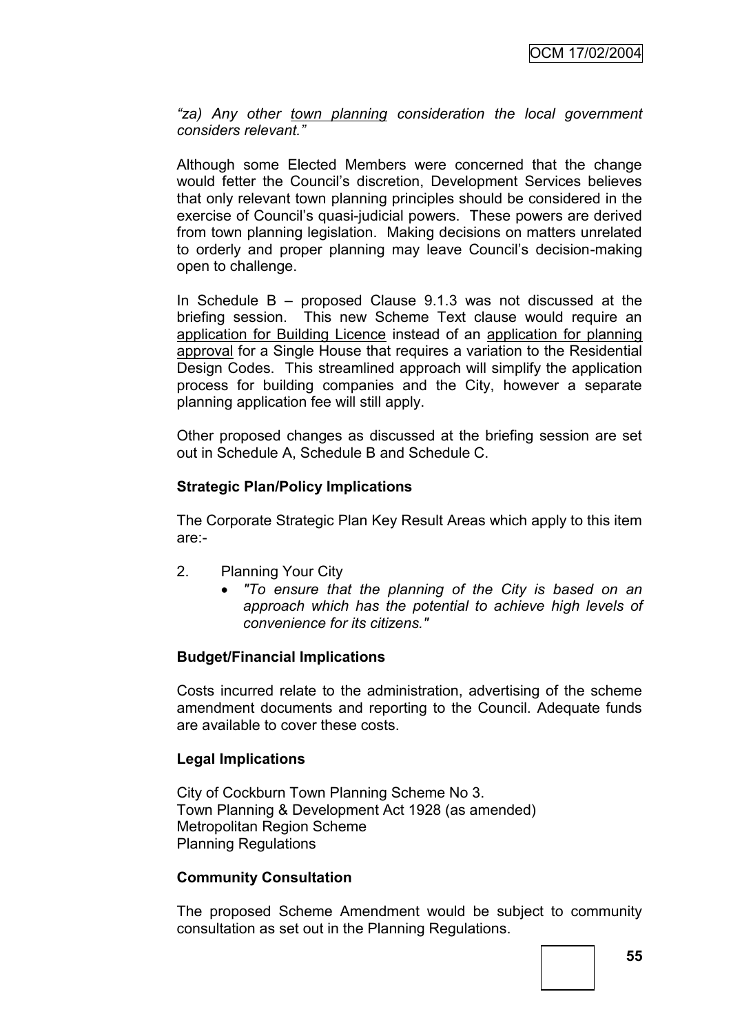*"za) Any other <u>town planning</u> consideration the local government considers relevant."*

Although some Elected Members were concerned that the change would fetter the Council's discretion, Development Services believes that only relevant town planning principles should be considered in the exercise of Council's quasi-judicial powers. These powers are derived from town planning legislation. Making decisions on matters unrelated to orderly and proper planning may leave Council's decision-making open to challenge.

In Schedule B – proposed Clause 9.1.3 was not discussed at the briefing session. This new Scheme Text clause would require an <u>application for Building Licence</u> instead of an <u>application for planning approval</u> for a Single House that requires a variation to the Residential Design Codes. This streamlined approach will simplify the application process for building companies and the City, however a separate planning application fee will still apply.

Other proposed changes as discussed at the briefing session are set out in Schedule A, Schedule B and Schedule C.

**Strategic Plan/Policy Implications**

The Corporate Strategic Plan Key Result Areas which apply to this item are:-

2. Planning Your City
   - *"To ensure that the planning of the City is based on an approach which has the potential to achieve high levels of convenience for its citizens."*

**Budget/Financial Implications**

Costs incurred relate to the administration, advertising of the scheme amendment documents and reporting to the Council. Adequate funds are available to cover these costs.

**Legal Implications**

City of Cockburn Town Planning Scheme No 3.
Town Planning & Development Act 1928 (as amended)
Metropolitan Region Scheme
Planning Regulations

**Community Consultation**

The proposed Scheme Amendment would be subject to community consultation as set out in the Planning Regulations.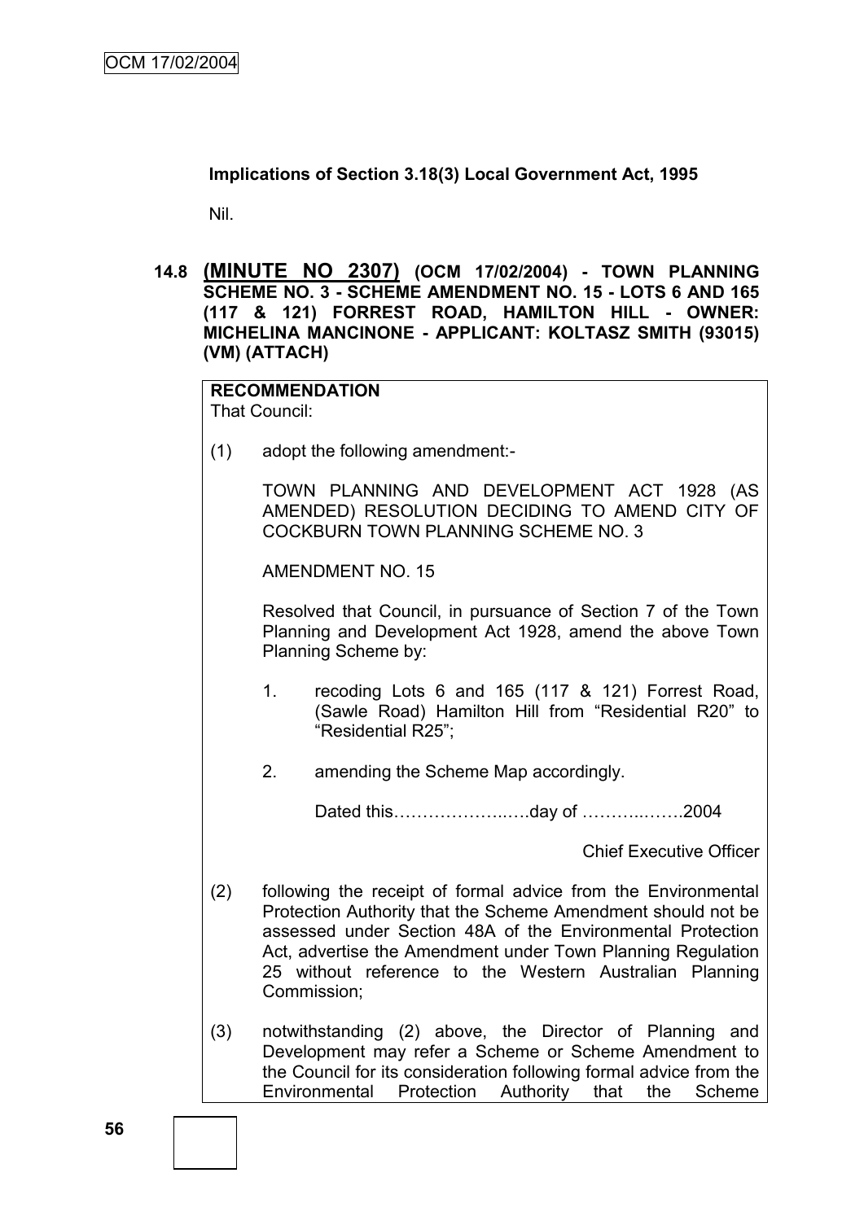**Implications of Section 3.18(3) Local Government Act, 1995**

Nil.

## 14.8 (MINUTE NO 2307) (OCM 17/02/2004) - TOWN PLANNING SCHEME NO. 3 - SCHEME AMENDMENT NO. 15 - LOTS 6 AND 165 (117 & 121) FORREST ROAD, HAMILTON HILL - OWNER: MICHELINA MANCINONE - APPLICANT: KOLTASZ SMITH (93015) (VM) (ATTACH)

**RECOMMENDATION**

That Council:

(1) adopt the following amendment:-

TOWN PLANNING AND DEVELOPMENT ACT 1928 (AS AMENDED) RESOLUTION DECIDING TO AMEND CITY OF COCKBURN TOWN PLANNING SCHEME NO. 3

AMENDMENT NO. 15

Resolved that Council, in pursuance of Section 7 of the Town Planning and Development Act 1928, amend the above Town Planning Scheme by:

1. recoding Lots 6 and 165 (117 & 121) Forrest Road, (Sawle Road) Hamilton Hill from "Residential R20" to "Residential R25";

2. amending the Scheme Map accordingly.

Dated this…………………..….day of ………..…….2004

Chief Executive Officer

(2) following the receipt of formal advice from the Environmental Protection Authority that the Scheme Amendment should not be assessed under Section 48A of the Environmental Protection Act, advertise the Amendment under Town Planning Regulation 25 without reference to the Western Australian Planning Commission;

(3) notwithstanding (2) above, the Director of Planning and Development may refer a Scheme or Scheme Amendment to the Council for its consideration following formal advice from the Environmental Protection Authority that the Scheme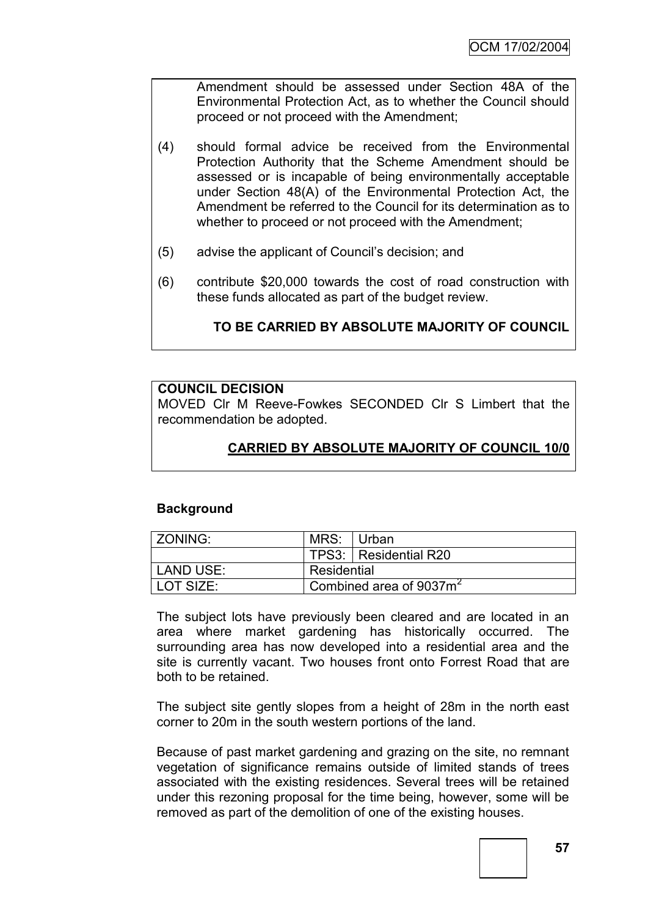Amendment should be assessed under Section 48A of the Environmental Protection Act, as to whether the Council should proceed or not proceed with the Amendment;

(4) should formal advice be received from the Environmental Protection Authority that the Scheme Amendment should be assessed or is incapable of being environmentally acceptable under Section 48(A) of the Environmental Protection Act, the Amendment be referred to the Council for its determination as to whether to proceed or not proceed with the Amendment;

(5) advise the applicant of Council's decision; and

(6) contribute \$20,000 towards the cost of road construction with these funds allocated as part of the budget review.

**TO BE CARRIED BY ABSOLUTE MAJORITY OF COUNCIL**

**COUNCIL DECISION**

MOVED Clr M Reeve-Fowkes SECONDED Clr S Limbert that the recommendation be adopted.

**CARRIED BY ABSOLUTE MAJORITY OF COUNCIL 10/0**

### Background

| ZONING: | MRS: | Urban |
|---|---|---|
| | TPS3: | Residential R20 |
| LAND USE: | Residential | |
| LOT SIZE: | Combined area of 9037m$^2$ | |

The subject lots have previously been cleared and are located in an area where market gardening has historically occurred. The surrounding area has now developed into a residential area and the site is currently vacant. Two houses front onto Forrest Road that are both to be retained.

The subject site gently slopes from a height of 28m in the north east corner to 20m in the south western portions of the land.

Because of past market gardening and grazing on the site, no remnant vegetation of significance remains outside of limited stands of trees associated with the existing residences. Several trees will be retained under this rezoning proposal for the time being, however, some will be removed as part of the demolition of one of the existing houses.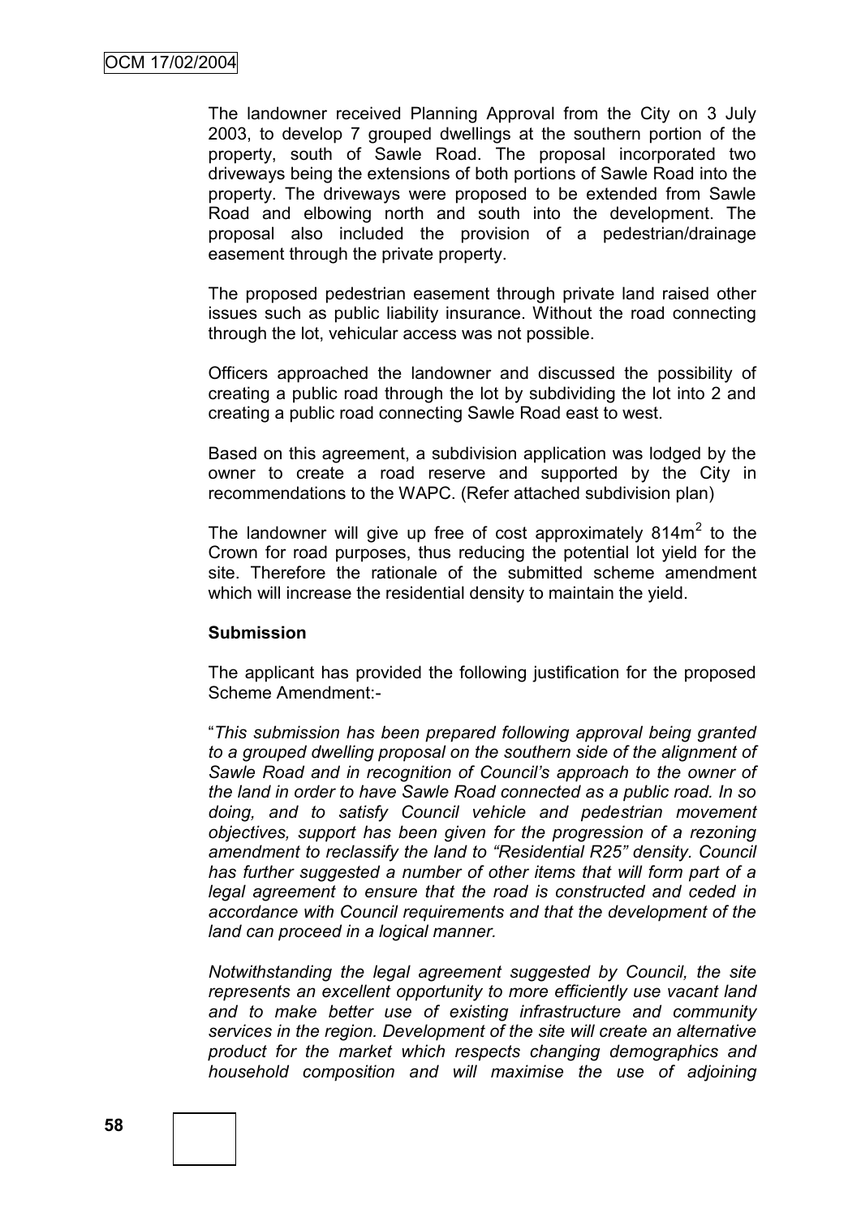The landowner received Planning Approval from the City on 3 July 2003, to develop 7 grouped dwellings at the southern portion of the property, south of Sawle Road. The proposal incorporated two driveways being the extensions of both portions of Sawle Road into the property. The driveways were proposed to be extended from Sawle Road and elbowing north and south into the development. The proposal also included the provision of a pedestrian/drainage easement through the private property.

The proposed pedestrian easement through private land raised other issues such as public liability insurance. Without the road connecting through the lot, vehicular access was not possible.

Officers approached the landowner and discussed the possibility of creating a public road through the lot by subdividing the lot into 2 and creating a public road connecting Sawle Road east to west.

Based on this agreement, a subdivision application was lodged by the owner to create a road reserve and supported by the City in recommendations to the WAPC. (Refer attached subdivision plan)

The landowner will give up free of cost approximately $814m^2$ to the Crown for road purposes, thus reducing the potential lot yield for the site. Therefore the rationale of the submitted scheme amendment which will increase the residential density to maintain the yield.

**Submission**

The applicant has provided the following justification for the proposed Scheme Amendment:-

"*This submission has been prepared following approval being granted to a grouped dwelling proposal on the southern side of the alignment of Sawle Road and in recognition of Council's approach to the owner of the land in order to have Sawle Road connected as a public road. In so doing, and to satisfy Council vehicle and pedestrian movement objectives, support has been given for the progression of a rezoning amendment to reclassify the land to "Residential R25" density. Council has further suggested a number of other items that will form part of a legal agreement to ensure that the road is constructed and ceded in accordance with Council requirements and that the development of the land can proceed in a logical manner.*

*Notwithstanding the legal agreement suggested by Council, the site represents an excellent opportunity to more efficiently use vacant land and to make better use of existing infrastructure and community services in the region. Development of the site will create an alternative product for the market which respects changing demographics and household composition and will maximise the use of adjoining*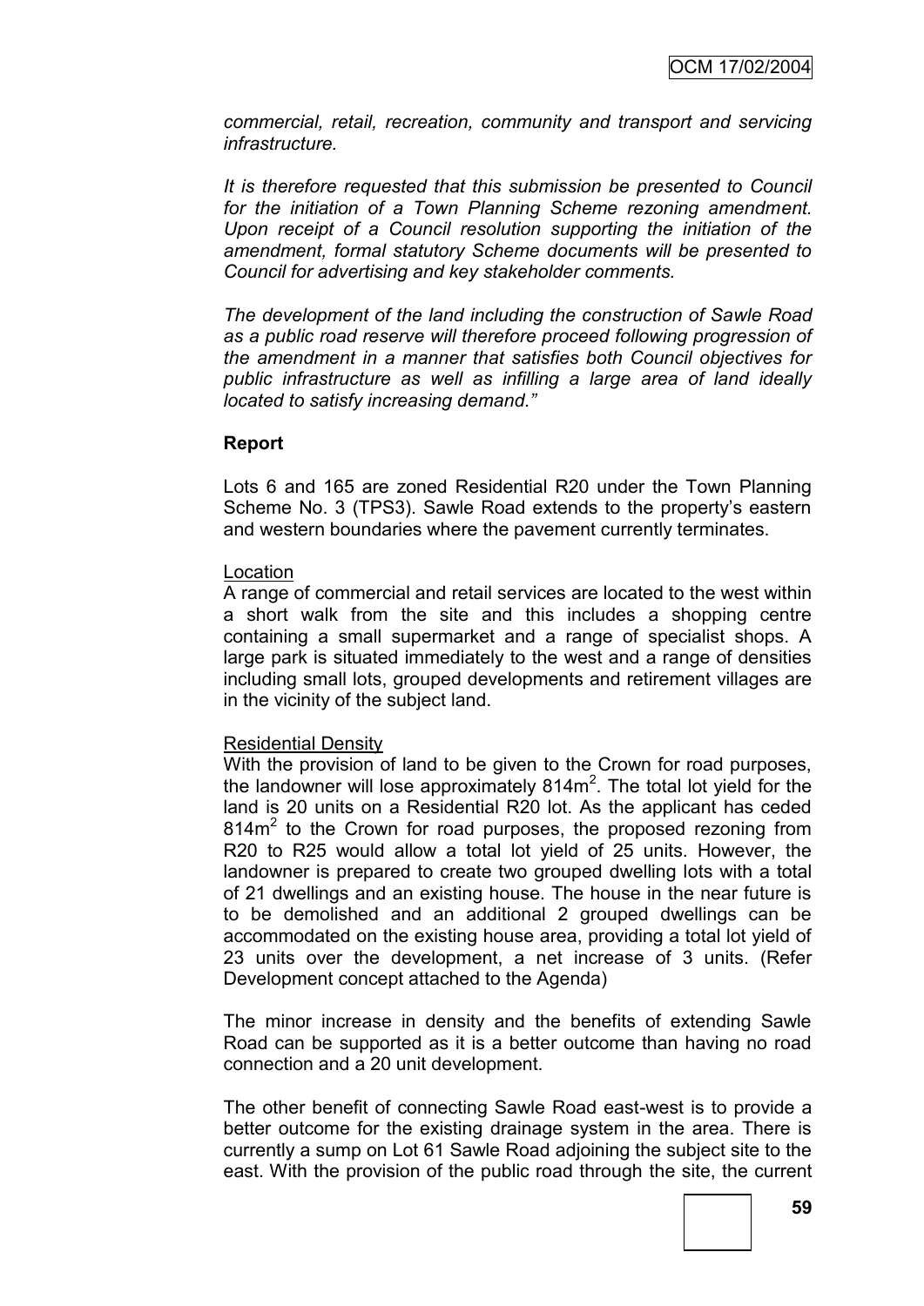*commercial, retail, recreation, community and transport and servicing infrastructure.*

*It is therefore requested that this submission be presented to Council for the initiation of a Town Planning Scheme rezoning amendment. Upon receipt of a Council resolution supporting the initiation of the amendment, formal statutory Scheme documents will be presented to Council for advertising and key stakeholder comments.*

*The development of the land including the construction of Sawle Road as a public road reserve will therefore proceed following progression of the amendment in a manner that satisfies both Council objectives for public infrastructure as well as infilling a large area of land ideally located to satisfy increasing demand."*

**Report**

Lots 6 and 165 are zoned Residential R20 under the Town Planning Scheme No. 3 (TPS3). Sawle Road extends to the property's eastern and western boundaries where the pavement currently terminates.

Location

A range of commercial and retail services are located to the west within a short walk from the site and this includes a shopping centre containing a small supermarket and a range of specialist shops. A large park is situated immediately to the west and a range of densities including small lots, grouped developments and retirement villages are in the vicinity of the subject land.

Residential Density

With the provision of land to be given to the Crown for road purposes, the landowner will lose approximately 814m$^2$. The total lot yield for the land is 20 units on a Residential R20 lot. As the applicant has ceded 814m$^2$ to the Crown for road purposes, the proposed rezoning from R20 to R25 would allow a total lot yield of 25 units. However, the landowner is prepared to create two grouped dwelling lots with a total of 21 dwellings and an existing house. The house in the near future is to be demolished and an additional 2 grouped dwellings can be accommodated on the existing house area, providing a total lot yield of 23 units over the development, a net increase of 3 units. (Refer Development concept attached to the Agenda)

The minor increase in density and the benefits of extending Sawle Road can be supported as it is a better outcome than having no road connection and a 20 unit development.

The other benefit of connecting Sawle Road east-west is to provide a better outcome for the existing drainage system in the area. There is currently a sump on Lot 61 Sawle Road adjoining the subject site to the east. With the provision of the public road through the site, the current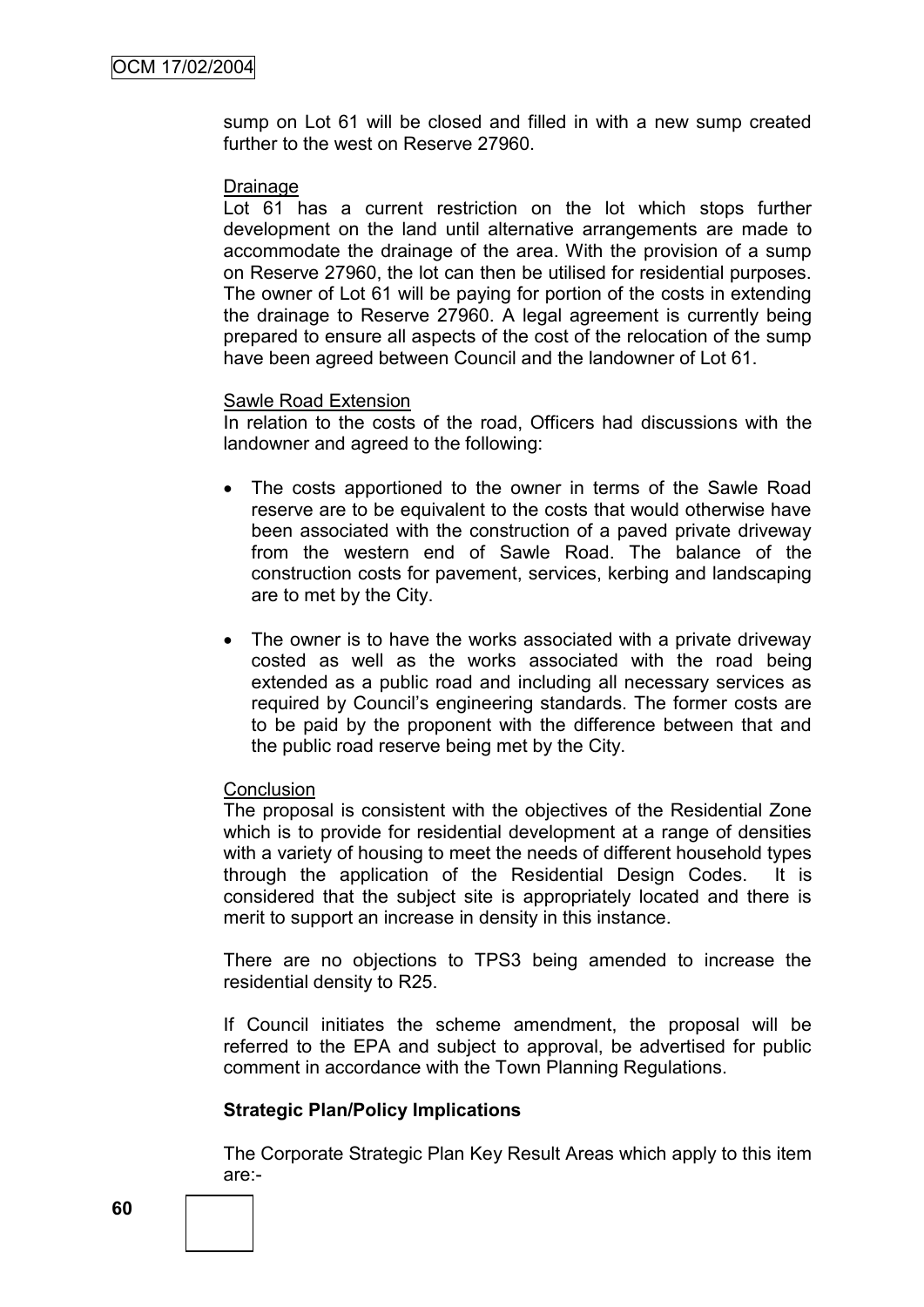sump on Lot 61 will be closed and filled in with a new sump created further to the west on Reserve 27960.

Drainage

Lot 61 has a current restriction on the lot which stops further development on the land until alternative arrangements are made to accommodate the drainage of the area. With the provision of a sump on Reserve 27960, the lot can then be utilised for residential purposes. The owner of Lot 61 will be paying for portion of the costs in extending the drainage to Reserve 27960. A legal agreement is currently being prepared to ensure all aspects of the cost of the relocation of the sump have been agreed between Council and the landowner of Lot 61.

Sawle Road Extension

In relation to the costs of the road, Officers had discussions with the landowner and agreed to the following:

- The costs apportioned to the owner in terms of the Sawle Road reserve are to be equivalent to the costs that would otherwise have been associated with the construction of a paved private driveway from the western end of Sawle Road. The balance of the construction costs for pavement, services, kerbing and landscaping are to met by the City.
- The owner is to have the works associated with a private driveway costed as well as the works associated with the road being extended as a public road and including all necessary services as required by Council's engineering standards. The former costs are to be paid by the proponent with the difference between that and the public road reserve being met by the City.

Conclusion

The proposal is consistent with the objectives of the Residential Zone which is to provide for residential development at a range of densities with a variety of housing to meet the needs of different household types through the application of the Residential Design Codes. It is considered that the subject site is appropriately located and there is merit to support an increase in density in this instance.

There are no objections to TPS3 being amended to increase the residential density to R25.

If Council initiates the scheme amendment, the proposal will be referred to the EPA and subject to approval, be advertised for public comment in accordance with the Town Planning Regulations.

**Strategic Plan/Policy Implications**

The Corporate Strategic Plan Key Result Areas which apply to this item are:-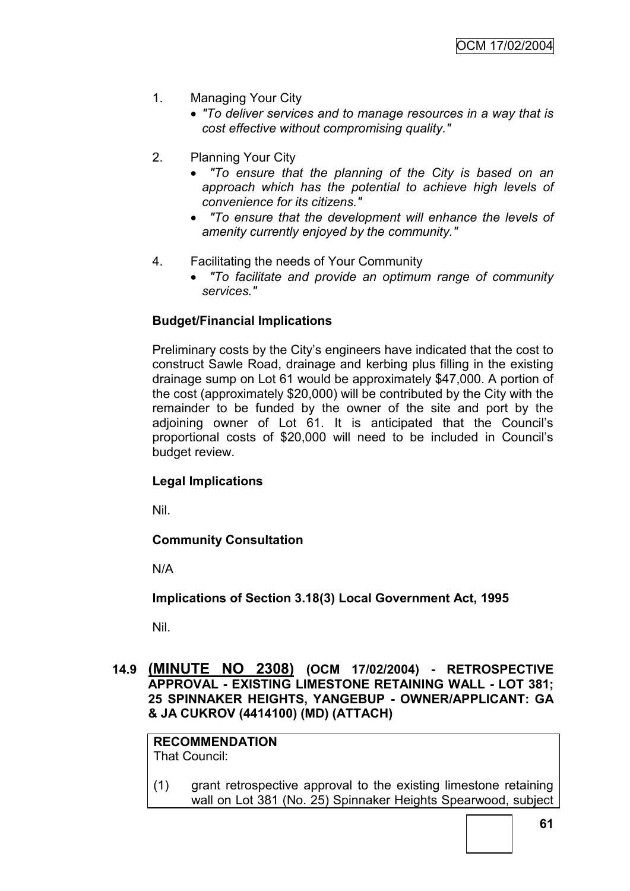1. Managing Your City
   - *"To deliver services and to manage resources in a way that is cost effective without compromising quality."*

2. Planning Your City
   - *"To ensure that the planning of the City is based on an approach which has the potential to achieve high levels of convenience for its citizens."*
   - *"To ensure that the development will enhance the levels of amenity currently enjoyed by the community."*

4. Facilitating the needs of Your Community
   - *"To facilitate and provide an optimum range of community services."*

**Budget/Financial Implications**

Preliminary costs by the City's engineers have indicated that the cost to construct Sawle Road, drainage and kerbing plus filling in the existing drainage sump on Lot 61 would be approximately $47,000. A portion of the cost (approximately $20,000) will be contributed by the City with the remainder to be funded by the owner of the site and port by the adjoining owner of Lot 61. It is anticipated that the Council's proportional costs of $20,000 will need to be included in Council's budget review.

**Legal Implications**

Nil.

**Community Consultation**

N/A

**Implications of Section 3.18(3) Local Government Act, 1995**

Nil.

## 14.9 (MINUTE NO 2308) (OCM 17/02/2004) - RETROSPECTIVE APPROVAL - EXISTING LIMESTONE RETAINING WALL - LOT 381; 25 SPINNAKER HEIGHTS, YANGEBUP - OWNER/APPLICANT: GA & JA CUKROV (4414100) (MD) (ATTACH)

**RECOMMENDATION**
That Council:

(1) grant retrospective approval to the existing limestone retaining wall on Lot 381 (No. 25) Spinnaker Heights Spearwood, subject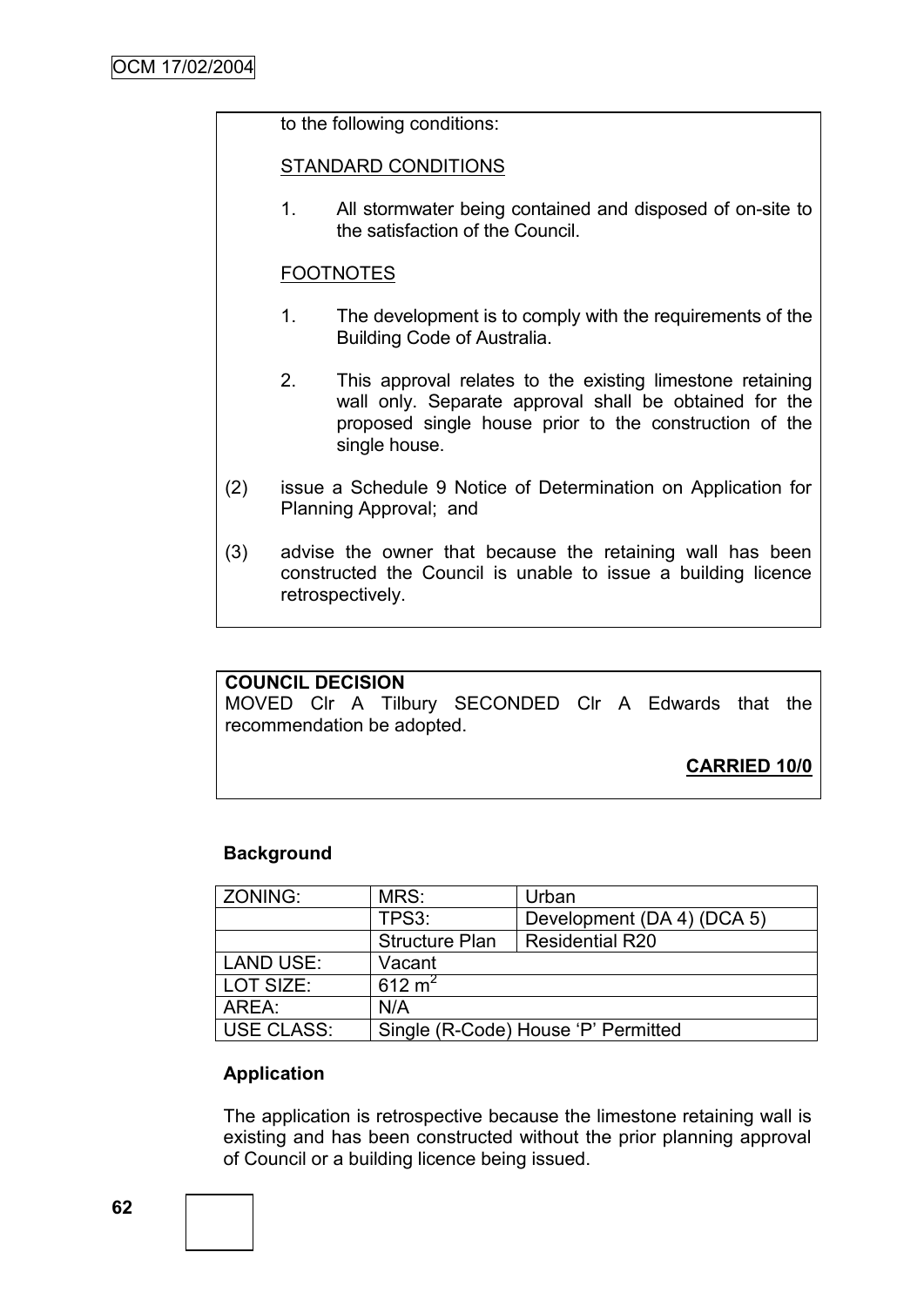to the following conditions:

STANDARD CONDITIONS

1. All stormwater being contained and disposed of on-site to the satisfaction of the Council.

FOOTNOTES

1. The development is to comply with the requirements of the Building Code of Australia.

2. This approval relates to the existing limestone retaining wall only. Separate approval shall be obtained for the proposed single house prior to the construction of the single house.

(2) issue a Schedule 9 Notice of Determination on Application for Planning Approval; and

(3) advise the owner that because the retaining wall has been constructed the Council is unable to issue a building licence retrospectively.

**COUNCIL DECISION**
MOVED Clr A Tilbury SECONDED Clr A Edwards that the recommendation be adopted.

**CARRIED 10/0**

**Background**

| ZONING: | MRS: | Urban |
|---|---|---|
| | TPS3: | Development (DA 4) (DCA 5) |
| | Structure Plan | Residential R20 |
| LAND USE: | Vacant | |
| LOT SIZE: | 612 $m^2$ | |
| AREA: | N/A | |
| USE CLASS: | Single (R-Code) House 'P' Permitted | |

**Application**

The application is retrospective because the limestone retaining wall is existing and has been constructed without the prior planning approval of Council or a building licence being issued.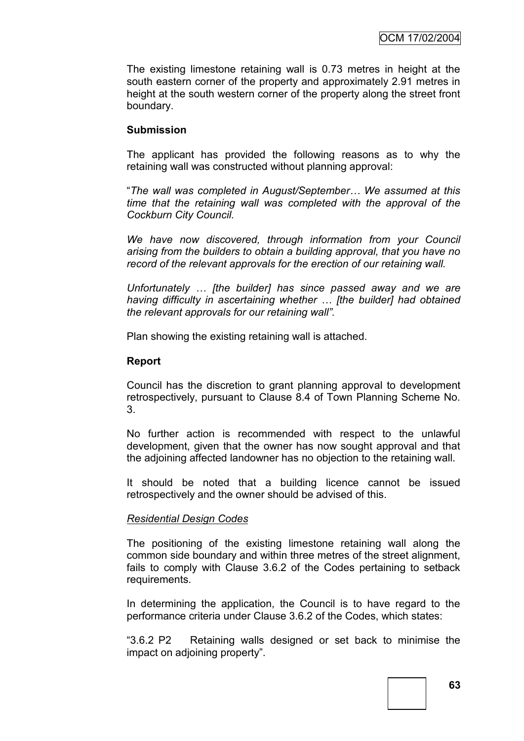The existing limestone retaining wall is 0.73 metres in height at the south eastern corner of the property and approximately 2.91 metres in height at the south western corner of the property along the street front boundary.

**Submission**

The applicant has provided the following reasons as to why the retaining wall was constructed without planning approval:

"*The wall was completed in August/September… We assumed at this time that the retaining wall was completed with the approval of the Cockburn City Council.*

*We have now discovered, through information from your Council arising from the builders to obtain a building approval, that you have no record of the relevant approvals for the erection of our retaining wall.*

*Unfortunately … [the builder] has since passed away and we are having difficulty in ascertaining whether … [the builder] had obtained the relevant approvals for our retaining wall".*

Plan showing the existing retaining wall is attached.

**Report**

Council has the discretion to grant planning approval to development retrospectively, pursuant to Clause 8.4 of Town Planning Scheme No. 3.

No further action is recommended with respect to the unlawful development, given that the owner has now sought approval and that the adjoining affected landowner has no objection to the retaining wall.

It should be noted that a building licence cannot be issued retrospectively and the owner should be advised of this.

*Residential Design Codes*

The positioning of the existing limestone retaining wall along the common side boundary and within three metres of the street alignment, fails to comply with Clause 3.6.2 of the Codes pertaining to setback requirements.

In determining the application, the Council is to have regard to the performance criteria under Clause 3.6.2 of the Codes, which states:

"3.6.2 P2 Retaining walls designed or set back to minimise the impact on adjoining property".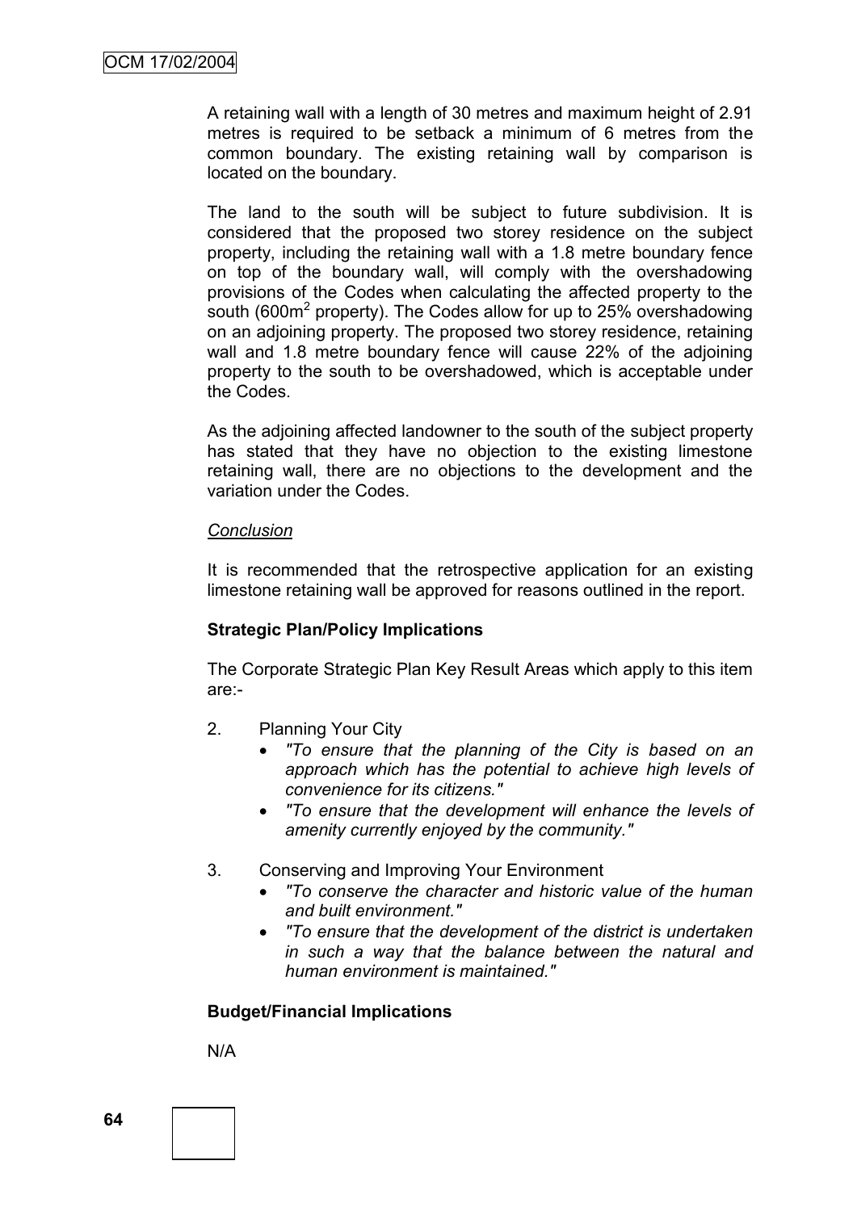A retaining wall with a length of 30 metres and maximum height of 2.91 metres is required to be setback a minimum of 6 metres from the common boundary. The existing retaining wall by comparison is located on the boundary.

The land to the south will be subject to future subdivision. It is considered that the proposed two storey residence on the subject property, including the retaining wall with a 1.8 metre boundary fence on top of the boundary wall, will comply with the overshadowing provisions of the Codes when calculating the affected property to the south (600m$^2$ property). The Codes allow for up to 25% overshadowing on an adjoining property. The proposed two storey residence, retaining wall and 1.8 metre boundary fence will cause 22% of the adjoining property to the south to be overshadowed, which is acceptable under the Codes.

As the adjoining affected landowner to the south of the subject property has stated that they have no objection to the existing limestone retaining wall, there are no objections to the development and the variation under the Codes.

*Conclusion*

It is recommended that the retrospective application for an existing limestone retaining wall be approved for reasons outlined in the report.

**Strategic Plan/Policy Implications**

The Corporate Strategic Plan Key Result Areas which apply to this item are:-

2. Planning Your City
   - *"To ensure that the planning of the City is based on an approach which has the potential to achieve high levels of convenience for its citizens."*
   - *"To ensure that the development will enhance the levels of amenity currently enjoyed by the community."*

3. Conserving and Improving Your Environment
   - *"To conserve the character and historic value of the human and built environment."*
   - *"To ensure that the development of the district is undertaken in such a way that the balance between the natural and human environment is maintained."*

**Budget/Financial Implications**

N/A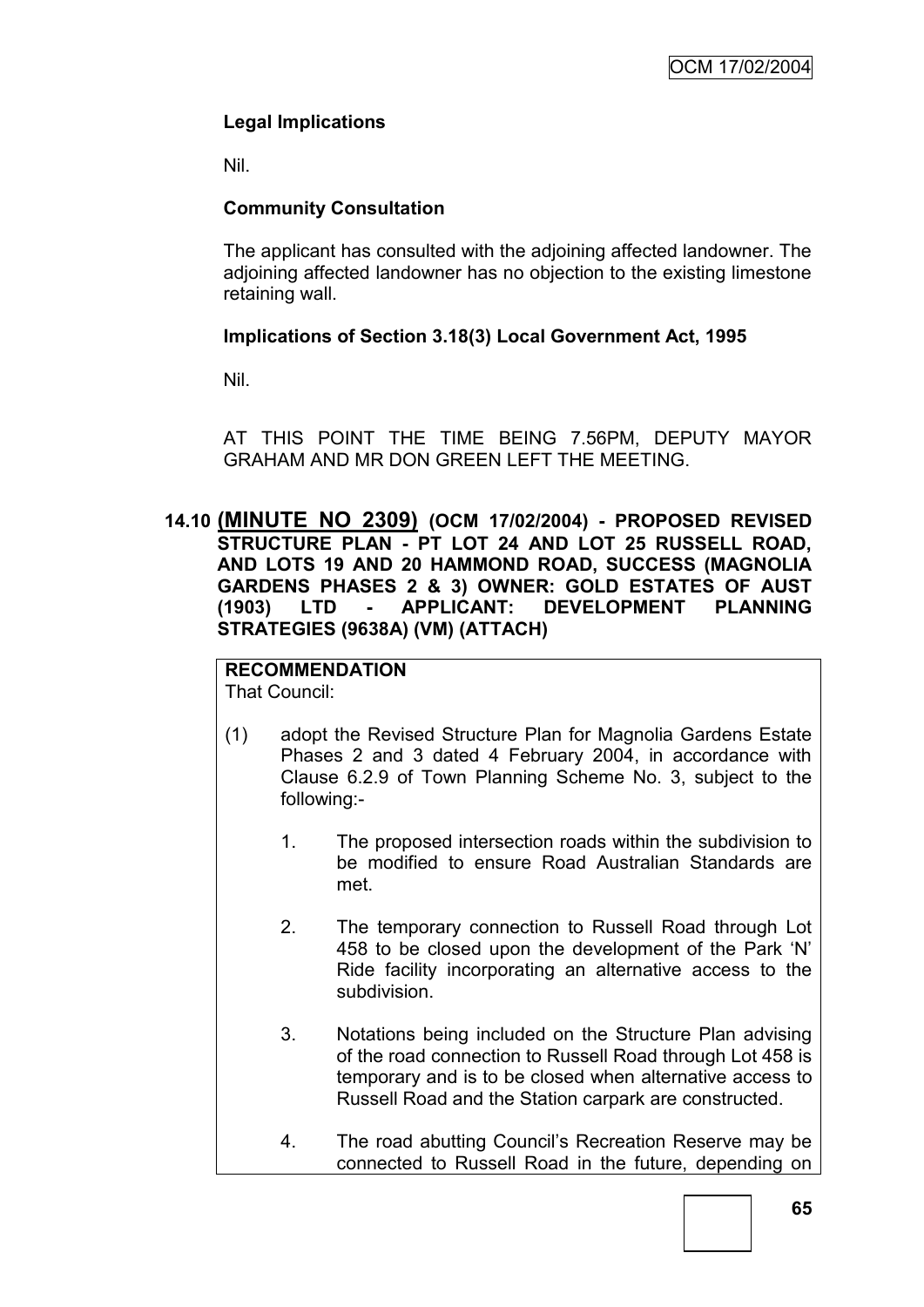**Legal Implications**

Nil.

**Community Consultation**

The applicant has consulted with the adjoining affected landowner. The adjoining affected landowner has no objection to the existing limestone retaining wall.

**Implications of Section 3.18(3) Local Government Act, 1995**

Nil.

AT THIS POINT THE TIME BEING 7.56PM, DEPUTY MAYOR GRAHAM AND MR DON GREEN LEFT THE MEETING.

## 14.10 (MINUTE NO 2309) (OCM 17/02/2004) - PROPOSED REVISED STRUCTURE PLAN - PT LOT 24 AND LOT 25 RUSSELL ROAD, AND LOTS 19 AND 20 HAMMOND ROAD, SUCCESS (MAGNOLIA GARDENS PHASES 2 & 3) OWNER: GOLD ESTATES OF AUST (1903) LTD - APPLICANT: DEVELOPMENT PLANNING STRATEGIES (9638A) (VM) (ATTACH)

**RECOMMENDATION**

That Council:

(1) adopt the Revised Structure Plan for Magnolia Gardens Estate Phases 2 and 3 dated 4 February 2004, in accordance with Clause 6.2.9 of Town Planning Scheme No. 3, subject to the following:-

1. The proposed intersection roads within the subdivision to be modified to ensure Road Australian Standards are met.

2. The temporary connection to Russell Road through Lot 458 to be closed upon the development of the Park 'N' Ride facility incorporating an alternative access to the subdivision.

3. Notations being included on the Structure Plan advising of the road connection to Russell Road through Lot 458 is temporary and is to be closed when alternative access to Russell Road and the Station carpark are constructed.

4. The road abutting Council's Recreation Reserve may be connected to Russell Road in the future, depending on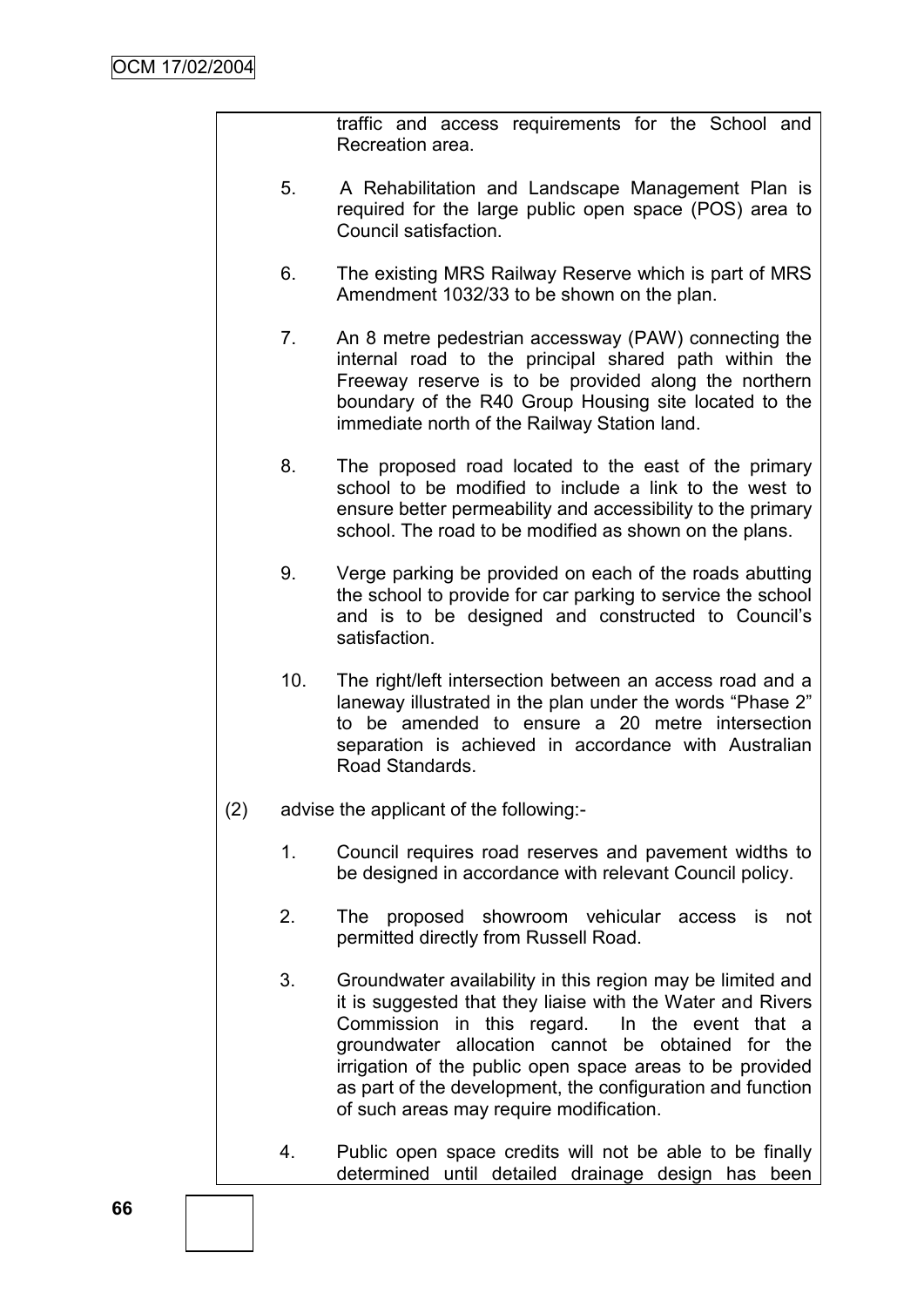traffic and access requirements for the School and Recreation area.

5. A Rehabilitation and Landscape Management Plan is required for the large public open space (POS) area to Council satisfaction.

6. The existing MRS Railway Reserve which is part of MRS Amendment 1032/33 to be shown on the plan.

7. An 8 metre pedestrian accessway (PAW) connecting the internal road to the principal shared path within the Freeway reserve is to be provided along the northern boundary of the R40 Group Housing site located to the immediate north of the Railway Station land.

8. The proposed road located to the east of the primary school to be modified to include a link to the west to ensure better permeability and accessibility to the primary school. The road to be modified as shown on the plans.

9. Verge parking be provided on each of the roads abutting the school to provide for car parking to service the school and is to be designed and constructed to Council's satisfaction.

10. The right/left intersection between an access road and a laneway illustrated in the plan under the words "Phase 2" to be amended to ensure a 20 metre intersection separation is achieved in accordance with Australian Road Standards.

(2) advise the applicant of the following:-

1. Council requires road reserves and pavement widths to be designed in accordance with relevant Council policy.

2. The proposed showroom vehicular access is not permitted directly from Russell Road.

3. Groundwater availability in this region may be limited and it is suggested that they liaise with the Water and Rivers Commission in this regard. In the event that a groundwater allocation cannot be obtained for the irrigation of the public open space areas to be provided as part of the development, the configuration and function of such areas may require modification.

4. Public open space credits will not be able to be finally determined until detailed drainage design has been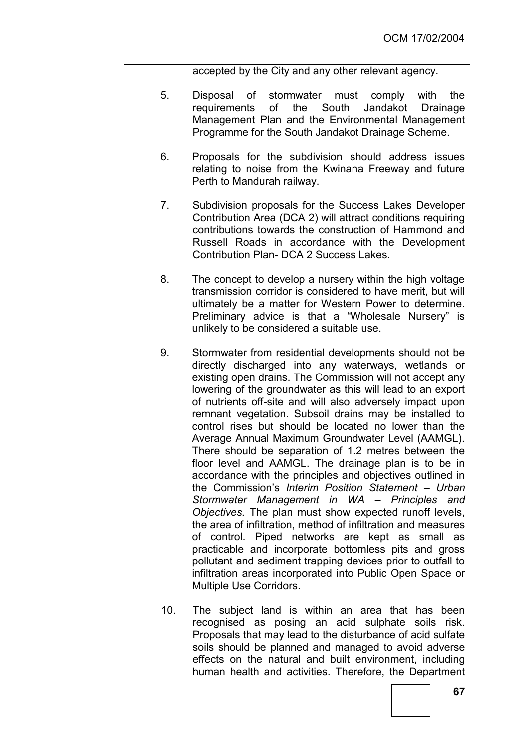accepted by the City and any other relevant agency.

5. Disposal of stormwater must comply with the requirements of the South Jandakot Drainage Management Plan and the Environmental Management Programme for the South Jandakot Drainage Scheme.

6. Proposals for the subdivision should address issues relating to noise from the Kwinana Freeway and future Perth to Mandurah railway.

7. Subdivision proposals for the Success Lakes Developer Contribution Area (DCA 2) will attract conditions requiring contributions towards the construction of Hammond and Russell Roads in accordance with the Development Contribution Plan- DCA 2 Success Lakes.

8. The concept to develop a nursery within the high voltage transmission corridor is considered to have merit, but will ultimately be a matter for Western Power to determine. Preliminary advice is that a "Wholesale Nursery" is unlikely to be considered a suitable use.

9. Stormwater from residential developments should not be directly discharged into any waterways, wetlands or existing open drains. The Commission will not accept any lowering of the groundwater as this will lead to an export of nutrients off-site and will also adversely impact upon remnant vegetation. Subsoil drains may be installed to control rises but should be located no lower than the Average Annual Maximum Groundwater Level (AAMGL). There should be separation of 1.2 metres between the floor level and AAMGL. The drainage plan is to be in accordance with the principles and objectives outlined in the Commission's *Interim Position Statement – Urban Stormwater Management in WA – Principles and Objectives.* The plan must show expected runoff levels, the area of infiltration, method of infiltration and measures of control. Piped networks are kept as small as practicable and incorporate bottomless pits and gross pollutant and sediment trapping devices prior to outfall to infiltration areas incorporated into Public Open Space or Multiple Use Corridors.

10. The subject land is within an area that has been recognised as posing an acid sulphate soils risk. Proposals that may lead to the disturbance of acid sulfate soils should be planned and managed to avoid adverse effects on the natural and built environment, including human health and activities. Therefore, the Department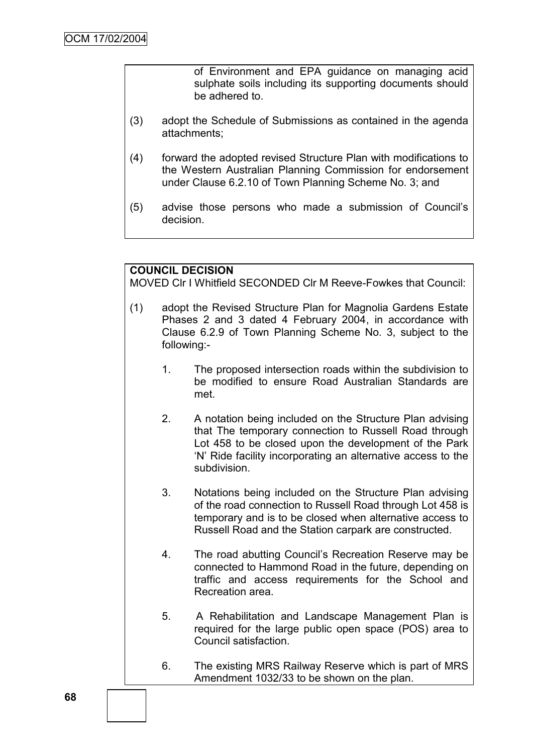of Environment and EPA guidance on managing acid sulphate soils including its supporting documents should be adhered to.

(3) adopt the Schedule of Submissions as contained in the agenda attachments;

(4) forward the adopted revised Structure Plan with modifications to the Western Australian Planning Commission for endorsement under Clause 6.2.10 of Town Planning Scheme No. 3; and

(5) advise those persons who made a submission of Council's decision.

**COUNCIL DECISION**

MOVED Clr I Whitfield SECONDED Clr M Reeve-Fowkes that Council:

(1) adopt the Revised Structure Plan for Magnolia Gardens Estate Phases 2 and 3 dated 4 February 2004, in accordance with Clause 6.2.9 of Town Planning Scheme No. 3, subject to the following:-

1. The proposed intersection roads within the subdivision to be modified to ensure Road Australian Standards are met.

2. A notation being included on the Structure Plan advising that The temporary connection to Russell Road through Lot 458 to be closed upon the development of the Park 'N' Ride facility incorporating an alternative access to the subdivision.

3. Notations being included on the Structure Plan advising of the road connection to Russell Road through Lot 458 is temporary and is to be closed when alternative access to Russell Road and the Station carpark are constructed.

4. The road abutting Council's Recreation Reserve may be connected to Hammond Road in the future, depending on traffic and access requirements for the School and Recreation area.

5. A Rehabilitation and Landscape Management Plan is required for the large public open space (POS) area to Council satisfaction.

6. The existing MRS Railway Reserve which is part of MRS Amendment 1032/33 to be shown on the plan.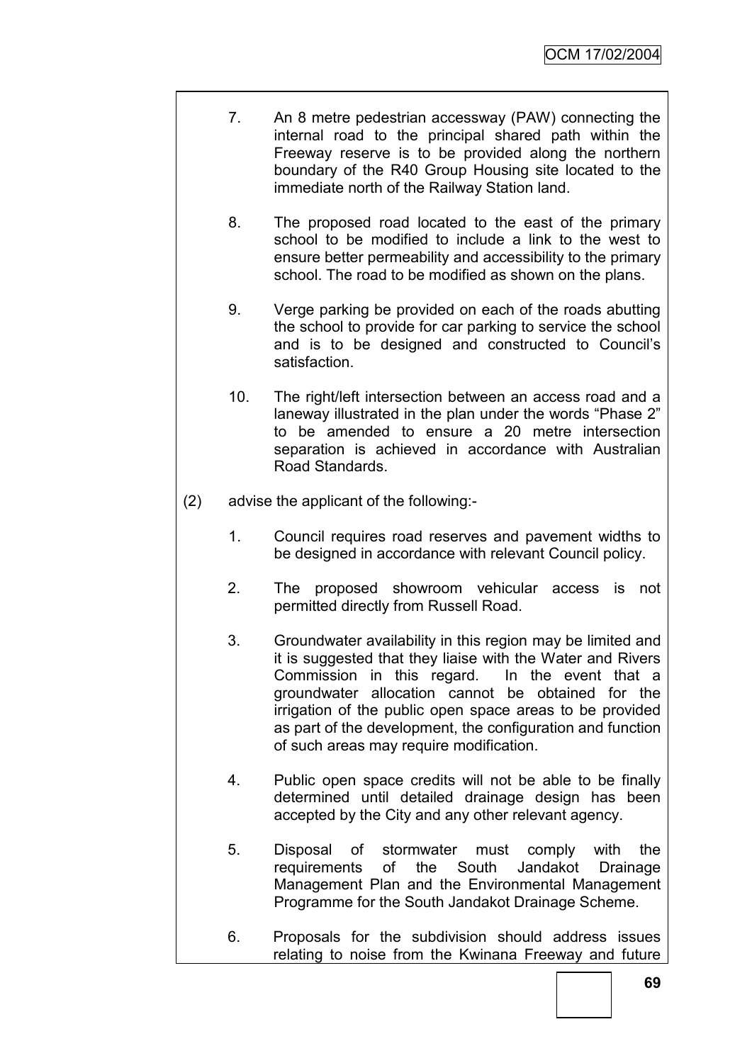7. An 8 metre pedestrian accessway (PAW) connecting the internal road to the principal shared path within the Freeway reserve is to be provided along the northern boundary of the R40 Group Housing site located to the immediate north of the Railway Station land.

8. The proposed road located to the east of the primary school to be modified to include a link to the west to ensure better permeability and accessibility to the primary school. The road to be modified as shown on the plans.

9. Verge parking be provided on each of the roads abutting the school to provide for car parking to service the school and is to be designed and constructed to Council's satisfaction.

10. The right/left intersection between an access road and a laneway illustrated in the plan under the words "Phase 2" to be amended to ensure a 20 metre intersection separation is achieved in accordance with Australian Road Standards.

(2) advise the applicant of the following:-

1. Council requires road reserves and pavement widths to be designed in accordance with relevant Council policy.

2. The proposed showroom vehicular access is not permitted directly from Russell Road.

3. Groundwater availability in this region may be limited and it is suggested that they liaise with the Water and Rivers Commission in this regard. In the event that a groundwater allocation cannot be obtained for the irrigation of the public open space areas to be provided as part of the development, the configuration and function of such areas may require modification.

4. Public open space credits will not be able to be finally determined until detailed drainage design has been accepted by the City and any other relevant agency.

5. Disposal of stormwater must comply with the requirements of the South Jandakot Drainage Management Plan and the Environmental Management Programme for the South Jandakot Drainage Scheme.

6. Proposals for the subdivision should address issues relating to noise from the Kwinana Freeway and future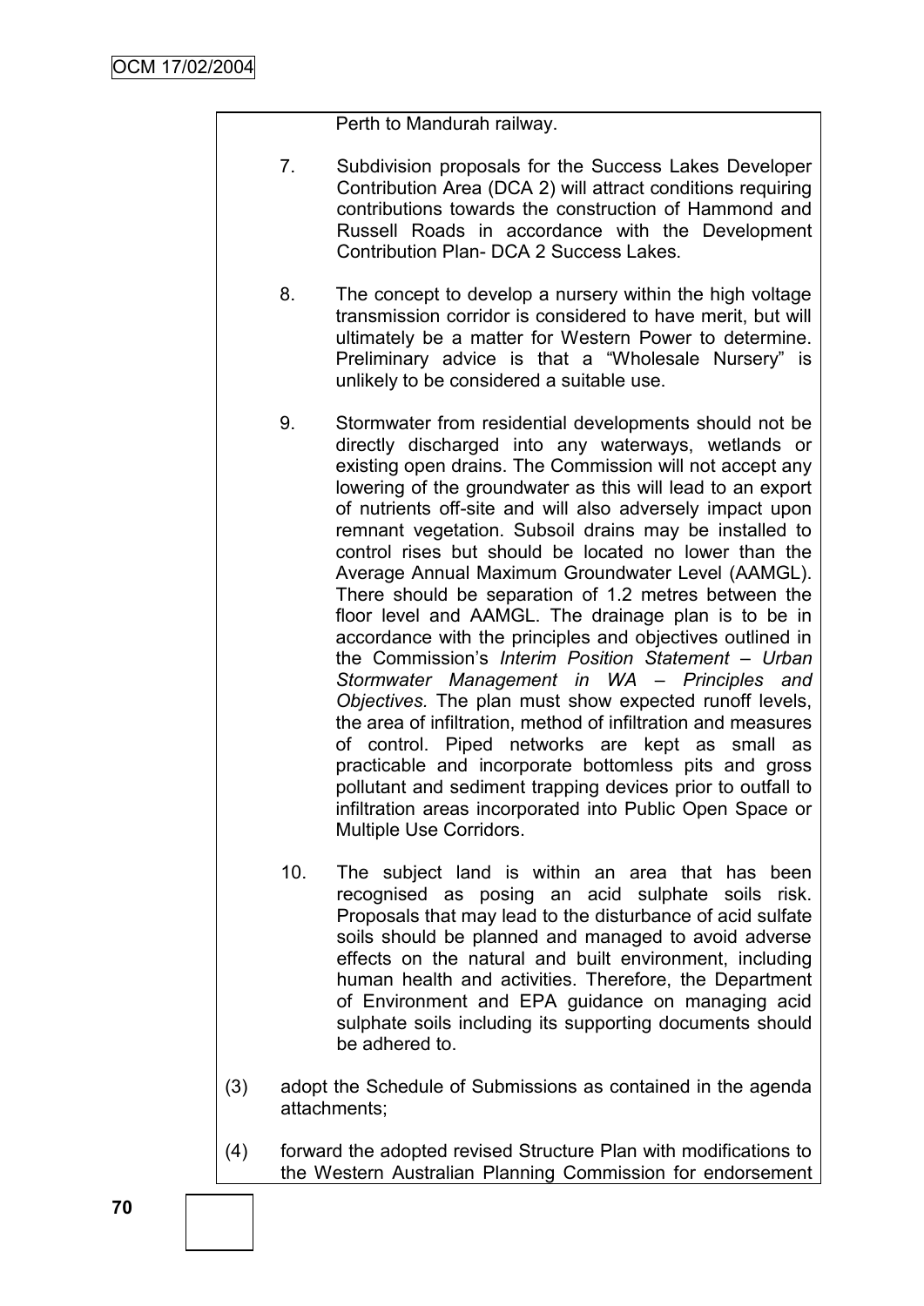Perth to Mandurah railway.

7. Subdivision proposals for the Success Lakes Developer Contribution Area (DCA 2) will attract conditions requiring contributions towards the construction of Hammond and Russell Roads in accordance with the Development Contribution Plan- DCA 2 Success Lakes.

8. The concept to develop a nursery within the high voltage transmission corridor is considered to have merit, but will ultimately be a matter for Western Power to determine. Preliminary advice is that a "Wholesale Nursery" is unlikely to be considered a suitable use.

9. Stormwater from residential developments should not be directly discharged into any waterways, wetlands or existing open drains. The Commission will not accept any lowering of the groundwater as this will lead to an export of nutrients off-site and will also adversely impact upon remnant vegetation. Subsoil drains may be installed to control rises but should be located no lower than the Average Annual Maximum Groundwater Level (AAMGL). There should be separation of 1.2 metres between the floor level and AAMGL. The drainage plan is to be in accordance with the principles and objectives outlined in the Commission's *Interim Position Statement – Urban Stormwater Management in WA – Principles and Objectives.* The plan must show expected runoff levels, the area of infiltration, method of infiltration and measures of control. Piped networks are kept as small as practicable and incorporate bottomless pits and gross pollutant and sediment trapping devices prior to outfall to infiltration areas incorporated into Public Open Space or Multiple Use Corridors.

10. The subject land is within an area that has been recognised as posing an acid sulphate soils risk. Proposals that may lead to the disturbance of acid sulfate soils should be planned and managed to avoid adverse effects on the natural and built environment, including human health and activities. Therefore, the Department of Environment and EPA guidance on managing acid sulphate soils including its supporting documents should be adhered to.

(3) adopt the Schedule of Submissions as contained in the agenda attachments;

(4) forward the adopted revised Structure Plan with modifications to the Western Australian Planning Commission for endorsement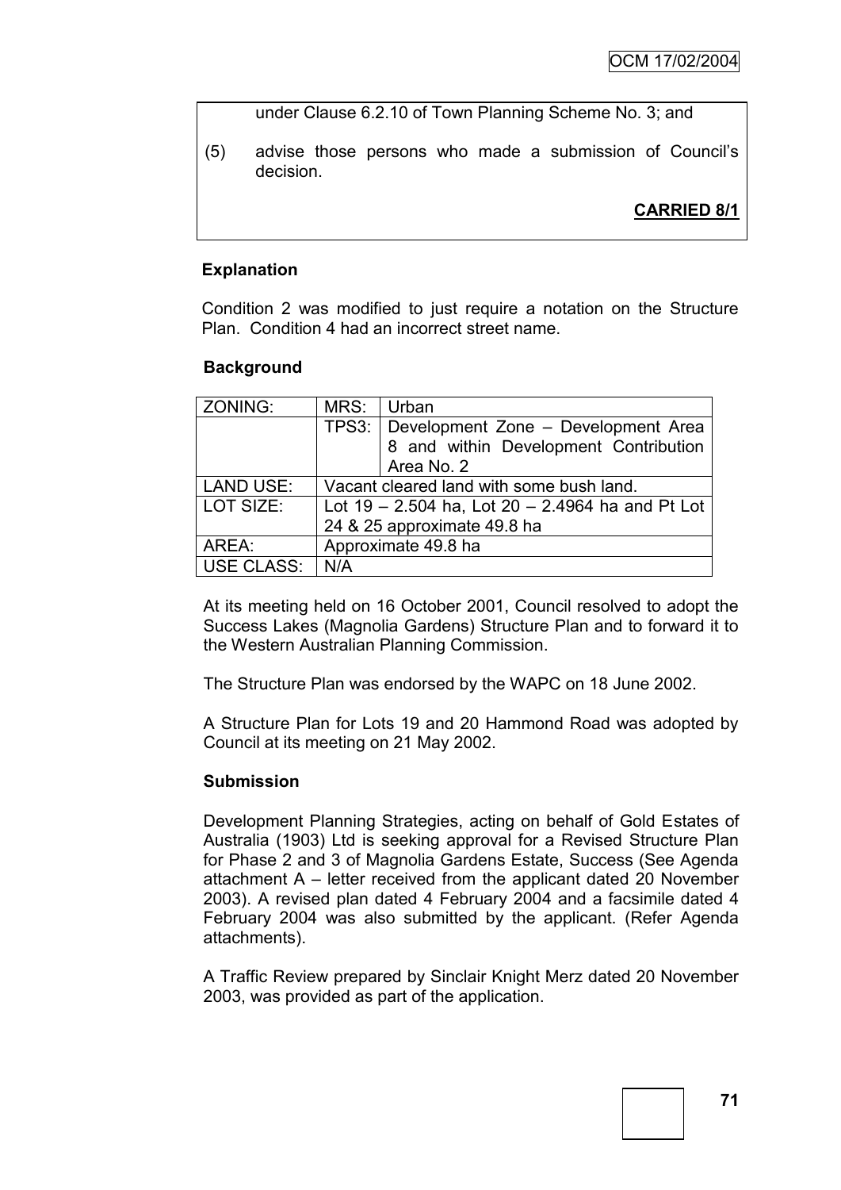under Clause 6.2.10 of Town Planning Scheme No. 3; and

(5) advise those persons who made a submission of Council's decision.

**CARRIED 8/1**

**Explanation**

Condition 2 was modified to just require a notation on the Structure Plan. Condition 4 had an incorrect street name.

**Background**

| ZONING: | MRS: | Urban |
|---|---|---|
| | TPS3: | Development Zone – Development Area 8 and within Development Contribution Area No. 2 |
| LAND USE: | Vacant cleared land with some bush land. | |
| LOT SIZE: | Lot 19 – 2.504 ha, Lot 20 – 2.4964 ha and Pt Lot 24 & 25 approximate 49.8 ha | |
| AREA: | Approximate 49.8 ha | |
| USE CLASS: | N/A | |

At its meeting held on 16 October 2001, Council resolved to adopt the Success Lakes (Magnolia Gardens) Structure Plan and to forward it to the Western Australian Planning Commission.

The Structure Plan was endorsed by the WAPC on 18 June 2002.

A Structure Plan for Lots 19 and 20 Hammond Road was adopted by Council at its meeting on 21 May 2002.

**Submission**

Development Planning Strategies, acting on behalf of Gold Estates of Australia (1903) Ltd is seeking approval for a Revised Structure Plan for Phase 2 and 3 of Magnolia Gardens Estate, Success (See Agenda attachment A – letter received from the applicant dated 20 November 2003). A revised plan dated 4 February 2004 and a facsimile dated 4 February 2004 was also submitted by the applicant. (Refer Agenda attachments).

A Traffic Review prepared by Sinclair Knight Merz dated 20 November 2003, was provided as part of the application.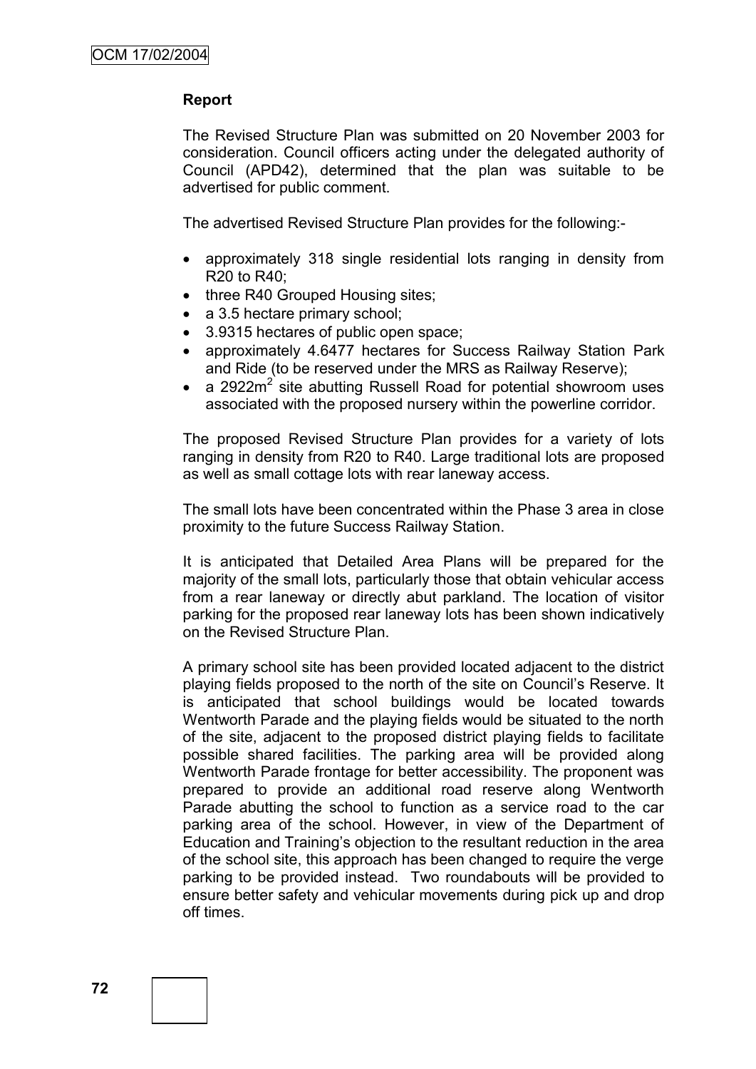**Report**

The Revised Structure Plan was submitted on 20 November 2003 for consideration. Council officers acting under the delegated authority of Council (APD42), determined that the plan was suitable to be advertised for public comment.

The advertised Revised Structure Plan provides for the following:-

- approximately 318 single residential lots ranging in density from R20 to R40;
- three R40 Grouped Housing sites;
- a 3.5 hectare primary school;
- 3.9315 hectares of public open space;
- approximately 4.6477 hectares for Success Railway Station Park and Ride (to be reserved under the MRS as Railway Reserve);
- a 2922m$^2$ site abutting Russell Road for potential showroom uses associated with the proposed nursery within the powerline corridor.

The proposed Revised Structure Plan provides for a variety of lots ranging in density from R20 to R40. Large traditional lots are proposed as well as small cottage lots with rear laneway access.

The small lots have been concentrated within the Phase 3 area in close proximity to the future Success Railway Station.

It is anticipated that Detailed Area Plans will be prepared for the majority of the small lots, particularly those that obtain vehicular access from a rear laneway or directly abut parkland. The location of visitor parking for the proposed rear laneway lots has been shown indicatively on the Revised Structure Plan.

A primary school site has been provided located adjacent to the district playing fields proposed to the north of the site on Council's Reserve. It is anticipated that school buildings would be located towards Wentworth Parade and the playing fields would be situated to the north of the site, adjacent to the proposed district playing fields to facilitate possible shared facilities. The parking area will be provided along Wentworth Parade frontage for better accessibility. The proponent was prepared to provide an additional road reserve along Wentworth Parade abutting the school to function as a service road to the car parking area of the school. However, in view of the Department of Education and Training's objection to the resultant reduction in the area of the school site, this approach has been changed to require the verge parking to be provided instead. Two roundabouts will be provided to ensure better safety and vehicular movements during pick up and drop off times.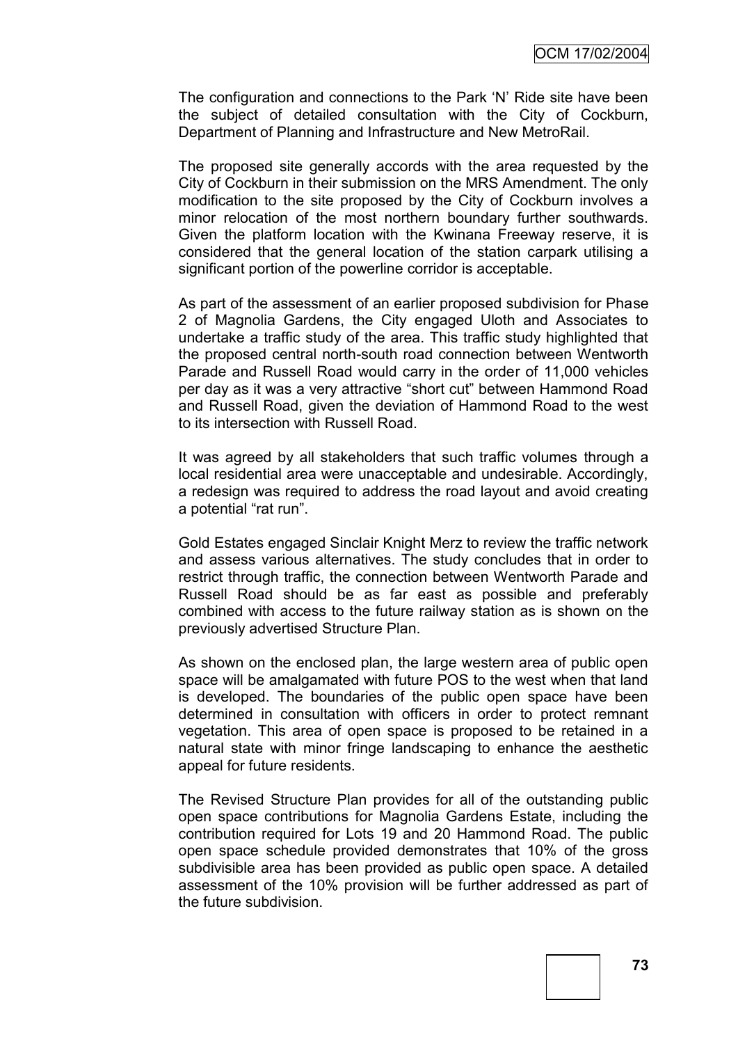The configuration and connections to the Park 'N' Ride site have been the subject of detailed consultation with the City of Cockburn, Department of Planning and Infrastructure and New MetroRail.

The proposed site generally accords with the area requested by the City of Cockburn in their submission on the MRS Amendment. The only modification to the site proposed by the City of Cockburn involves a minor relocation of the most northern boundary further southwards. Given the platform location with the Kwinana Freeway reserve, it is considered that the general location of the station carpark utilising a significant portion of the powerline corridor is acceptable.

As part of the assessment of an earlier proposed subdivision for Phase 2 of Magnolia Gardens, the City engaged Uloth and Associates to undertake a traffic study of the area. This traffic study highlighted that the proposed central north-south road connection between Wentworth Parade and Russell Road would carry in the order of 11,000 vehicles per day as it was a very attractive "short cut" between Hammond Road and Russell Road, given the deviation of Hammond Road to the west to its intersection with Russell Road.

It was agreed by all stakeholders that such traffic volumes through a local residential area were unacceptable and undesirable. Accordingly, a redesign was required to address the road layout and avoid creating a potential "rat run".

Gold Estates engaged Sinclair Knight Merz to review the traffic network and assess various alternatives. The study concludes that in order to restrict through traffic, the connection between Wentworth Parade and Russell Road should be as far east as possible and preferably combined with access to the future railway station as is shown on the previously advertised Structure Plan.

As shown on the enclosed plan, the large western area of public open space will be amalgamated with future POS to the west when that land is developed. The boundaries of the public open space have been determined in consultation with officers in order to protect remnant vegetation. This area of open space is proposed to be retained in a natural state with minor fringe landscaping to enhance the aesthetic appeal for future residents.

The Revised Structure Plan provides for all of the outstanding public open space contributions for Magnolia Gardens Estate, including the contribution required for Lots 19 and 20 Hammond Road. The public open space schedule provided demonstrates that 10% of the gross subdivisible area has been provided as public open space. A detailed assessment of the 10% provision will be further addressed as part of the future subdivision.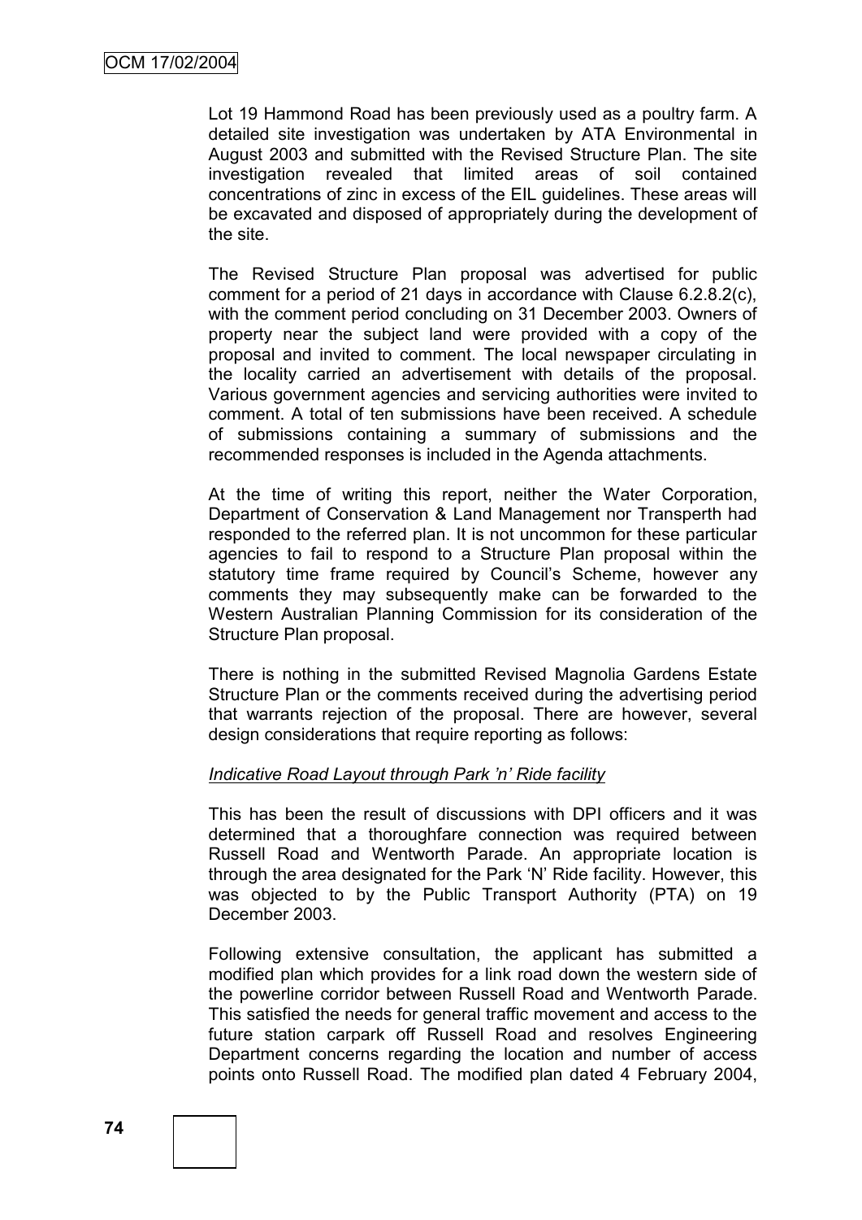Lot 19 Hammond Road has been previously used as a poultry farm. A detailed site investigation was undertaken by ATA Environmental in August 2003 and submitted with the Revised Structure Plan. The site investigation revealed that limited areas of soil contained concentrations of zinc in excess of the EIL guidelines. These areas will be excavated and disposed of appropriately during the development of the site.

The Revised Structure Plan proposal was advertised for public comment for a period of 21 days in accordance with Clause 6.2.8.2(c), with the comment period concluding on 31 December 2003. Owners of property near the subject land were provided with a copy of the proposal and invited to comment. The local newspaper circulating in the locality carried an advertisement with details of the proposal. Various government agencies and servicing authorities were invited to comment. A total of ten submissions have been received. A schedule of submissions containing a summary of submissions and the recommended responses is included in the Agenda attachments.

At the time of writing this report, neither the Water Corporation, Department of Conservation & Land Management nor Transperth had responded to the referred plan. It is not uncommon for these particular agencies to fail to respond to a Structure Plan proposal within the statutory time frame required by Council's Scheme, however any comments they may subsequently make can be forwarded to the Western Australian Planning Commission for its consideration of the Structure Plan proposal.

There is nothing in the submitted Revised Magnolia Gardens Estate Structure Plan or the comments received during the advertising period that warrants rejection of the proposal. There are however, several design considerations that require reporting as follows:

*Indicative Road Layout through Park 'n' Ride facility*

This has been the result of discussions with DPI officers and it was determined that a thoroughfare connection was required between Russell Road and Wentworth Parade. An appropriate location is through the area designated for the Park 'N' Ride facility. However, this was objected to by the Public Transport Authority (PTA) on 19 December 2003.

Following extensive consultation, the applicant has submitted a modified plan which provides for a link road down the western side of the powerline corridor between Russell Road and Wentworth Parade. This satisfied the needs for general traffic movement and access to the future station carpark off Russell Road and resolves Engineering Department concerns regarding the location and number of access points onto Russell Road. The modified plan dated 4 February 2004,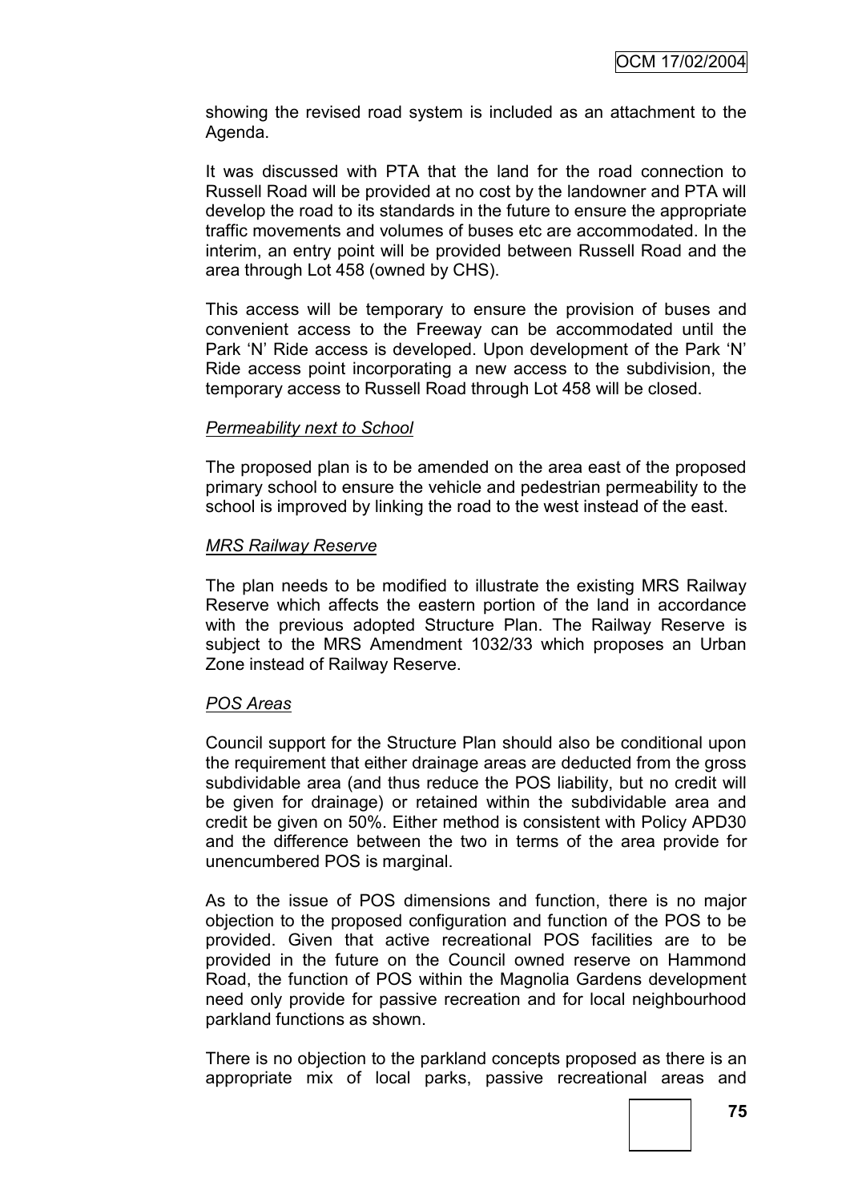showing the revised road system is included as an attachment to the Agenda.

It was discussed with PTA that the land for the road connection to Russell Road will be provided at no cost by the landowner and PTA will develop the road to its standards in the future to ensure the appropriate traffic movements and volumes of buses etc are accommodated. In the interim, an entry point will be provided between Russell Road and the area through Lot 458 (owned by CHS).

This access will be temporary to ensure the provision of buses and convenient access to the Freeway can be accommodated until the Park 'N' Ride access is developed. Upon development of the Park 'N' Ride access point incorporating a new access to the subdivision, the temporary access to Russell Road through Lot 458 will be closed.

*Permeability next to School*

The proposed plan is to be amended on the area east of the proposed primary school to ensure the vehicle and pedestrian permeability to the school is improved by linking the road to the west instead of the east.

*MRS Railway Reserve*

The plan needs to be modified to illustrate the existing MRS Railway Reserve which affects the eastern portion of the land in accordance with the previous adopted Structure Plan. The Railway Reserve is subject to the MRS Amendment 1032/33 which proposes an Urban Zone instead of Railway Reserve.

*POS Areas*

Council support for the Structure Plan should also be conditional upon the requirement that either drainage areas are deducted from the gross subdividable area (and thus reduce the POS liability, but no credit will be given for drainage) or retained within the subdividable area and credit be given on 50%. Either method is consistent with Policy APD30 and the difference between the two in terms of the area provide for unencumbered POS is marginal.

As to the issue of POS dimensions and function, there is no major objection to the proposed configuration and function of the POS to be provided. Given that active recreational POS facilities are to be provided in the future on the Council owned reserve on Hammond Road, the function of POS within the Magnolia Gardens development need only provide for passive recreation and for local neighbourhood parkland functions as shown.

There is no objection to the parkland concepts proposed as there is an appropriate mix of local parks, passive recreational areas and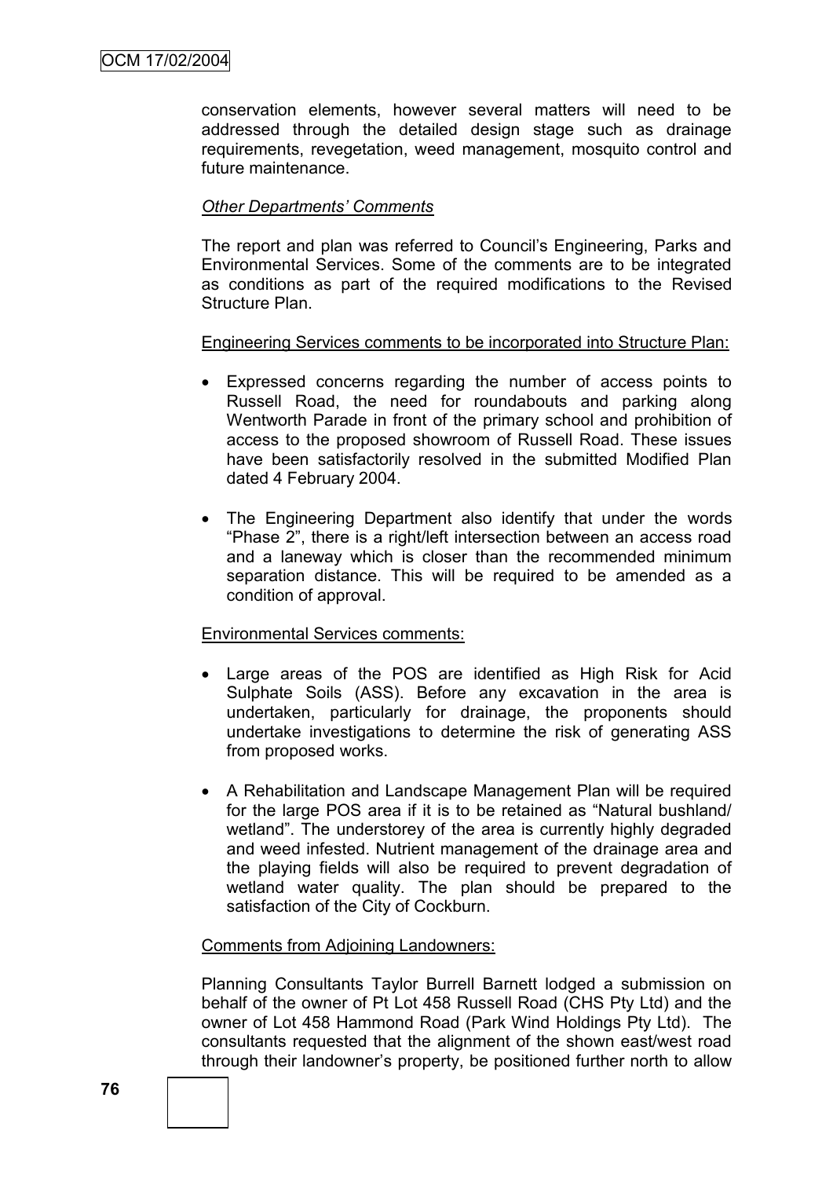conservation elements, however several matters will need to be addressed through the detailed design stage such as drainage requirements, revegetation, weed management, mosquito control and future maintenance.

*Other Departments' Comments*

The report and plan was referred to Council's Engineering, Parks and Environmental Services. Some of the comments are to be integrated as conditions as part of the required modifications to the Revised Structure Plan.

Engineering Services comments to be incorporated into Structure Plan:

- Expressed concerns regarding the number of access points to Russell Road, the need for roundabouts and parking along Wentworth Parade in front of the primary school and prohibition of access to the proposed showroom of Russell Road. These issues have been satisfactorily resolved in the submitted Modified Plan dated 4 February 2004.
- The Engineering Department also identify that under the words "Phase 2", there is a right/left intersection between an access road and a laneway which is closer than the recommended minimum separation distance. This will be required to be amended as a condition of approval.

Environmental Services comments:

- Large areas of the POS are identified as High Risk for Acid Sulphate Soils (ASS). Before any excavation in the area is undertaken, particularly for drainage, the proponents should undertake investigations to determine the risk of generating ASS from proposed works.
- A Rehabilitation and Landscape Management Plan will be required for the large POS area if it is to be retained as "Natural bushland/ wetland". The understorey of the area is currently highly degraded and weed infested. Nutrient management of the drainage area and the playing fields will also be required to prevent degradation of wetland water quality. The plan should be prepared to the satisfaction of the City of Cockburn.

Comments from Adjoining Landowners:

Planning Consultants Taylor Burrell Barnett lodged a submission on behalf of the owner of Pt Lot 458 Russell Road (CHS Pty Ltd) and the owner of Lot 458 Hammond Road (Park Wind Holdings Pty Ltd). The consultants requested that the alignment of the shown east/west road through their landowner's property, be positioned further north to allow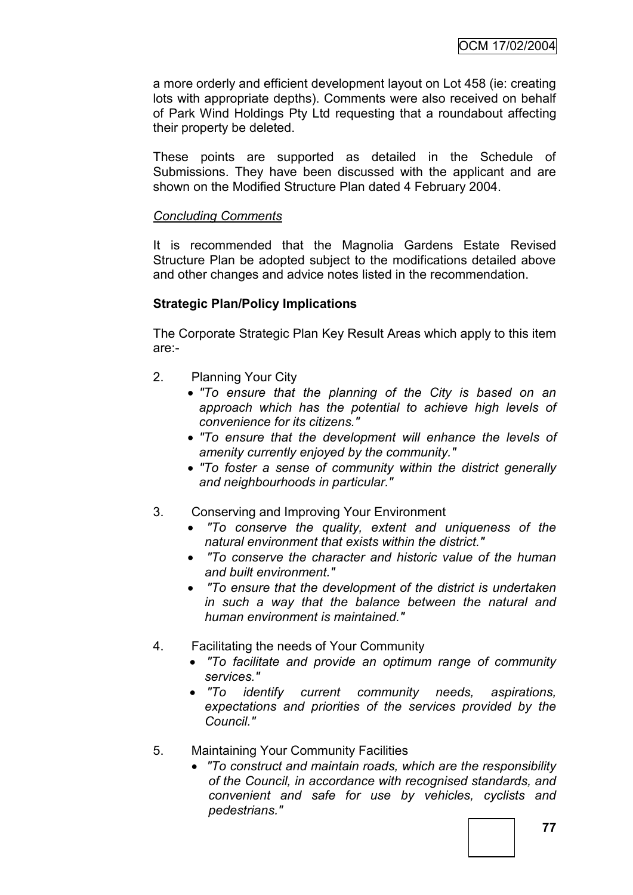a more orderly and efficient development layout on Lot 458 (ie: creating lots with appropriate depths). Comments were also received on behalf of Park Wind Holdings Pty Ltd requesting that a roundabout affecting their property be deleted.

These points are supported as detailed in the Schedule of Submissions. They have been discussed with the applicant and are shown on the Modified Structure Plan dated 4 February 2004.

*Concluding Comments*

It is recommended that the Magnolia Gardens Estate Revised Structure Plan be adopted subject to the modifications detailed above and other changes and advice notes listed in the recommendation.

**Strategic Plan/Policy Implications**

The Corporate Strategic Plan Key Result Areas which apply to this item are:-

2. Planning Your City
   - *"To ensure that the planning of the City is based on an approach which has the potential to achieve high levels of convenience for its citizens."*
   - *"To ensure that the development will enhance the levels of amenity currently enjoyed by the community."*
   - *"To foster a sense of community within the district generally and neighbourhoods in particular."*

3. Conserving and Improving Your Environment
   - *"To conserve the quality, extent and uniqueness of the natural environment that exists within the district."*
   - *"To conserve the character and historic value of the human and built environment."*
   - *"To ensure that the development of the district is undertaken in such a way that the balance between the natural and human environment is maintained."*

4. Facilitating the needs of Your Community
   - *"To facilitate and provide an optimum range of community services."*
   - *"To identify current community needs, aspirations, expectations and priorities of the services provided by the Council."*

5. Maintaining Your Community Facilities
   - *"To construct and maintain roads, which are the responsibility of the Council, in accordance with recognised standards, and convenient and safe for use by vehicles, cyclists and pedestrians."*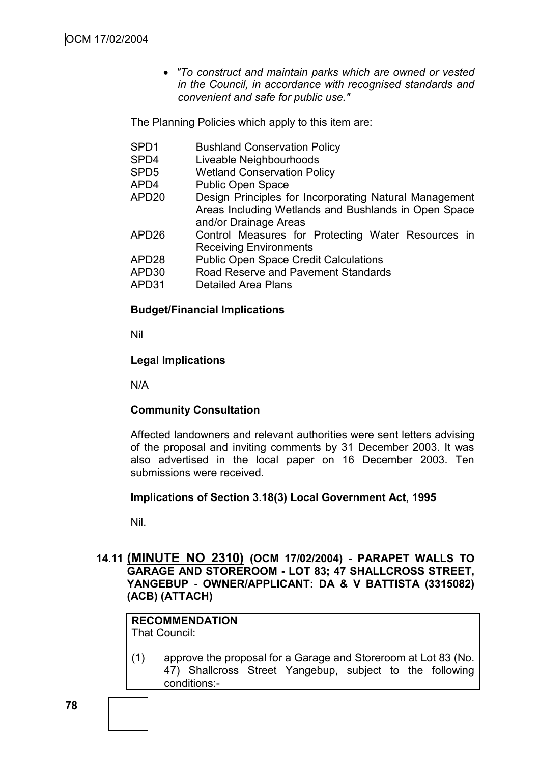- *"To construct and maintain parks which are owned or vested in the Council, in accordance with recognised standards and convenient and safe for public use."*

The Planning Policies which apply to this item are:

| | |
|---|---|
| SPD1 | Bushland Conservation Policy |
| SPD4 | Liveable Neighbourhoods |
| SPD5 | Wetland Conservation Policy |
| APD4 | Public Open Space |
| APD20 | Design Principles for Incorporating Natural Management Areas Including Wetlands and Bushlands in Open Space and/or Drainage Areas |
| APD26 | Control Measures for Protecting Water Resources in Receiving Environments |
| APD28 | Public Open Space Credit Calculations |
| APD30 | Road Reserve and Pavement Standards |
| APD31 | Detailed Area Plans |

**Budget/Financial Implications**

Nil

**Legal Implications**

N/A

**Community Consultation**

Affected landowners and relevant authorities were sent letters advising of the proposal and inviting comments by 31 December 2003. It was also advertised in the local paper on 16 December 2003. Ten submissions were received.

**Implications of Section 3.18(3) Local Government Act, 1995**

Nil.

## 14.11 (MINUTE NO 2310) (OCM 17/02/2004) - PARAPET WALLS TO GARAGE AND STOREROOM - LOT 83; 47 SHALLCROSS STREET, YANGEBUP - OWNER/APPLICANT: DA & V BATTISTA (3315082) (ACB) (ATTACH)

**RECOMMENDATION**
That Council:

(1) approve the proposal for a Garage and Storeroom at Lot 83 (No. 47) Shallcross Street Yangebup, subject to the following conditions:-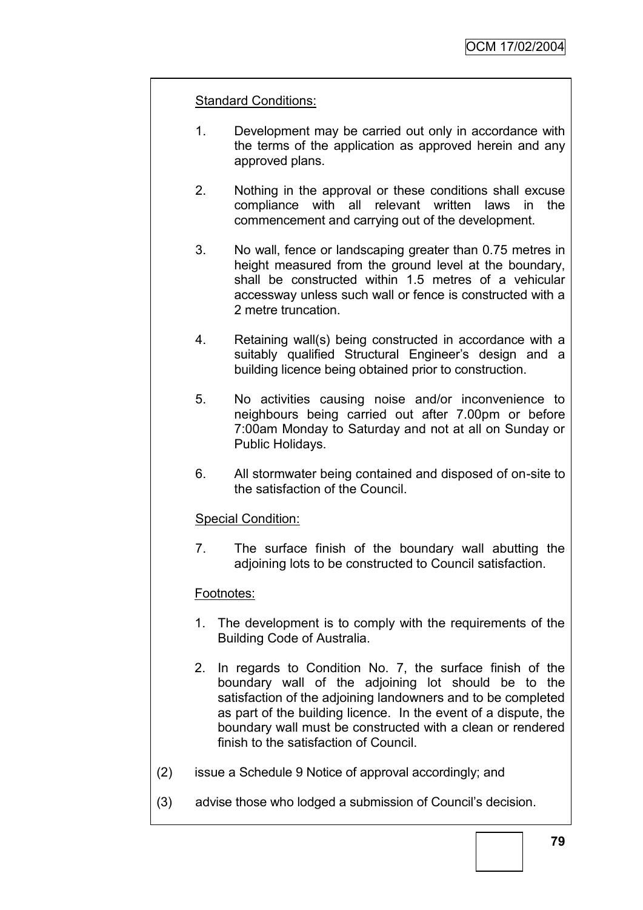Standard Conditions:

1. Development may be carried out only in accordance with the terms of the application as approved herein and any approved plans.

2. Nothing in the approval or these conditions shall excuse compliance with all relevant written laws in the commencement and carrying out of the development.

3. No wall, fence or landscaping greater than 0.75 metres in height measured from the ground level at the boundary, shall be constructed within 1.5 metres of a vehicular accessway unless such wall or fence is constructed with a 2 metre truncation.

4. Retaining wall(s) being constructed in accordance with a suitably qualified Structural Engineer's design and a building licence being obtained prior to construction.

5. No activities causing noise and/or inconvenience to neighbours being carried out after 7.00pm or before 7:00am Monday to Saturday and not at all on Sunday or Public Holidays.

6. All stormwater being contained and disposed of on-site to the satisfaction of the Council.

Special Condition:

7. The surface finish of the boundary wall abutting the adjoining lots to be constructed to Council satisfaction.

Footnotes:

1. The development is to comply with the requirements of the Building Code of Australia.

2. In regards to Condition No. 7, the surface finish of the boundary wall of the adjoining lot should be to the satisfaction of the adjoining landowners and to be completed as part of the building licence. In the event of a dispute, the boundary wall must be constructed with a clean or rendered finish to the satisfaction of Council.

(2) issue a Schedule 9 Notice of approval accordingly; and

(3) advise those who lodged a submission of Council's decision.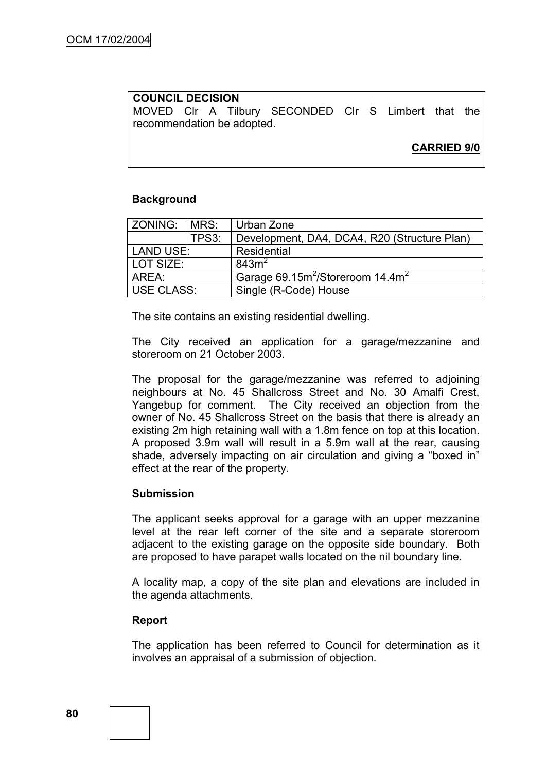**COUNCIL DECISION**
MOVED Clr A Tilbury SECONDED Clr S Limbert that the recommendation be adopted.

**CARRIED 9/0**

### Background

| ZONING: | MRS: | Urban Zone |
|---|---|---|
| | TPS3: | Development, DA4, DCA4, R20 (Structure Plan) |
| LAND USE: | | Residential |
| LOT SIZE: | | 843m$^2$ |
| AREA: | | Garage 69.15m$^2$/Storeroom 14.4m$^2$ |
| USE CLASS: | | Single (R-Code) House |

The site contains an existing residential dwelling.

The City received an application for a garage/mezzanine and storeroom on 21 October 2003.

The proposal for the garage/mezzanine was referred to adjoining neighbours at No. 45 Shallcross Street and No. 30 Amalfi Crest, Yangebup for comment. The City received an objection from the owner of No. 45 Shallcross Street on the basis that there is already an existing 2m high retaining wall with a 1.8m fence on top at this location. A proposed 3.9m wall will result in a 5.9m wall at the rear, causing shade, adversely impacting on air circulation and giving a "boxed in" effect at the rear of the property.

### Submission

The applicant seeks approval for a garage with an upper mezzanine level at the rear left corner of the site and a separate storeroom adjacent to the existing garage on the opposite side boundary. Both are proposed to have parapet walls located on the nil boundary line.

A locality map, a copy of the site plan and elevations are included in the agenda attachments.

### Report

The application has been referred to Council for determination as it involves an appraisal of a submission of objection.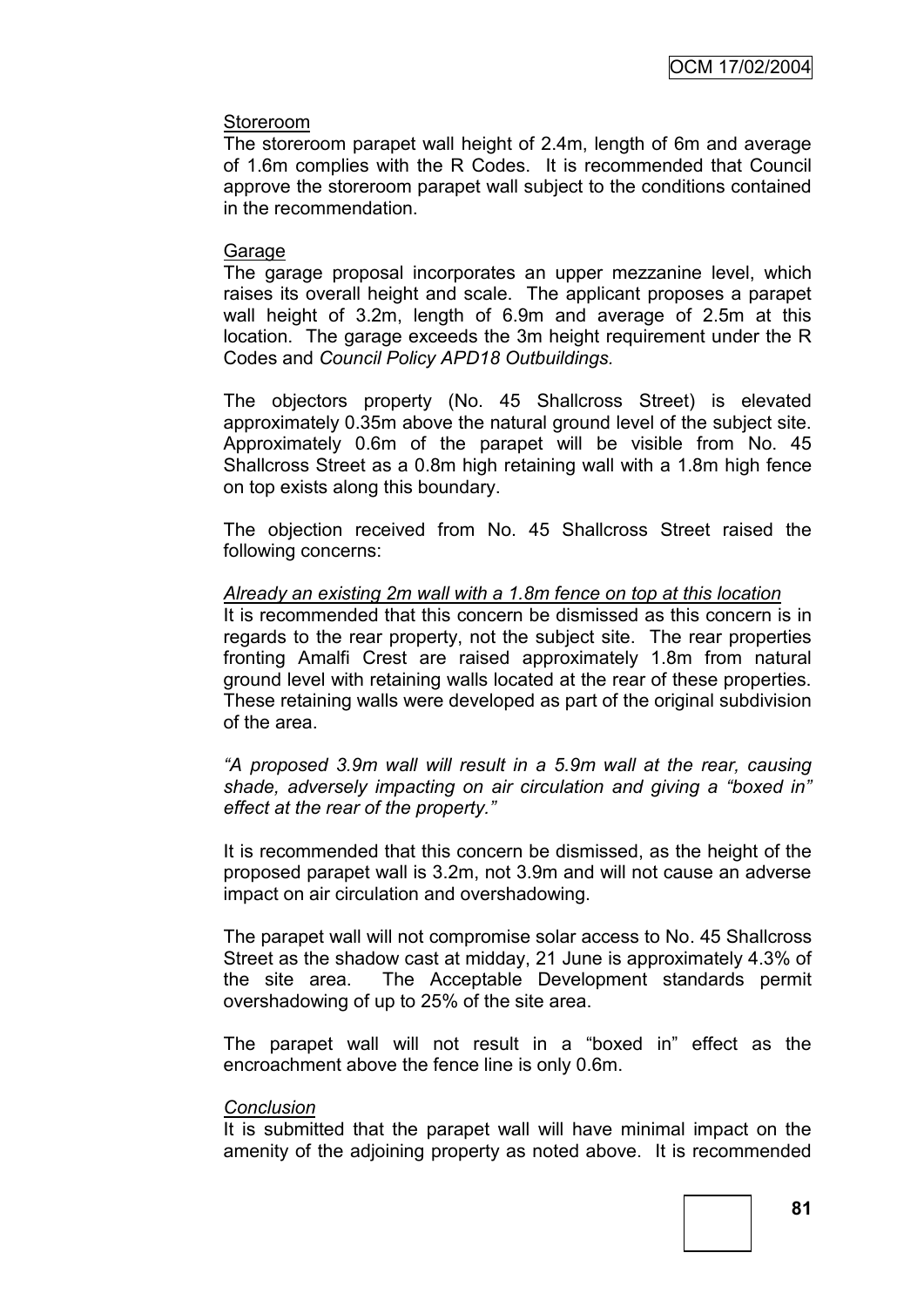Storeroom

The storeroom parapet wall height of 2.4m, length of 6m and average of 1.6m complies with the R Codes. It is recommended that Council approve the storeroom parapet wall subject to the conditions contained in the recommendation.

Garage

The garage proposal incorporates an upper mezzanine level, which raises its overall height and scale. The applicant proposes a parapet wall height of 3.2m, length of 6.9m and average of 2.5m at this location. The garage exceeds the 3m height requirement under the R Codes and *Council Policy APD18 Outbuildings.*

The objectors property (No. 45 Shallcross Street) is elevated approximately 0.35m above the natural ground level of the subject site. Approximately 0.6m of the parapet will be visible from No. 45 Shallcross Street as a 0.8m high retaining wall with a 1.8m high fence on top exists along this boundary.

The objection received from No. 45 Shallcross Street raised the following concerns:

*Already an existing 2m wall with a 1.8m fence on top at this location*

It is recommended that this concern be dismissed as this concern is in regards to the rear property, not the subject site. The rear properties fronting Amalfi Crest are raised approximately 1.8m from natural ground level with retaining walls located at the rear of these properties. These retaining walls were developed as part of the original subdivision of the area.

*"A proposed 3.9m wall will result in a 5.9m wall at the rear, causing shade, adversely impacting on air circulation and giving a "boxed in" effect at the rear of the property."*

It is recommended that this concern be dismissed, as the height of the proposed parapet wall is 3.2m, not 3.9m and will not cause an adverse impact on air circulation and overshadowing.

The parapet wall will not compromise solar access to No. 45 Shallcross Street as the shadow cast at midday, 21 June is approximately 4.3% of the site area. The Acceptable Development standards permit overshadowing of up to 25% of the site area.

The parapet wall will not result in a "boxed in" effect as the encroachment above the fence line is only 0.6m.

*Conclusion*

It is submitted that the parapet wall will have minimal impact on the amenity of the adjoining property as noted above. It is recommended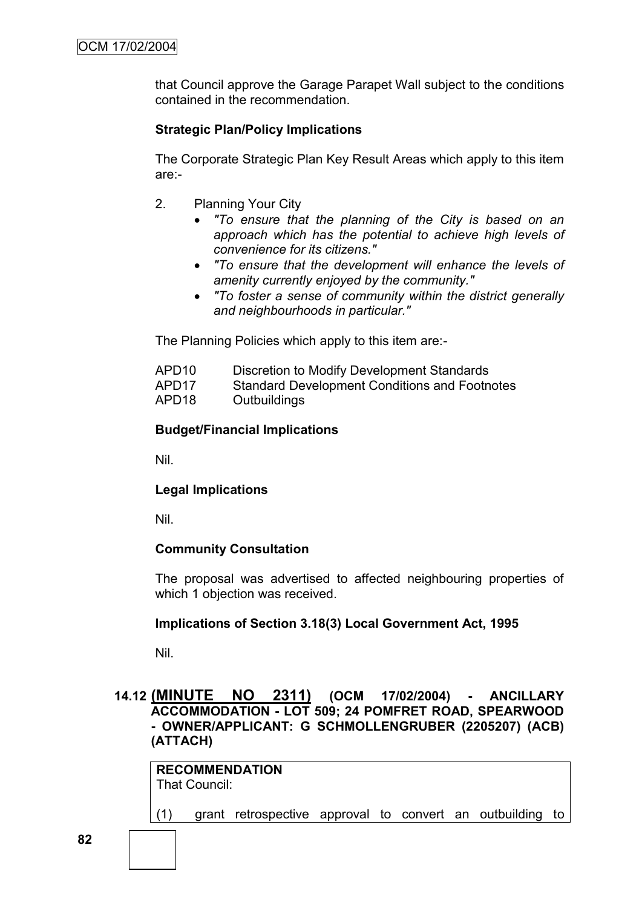that Council approve the Garage Parapet Wall subject to the conditions contained in the recommendation.

**Strategic Plan/Policy Implications**

The Corporate Strategic Plan Key Result Areas which apply to this item are:-

2. Planning Your City
   - *"To ensure that the planning of the City is based on an approach which has the potential to achieve high levels of convenience for its citizens."*
   - *"To ensure that the development will enhance the levels of amenity currently enjoyed by the community."*
   - *"To foster a sense of community within the district generally and neighbourhoods in particular."*

The Planning Policies which apply to this item are:-

| | |
|---|---|
| APD10 | Discretion to Modify Development Standards |
| APD17 | Standard Development Conditions and Footnotes |
| APD18 | Outbuildings |

**Budget/Financial Implications**

Nil.

**Legal Implications**

Nil.

**Community Consultation**

The proposal was advertised to affected neighbouring properties of which 1 objection was received.

**Implications of Section 3.18(3) Local Government Act, 1995**

Nil.

## 14.12 (MINUTE NO 2311) (OCM 17/02/2004) - ANCILLARY ACCOMMODATION - LOT 509; 24 POMFRET ROAD, SPEARWOOD - OWNER/APPLICANT: G SCHMOLLENGRUBER (2205207) (ACB) (ATTACH)

**RECOMMENDATION**
That Council:

(1) grant retrospective approval to convert an outbuilding to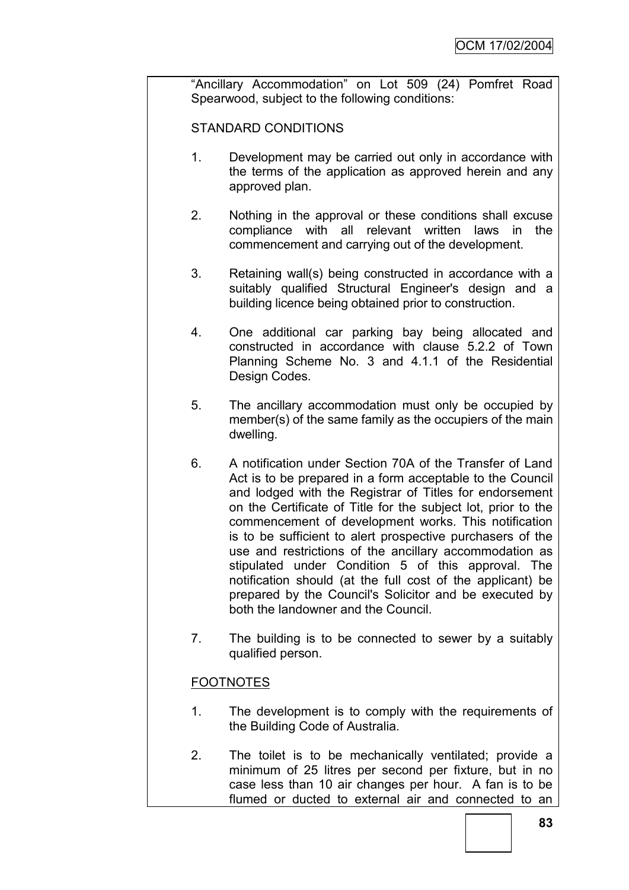"Ancillary Accommodation" on Lot 509 (24) Pomfret Road Spearwood, subject to the following conditions:

STANDARD CONDITIONS

1. Development may be carried out only in accordance with the terms of the application as approved herein and any approved plan.

2. Nothing in the approval or these conditions shall excuse compliance with all relevant written laws in the commencement and carrying out of the development.

3. Retaining wall(s) being constructed in accordance with a suitably qualified Structural Engineer's design and a building licence being obtained prior to construction.

4. One additional car parking bay being allocated and constructed in accordance with clause 5.2.2 of Town Planning Scheme No. 3 and 4.1.1 of the Residential Design Codes.

5. The ancillary accommodation must only be occupied by member(s) of the same family as the occupiers of the main dwelling.

6. A notification under Section 70A of the Transfer of Land Act is to be prepared in a form acceptable to the Council and lodged with the Registrar of Titles for endorsement on the Certificate of Title for the subject lot, prior to the commencement of development works. This notification is to be sufficient to alert prospective purchasers of the use and restrictions of the ancillary accommodation as stipulated under Condition 5 of this approval. The notification should (at the full cost of the applicant) be prepared by the Council's Solicitor and be executed by both the landowner and the Council.

7. The building is to be connected to sewer by a suitably qualified person.

FOOTNOTES

1. The development is to comply with the requirements of the Building Code of Australia.

2. The toilet is to be mechanically ventilated; provide a minimum of 25 litres per second per fixture, but in no case less than 10 air changes per hour. A fan is to be flumed or ducted to external air and connected to an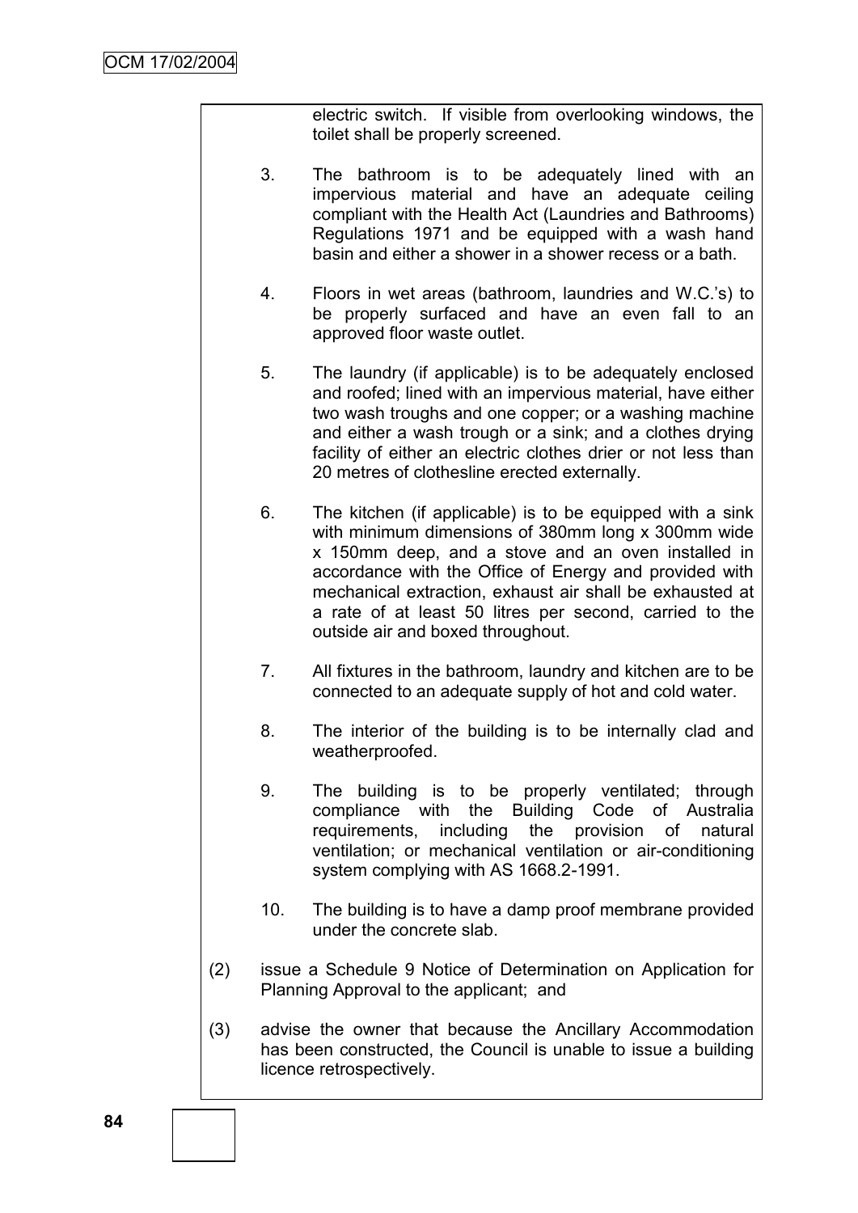electric switch. If visible from overlooking windows, the toilet shall be properly screened.

3. The bathroom is to be adequately lined with an impervious material and have an adequate ceiling compliant with the Health Act (Laundries and Bathrooms) Regulations 1971 and be equipped with a wash hand basin and either a shower in a shower recess or a bath.

4. Floors in wet areas (bathroom, laundries and W.C.'s) to be properly surfaced and have an even fall to an approved floor waste outlet.

5. The laundry (if applicable) is to be adequately enclosed and roofed; lined with an impervious material, have either two wash troughs and one copper; or a washing machine and either a wash trough or a sink; and a clothes drying facility of either an electric clothes drier or not less than 20 metres of clothesline erected externally.

6. The kitchen (if applicable) is to be equipped with a sink with minimum dimensions of 380mm long x 300mm wide x 150mm deep, and a stove and an oven installed in accordance with the Office of Energy and provided with mechanical extraction, exhaust air shall be exhausted at a rate of at least 50 litres per second, carried to the outside air and boxed throughout.

7. All fixtures in the bathroom, laundry and kitchen are to be connected to an adequate supply of hot and cold water.

8. The interior of the building is to be internally clad and weatherproofed.

9. The building is to be properly ventilated; through compliance with the Building Code of Australia requirements, including the provision of natural ventilation; or mechanical ventilation or air-conditioning system complying with AS 1668.2-1991.

10. The building is to have a damp proof membrane provided under the concrete slab.

(2) issue a Schedule 9 Notice of Determination on Application for Planning Approval to the applicant; and

(3) advise the owner that because the Ancillary Accommodation has been constructed, the Council is unable to issue a building licence retrospectively.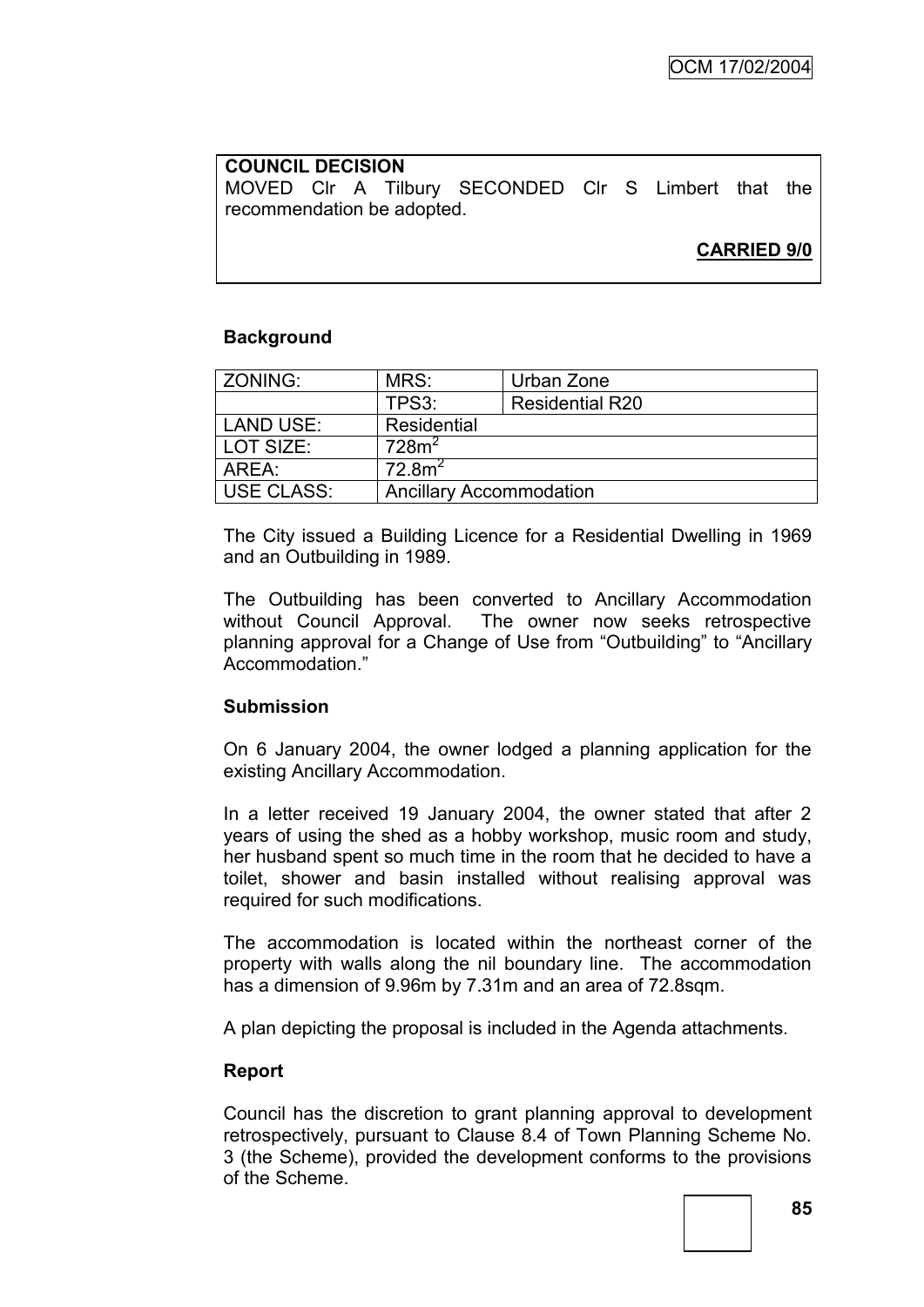**COUNCIL DECISION**

MOVED Clr A Tilbury SECONDED Clr S Limbert that the recommendation be adopted.

**CARRIED 9/0**

**Background**

| ZONING: | MRS: | Urban Zone |
|---|---|---|
| | TPS3: | Residential R20 |
| LAND USE: | Residential | |
| LOT SIZE: | $728m^2$ | |
| AREA: | $72.8m^2$ | |
| USE CLASS: | Ancillary Accommodation | |

The City issued a Building Licence for a Residential Dwelling in 1969 and an Outbuilding in 1989.

The Outbuilding has been converted to Ancillary Accommodation without Council Approval. The owner now seeks retrospective planning approval for a Change of Use from "Outbuilding" to "Ancillary Accommodation."

**Submission**

On 6 January 2004, the owner lodged a planning application for the existing Ancillary Accommodation.

In a letter received 19 January 2004, the owner stated that after 2 years of using the shed as a hobby workshop, music room and study, her husband spent so much time in the room that he decided to have a toilet, shower and basin installed without realising approval was required for such modifications.

The accommodation is located within the northeast corner of the property with walls along the nil boundary line. The accommodation has a dimension of 9.96m by 7.31m and an area of 72.8sqm.

A plan depicting the proposal is included in the Agenda attachments.

**Report**

Council has the discretion to grant planning approval to development retrospectively, pursuant to Clause 8.4 of Town Planning Scheme No. 3 (the Scheme), provided the development conforms to the provisions of the Scheme.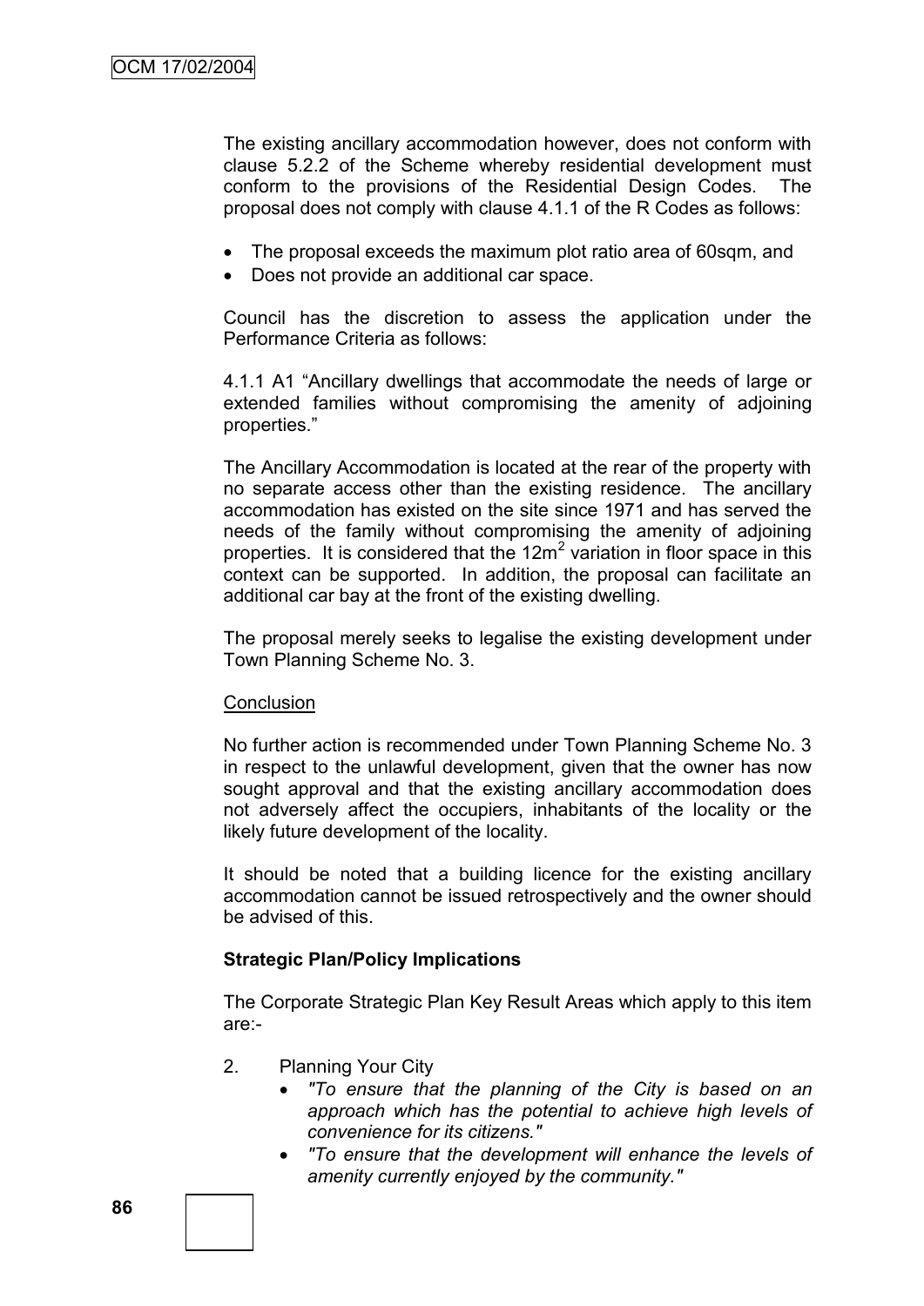The existing ancillary accommodation however, does not conform with clause 5.2.2 of the Scheme whereby residential development must conform to the provisions of the Residential Design Codes. The proposal does not comply with clause 4.1.1 of the R Codes as follows:

- The proposal exceeds the maximum plot ratio area of 60sqm, and
- Does not provide an additional car space.

Council has the discretion to assess the application under the Performance Criteria as follows:

4.1.1 A1 "Ancillary dwellings that accommodate the needs of large or extended families without compromising the amenity of adjoining properties."

The Ancillary Accommodation is located at the rear of the property with no separate access other than the existing residence. The ancillary accommodation has existed on the site since 1971 and has served the needs of the family without compromising the amenity of adjoining properties. It is considered that the $12m^2$ variation in floor space in this context can be supported. In addition, the proposal can facilitate an additional car bay at the front of the existing dwelling.

The proposal merely seeks to legalise the existing development under Town Planning Scheme No. 3.

Conclusion

No further action is recommended under Town Planning Scheme No. 3 in respect to the unlawful development, given that the owner has now sought approval and that the existing ancillary accommodation does not adversely affect the occupiers, inhabitants of the locality or the likely future development of the locality.

It should be noted that a building licence for the existing ancillary accommodation cannot be issued retrospectively and the owner should be advised of this.

**Strategic Plan/Policy Implications**

The Corporate Strategic Plan Key Result Areas which apply to this item are:-

2. Planning Your City
   - *"To ensure that the planning of the City is based on an approach which has the potential to achieve high levels of convenience for its citizens."*
   - *"To ensure that the development will enhance the levels of amenity currently enjoyed by the community."*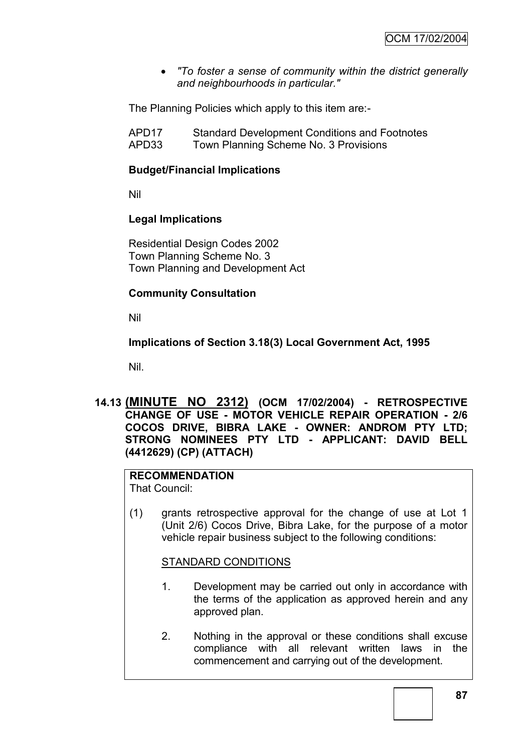- *"To foster a sense of community within the district generally and neighbourhoods in particular."*

The Planning Policies which apply to this item are:-

APD17 Standard Development Conditions and Footnotes
APD33 Town Planning Scheme No. 3 Provisions

**Budget/Financial Implications**

Nil

**Legal Implications**

Residential Design Codes 2002
Town Planning Scheme No. 3
Town Planning and Development Act

**Community Consultation**

Nil

**Implications of Section 3.18(3) Local Government Act, 1995**

Nil.

## 14.13 (MINUTE NO 2312) (OCM 17/02/2004) - RETROSPECTIVE CHANGE OF USE - MOTOR VEHICLE REPAIR OPERATION - 2/6 COCOS DRIVE, BIBRA LAKE - OWNER: ANDROM PTY LTD; STRONG NOMINEES PTY LTD - APPLICANT: DAVID BELL (4412629) (CP) (ATTACH)

**RECOMMENDATION**
That Council:

(1) grants retrospective approval for the change of use at Lot 1 (Unit 2/6) Cocos Drive, Bibra Lake, for the purpose of a motor vehicle repair business subject to the following conditions:

STANDARD CONDITIONS

1. Development may be carried out only in accordance with the terms of the application as approved herein and any approved plan.

2. Nothing in the approval or these conditions shall excuse compliance with all relevant written laws in the commencement and carrying out of the development.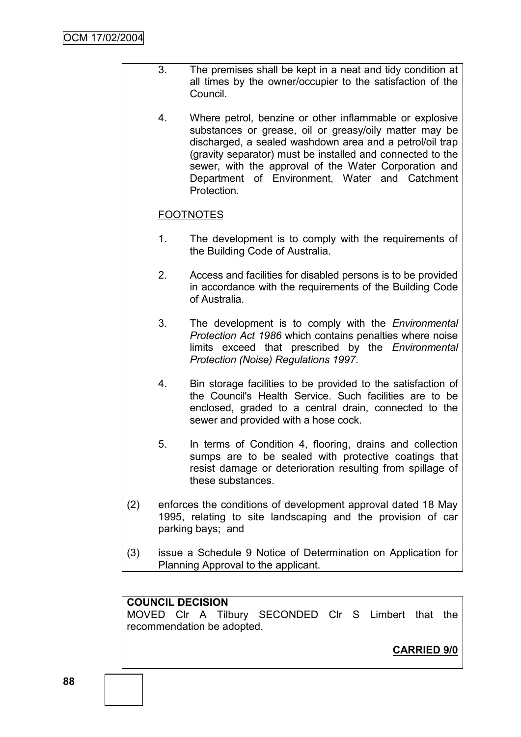3. The premises shall be kept in a neat and tidy condition at all times by the owner/occupier to the satisfaction of the Council.

4. Where petrol, benzine or other inflammable or explosive substances or grease, oil or greasy/oily matter may be discharged, a sealed washdown area and a petrol/oil trap (gravity separator) must be installed and connected to the sewer, with the approval of the Water Corporation and Department of Environment, Water and Catchment Protection.

FOOTNOTES

1. The development is to comply with the requirements of the Building Code of Australia.

2. Access and facilities for disabled persons is to be provided in accordance with the requirements of the Building Code of Australia.

3. The development is to comply with the *Environmental Protection Act 1986* which contains penalties where noise limits exceed that prescribed by the *Environmental Protection (Noise) Regulations 1997*.

4. Bin storage facilities to be provided to the satisfaction of the Council's Health Service. Such facilities are to be enclosed, graded to a central drain, connected to the sewer and provided with a hose cock.

5. In terms of Condition 4, flooring, drains and collection sumps are to be sealed with protective coatings that resist damage or deterioration resulting from spillage of these substances.

(2) enforces the conditions of development approval dated 18 May 1995, relating to site landscaping and the provision of car parking bays; and

(3) issue a Schedule 9 Notice of Determination on Application for Planning Approval to the applicant.

**COUNCIL DECISION**
MOVED Clr A Tilbury SECONDED Clr S Limbert that the recommendation be adopted.

**CARRIED 9/0**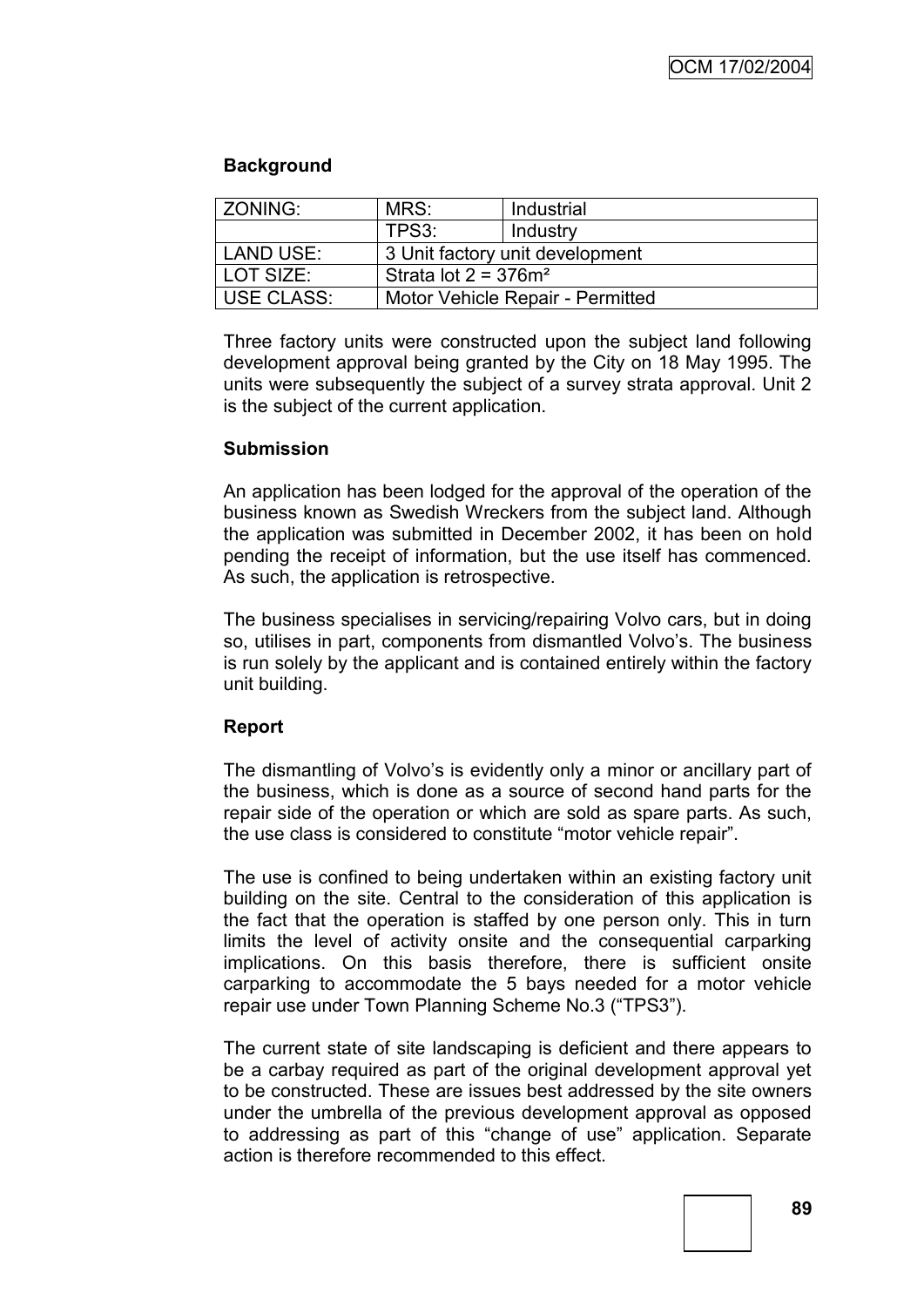**Background**

| ZONING: | MRS: | Industrial |
|---|---|---|
| | TPS3: | Industry |
| LAND USE: | 3 Unit factory unit development | |
| LOT SIZE: | Strata lot 2 = 376m² | |
| USE CLASS: | Motor Vehicle Repair - Permitted | |

Three factory units were constructed upon the subject land following development approval being granted by the City on 18 May 1995. The units were subsequently the subject of a survey strata approval. Unit 2 is the subject of the current application.

**Submission**

An application has been lodged for the approval of the operation of the business known as Swedish Wreckers from the subject land. Although the application was submitted in December 2002, it has been on hold pending the receipt of information, but the use itself has commenced. As such, the application is retrospective.

The business specialises in servicing/repairing Volvo cars, but in doing so, utilises in part, components from dismantled Volvo's. The business is run solely by the applicant and is contained entirely within the factory unit building.

**Report**

The dismantling of Volvo's is evidently only a minor or ancillary part of the business, which is done as a source of second hand parts for the repair side of the operation or which are sold as spare parts. As such, the use class is considered to constitute "motor vehicle repair".

The use is confined to being undertaken within an existing factory unit building on the site. Central to the consideration of this application is the fact that the operation is staffed by one person only. This in turn limits the level of activity onsite and the consequential carparking implications. On this basis therefore, there is sufficient onsite carparking to accommodate the 5 bays needed for a motor vehicle repair use under Town Planning Scheme No.3 ("TPS3").

The current state of site landscaping is deficient and there appears to be a carbay required as part of the original development approval yet to be constructed. These are issues best addressed by the site owners under the umbrella of the previous development approval as opposed to addressing as part of this "change of use" application. Separate action is therefore recommended to this effect.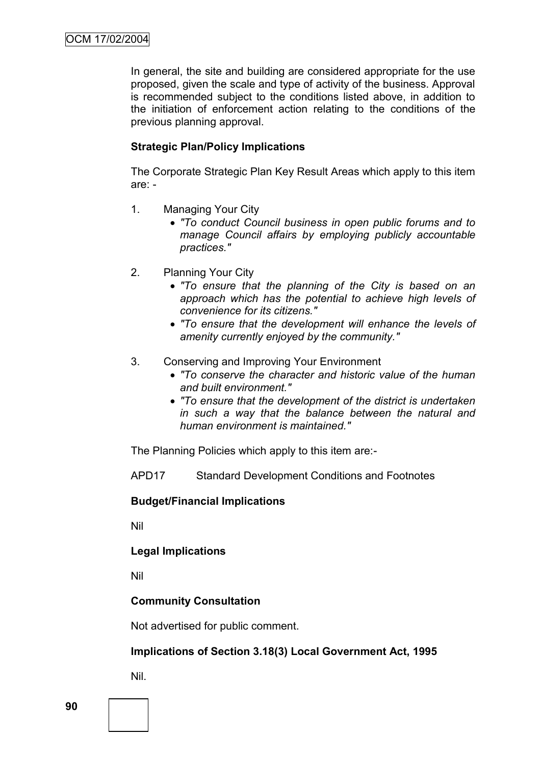In general, the site and building are considered appropriate for the use proposed, given the scale and type of activity of the business. Approval is recommended subject to the conditions listed above, in addition to the initiation of enforcement action relating to the conditions of the previous planning approval.

**Strategic Plan/Policy Implications**

The Corporate Strategic Plan Key Result Areas which apply to this item are: -

1. Managing Your City
   - *"To conduct Council business in open public forums and to manage Council affairs by employing publicly accountable practices."*

2. Planning Your City
   - *"To ensure that the planning of the City is based on an approach which has the potential to achieve high levels of convenience for its citizens."*
   - *"To ensure that the development will enhance the levels of amenity currently enjoyed by the community."*

3. Conserving and Improving Your Environment
   - *"To conserve the character and historic value of the human and built environment."*
   - *"To ensure that the development of the district is undertaken in such a way that the balance between the natural and human environment is maintained."*

The Planning Policies which apply to this item are:-

APD17 Standard Development Conditions and Footnotes

**Budget/Financial Implications**

Nil

**Legal Implications**

Nil

**Community Consultation**

Not advertised for public comment.

**Implications of Section 3.18(3) Local Government Act, 1995**

Nil.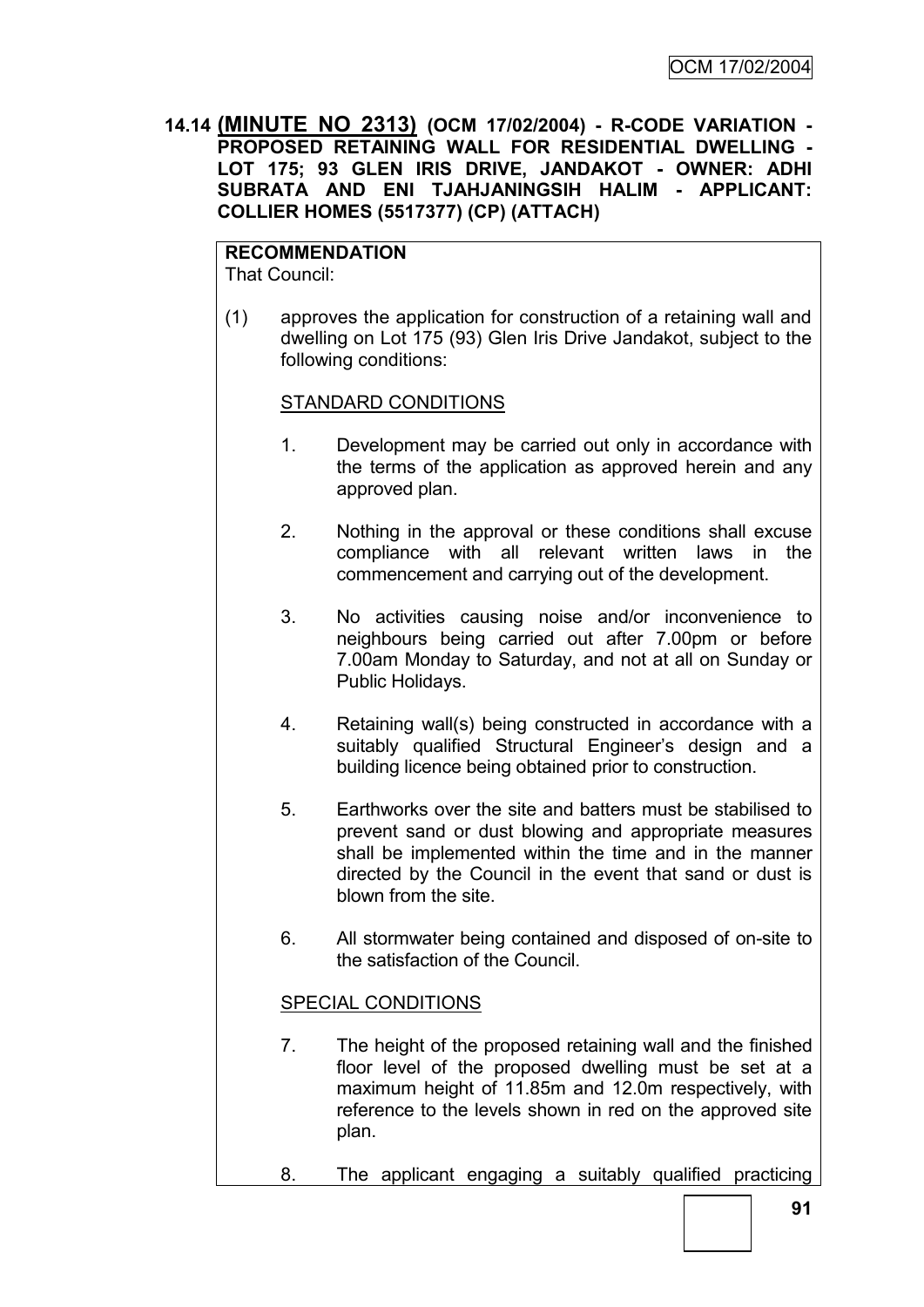**14.14 (MINUTE NO 2313) (OCM 17/02/2004) - R-CODE VARIATION - PROPOSED RETAINING WALL FOR RESIDENTIAL DWELLING - LOT 175; 93 GLEN IRIS DRIVE, JANDAKOT - OWNER: ADHI SUBRATA AND ENI TJAHJANINGSIH HALIM - APPLICANT: COLLIER HOMES (5517377) (CP) (ATTACH)**

**RECOMMENDATION**

That Council:

(1) approves the application for construction of a retaining wall and dwelling on Lot 175 (93) Glen Iris Drive Jandakot, subject to the following conditions:

STANDARD CONDITIONS

1. Development may be carried out only in accordance with the terms of the application as approved herein and any approved plan.

2. Nothing in the approval or these conditions shall excuse compliance with all relevant written laws in the commencement and carrying out of the development.

3. No activities causing noise and/or inconvenience to neighbours being carried out after 7.00pm or before 7.00am Monday to Saturday, and not at all on Sunday or Public Holidays.

4. Retaining wall(s) being constructed in accordance with a suitably qualified Structural Engineer's design and a building licence being obtained prior to construction.

5. Earthworks over the site and batters must be stabilised to prevent sand or dust blowing and appropriate measures shall be implemented within the time and in the manner directed by the Council in the event that sand or dust is blown from the site.

6. All stormwater being contained and disposed of on-site to the satisfaction of the Council.

SPECIAL CONDITIONS

7. The height of the proposed retaining wall and the finished floor level of the proposed dwelling must be set at a maximum height of 11.85m and 12.0m respectively, with reference to the levels shown in red on the approved site plan.

8. The applicant engaging a suitably qualified practicing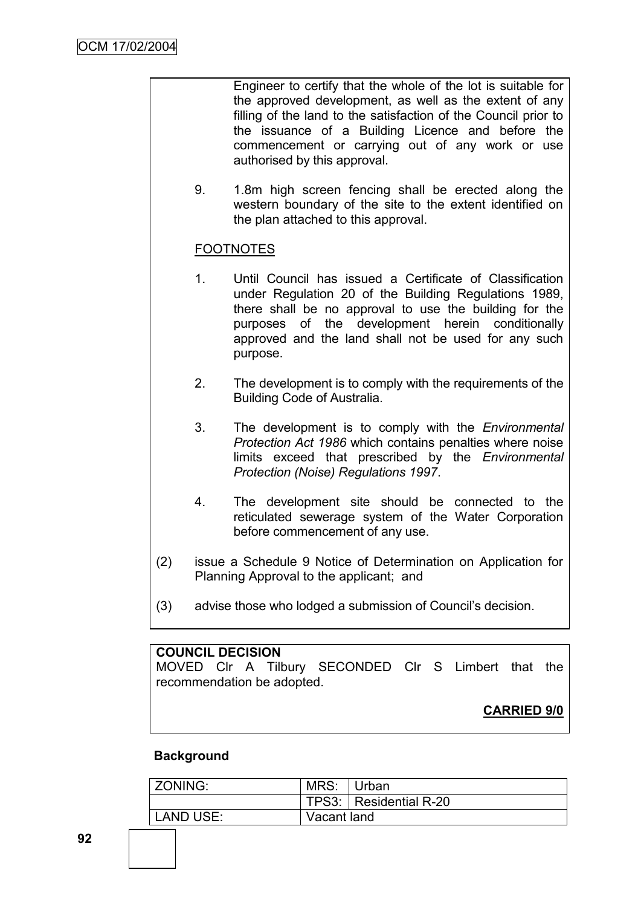Engineer to certify that the whole of the lot is suitable for the approved development, as well as the extent of any filling of the land to the satisfaction of the Council prior to the issuance of a Building Licence and before the commencement or carrying out of any work or use authorised by this approval.

9. 1.8m high screen fencing shall be erected along the western boundary of the site to the extent identified on the plan attached to this approval.

FOOTNOTES

1. Until Council has issued a Certificate of Classification under Regulation 20 of the Building Regulations 1989, there shall be no approval to use the building for the purposes of the development herein conditionally approved and the land shall not be used for any such purpose.

2. The development is to comply with the requirements of the Building Code of Australia.

3. The development is to comply with the *Environmental Protection Act 1986* which contains penalties where noise limits exceed that prescribed by the *Environmental Protection (Noise) Regulations 1997*.

4. The development site should be connected to the reticulated sewerage system of the Water Corporation before commencement of any use.

(2) issue a Schedule 9 Notice of Determination on Application for Planning Approval to the applicant; and

(3) advise those who lodged a submission of Council's decision.

**COUNCIL DECISION**
MOVED Clr A Tilbury SECONDED Clr S Limbert that the recommendation be adopted.

**CARRIED 9/0**

**Background**

| ZONING: | MRS: | Urban |
|---|---|---|
| | TPS3: | Residential R-20 |
| LAND USE: | Vacant land | |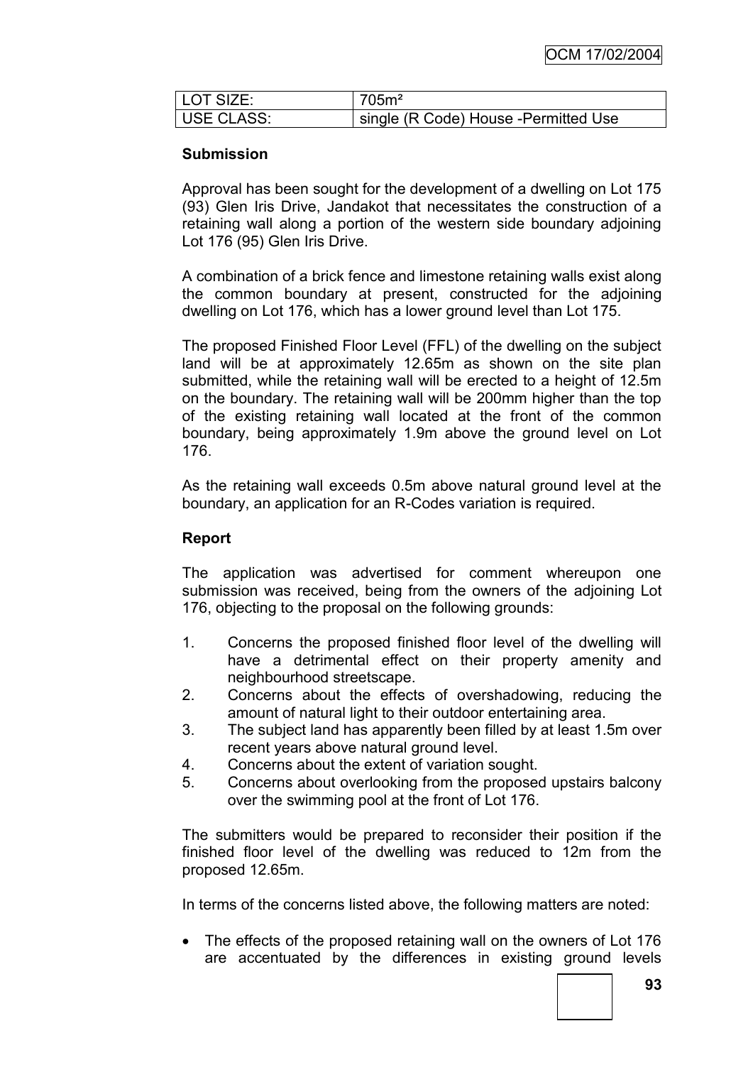| LOT SIZE: | 705m² |
| --- | --- |
| USE CLASS: | single (R Code) House -Permitted Use |

**Submission**

Approval has been sought for the development of a dwelling on Lot 175 (93) Glen Iris Drive, Jandakot that necessitates the construction of a retaining wall along a portion of the western side boundary adjoining Lot 176 (95) Glen Iris Drive.

A combination of a brick fence and limestone retaining walls exist along the common boundary at present, constructed for the adjoining dwelling on Lot 176, which has a lower ground level than Lot 175.

The proposed Finished Floor Level (FFL) of the dwelling on the subject land will be at approximately 12.65m as shown on the site plan submitted, while the retaining wall will be erected to a height of 12.5m on the boundary. The retaining wall will be 200mm higher than the top of the existing retaining wall located at the front of the common boundary, being approximately 1.9m above the ground level on Lot 176.

As the retaining wall exceeds 0.5m above natural ground level at the boundary, an application for an R-Codes variation is required.

**Report**

The application was advertised for comment whereupon one submission was received, being from the owners of the adjoining Lot 176, objecting to the proposal on the following grounds:

1. Concerns the proposed finished floor level of the dwelling will have a detrimental effect on their property amenity and neighbourhood streetscape.
2. Concerns about the effects of overshadowing, reducing the amount of natural light to their outdoor entertaining area.
3. The subject land has apparently been filled by at least 1.5m over recent years above natural ground level.
4. Concerns about the extent of variation sought.
5. Concerns about overlooking from the proposed upstairs balcony over the swimming pool at the front of Lot 176.

The submitters would be prepared to reconsider their position if the finished floor level of the dwelling was reduced to 12m from the proposed 12.65m.

In terms of the concerns listed above, the following matters are noted:

- The effects of the proposed retaining wall on the owners of Lot 176 are accentuated by the differences in existing ground levels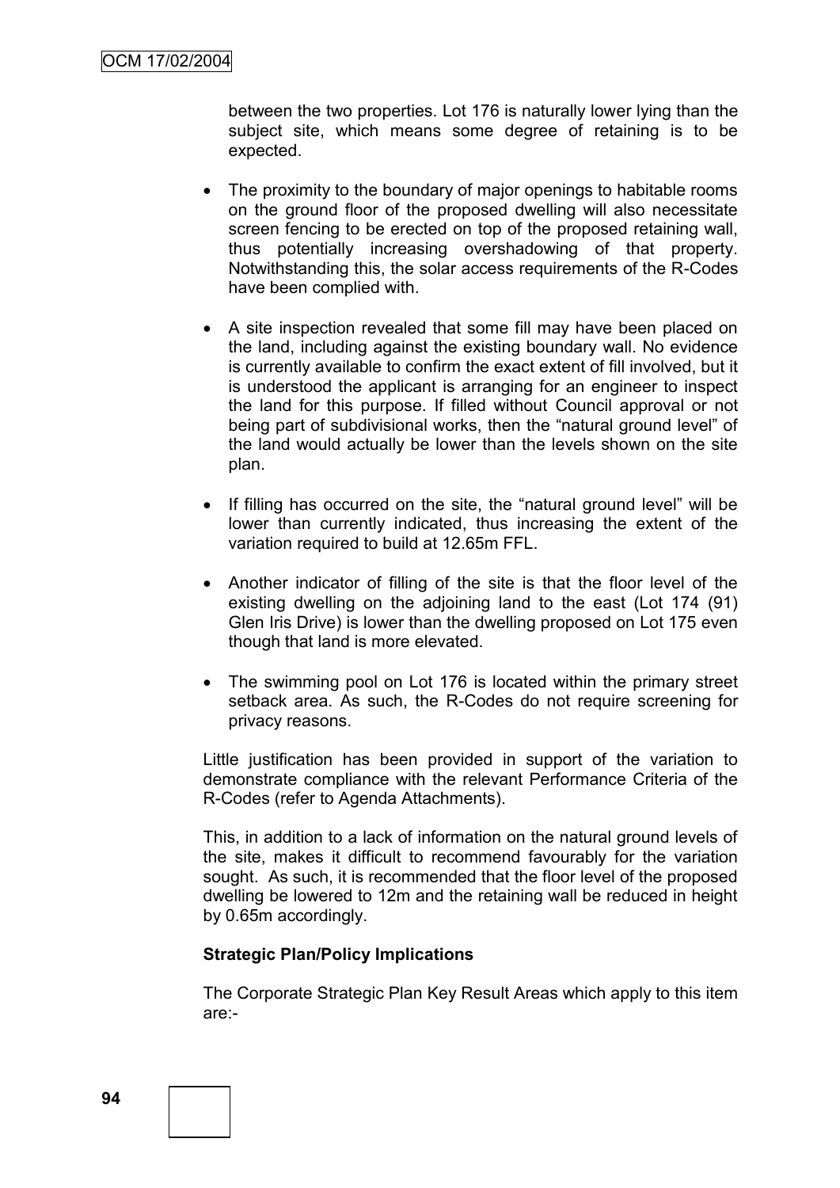between the two properties. Lot 176 is naturally lower lying than the subject site, which means some degree of retaining is to be expected.

- The proximity to the boundary of major openings to habitable rooms on the ground floor of the proposed dwelling will also necessitate screen fencing to be erected on top of the proposed retaining wall, thus potentially increasing overshadowing of that property. Notwithstanding this, the solar access requirements of the R-Codes have been complied with.
- A site inspection revealed that some fill may have been placed on the land, including against the existing boundary wall. No evidence is currently available to confirm the exact extent of fill involved, but it is understood the applicant is arranging for an engineer to inspect the land for this purpose. If filled without Council approval or not being part of subdivisional works, then the "natural ground level" of the land would actually be lower than the levels shown on the site plan.
- If filling has occurred on the site, the "natural ground level" will be lower than currently indicated, thus increasing the extent of the variation required to build at 12.65m FFL.
- Another indicator of filling of the site is that the floor level of the existing dwelling on the adjoining land to the east (Lot 174 (91) Glen Iris Drive) is lower than the dwelling proposed on Lot 175 even though that land is more elevated.
- The swimming pool on Lot 176 is located within the primary street setback area. As such, the R-Codes do not require screening for privacy reasons.

Little justification has been provided in support of the variation to demonstrate compliance with the relevant Performance Criteria of the R-Codes (refer to Agenda Attachments).

This, in addition to a lack of information on the natural ground levels of the site, makes it difficult to recommend favourably for the variation sought. As such, it is recommended that the floor level of the proposed dwelling be lowered to 12m and the retaining wall be reduced in height by 0.65m accordingly.

**Strategic Plan/Policy Implications**

The Corporate Strategic Plan Key Result Areas which apply to this item are:-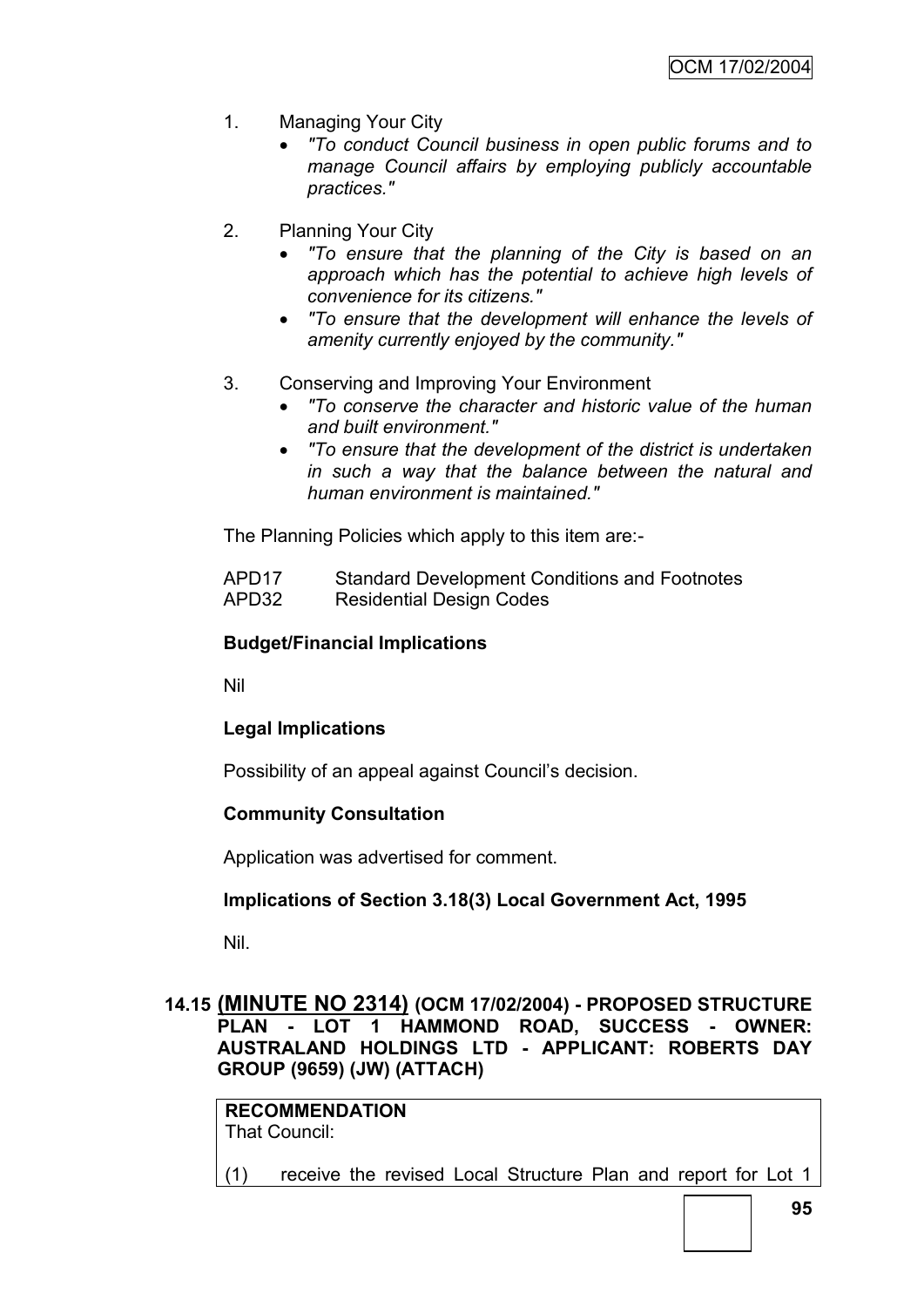1. Managing Your City
   - *"To conduct Council business in open public forums and to manage Council affairs by employing publicly accountable practices."*

2. Planning Your City
   - *"To ensure that the planning of the City is based on an approach which has the potential to achieve high levels of convenience for its citizens."*
   - *"To ensure that the development will enhance the levels of amenity currently enjoyed by the community."*

3. Conserving and Improving Your Environment
   - *"To conserve the character and historic value of the human and built environment."*
   - *"To ensure that the development of the district is undertaken in such a way that the balance between the natural and human environment is maintained."*

The Planning Policies which apply to this item are:-

APD17 Standard Development Conditions and Footnotes
APD32 Residential Design Codes

**Budget/Financial Implications**

Nil

**Legal Implications**

Possibility of an appeal against Council's decision.

**Community Consultation**

Application was advertised for comment.

**Implications of Section 3.18(3) Local Government Act, 1995**

Nil.

## 14.15 (MINUTE NO 2314) (OCM 17/02/2004) - PROPOSED STRUCTURE PLAN - LOT 1 HAMMOND ROAD, SUCCESS - OWNER: AUSTRALAND HOLDINGS LTD - APPLICANT: ROBERTS DAY GROUP (9659) (JW) (ATTACH)

**RECOMMENDATION**
That Council:

(1) receive the revised Local Structure Plan and report for Lot 1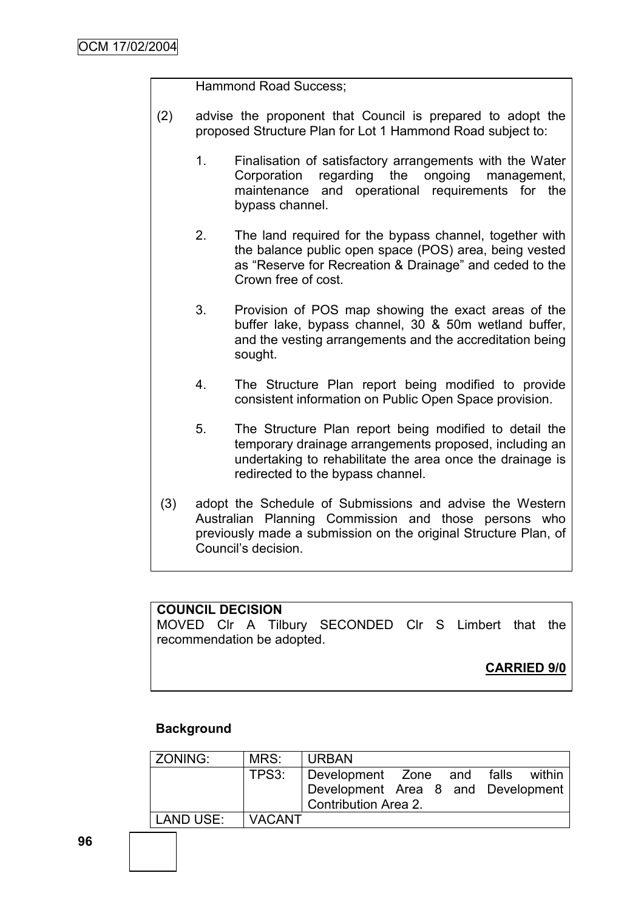Hammond Road Success;

(2) advise the proponent that Council is prepared to adopt the proposed Structure Plan for Lot 1 Hammond Road subject to:

1. Finalisation of satisfactory arrangements with the Water Corporation regarding the ongoing management, maintenance and operational requirements for the bypass channel.

2. The land required for the bypass channel, together with the balance public open space (POS) area, being vested as "Reserve for Recreation & Drainage" and ceded to the Crown free of cost.

3. Provision of POS map showing the exact areas of the buffer lake, bypass channel, 30 & 50m wetland buffer, and the vesting arrangements and the accreditation being sought.

4. The Structure Plan report being modified to provide consistent information on Public Open Space provision.

5. The Structure Plan report being modified to detail the temporary drainage arrangements proposed, including an undertaking to rehabilitate the area once the drainage is redirected to the bypass channel.

(3) adopt the Schedule of Submissions and advise the Western Australian Planning Commission and those persons who previously made a submission on the original Structure Plan, of Council's decision.

**COUNCIL DECISION**
MOVED Clr A Tilbury SECONDED Clr S Limbert that the recommendation be adopted.

**CARRIED 9/0**

## Background

| ZONING: | MRS: | URBAN |
|---|---|---|
| | TPS3: | Development Zone and falls within Development Area 8 and Development Contribution Area 2. |
| LAND USE: | VACANT | |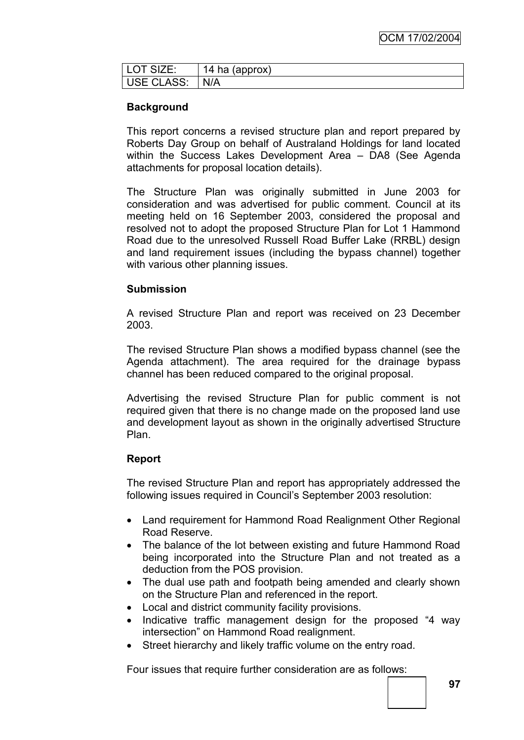| LOT SIZE: | 14 ha (approx) |
| --- | --- |
| USE CLASS: | N/A |

**Background**

This report concerns a revised structure plan and report prepared by Roberts Day Group on behalf of Australand Holdings for land located within the Success Lakes Development Area – DA8 (See Agenda attachments for proposal location details).

The Structure Plan was originally submitted in June 2003 for consideration and was advertised for public comment. Council at its meeting held on 16 September 2003, considered the proposal and resolved not to adopt the proposed Structure Plan for Lot 1 Hammond Road due to the unresolved Russell Road Buffer Lake (RRBL) design and land requirement issues (including the bypass channel) together with various other planning issues.

**Submission**

A revised Structure Plan and report was received on 23 December 2003.

The revised Structure Plan shows a modified bypass channel (see the Agenda attachment). The area required for the drainage bypass channel has been reduced compared to the original proposal.

Advertising the revised Structure Plan for public comment is not required given that there is no change made on the proposed land use and development layout as shown in the originally advertised Structure Plan.

**Report**

The revised Structure Plan and report has appropriately addressed the following issues required in Council's September 2003 resolution:

- Land requirement for Hammond Road Realignment Other Regional Road Reserve.
- The balance of the lot between existing and future Hammond Road being incorporated into the Structure Plan and not treated as a deduction from the POS provision.
- The dual use path and footpath being amended and clearly shown on the Structure Plan and referenced in the report.
- Local and district community facility provisions.
- Indicative traffic management design for the proposed "4 way intersection" on Hammond Road realignment.
- Street hierarchy and likely traffic volume on the entry road.

Four issues that require further consideration are as follows: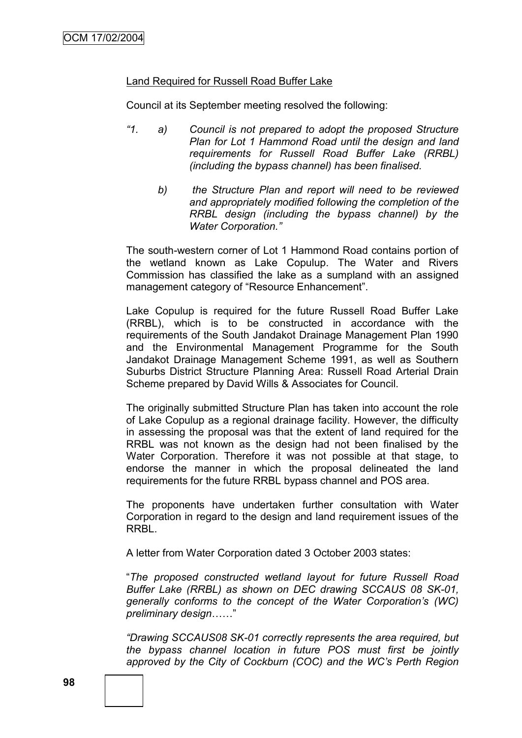Land Required for Russell Road Buffer Lake

Council at its September meeting resolved the following:

*"1. a) Council is not prepared to adopt the proposed Structure Plan for Lot 1 Hammond Road until the design and land requirements for Russell Road Buffer Lake (RRBL) (including the bypass channel) has been finalised.*

*b) the Structure Plan and report will need to be reviewed and appropriately modified following the completion of the RRBL design (including the bypass channel) by the Water Corporation."*

The south-western corner of Lot 1 Hammond Road contains portion of the wetland known as Lake Copulup. The Water and Rivers Commission has classified the lake as a sumpland with an assigned management category of "Resource Enhancement".

Lake Copulup is required for the future Russell Road Buffer Lake (RRBL), which is to be constructed in accordance with the requirements of the South Jandakot Drainage Management Plan 1990 and the Environmental Management Programme for the South Jandakot Drainage Management Scheme 1991, as well as Southern Suburbs District Structure Planning Area: Russell Road Arterial Drain Scheme prepared by David Wills & Associates for Council.

The originally submitted Structure Plan has taken into account the role of Lake Copulup as a regional drainage facility. However, the difficulty in assessing the proposal was that the extent of land required for the RRBL was not known as the design had not been finalised by the Water Corporation. Therefore it was not possible at that stage, to endorse the manner in which the proposal delineated the land requirements for the future RRBL bypass channel and POS area.

The proponents have undertaken further consultation with Water Corporation in regard to the design and land requirement issues of the RRBL.

A letter from Water Corporation dated 3 October 2003 states:

"*The proposed constructed wetland layout for future Russell Road Buffer Lake (RRBL) as shown on DEC drawing SCCAUS 08 SK-01, generally conforms to the concept of the Water Corporation's (WC) preliminary design*……"

*"Drawing SCCAUS08 SK-01 correctly represents the area required, but the bypass channel location in future POS must first be jointly approved by the City of Cockburn (COC) and the WC's Perth Region*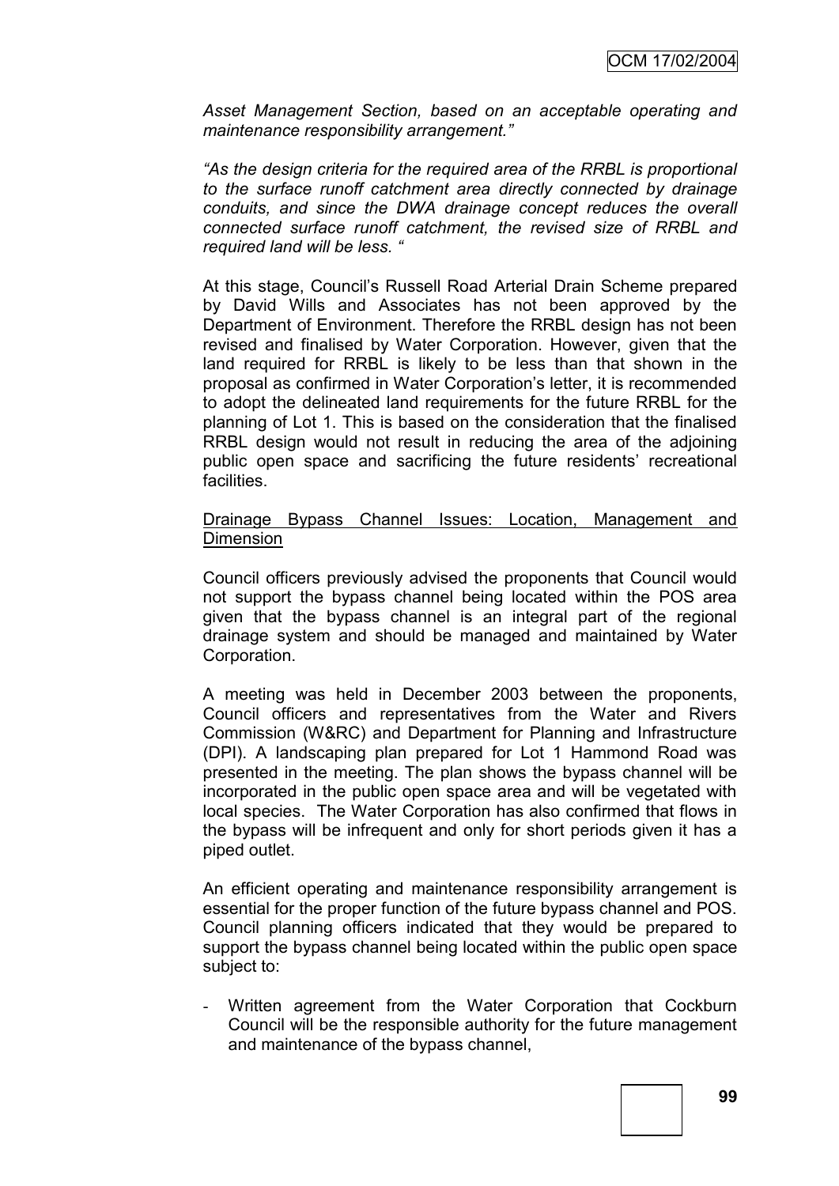*Asset Management Section, based on an acceptable operating and maintenance responsibility arrangement."*

*"As the design criteria for the required area of the RRBL is proportional to the surface runoff catchment area directly connected by drainage conduits, and since the DWA drainage concept reduces the overall connected surface runoff catchment, the revised size of RRBL and required land will be less. "*

At this stage, Council's Russell Road Arterial Drain Scheme prepared by David Wills and Associates has not been approved by the Department of Environment. Therefore the RRBL design has not been revised and finalised by Water Corporation. However, given that the land required for RRBL is likely to be less than that shown in the proposal as confirmed in Water Corporation's letter, it is recommended to adopt the delineated land requirements for the future RRBL for the planning of Lot 1. This is based on the consideration that the finalised RRBL design would not result in reducing the area of the adjoining public open space and sacrificing the future residents' recreational facilities.

<u>Drainage Bypass Channel Issues: Location, Management and Dimension</u>

Council officers previously advised the proponents that Council would not support the bypass channel being located within the POS area given that the bypass channel is an integral part of the regional drainage system and should be managed and maintained by Water Corporation.

A meeting was held in December 2003 between the proponents, Council officers and representatives from the Water and Rivers Commission (W&RC) and Department for Planning and Infrastructure (DPI). A landscaping plan prepared for Lot 1 Hammond Road was presented in the meeting. The plan shows the bypass channel will be incorporated in the public open space area and will be vegetated with local species. The Water Corporation has also confirmed that flows in the bypass will be infrequent and only for short periods given it has a piped outlet.

An efficient operating and maintenance responsibility arrangement is essential for the proper function of the future bypass channel and POS. Council planning officers indicated that they would be prepared to support the bypass channel being located within the public open space subject to:

- Written agreement from the Water Corporation that Cockburn Council will be the responsible authority for the future management and maintenance of the bypass channel,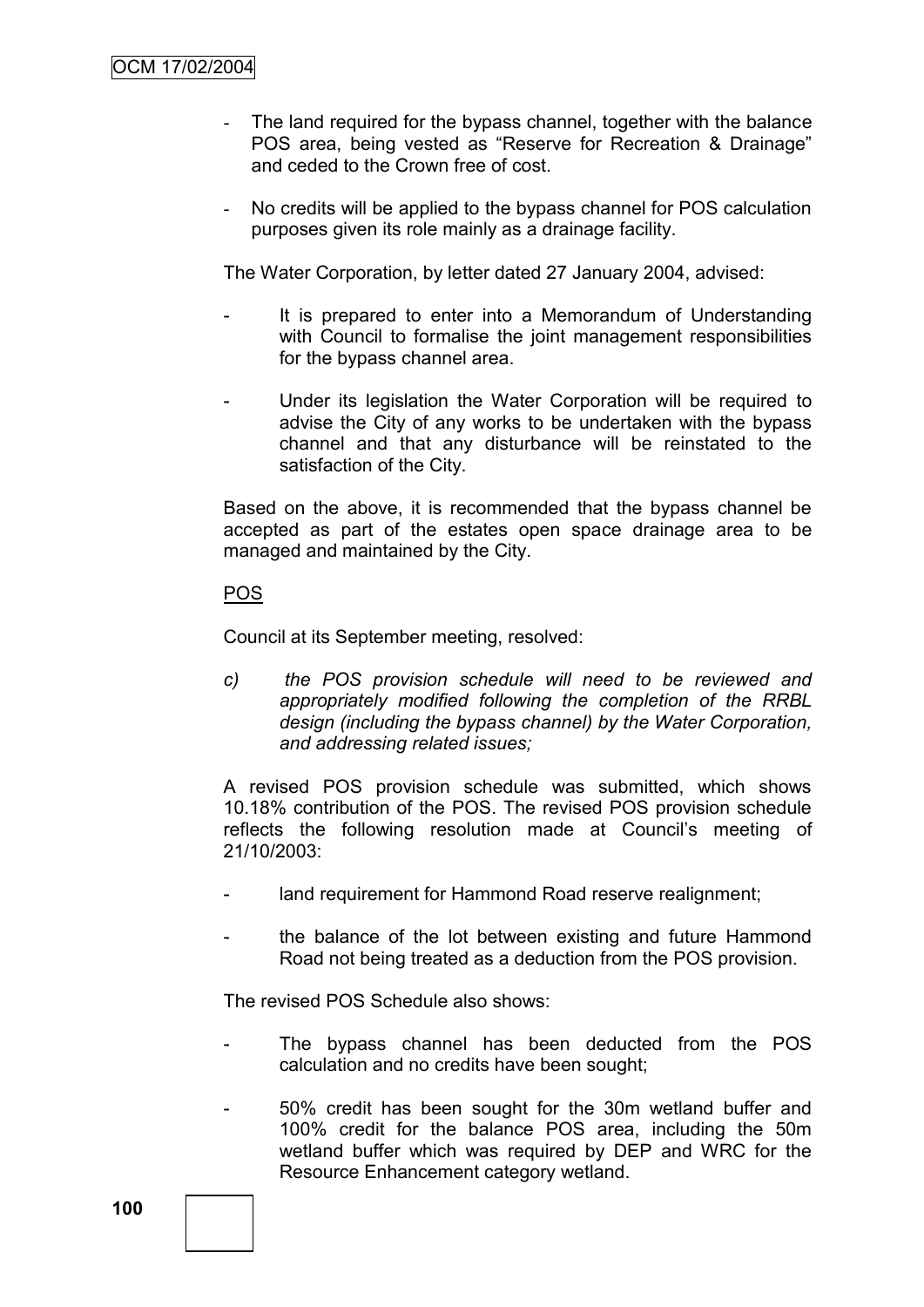- The land required for the bypass channel, together with the balance POS area, being vested as "Reserve for Recreation & Drainage" and ceded to the Crown free of cost.
- No credits will be applied to the bypass channel for POS calculation purposes given its role mainly as a drainage facility.

The Water Corporation, by letter dated 27 January 2004, advised:

- It is prepared to enter into a Memorandum of Understanding with Council to formalise the joint management responsibilities for the bypass channel area.
- Under its legislation the Water Corporation will be required to advise the City of any works to be undertaken with the bypass channel and that any disturbance will be reinstated to the satisfaction of the City.

Based on the above, it is recommended that the bypass channel be accepted as part of the estates open space drainage area to be managed and maintained by the City.

<u>POS</u>

Council at its September meeting, resolved:

*c) the POS provision schedule will need to be reviewed and appropriately modified following the completion of the RRBL design (including the bypass channel) by the Water Corporation, and addressing related issues;*

A revised POS provision schedule was submitted, which shows 10.18% contribution of the POS. The revised POS provision schedule reflects the following resolution made at Council's meeting of 21/10/2003:

- land requirement for Hammond Road reserve realignment;
- the balance of the lot between existing and future Hammond Road not being treated as a deduction from the POS provision.

The revised POS Schedule also shows:

- The bypass channel has been deducted from the POS calculation and no credits have been sought;
- 50% credit has been sought for the 30m wetland buffer and 100% credit for the balance POS area, including the 50m wetland buffer which was required by DEP and WRC for the Resource Enhancement category wetland.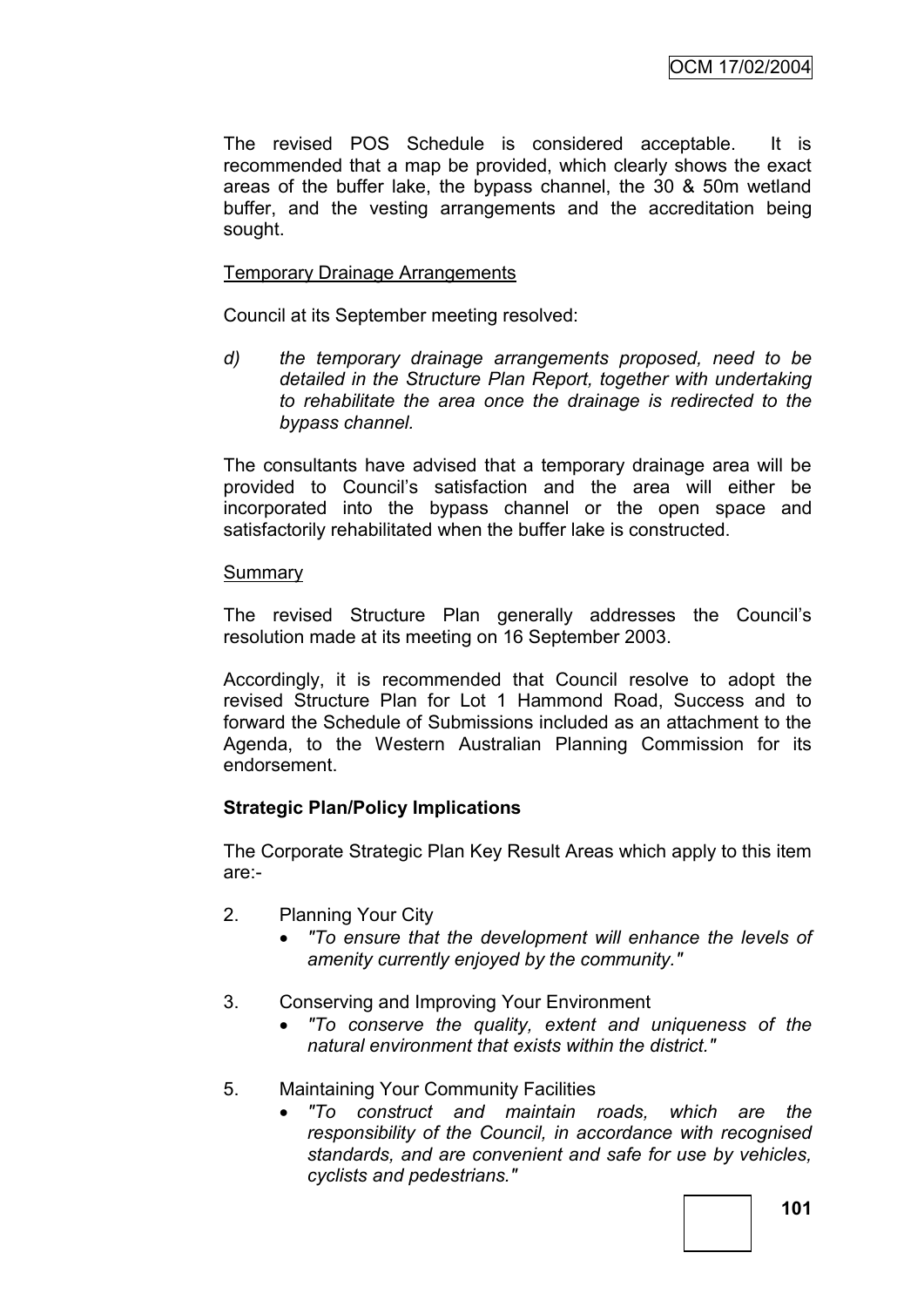The revised POS Schedule is considered acceptable. It is recommended that a map be provided, which clearly shows the exact areas of the buffer lake, the bypass channel, the 30 & 50m wetland buffer, and the vesting arrangements and the accreditation being sought.

Temporary Drainage Arrangements

Council at its September meeting resolved:

d) *the temporary drainage arrangements proposed, need to be detailed in the Structure Plan Report, together with undertaking to rehabilitate the area once the drainage is redirected to the bypass channel.*

The consultants have advised that a temporary drainage area will be provided to Council's satisfaction and the area will either be incorporated into the bypass channel or the open space and satisfactorily rehabilitated when the buffer lake is constructed.

Summary

The revised Structure Plan generally addresses the Council's resolution made at its meeting on 16 September 2003.

Accordingly, it is recommended that Council resolve to adopt the revised Structure Plan for Lot 1 Hammond Road, Success and to forward the Schedule of Submissions included as an attachment to the Agenda, to the Western Australian Planning Commission for its endorsement.

**Strategic Plan/Policy Implications**

The Corporate Strategic Plan Key Result Areas which apply to this item are:-

2. Planning Your City
   - *"To ensure that the development will enhance the levels of amenity currently enjoyed by the community."*

3. Conserving and Improving Your Environment
   - *"To conserve the quality, extent and uniqueness of the natural environment that exists within the district."*

5. Maintaining Your Community Facilities
   - *"To construct and maintain roads, which are the responsibility of the Council, in accordance with recognised standards, and are convenient and safe for use by vehicles, cyclists and pedestrians."*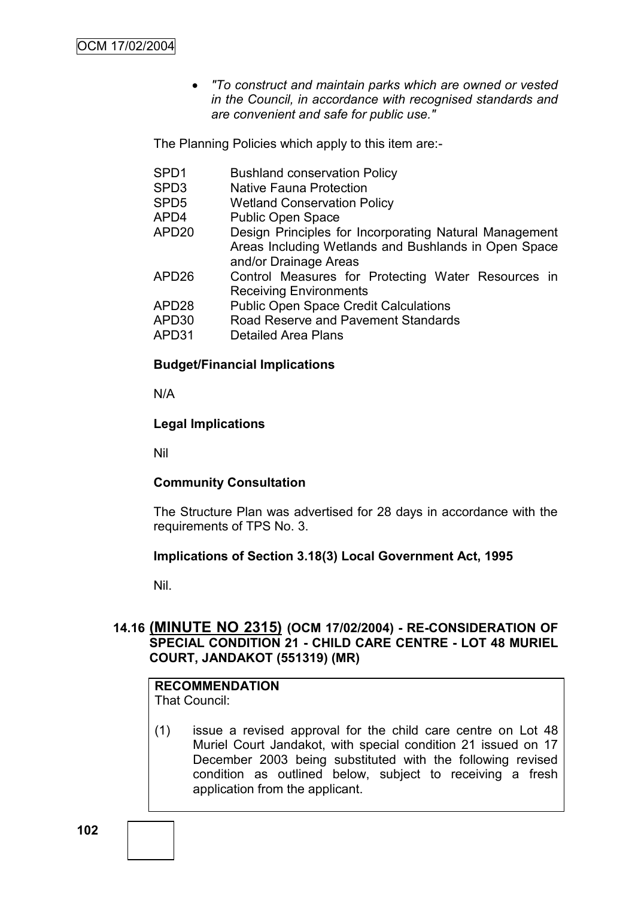- *"To construct and maintain parks which are owned or vested in the Council, in accordance with recognised standards and are convenient and safe for public use."*

The Planning Policies which apply to this item are:-

| | |
|---|---|
| SPD1 | Bushland conservation Policy |
| SPD3 | Native Fauna Protection |
| SPD5 | Wetland Conservation Policy |
| APD4 | Public Open Space |
| APD20 | Design Principles for Incorporating Natural Management Areas Including Wetlands and Bushlands in Open Space and/or Drainage Areas |
| APD26 | Control Measures for Protecting Water Resources in Receiving Environments |
| APD28 | Public Open Space Credit Calculations |
| APD30 | Road Reserve and Pavement Standards |
| APD31 | Detailed Area Plans |

**Budget/Financial Implications**

N/A

**Legal Implications**

Nil

**Community Consultation**

The Structure Plan was advertised for 28 days in accordance with the requirements of TPS No. 3.

**Implications of Section 3.18(3) Local Government Act, 1995**

Nil.

## 14.16 (MINUTE NO 2315) (OCM 17/02/2004) - RE-CONSIDERATION OF SPECIAL CONDITION 21 - CHILD CARE CENTRE - LOT 48 MURIEL COURT, JANDAKOT (551319) (MR)

**RECOMMENDATION**

That Council:

(1) issue a revised approval for the child care centre on Lot 48 Muriel Court Jandakot, with special condition 21 issued on 17 December 2003 being substituted with the following revised condition as outlined below, subject to receiving a fresh application from the applicant.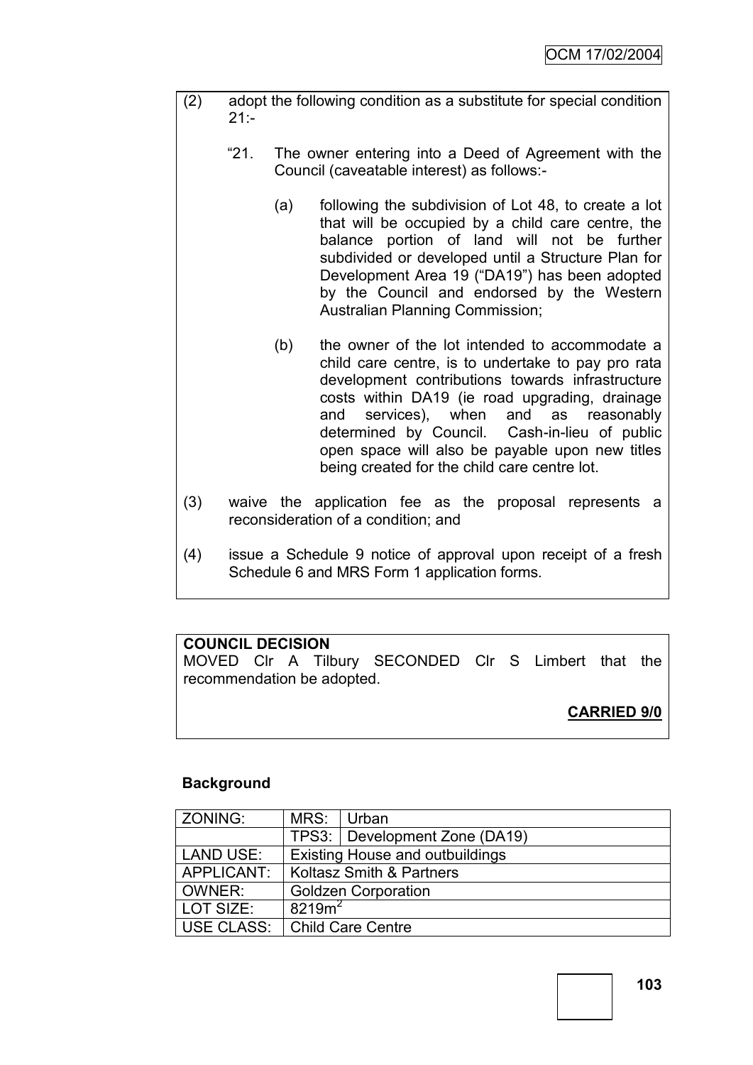(2) adopt the following condition as a substitute for special condition 21:-

"21. The owner entering into a Deed of Agreement with the Council (caveatable interest) as follows:-

(a) following the subdivision of Lot 48, to create a lot that will be occupied by a child care centre, the balance portion of land will not be further subdivided or developed until a Structure Plan for Development Area 19 ("DA19") has been adopted by the Council and endorsed by the Western Australian Planning Commission;

(b) the owner of the lot intended to accommodate a child care centre, is to undertake to pay pro rata development contributions towards infrastructure costs within DA19 (ie road upgrading, drainage and services), when and as reasonably determined by Council. Cash-in-lieu of public open space will also be payable upon new titles being created for the child care centre lot.

(3) waive the application fee as the proposal represents a reconsideration of a condition; and

(4) issue a Schedule 9 notice of approval upon receipt of a fresh Schedule 6 and MRS Form 1 application forms.

**COUNCIL DECISION**

MOVED Clr A Tilbury SECONDED Clr S Limbert that the recommendation be adopted.

**CARRIED 9/0**

**Background**

| ZONING: | MRS: | Urban |
|---|---|---|
| | TPS3: | Development Zone (DA19) |
| LAND USE: | Existing House and outbuildings | |
| APPLICANT: | Koltasz Smith & Partners | |
| OWNER: | Goldzen Corporation | |
| LOT SIZE: | 8219m$^2$ | |
| USE CLASS: | Child Care Centre | |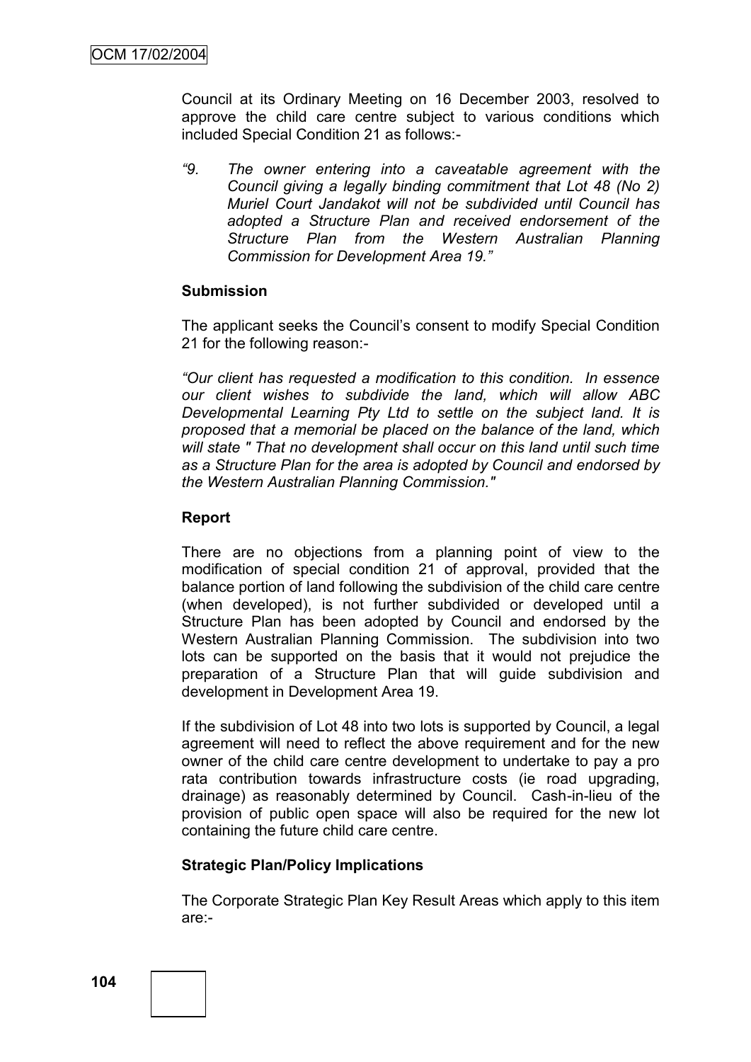Council at its Ordinary Meeting on 16 December 2003, resolved to approve the child care centre subject to various conditions which included Special Condition 21 as follows:-

*"9. The owner entering into a caveatable agreement with the Council giving a legally binding commitment that Lot 48 (No 2) Muriel Court Jandakot will not be subdivided until Council has adopted a Structure Plan and received endorsement of the Structure Plan from the Western Australian Planning Commission for Development Area 19."*

**Submission**

The applicant seeks the Council's consent to modify Special Condition 21 for the following reason:-

*"Our client has requested a modification to this condition. In essence our client wishes to subdivide the land, which will allow ABC Developmental Learning Pty Ltd to settle on the subject land. It is proposed that a memorial be placed on the balance of the land, which will state " That no development shall occur on this land until such time as a Structure Plan for the area is adopted by Council and endorsed by the Western Australian Planning Commission."*

**Report**

There are no objections from a planning point of view to the modification of special condition 21 of approval, provided that the balance portion of land following the subdivision of the child care centre (when developed), is not further subdivided or developed until a Structure Plan has been adopted by Council and endorsed by the Western Australian Planning Commission. The subdivision into two lots can be supported on the basis that it would not prejudice the preparation of a Structure Plan that will guide subdivision and development in Development Area 19.

If the subdivision of Lot 48 into two lots is supported by Council, a legal agreement will need to reflect the above requirement and for the new owner of the child care centre development to undertake to pay a pro rata contribution towards infrastructure costs (ie road upgrading, drainage) as reasonably determined by Council. Cash-in-lieu of the provision of public open space will also be required for the new lot containing the future child care centre.

**Strategic Plan/Policy Implications**

The Corporate Strategic Plan Key Result Areas which apply to this item are:-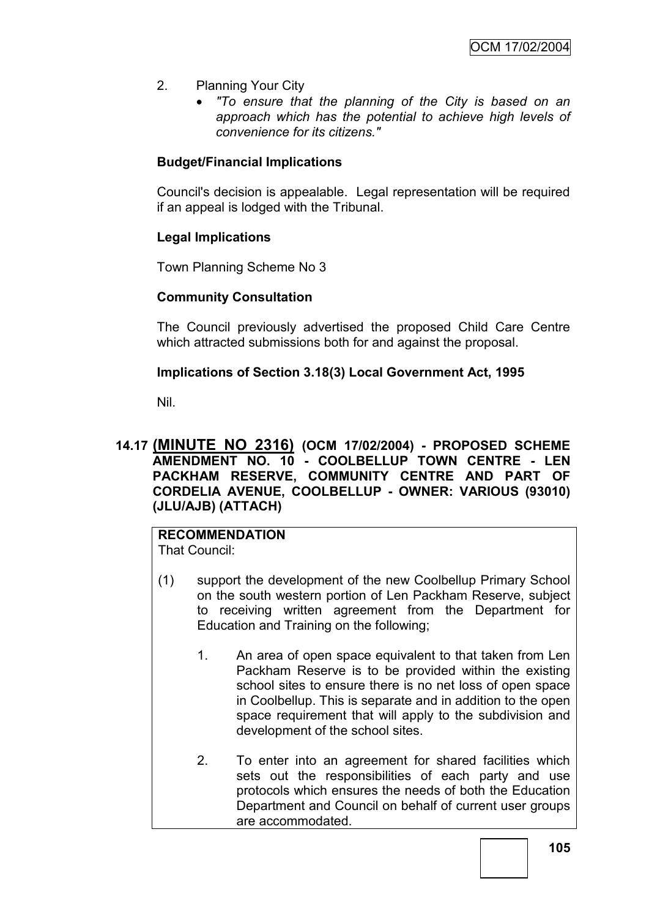2. Planning Your City
   - *"To ensure that the planning of the City is based on an approach which has the potential to achieve high levels of convenience for its citizens."*

**Budget/Financial Implications**

Council's decision is appealable. Legal representation will be required if an appeal is lodged with the Tribunal.

**Legal Implications**

Town Planning Scheme No 3

**Community Consultation**

The Council previously advertised the proposed Child Care Centre which attracted submissions both for and against the proposal.

**Implications of Section 3.18(3) Local Government Act, 1995**

Nil.

## 14.17 (MINUTE NO 2316) (OCM 17/02/2004) - PROPOSED SCHEME AMENDMENT NO. 10 - COOLBELLUP TOWN CENTRE - LEN PACKHAM RESERVE, COMMUNITY CENTRE AND PART OF CORDELIA AVENUE, COOLBELLUP - OWNER: VARIOUS (93010) (JLU/AJB) (ATTACH)

**RECOMMENDATION**
That Council:

(1) support the development of the new Coolbellup Primary School on the south western portion of Len Packham Reserve, subject to receiving written agreement from the Department for Education and Training on the following;

   1. An area of open space equivalent to that taken from Len Packham Reserve is to be provided within the existing school sites to ensure there is no net loss of open space in Coolbellup. This is separate and in addition to the open space requirement that will apply to the subdivision and development of the school sites.

   2. To enter into an agreement for shared facilities which sets out the responsibilities of each party and use protocols which ensures the needs of both the Education Department and Council on behalf of current user groups are accommodated.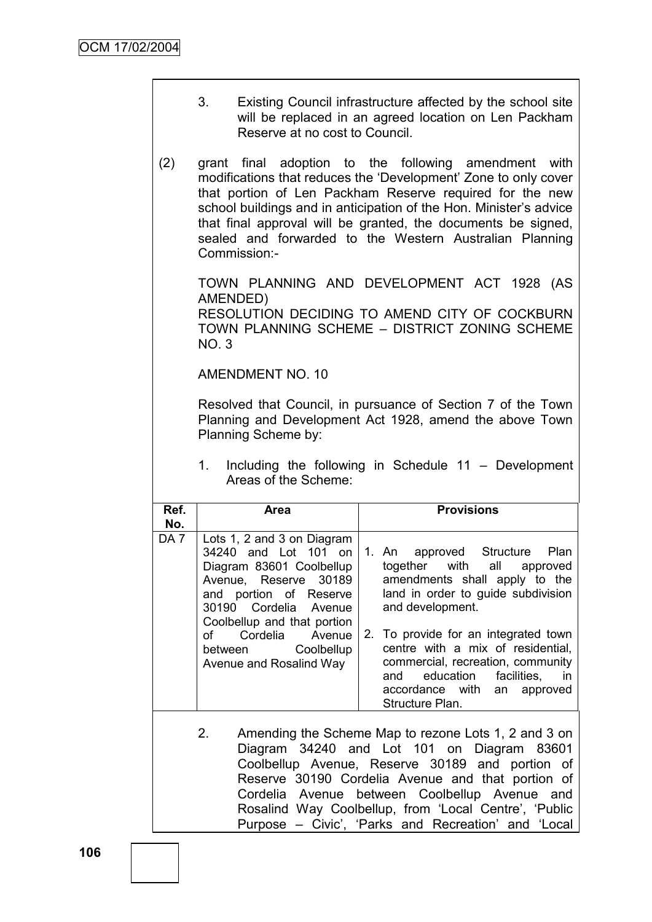3. Existing Council infrastructure affected by the school site will be replaced in an agreed location on Len Packham Reserve at no cost to Council.

(2) grant final adoption to the following amendment with modifications that reduces the 'Development' Zone to only cover that portion of Len Packham Reserve required for the new school buildings and in anticipation of the Hon. Minister's advice that final approval will be granted, the documents be signed, sealed and forwarded to the Western Australian Planning Commission:-

TOWN PLANNING AND DEVELOPMENT ACT 1928 (AS AMENDED)
RESOLUTION DECIDING TO AMEND CITY OF COCKBURN TOWN PLANNING SCHEME – DISTRICT ZONING SCHEME NO. 3

AMENDMENT NO. 10

Resolved that Council, in pursuance of Section 7 of the Town Planning and Development Act 1928, amend the above Town Planning Scheme by:

1. Including the following in Schedule 11 – Development Areas of the Scheme:

| Ref. No. | Area | Provisions |
|---|---|---|
| DA 7 | Lots 1, 2 and 3 on Diagram 34240 and Lot 101 on Diagram 83601 Coolbellup Avenue, Reserve 30189 and portion of Reserve 30190 Cordelia Avenue Coolbellup and that portion of Cordelia Avenue between Coolbellup Avenue and Rosalind Way | 1. An approved Structure Plan together with all approved amendments shall apply to the land in order to guide subdivision and development.<br><br>2. To provide for an integrated town centre with a mix of residential, commercial, recreation, community and education facilities, in accordance with an approved Structure Plan. |

2. Amending the Scheme Map to rezone Lots 1, 2 and 3 on Diagram 34240 and Lot 101 on Diagram 83601 Coolbellup Avenue, Reserve 30189 and portion of Reserve 30190 Cordelia Avenue and that portion of Cordelia Avenue between Coolbellup Avenue and Rosalind Way Coolbellup, from 'Local Centre', 'Public Purpose – Civic', 'Parks and Recreation' and 'Local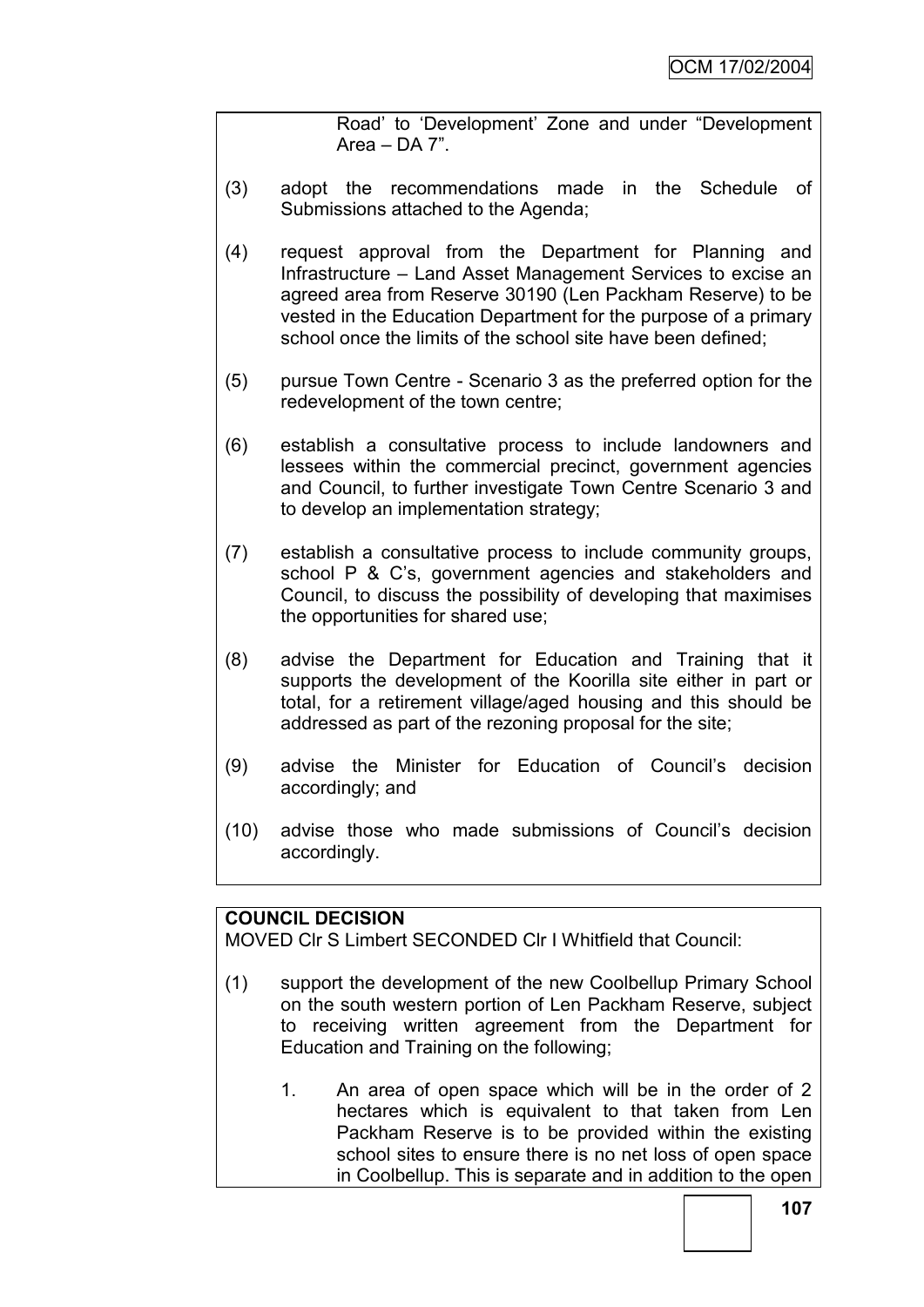Road' to 'Development' Zone and under "Development Area – DA 7".

(3) adopt the recommendations made in the Schedule of Submissions attached to the Agenda;

(4) request approval from the Department for Planning and Infrastructure – Land Asset Management Services to excise an agreed area from Reserve 30190 (Len Packham Reserve) to be vested in the Education Department for the purpose of a primary school once the limits of the school site have been defined;

(5) pursue Town Centre - Scenario 3 as the preferred option for the redevelopment of the town centre;

(6) establish a consultative process to include landowners and lessees within the commercial precinct, government agencies and Council, to further investigate Town Centre Scenario 3 and to develop an implementation strategy;

(7) establish a consultative process to include community groups, school P & C's, government agencies and stakeholders and Council, to discuss the possibility of developing that maximises the opportunities for shared use;

(8) advise the Department for Education and Training that it supports the development of the Koorilla site either in part or total, for a retirement village/aged housing and this should be addressed as part of the rezoning proposal for the site;

(9) advise the Minister for Education of Council's decision accordingly; and

(10) advise those who made submissions of Council's decision accordingly.

**COUNCIL DECISION**

MOVED Clr S Limbert SECONDED Clr I Whitfield that Council:

(1) support the development of the new Coolbellup Primary School on the south western portion of Len Packham Reserve, subject to receiving written agreement from the Department for Education and Training on the following;

1. An area of open space which will be in the order of 2 hectares which is equivalent to that taken from Len Packham Reserve is to be provided within the existing school sites to ensure there is no net loss of open space in Coolbellup. This is separate and in addition to the open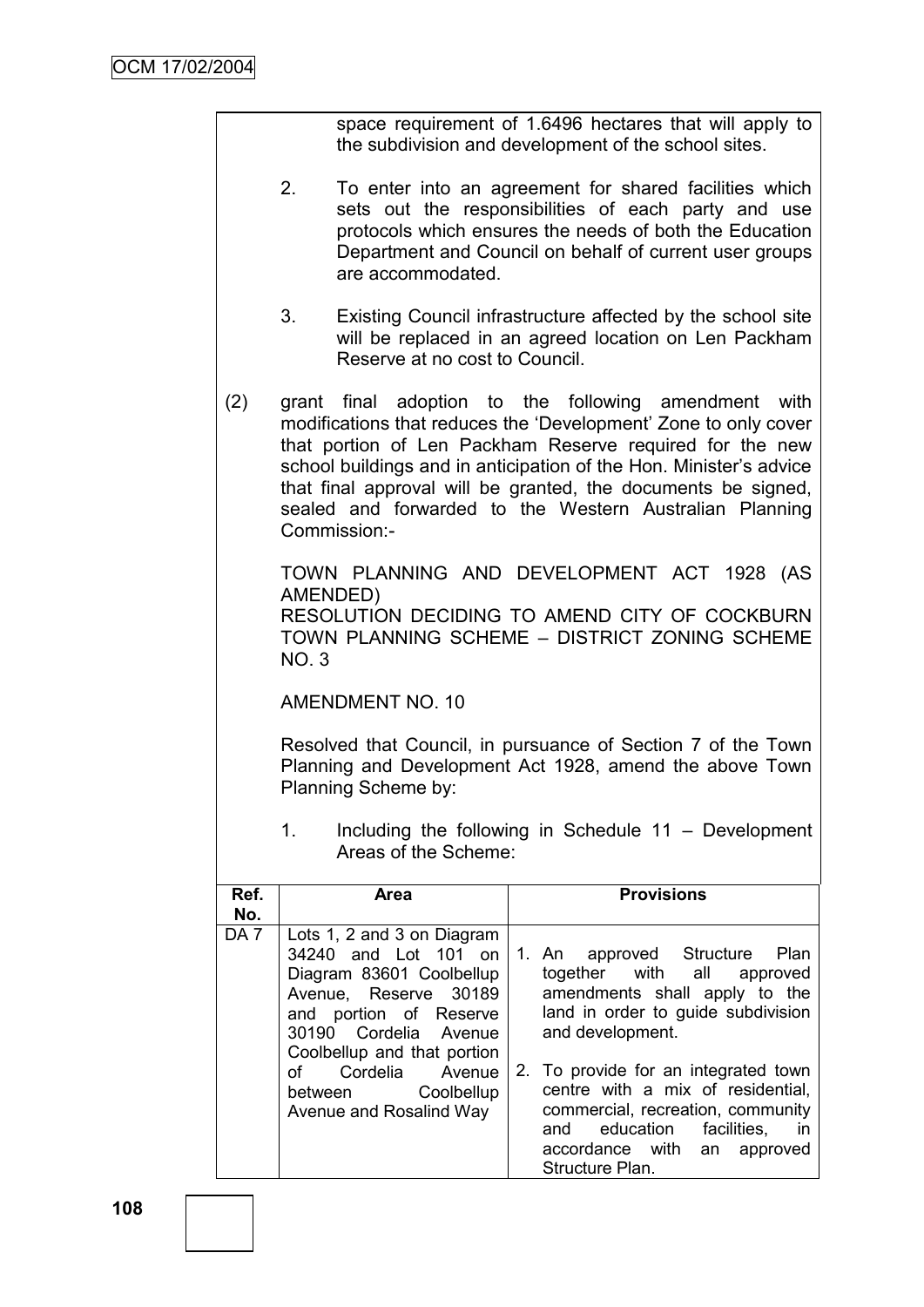space requirement of 1.6496 hectares that will apply to the subdivision and development of the school sites.

2. To enter into an agreement for shared facilities which sets out the responsibilities of each party and use protocols which ensures the needs of both the Education Department and Council on behalf of current user groups are accommodated.

3. Existing Council infrastructure affected by the school site will be replaced in an agreed location on Len Packham Reserve at no cost to Council.

(2) grant final adoption to the following amendment with modifications that reduces the 'Development' Zone to only cover that portion of Len Packham Reserve required for the new school buildings and in anticipation of the Hon. Minister's advice that final approval will be granted, the documents be signed, sealed and forwarded to the Western Australian Planning Commission:-

TOWN PLANNING AND DEVELOPMENT ACT 1928 (AS AMENDED)
RESOLUTION DECIDING TO AMEND CITY OF COCKBURN TOWN PLANNING SCHEME – DISTRICT ZONING SCHEME NO. 3

AMENDMENT NO. 10

Resolved that Council, in pursuance of Section 7 of the Town Planning and Development Act 1928, amend the above Town Planning Scheme by:

1. Including the following in Schedule 11 – Development Areas of the Scheme:

| Ref. No. | Area | Provisions |
|---|---|---|
| DA 7 | Lots 1, 2 and 3 on Diagram 34240 and Lot 101 on Diagram 83601 Coolbellup Avenue, Reserve 30189 and portion of Reserve 30190 Cordelia Avenue Coolbellup and that portion of Cordelia Avenue between Coolbellup Avenue and Rosalind Way | 1. An approved Structure Plan together with all approved amendments shall apply to the land in order to guide subdivision and development.<br><br>2. To provide for an integrated town centre with a mix of residential, commercial, recreation, community and education facilities, in accordance with an approved Structure Plan. |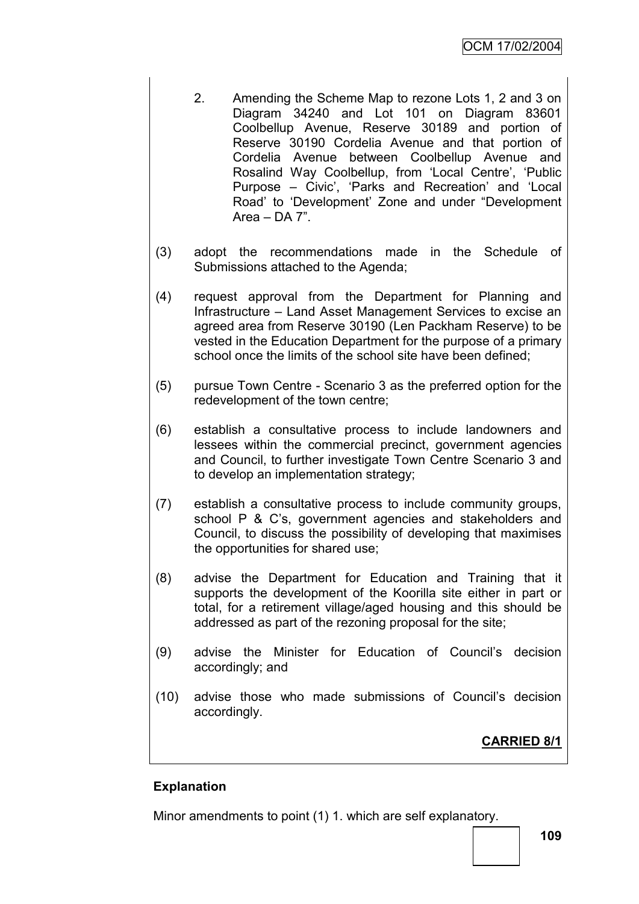2. Amending the Scheme Map to rezone Lots 1, 2 and 3 on Diagram 34240 and Lot 101 on Diagram 83601 Coolbellup Avenue, Reserve 30189 and portion of Reserve 30190 Cordelia Avenue and that portion of Cordelia Avenue between Coolbellup Avenue and Rosalind Way Coolbellup, from 'Local Centre', 'Public Purpose – Civic', 'Parks and Recreation' and 'Local Road' to 'Development' Zone and under "Development Area – DA 7".

(3) adopt the recommendations made in the Schedule of Submissions attached to the Agenda;

(4) request approval from the Department for Planning and Infrastructure – Land Asset Management Services to excise an agreed area from Reserve 30190 (Len Packham Reserve) to be vested in the Education Department for the purpose of a primary school once the limits of the school site have been defined;

(5) pursue Town Centre - Scenario 3 as the preferred option for the redevelopment of the town centre;

(6) establish a consultative process to include landowners and lessees within the commercial precinct, government agencies and Council, to further investigate Town Centre Scenario 3 and to develop an implementation strategy;

(7) establish a consultative process to include community groups, school P & C's, government agencies and stakeholders and Council, to discuss the possibility of developing that maximises the opportunities for shared use;

(8) advise the Department for Education and Training that it supports the development of the Koorilla site either in part or total, for a retirement village/aged housing and this should be addressed as part of the rezoning proposal for the site;

(9) advise the Minister for Education of Council's decision accordingly; and

(10) advise those who made submissions of Council's decision accordingly.

**CARRIED 8/1**

**Explanation**

Minor amendments to point (1) 1. which are self explanatory.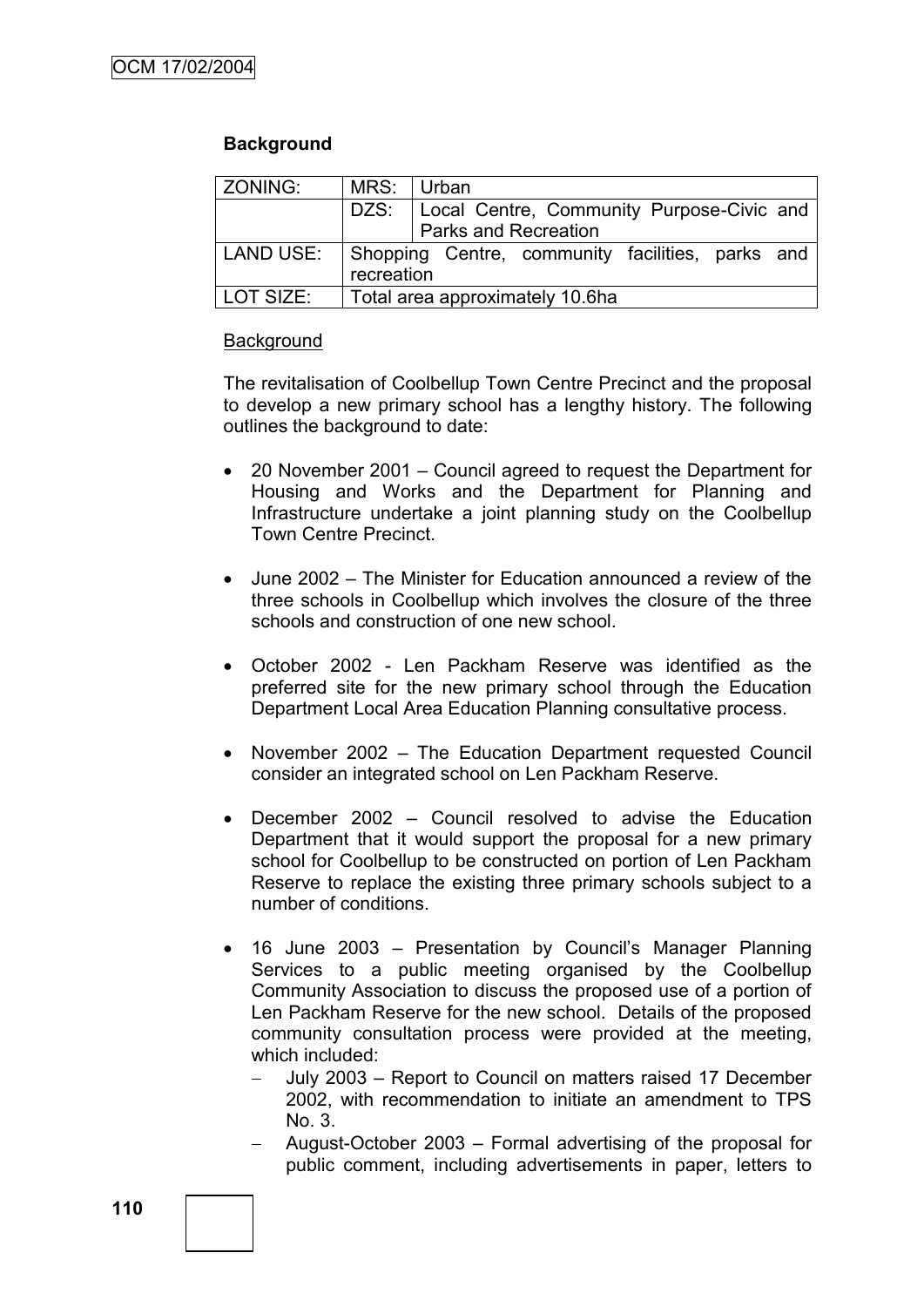**Background**

| ZONING: | MRS: | Urban |
|---|---|---|
| | DZS: | Local Centre, Community Purpose-Civic and Parks and Recreation |
| LAND USE: | Shopping Centre, community facilities, parks and recreation | |
| LOT SIZE: | Total area approximately 10.6ha | |

Background

The revitalisation of Coolbellup Town Centre Precinct and the proposal to develop a new primary school has a lengthy history. The following outlines the background to date:

- 20 November 2001 – Council agreed to request the Department for Housing and Works and the Department for Planning and Infrastructure undertake a joint planning study on the Coolbellup Town Centre Precinct.

- June 2002 – The Minister for Education announced a review of the three schools in Coolbellup which involves the closure of the three schools and construction of one new school.

- October 2002 - Len Packham Reserve was identified as the preferred site for the new primary school through the Education Department Local Area Education Planning consultative process.

- November 2002 – The Education Department requested Council consider an integrated school on Len Packham Reserve.

- December 2002 – Council resolved to advise the Education Department that it would support the proposal for a new primary school for Coolbellup to be constructed on portion of Len Packham Reserve to replace the existing three primary schools subject to a number of conditions.

- 16 June 2003 – Presentation by Council's Manager Planning Services to a public meeting organised by the Coolbellup Community Association to discuss the proposed use of a portion of Len Packham Reserve for the new school. Details of the proposed community consultation process were provided at the meeting, which included:
  - July 2003 – Report to Council on matters raised 17 December 2002, with recommendation to initiate an amendment to TPS No. 3.
  - August-October 2003 – Formal advertising of the proposal for public comment, including advertisements in paper, letters to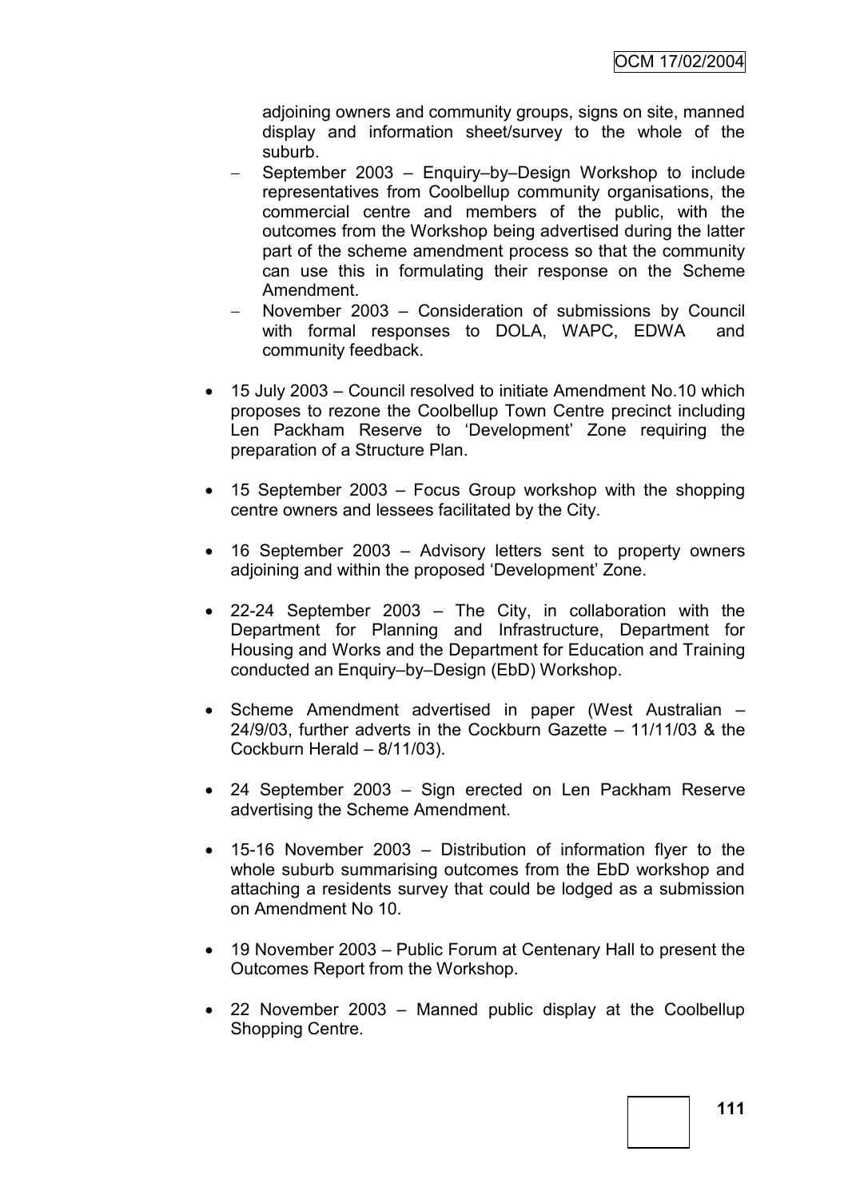adjoining owners and community groups, signs on site, manned display and information sheet/survey to the whole of the suburb.

  - September 2003 – Enquiry–by–Design Workshop to include representatives from Coolbellup community organisations, the commercial centre and members of the public, with the outcomes from the Workshop being advertised during the latter part of the scheme amendment process so that the community can use this in formulating their response on the Scheme Amendment.
  - November 2003 – Consideration of submissions by Council with formal responses to DOLA, WAPC, EDWA and community feedback.

- 15 July 2003 – Council resolved to initiate Amendment No.10 which proposes to rezone the Coolbellup Town Centre precinct including Len Packham Reserve to 'Development' Zone requiring the preparation of a Structure Plan.

- 15 September 2003 – Focus Group workshop with the shopping centre owners and lessees facilitated by the City.

- 16 September 2003 – Advisory letters sent to property owners adjoining and within the proposed 'Development' Zone.

- 22-24 September 2003 – The City, in collaboration with the Department for Planning and Infrastructure, Department for Housing and Works and the Department for Education and Training conducted an Enquiry–by–Design (EbD) Workshop.

- Scheme Amendment advertised in paper (West Australian – 24/9/03, further adverts in the Cockburn Gazette – 11/11/03 & the Cockburn Herald – 8/11/03).

- 24 September 2003 – Sign erected on Len Packham Reserve advertising the Scheme Amendment.

- 15-16 November 2003 – Distribution of information flyer to the whole suburb summarising outcomes from the EbD workshop and attaching a residents survey that could be lodged as a submission on Amendment No 10.

- 19 November 2003 – Public Forum at Centenary Hall to present the Outcomes Report from the Workshop.

- 22 November 2003 – Manned public display at the Coolbellup Shopping Centre.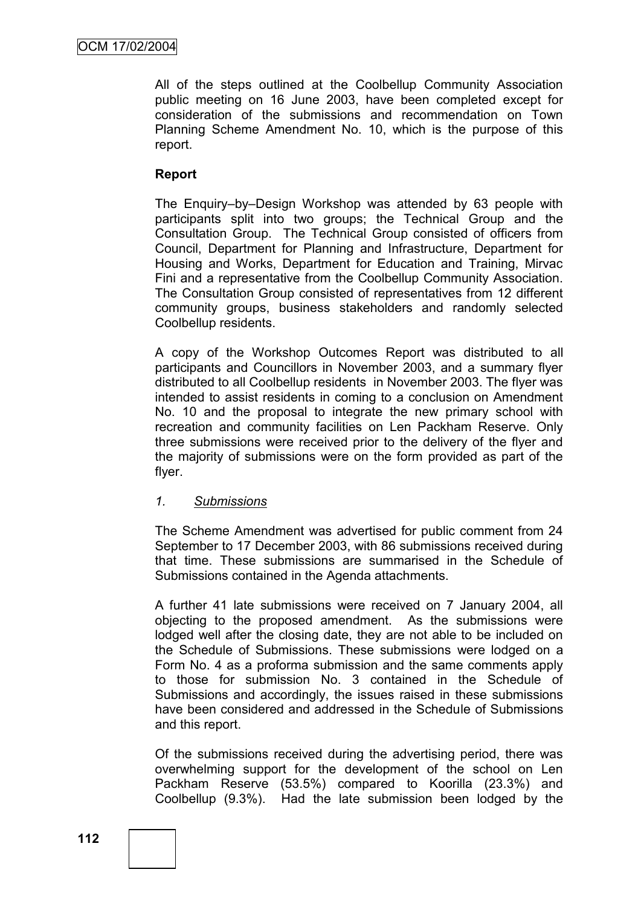All of the steps outlined at the Coolbellup Community Association public meeting on 16 June 2003, have been completed except for consideration of the submissions and recommendation on Town Planning Scheme Amendment No. 10, which is the purpose of this report.

**Report**

The Enquiry–by–Design Workshop was attended by 63 people with participants split into two groups; the Technical Group and the Consultation Group. The Technical Group consisted of officers from Council, Department for Planning and Infrastructure, Department for Housing and Works, Department for Education and Training, Mirvac Fini and a representative from the Coolbellup Community Association. The Consultation Group consisted of representatives from 12 different community groups, business stakeholders and randomly selected Coolbellup residents.

A copy of the Workshop Outcomes Report was distributed to all participants and Councillors in November 2003, and a summary flyer distributed to all Coolbellup residents in November 2003. The flyer was intended to assist residents in coming to a conclusion on Amendment No. 10 and the proposal to integrate the new primary school with recreation and community facilities on Len Packham Reserve. Only three submissions were received prior to the delivery of the flyer and the majority of submissions were on the form provided as part of the flyer.

*1. Submissions*

The Scheme Amendment was advertised for public comment from 24 September to 17 December 2003, with 86 submissions received during that time. These submissions are summarised in the Schedule of Submissions contained in the Agenda attachments.

A further 41 late submissions were received on 7 January 2004, all objecting to the proposed amendment. As the submissions were lodged well after the closing date, they are not able to be included on the Schedule of Submissions. These submissions were lodged on a Form No. 4 as a proforma submission and the same comments apply to those for submission No. 3 contained in the Schedule of Submissions and accordingly, the issues raised in these submissions have been considered and addressed in the Schedule of Submissions and this report.

Of the submissions received during the advertising period, there was overwhelming support for the development of the school on Len Packham Reserve (53.5%) compared to Koorilla (23.3%) and Coolbellup (9.3%). Had the late submission been lodged by the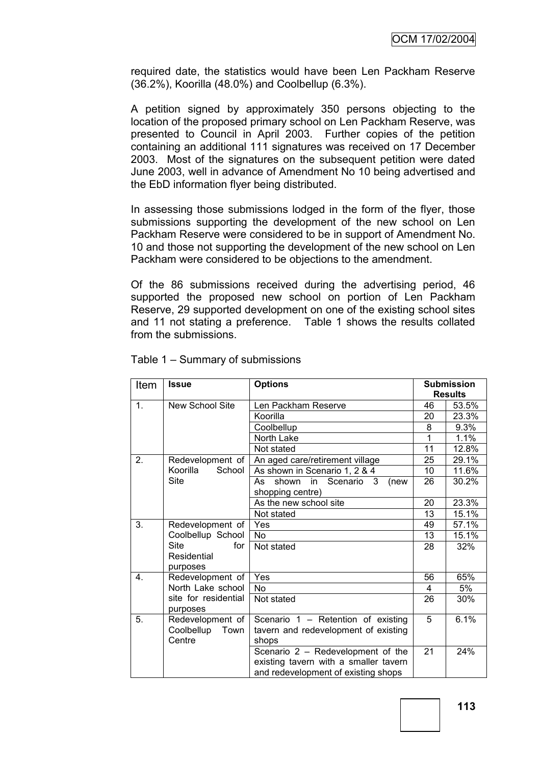required date, the statistics would have been Len Packham Reserve (36.2%), Koorilla (48.0%) and Coolbellup (6.3%).

A petition signed by approximately 350 persons objecting to the location of the proposed primary school on Len Packham Reserve, was presented to Council in April 2003. Further copies of the petition containing an additional 111 signatures was received on 17 December 2003. Most of the signatures on the subsequent petition were dated June 2003, well in advance of Amendment No 10 being advertised and the EbD information flyer being distributed.

In assessing those submissions lodged in the form of the flyer, those submissions supporting the development of the new school on Len Packham Reserve were considered to be in support of Amendment No. 10 and those not supporting the development of the new school on Len Packham were considered to be objections to the amendment.

Of the 86 submissions received during the advertising period, 46 supported the proposed new school on portion of Len Packham Reserve, 29 supported development on one of the existing school sites and 11 not stating a preference. Table 1 shows the results collated from the submissions.

Table 1 – Summary of submissions

| Item | Issue | Options | Submission Results | |
|---|---|---|---|---|
| 1. | New School Site | Len Packham Reserve | 46 | 53.5% |
| | | Koorilla | 20 | 23.3% |
| | | Coolbellup | 8 | 9.3% |
| | | North Lake | 1 | 1.1% |
| | | Not stated | 11 | 12.8% |
| 2. | Redevelopment of Koorilla School Site | An aged care/retirement village | 25 | 29.1% |
| | | As shown in Scenario 1, 2 & 4 | 10 | 11.6% |
| | | As shown in Scenario 3 (new shopping centre) | 26 | 30.2% |
| | | As the new school site | 20 | 23.3% |
| | | Not stated | 13 | 15.1% |
| 3. | Redevelopment of Coolbellup School Site for Residential purposes | Yes | 49 | 57.1% |
| | | No | 13 | 15.1% |
| | | Not stated | 28 | 32% |
| 4. | Redevelopment of North Lake school site for residential purposes | Yes | 56 | 65% |
| | | No | 4 | 5% |
| | | Not stated | 26 | 30% |
| 5. | Redevelopment of Coolbellup Town Centre | Scenario 1 – Retention of existing tavern and redevelopment of existing shops | 5 | 6.1% |
| | | Scenario 2 – Redevelopment of the existing tavern with a smaller tavern and redevelopment of existing shops | 21 | 24% |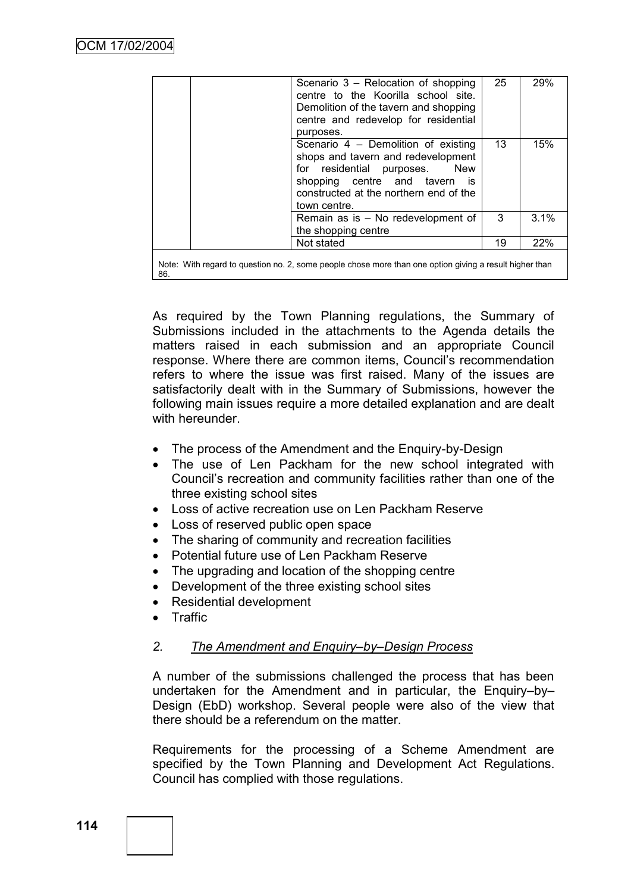| | | | | |
|---|---|---|---|---|
| | | Scenario 3 – Relocation of shopping centre to the Koorilla school site. Demolition of the tavern and shopping centre and redevelop for residential purposes. | 25 | 29% |
| | | Scenario 4 – Demolition of existing shops and tavern and redevelopment for residential purposes. New shopping centre and tavern is constructed at the northern end of the town centre. | 13 | 15% |
| | | Remain as is – No redevelopment of the shopping centre | 3 | 3.1% |
| | | Not stated | 19 | 22% |

Note: With regard to question no. 2, some people chose more than one option giving a result higher than 86.

As required by the Town Planning regulations, the Summary of Submissions included in the attachments to the Agenda details the matters raised in each submission and an appropriate Council response. Where there are common items, Council's recommendation refers to where the issue was first raised. Many of the issues are satisfactorily dealt with in the Summary of Submissions, however the following main issues require a more detailed explanation and are dealt with hereunder.

- The process of the Amendment and the Enquiry-by-Design
- The use of Len Packham for the new school integrated with Council's recreation and community facilities rather than one of the three existing school sites
- Loss of active recreation use on Len Packham Reserve
- Loss of reserved public open space
- The sharing of community and recreation facilities
- Potential future use of Len Packham Reserve
- The upgrading and location of the shopping centre
- Development of the three existing school sites
- Residential development
- Traffic

*2. <u>The Amendment and Enquiry–by–Design Process</u>*

A number of the submissions challenged the process that has been undertaken for the Amendment and in particular, the Enquiry–by–Design (EbD) workshop. Several people were also of the view that there should be a referendum on the matter.

Requirements for the processing of a Scheme Amendment are specified by the Town Planning and Development Act Regulations. Council has complied with those regulations.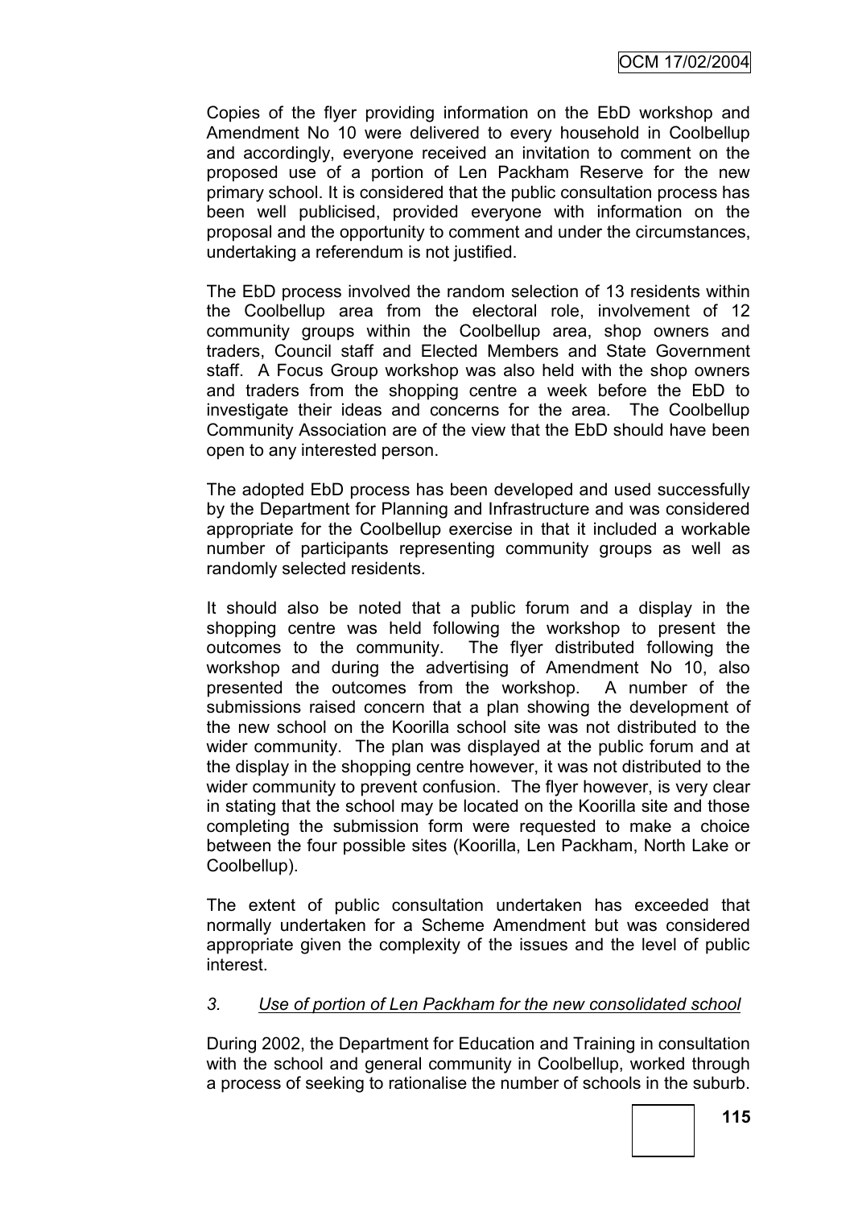Copies of the flyer providing information on the EbD workshop and Amendment No 10 were delivered to every household in Coolbellup and accordingly, everyone received an invitation to comment on the proposed use of a portion of Len Packham Reserve for the new primary school. It is considered that the public consultation process has been well publicised, provided everyone with information on the proposal and the opportunity to comment and under the circumstances, undertaking a referendum is not justified.

The EbD process involved the random selection of 13 residents within the Coolbellup area from the electoral role, involvement of 12 community groups within the Coolbellup area, shop owners and traders, Council staff and Elected Members and State Government staff. A Focus Group workshop was also held with the shop owners and traders from the shopping centre a week before the EbD to investigate their ideas and concerns for the area. The Coolbellup Community Association are of the view that the EbD should have been open to any interested person.

The adopted EbD process has been developed and used successfully by the Department for Planning and Infrastructure and was considered appropriate for the Coolbellup exercise in that it included a workable number of participants representing community groups as well as randomly selected residents.

It should also be noted that a public forum and a display in the shopping centre was held following the workshop to present the outcomes to the community. The flyer distributed following the workshop and during the advertising of Amendment No 10, also presented the outcomes from the workshop. A number of the submissions raised concern that a plan showing the development of the new school on the Koorilla school site was not distributed to the wider community. The plan was displayed at the public forum and at the display in the shopping centre however, it was not distributed to the wider community to prevent confusion. The flyer however, is very clear in stating that the school may be located on the Koorilla site and those completing the submission form were requested to make a choice between the four possible sites (Koorilla, Len Packham, North Lake or Coolbellup).

The extent of public consultation undertaken has exceeded that normally undertaken for a Scheme Amendment but was considered appropriate given the complexity of the issues and the level of public interest.

*3. Use of portion of Len Packham for the new consolidated school*

During 2002, the Department for Education and Training in consultation with the school and general community in Coolbellup, worked through a process of seeking to rationalise the number of schools in the suburb.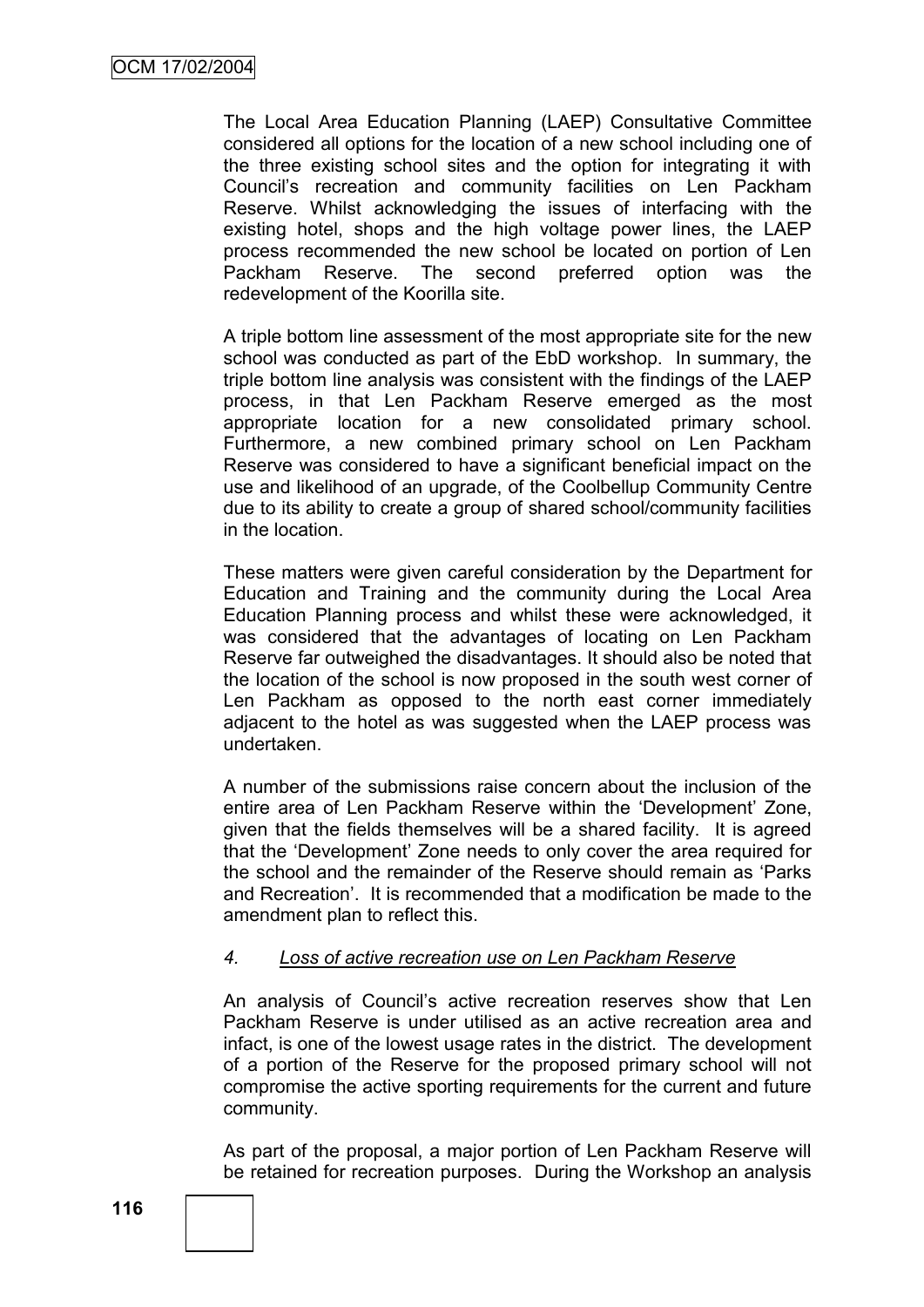The Local Area Education Planning (LAEP) Consultative Committee considered all options for the location of a new school including one of the three existing school sites and the option for integrating it with Council's recreation and community facilities on Len Packham Reserve. Whilst acknowledging the issues of interfacing with the existing hotel, shops and the high voltage power lines, the LAEP process recommended the new school be located on portion of Len Packham Reserve. The second preferred option was the redevelopment of the Koorilla site.

A triple bottom line assessment of the most appropriate site for the new school was conducted as part of the EbD workshop. In summary, the triple bottom line analysis was consistent with the findings of the LAEP process, in that Len Packham Reserve emerged as the most appropriate location for a new consolidated primary school. Furthermore, a new combined primary school on Len Packham Reserve was considered to have a significant beneficial impact on the use and likelihood of an upgrade, of the Coolbellup Community Centre due to its ability to create a group of shared school/community facilities in the location.

These matters were given careful consideration by the Department for Education and Training and the community during the Local Area Education Planning process and whilst these were acknowledged, it was considered that the advantages of locating on Len Packham Reserve far outweighed the disadvantages. It should also be noted that the location of the school is now proposed in the south west corner of Len Packham as opposed to the north east corner immediately adjacent to the hotel as was suggested when the LAEP process was undertaken.

A number of the submissions raise concern about the inclusion of the entire area of Len Packham Reserve within the 'Development' Zone, given that the fields themselves will be a shared facility. It is agreed that the 'Development' Zone needs to only cover the area required for the school and the remainder of the Reserve should remain as 'Parks and Recreation'. It is recommended that a modification be made to the amendment plan to reflect this.

4. *Loss of active recreation use on Len Packham Reserve*

An analysis of Council's active recreation reserves show that Len Packham Reserve is under utilised as an active recreation area and infact, is one of the lowest usage rates in the district. The development of a portion of the Reserve for the proposed primary school will not compromise the active sporting requirements for the current and future community.

As part of the proposal, a major portion of Len Packham Reserve will be retained for recreation purposes. During the Workshop an analysis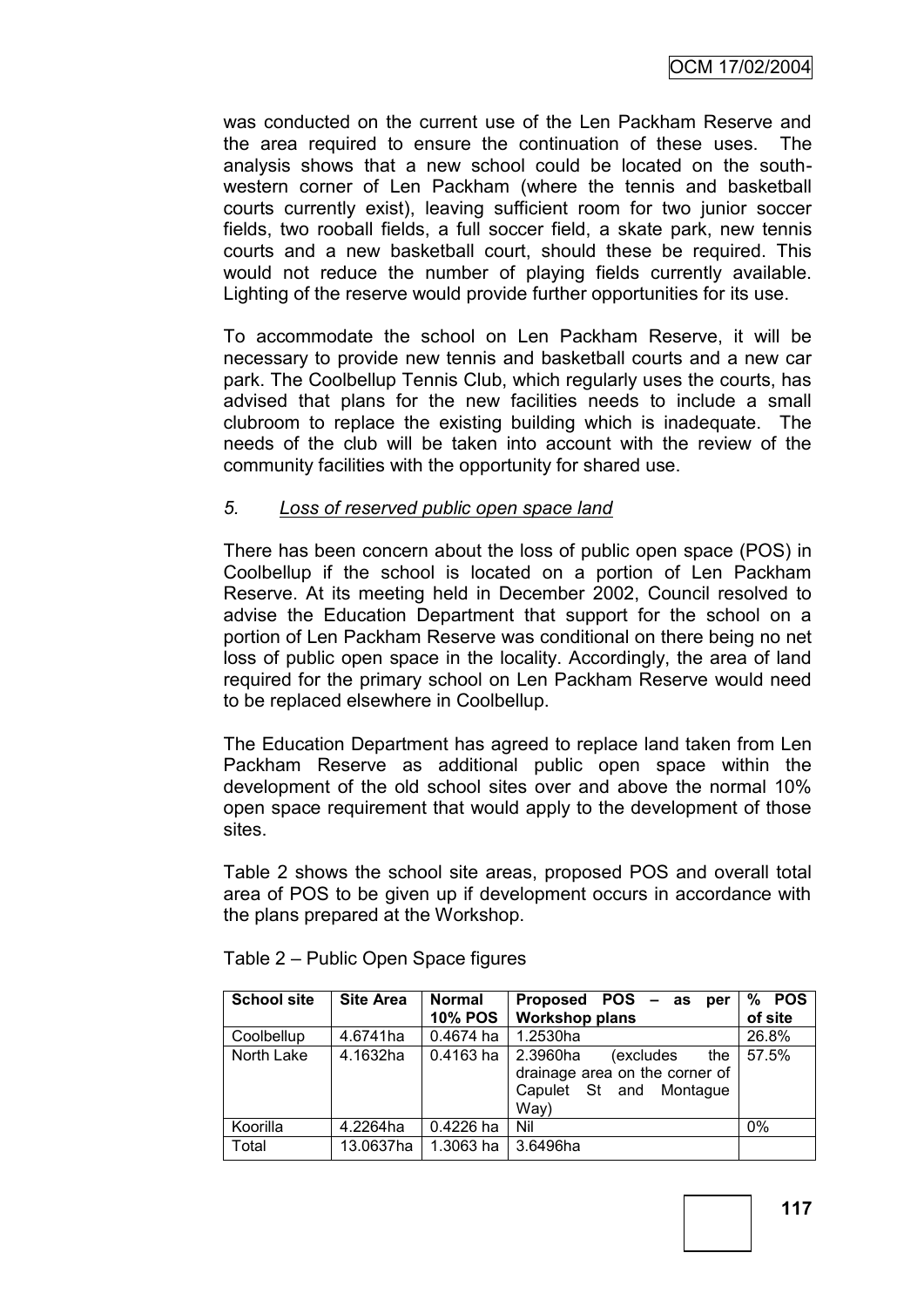was conducted on the current use of the Len Packham Reserve and the area required to ensure the continuation of these uses. The analysis shows that a new school could be located on the south-western corner of Len Packham (where the tennis and basketball courts currently exist), leaving sufficient room for two junior soccer fields, two rooball fields, a full soccer field, a skate park, new tennis courts and a new basketball court, should these be required. This would not reduce the number of playing fields currently available. Lighting of the reserve would provide further opportunities for its use.

To accommodate the school on Len Packham Reserve, it will be necessary to provide new tennis and basketball courts and a new car park. The Coolbellup Tennis Club, which regularly uses the courts, has advised that plans for the new facilities needs to include a small clubroom to replace the existing building which is inadequate. The needs of the club will be taken into account with the review of the community facilities with the opportunity for shared use.

*5. Loss of reserved public open space land*

There has been concern about the loss of public open space (POS) in Coolbellup if the school is located on a portion of Len Packham Reserve. At its meeting held in December 2002, Council resolved to advise the Education Department that support for the school on a portion of Len Packham Reserve was conditional on there being no net loss of public open space in the locality. Accordingly, the area of land required for the primary school on Len Packham Reserve would need to be replaced elsewhere in Coolbellup.

The Education Department has agreed to replace land taken from Len Packham Reserve as additional public open space within the development of the old school sites over and above the normal 10% open space requirement that would apply to the development of those sites.

Table 2 shows the school site areas, proposed POS and overall total area of POS to be given up if development occurs in accordance with the plans prepared at the Workshop.

Table 2 – Public Open Space figures

| School site | Site Area | Normal 10% POS | Proposed POS – as per Workshop plans | % POS of site |
|---|---|---|---|---|
| Coolbellup | 4.6741ha | 0.4674 ha | 1.2530ha | 26.8% |
| North Lake | 4.1632ha | 0.4163 ha | 2.3960ha (excludes the drainage area on the corner of Capulet St and Montague Way) | 57.5% |
| Koorilla | 4.2264ha | 0.4226 ha | Nil | 0% |
| Total | 13.0637ha | 1.3063 ha | 3.6496ha | |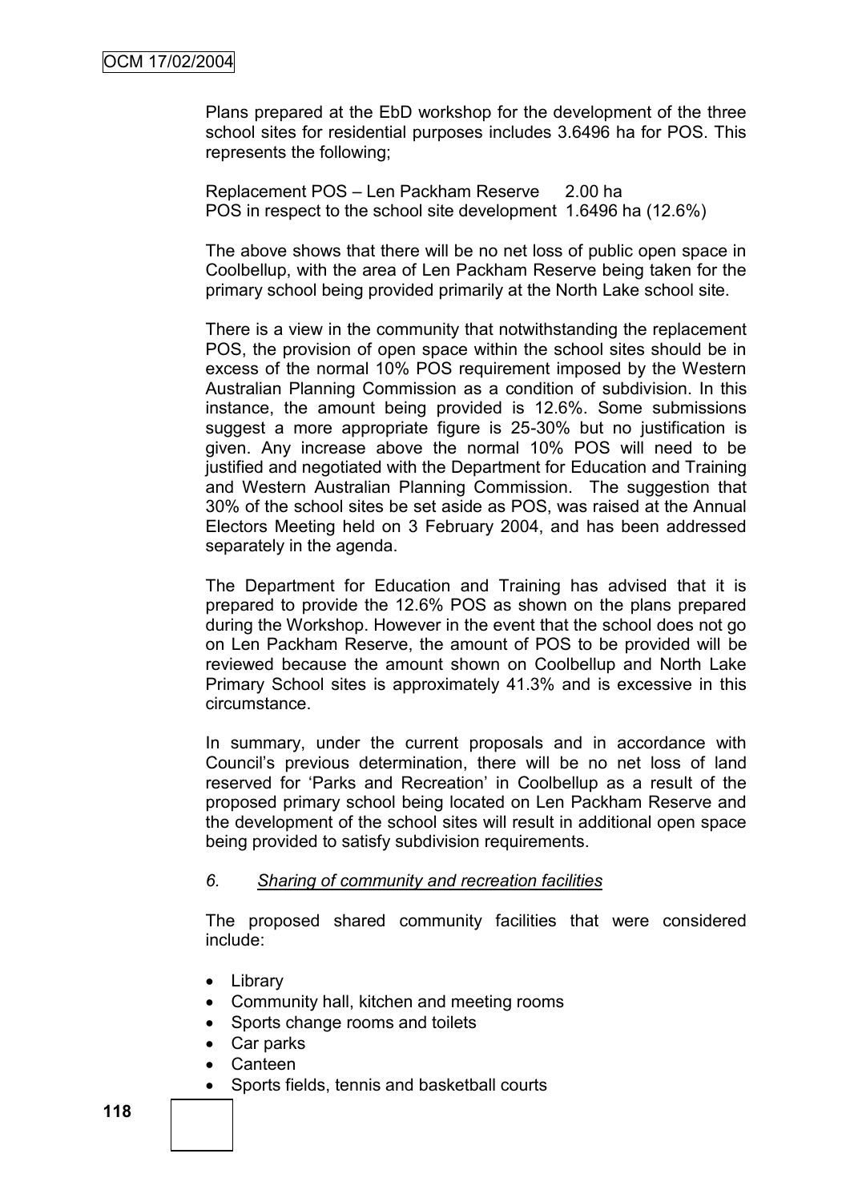Plans prepared at the EbD workshop for the development of the three school sites for residential purposes includes 3.6496 ha for POS. This represents the following;

Replacement POS – Len Packham Reserve 2.00 ha
POS in respect to the school site development 1.6496 ha (12.6%)

The above shows that there will be no net loss of public open space in Coolbellup, with the area of Len Packham Reserve being taken for the primary school being provided primarily at the North Lake school site.

There is a view in the community that notwithstanding the replacement POS, the provision of open space within the school sites should be in excess of the normal 10% POS requirement imposed by the Western Australian Planning Commission as a condition of subdivision. In this instance, the amount being provided is 12.6%. Some submissions suggest a more appropriate figure is 25-30% but no justification is given. Any increase above the normal 10% POS will need to be justified and negotiated with the Department for Education and Training and Western Australian Planning Commission. The suggestion that 30% of the school sites be set aside as POS, was raised at the Annual Electors Meeting held on 3 February 2004, and has been addressed separately in the agenda.

The Department for Education and Training has advised that it is prepared to provide the 12.6% POS as shown on the plans prepared during the Workshop. However in the event that the school does not go on Len Packham Reserve, the amount of POS to be provided will be reviewed because the amount shown on Coolbellup and North Lake Primary School sites is approximately 41.3% and is excessive in this circumstance.

In summary, under the current proposals and in accordance with Council's previous determination, there will be no net loss of land reserved for 'Parks and Recreation' in Coolbellup as a result of the proposed primary school being located on Len Packham Reserve and the development of the school sites will result in additional open space being provided to satisfy subdivision requirements.

6. *Sharing of community and recreation facilities*

The proposed shared community facilities that were considered include:

- Library
- Community hall, kitchen and meeting rooms
- Sports change rooms and toilets
- Car parks
- Canteen
- Sports fields, tennis and basketball courts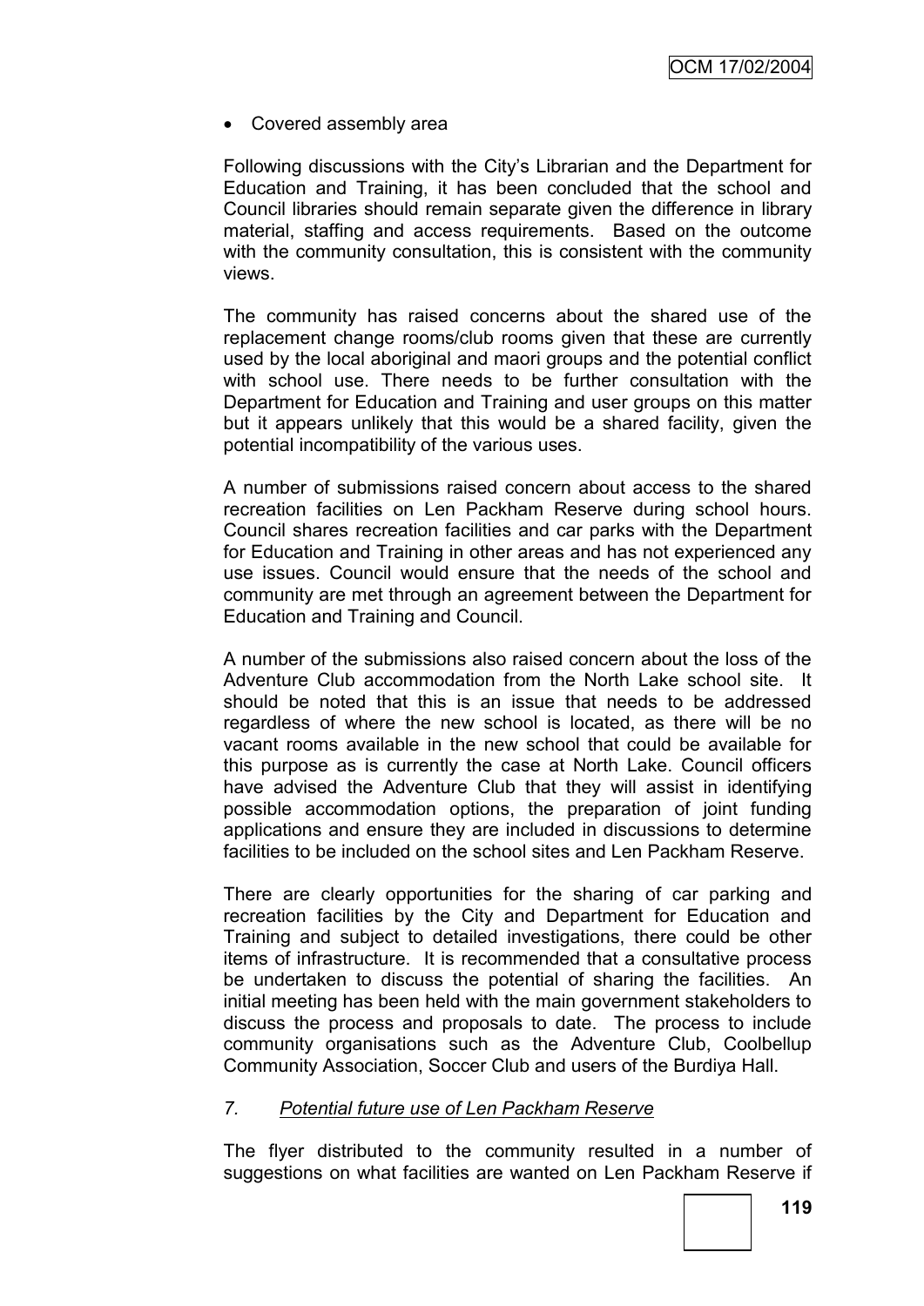- Covered assembly area

Following discussions with the City's Librarian and the Department for Education and Training, it has been concluded that the school and Council libraries should remain separate given the difference in library material, staffing and access requirements. Based on the outcome with the community consultation, this is consistent with the community views.

The community has raised concerns about the shared use of the replacement change rooms/club rooms given that these are currently used by the local aboriginal and maori groups and the potential conflict with school use. There needs to be further consultation with the Department for Education and Training and user groups on this matter but it appears unlikely that this would be a shared facility, given the potential incompatibility of the various uses.

A number of submissions raised concern about access to the shared recreation facilities on Len Packham Reserve during school hours. Council shares recreation facilities and car parks with the Department for Education and Training in other areas and has not experienced any use issues. Council would ensure that the needs of the school and community are met through an agreement between the Department for Education and Training and Council.

A number of the submissions also raised concern about the loss of the Adventure Club accommodation from the North Lake school site. It should be noted that this is an issue that needs to be addressed regardless of where the new school is located, as there will be no vacant rooms available in the new school that could be available for this purpose as is currently the case at North Lake. Council officers have advised the Adventure Club that they will assist in identifying possible accommodation options, the preparation of joint funding applications and ensure they are included in discussions to determine facilities to be included on the school sites and Len Packham Reserve.

There are clearly opportunities for the sharing of car parking and recreation facilities by the City and Department for Education and Training and subject to detailed investigations, there could be other items of infrastructure. It is recommended that a consultative process be undertaken to discuss the potential of sharing the facilities. An initial meeting has been held with the main government stakeholders to discuss the process and proposals to date. The process to include community organisations such as the Adventure Club, Coolbellup Community Association, Soccer Club and users of the Burdiya Hall.

*7. Potential future use of Len Packham Reserve*

The flyer distributed to the community resulted in a number of suggestions on what facilities are wanted on Len Packham Reserve if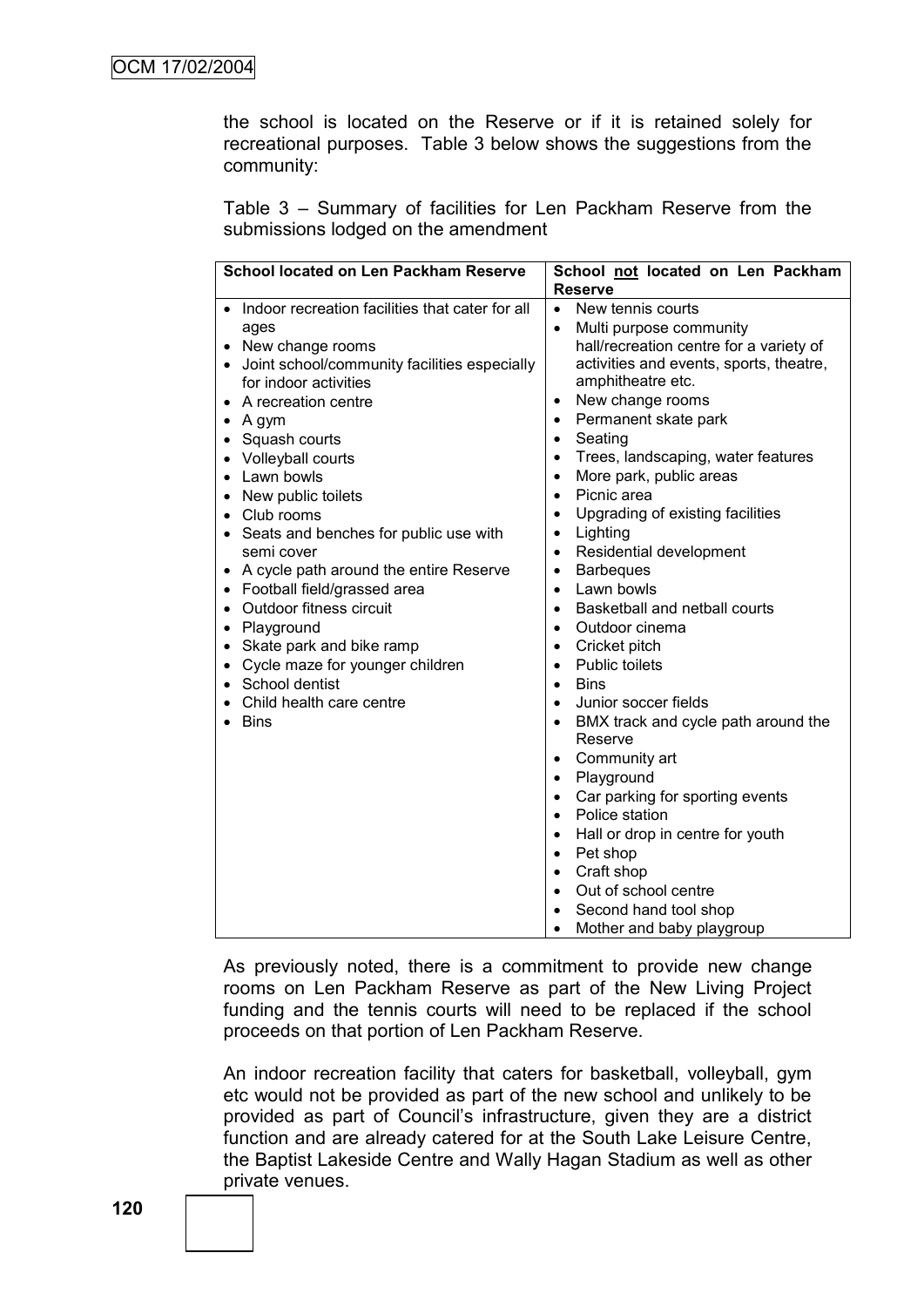the school is located on the Reserve or if it is retained solely for recreational purposes. Table 3 below shows the suggestions from the community:

Table 3 – Summary of facilities for Len Packham Reserve from the submissions lodged on the amendment

| **School located on Len Packham Reserve** | **School <u>not</u> located on Len Packham Reserve** |
|---|---|
| • Indoor recreation facilities that cater for all ages<br>• New change rooms<br>• Joint school/community facilities especially for indoor activities<br>• A recreation centre<br>• A gym<br>• Squash courts<br>• Volleyball courts<br>• Lawn bowls<br>• New public toilets<br>• Club rooms<br>• Seats and benches for public use with semi cover<br>• A cycle path around the entire Reserve<br>• Football field/grassed area<br>• Outdoor fitness circuit<br>• Playground<br>• Skate park and bike ramp<br>• Cycle maze for younger children<br>• School dentist<br>• Child health care centre<br>• Bins | • New tennis courts<br>• Multi purpose community hall/recreation centre for a variety of activities and events, sports, theatre, amphitheatre etc.<br>• New change rooms<br>• Permanent skate park<br>• Seating<br>• Trees, landscaping, water features<br>• More park, public areas<br>• Picnic area<br>• Upgrading of existing facilities<br>• Lighting<br>• Residential development<br>• Barbeques<br>• Lawn bowls<br>• Basketball and netball courts<br>• Outdoor cinema<br>• Cricket pitch<br>• Public toilets<br>• Bins<br>• Junior soccer fields<br>• BMX track and cycle path around the Reserve<br>• Community art<br>• Playground<br>• Car parking for sporting events<br>• Police station<br>• Hall or drop in centre for youth<br>• Pet shop<br>• Craft shop<br>• Out of school centre<br>• Second hand tool shop<br>• Mother and baby playgroup |

As previously noted, there is a commitment to provide new change rooms on Len Packham Reserve as part of the New Living Project funding and the tennis courts will need to be replaced if the school proceeds on that portion of Len Packham Reserve.

An indoor recreation facility that caters for basketball, volleyball, gym etc would not be provided as part of the new school and unlikely to be provided as part of Council's infrastructure, given they are a district function and are already catered for at the South Lake Leisure Centre, the Baptist Lakeside Centre and Wally Hagan Stadium as well as other private venues.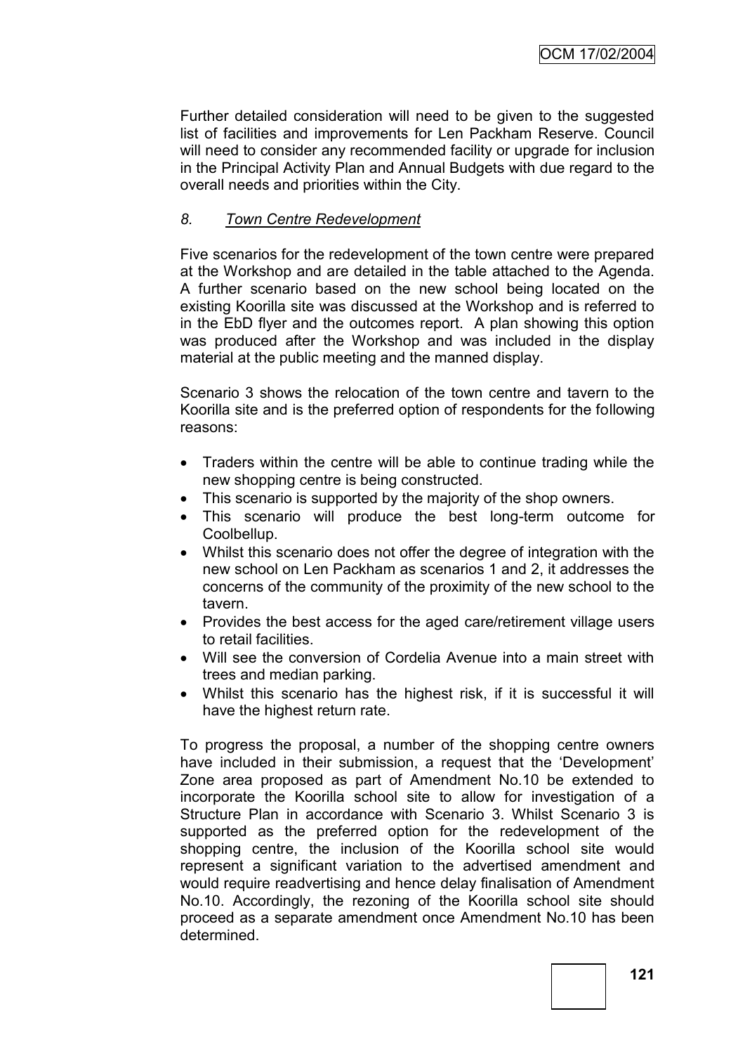Further detailed consideration will need to be given to the suggested list of facilities and improvements for Len Packham Reserve. Council will need to consider any recommended facility or upgrade for inclusion in the Principal Activity Plan and Annual Budgets with due regard to the overall needs and priorities within the City.

*8. Town Centre Redevelopment*

Five scenarios for the redevelopment of the town centre were prepared at the Workshop and are detailed in the table attached to the Agenda. A further scenario based on the new school being located on the existing Koorilla site was discussed at the Workshop and is referred to in the EbD flyer and the outcomes report. A plan showing this option was produced after the Workshop and was included in the display material at the public meeting and the manned display.

Scenario 3 shows the relocation of the town centre and tavern to the Koorilla site and is the preferred option of respondents for the following reasons:

- Traders within the centre will be able to continue trading while the new shopping centre is being constructed.
- This scenario is supported by the majority of the shop owners.
- This scenario will produce the best long-term outcome for Coolbellup.
- Whilst this scenario does not offer the degree of integration with the new school on Len Packham as scenarios 1 and 2, it addresses the concerns of the community of the proximity of the new school to the tavern.
- Provides the best access for the aged care/retirement village users to retail facilities.
- Will see the conversion of Cordelia Avenue into a main street with trees and median parking.
- Whilst this scenario has the highest risk, if it is successful it will have the highest return rate.

To progress the proposal, a number of the shopping centre owners have included in their submission, a request that the 'Development' Zone area proposed as part of Amendment No.10 be extended to incorporate the Koorilla school site to allow for investigation of a Structure Plan in accordance with Scenario 3. Whilst Scenario 3 is supported as the preferred option for the redevelopment of the shopping centre, the inclusion of the Koorilla school site would represent a significant variation to the advertised amendment and would require readvertising and hence delay finalisation of Amendment No.10. Accordingly, the rezoning of the Koorilla school site should proceed as a separate amendment once Amendment No.10 has been determined.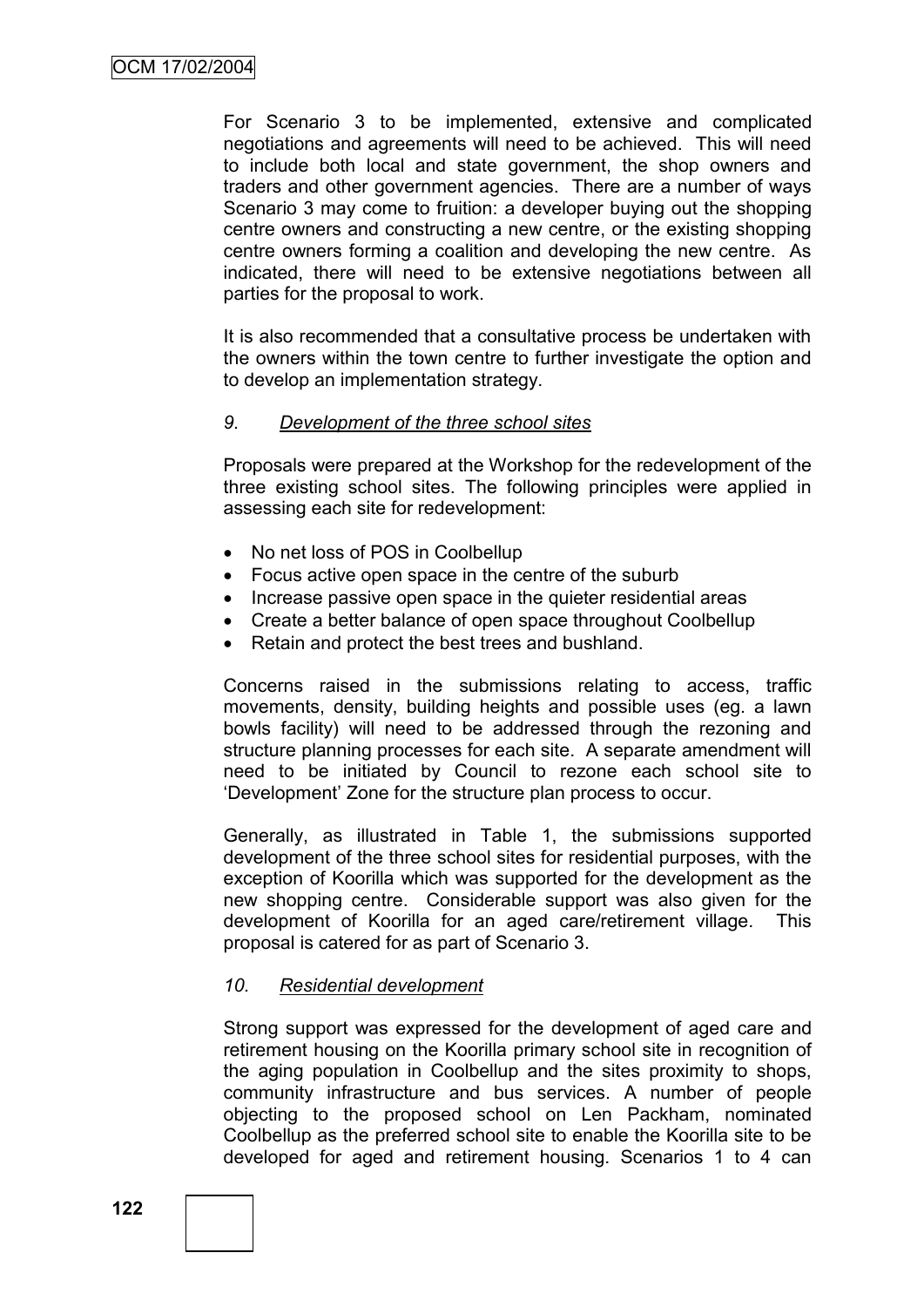For Scenario 3 to be implemented, extensive and complicated negotiations and agreements will need to be achieved. This will need to include both local and state government, the shop owners and traders and other government agencies. There are a number of ways Scenario 3 may come to fruition: a developer buying out the shopping centre owners and constructing a new centre, or the existing shopping centre owners forming a coalition and developing the new centre. As indicated, there will need to be extensive negotiations between all parties for the proposal to work.

It is also recommended that a consultative process be undertaken with the owners within the town centre to further investigate the option and to develop an implementation strategy.

*9. <u>Development of the three school sites</u>*

Proposals were prepared at the Workshop for the redevelopment of the three existing school sites. The following principles were applied in assessing each site for redevelopment:

- No net loss of POS in Coolbellup
- Focus active open space in the centre of the suburb
- Increase passive open space in the quieter residential areas
- Create a better balance of open space throughout Coolbellup
- Retain and protect the best trees and bushland.

Concerns raised in the submissions relating to access, traffic movements, density, building heights and possible uses (eg. a lawn bowls facility) will need to be addressed through the rezoning and structure planning processes for each site. A separate amendment will need to be initiated by Council to rezone each school site to 'Development' Zone for the structure plan process to occur.

Generally, as illustrated in Table 1, the submissions supported development of the three school sites for residential purposes, with the exception of Koorilla which was supported for the development as the new shopping centre. Considerable support was also given for the development of Koorilla for an aged care/retirement village. This proposal is catered for as part of Scenario 3.

*10. <u>Residential development</u>*

Strong support was expressed for the development of aged care and retirement housing on the Koorilla primary school site in recognition of the aging population in Coolbellup and the sites proximity to shops, community infrastructure and bus services. A number of people objecting to the proposed school on Len Packham, nominated Coolbellup as the preferred school site to enable the Koorilla site to be developed for aged and retirement housing. Scenarios 1 to 4 can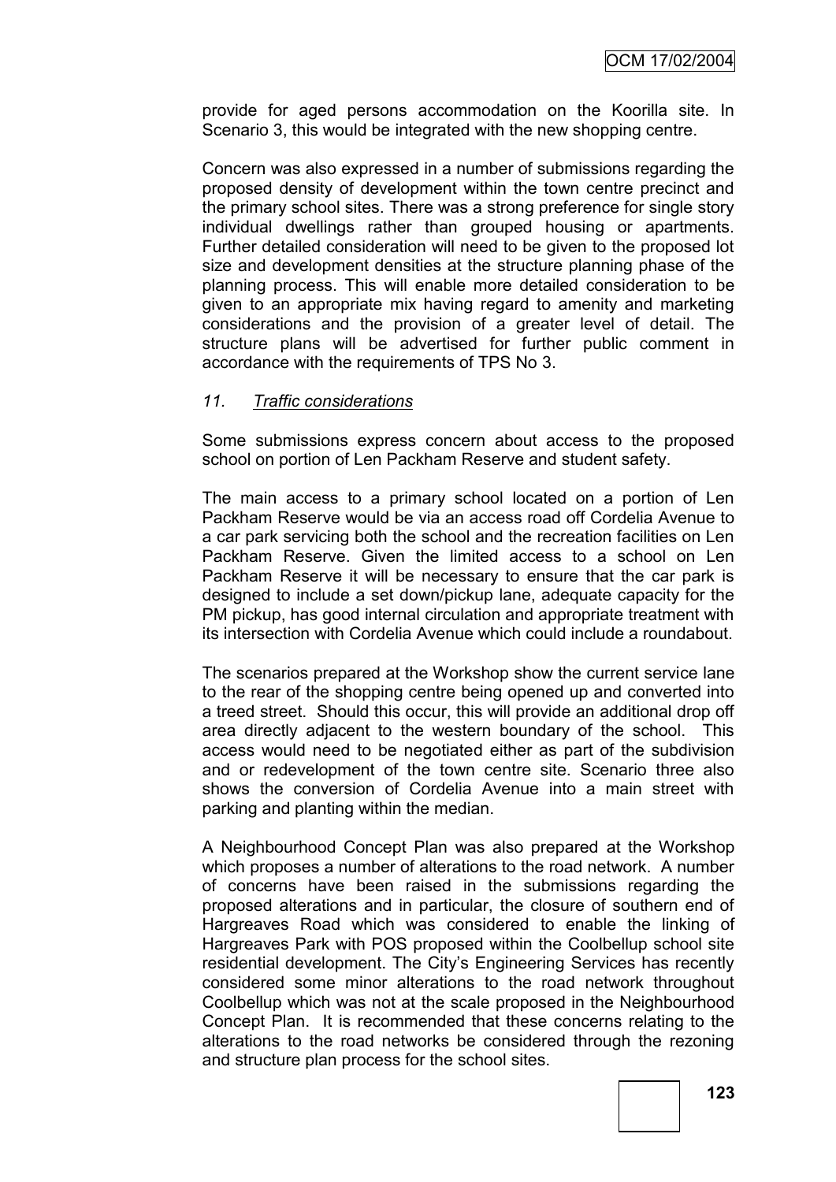provide for aged persons accommodation on the Koorilla site. In Scenario 3, this would be integrated with the new shopping centre.

Concern was also expressed in a number of submissions regarding the proposed density of development within the town centre precinct and the primary school sites. There was a strong preference for single story individual dwellings rather than grouped housing or apartments. Further detailed consideration will need to be given to the proposed lot size and development densities at the structure planning phase of the planning process. This will enable more detailed consideration to be given to an appropriate mix having regard to amenity and marketing considerations and the provision of a greater level of detail. The structure plans will be advertised for further public comment in accordance with the requirements of TPS No 3.

*11. Traffic considerations*

Some submissions express concern about access to the proposed school on portion of Len Packham Reserve and student safety.

The main access to a primary school located on a portion of Len Packham Reserve would be via an access road off Cordelia Avenue to a car park servicing both the school and the recreation facilities on Len Packham Reserve. Given the limited access to a school on Len Packham Reserve it will be necessary to ensure that the car park is designed to include a set down/pickup lane, adequate capacity for the PM pickup, has good internal circulation and appropriate treatment with its intersection with Cordelia Avenue which could include a roundabout.

The scenarios prepared at the Workshop show the current service lane to the rear of the shopping centre being opened up and converted into a treed street. Should this occur, this will provide an additional drop off area directly adjacent to the western boundary of the school. This access would need to be negotiated either as part of the subdivision and or redevelopment of the town centre site. Scenario three also shows the conversion of Cordelia Avenue into a main street with parking and planting within the median.

A Neighbourhood Concept Plan was also prepared at the Workshop which proposes a number of alterations to the road network. A number of concerns have been raised in the submissions regarding the proposed alterations and in particular, the closure of southern end of Hargreaves Road which was considered to enable the linking of Hargreaves Park with POS proposed within the Coolbellup school site residential development. The City's Engineering Services has recently considered some minor alterations to the road network throughout Coolbellup which was not at the scale proposed in the Neighbourhood Concept Plan. It is recommended that these concerns relating to the alterations to the road networks be considered through the rezoning and structure plan process for the school sites.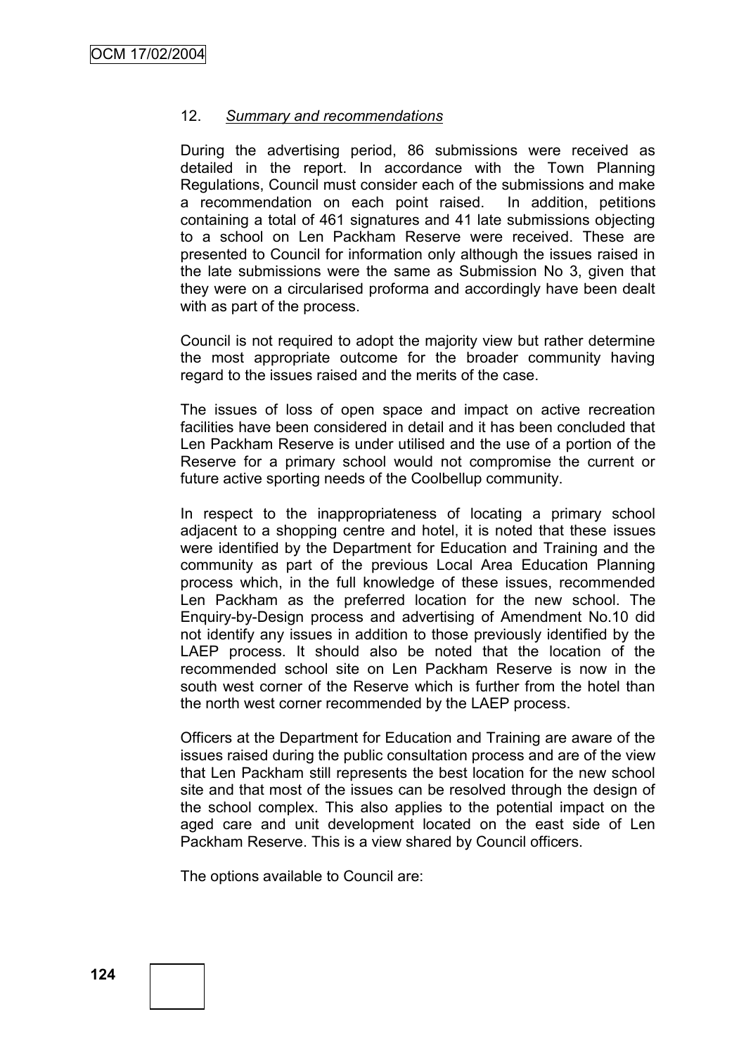## 12. *Summary and recommendations*

During the advertising period, 86 submissions were received as detailed in the report. In accordance with the Town Planning Regulations, Council must consider each of the submissions and make a recommendation on each point raised. In addition, petitions containing a total of 461 signatures and 41 late submissions objecting to a school on Len Packham Reserve were received. These are presented to Council for information only although the issues raised in the late submissions were the same as Submission No 3, given that they were on a circularised proforma and accordingly have been dealt with as part of the process.

Council is not required to adopt the majority view but rather determine the most appropriate outcome for the broader community having regard to the issues raised and the merits of the case.

The issues of loss of open space and impact on active recreation facilities have been considered in detail and it has been concluded that Len Packham Reserve is under utilised and the use of a portion of the Reserve for a primary school would not compromise the current or future active sporting needs of the Coolbellup community.

In respect to the inappropriateness of locating a primary school adjacent to a shopping centre and hotel, it is noted that these issues were identified by the Department for Education and Training and the community as part of the previous Local Area Education Planning process which, in the full knowledge of these issues, recommended Len Packham as the preferred location for the new school. The Enquiry-by-Design process and advertising of Amendment No.10 did not identify any issues in addition to those previously identified by the LAEP process. It should also be noted that the location of the recommended school site on Len Packham Reserve is now in the south west corner of the Reserve which is further from the hotel than the north west corner recommended by the LAEP process.

Officers at the Department for Education and Training are aware of the issues raised during the public consultation process and are of the view that Len Packham still represents the best location for the new school site and that most of the issues can be resolved through the design of the school complex. This also applies to the potential impact on the aged care and unit development located on the east side of Len Packham Reserve. This is a view shared by Council officers.

The options available to Council are: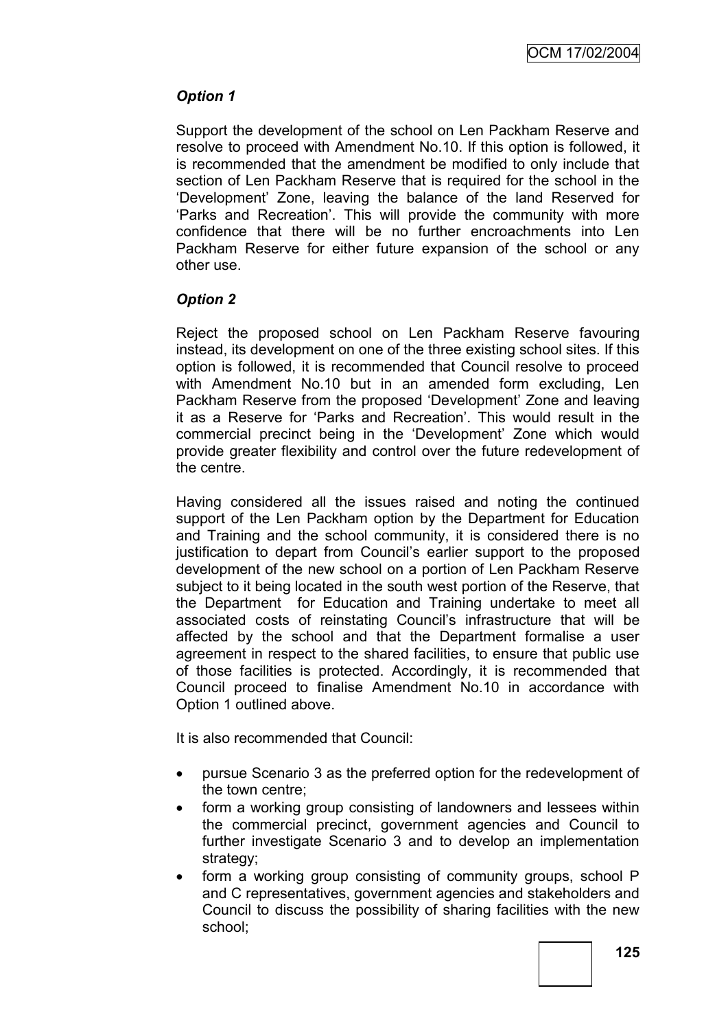***Option 1***

Support the development of the school on Len Packham Reserve and resolve to proceed with Amendment No.10. If this option is followed, it is recommended that the amendment be modified to only include that section of Len Packham Reserve that is required for the school in the 'Development' Zone, leaving the balance of the land Reserved for 'Parks and Recreation'. This will provide the community with more confidence that there will be no further encroachments into Len Packham Reserve for either future expansion of the school or any other use.

***Option 2***

Reject the proposed school on Len Packham Reserve favouring instead, its development on one of the three existing school sites. If this option is followed, it is recommended that Council resolve to proceed with Amendment No.10 but in an amended form excluding, Len Packham Reserve from the proposed 'Development' Zone and leaving it as a Reserve for 'Parks and Recreation'. This would result in the commercial precinct being in the 'Development' Zone which would provide greater flexibility and control over the future redevelopment of the centre.

Having considered all the issues raised and noting the continued support of the Len Packham option by the Department for Education and Training and the school community, it is considered there is no justification to depart from Council's earlier support to the proposed development of the new school on a portion of Len Packham Reserve subject to it being located in the south west portion of the Reserve, that the Department for Education and Training undertake to meet all associated costs of reinstating Council's infrastructure that will be affected by the school and that the Department formalise a user agreement in respect to the shared facilities, to ensure that public use of those facilities is protected. Accordingly, it is recommended that Council proceed to finalise Amendment No.10 in accordance with Option 1 outlined above.

It is also recommended that Council:

- pursue Scenario 3 as the preferred option for the redevelopment of the town centre;
- form a working group consisting of landowners and lessees within the commercial precinct, government agencies and Council to further investigate Scenario 3 and to develop an implementation strategy;
- form a working group consisting of community groups, school P and C representatives, government agencies and stakeholders and Council to discuss the possibility of sharing facilities with the new school;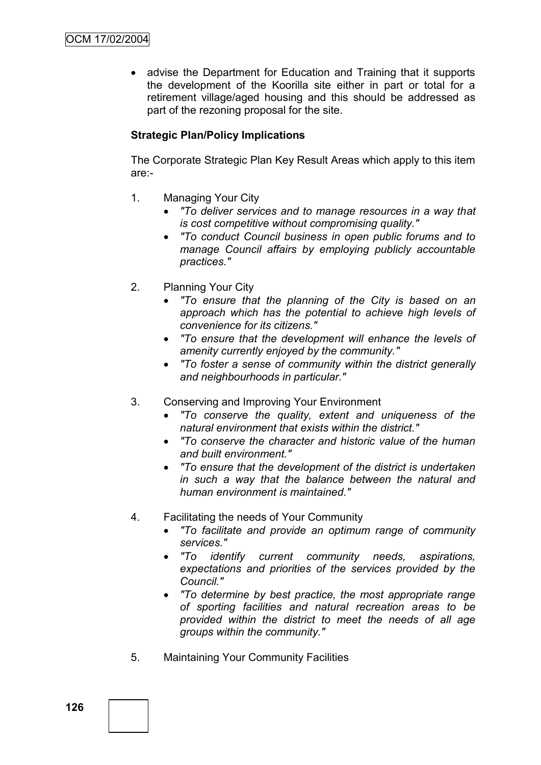- advise the Department for Education and Training that it supports the development of the Koorilla site either in part or total for a retirement village/aged housing and this should be addressed as part of the rezoning proposal for the site.

**Strategic Plan/Policy Implications**

The Corporate Strategic Plan Key Result Areas which apply to this item are:-

1. Managing Your City
   - *"To deliver services and to manage resources in a way that is cost competitive without compromising quality."*
   - *"To conduct Council business in open public forums and to manage Council affairs by employing publicly accountable practices."*

2. Planning Your City
   - *"To ensure that the planning of the City is based on an approach which has the potential to achieve high levels of convenience for its citizens."*
   - *"To ensure that the development will enhance the levels of amenity currently enjoyed by the community."*
   - *"To foster a sense of community within the district generally and neighbourhoods in particular."*

3. Conserving and Improving Your Environment
   - *"To conserve the quality, extent and uniqueness of the natural environment that exists within the district."*
   - *"To conserve the character and historic value of the human and built environment."*
   - *"To ensure that the development of the district is undertaken in such a way that the balance between the natural and human environment is maintained."*

4. Facilitating the needs of Your Community
   - *"To facilitate and provide an optimum range of community services."*
   - *"To identify current community needs, aspirations, expectations and priorities of the services provided by the Council."*
   - *"To determine by best practice, the most appropriate range of sporting facilities and natural recreation areas to be provided within the district to meet the needs of all age groups within the community."*

5. Maintaining Your Community Facilities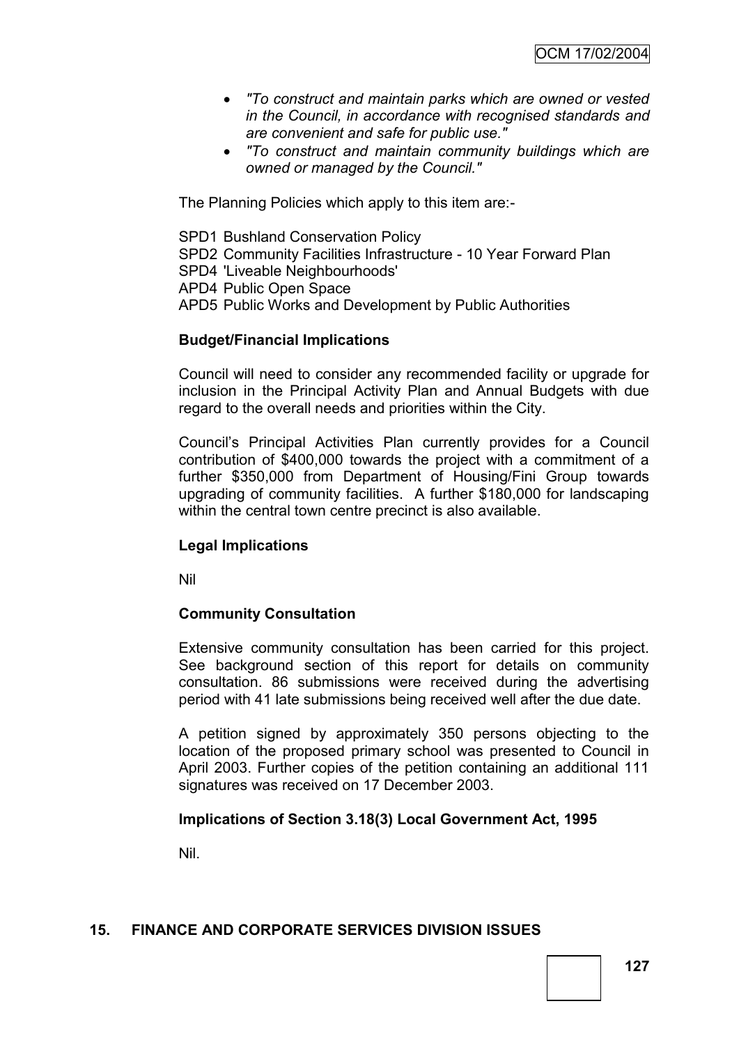- *"To construct and maintain parks which are owned or vested in the Council, in accordance with recognised standards and are convenient and safe for public use."*
- *"To construct and maintain community buildings which are owned or managed by the Council."*

The Planning Policies which apply to this item are:-

SPD1 Bushland Conservation Policy
SPD2 Community Facilities Infrastructure - 10 Year Forward Plan
SPD4 'Liveable Neighbourhoods'
APD4 Public Open Space
APD5 Public Works and Development by Public Authorities

**Budget/Financial Implications**

Council will need to consider any recommended facility or upgrade for inclusion in the Principal Activity Plan and Annual Budgets with due regard to the overall needs and priorities within the City.

Council's Principal Activities Plan currently provides for a Council contribution of $400,000 towards the project with a commitment of a further $350,000 from Department of Housing/Fini Group towards upgrading of community facilities. A further $180,000 for landscaping within the central town centre precinct is also available.

**Legal Implications**

Nil

**Community Consultation**

Extensive community consultation has been carried for this project. See background section of this report for details on community consultation. 86 submissions were received during the advertising period with 41 late submissions being received well after the due date.

A petition signed by approximately 350 persons objecting to the location of the proposed primary school was presented to Council in April 2003. Further copies of the petition containing an additional 111 signatures was received on 17 December 2003.

**Implications of Section 3.18(3) Local Government Act, 1995**

Nil.

## 15. FINANCE AND CORPORATE SERVICES DIVISION ISSUES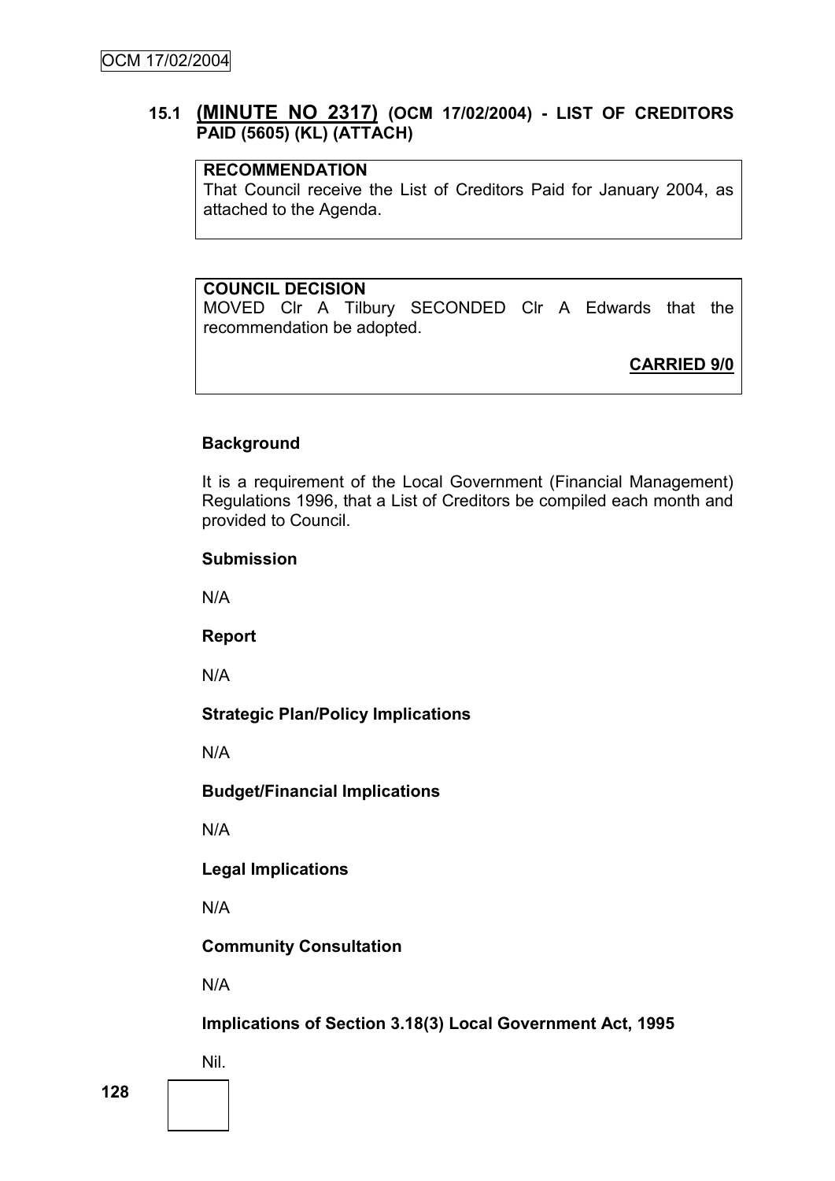## 15.1 **(MINUTE NO 2317)** (OCM 17/02/2004) - LIST OF CREDITORS PAID (5605) (KL) (ATTACH)

**RECOMMENDATION**
That Council receive the List of Creditors Paid for January 2004, as attached to the Agenda.

**COUNCIL DECISION**
MOVED Clr A Tilbury SECONDED Clr A Edwards that the recommendation be adopted.

**CARRIED 9/0**

**Background**

It is a requirement of the Local Government (Financial Management) Regulations 1996, that a List of Creditors be compiled each month and provided to Council.

**Submission**

N/A

**Report**

N/A

**Strategic Plan/Policy Implications**

N/A

**Budget/Financial Implications**

N/A

**Legal Implications**

N/A

**Community Consultation**

N/A

**Implications of Section 3.18(3) Local Government Act, 1995**

Nil.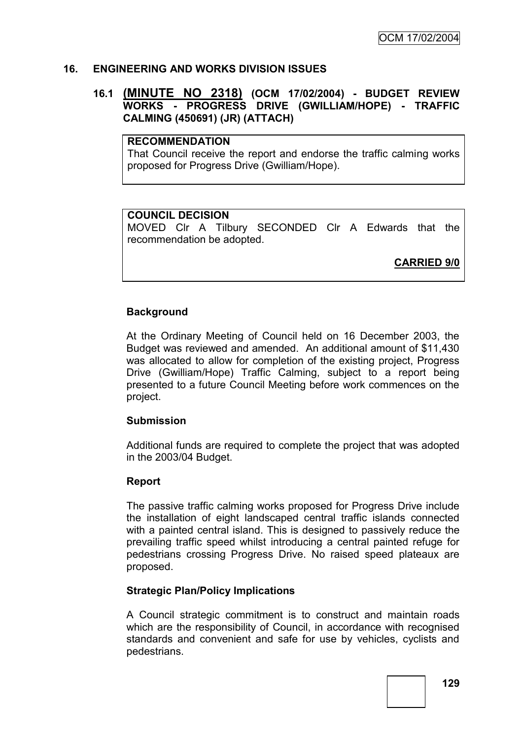## 16. ENGINEERING AND WORKS DIVISION ISSUES

### 16.1 (MINUTE NO 2318) (OCM 17/02/2004) - BUDGET REVIEW WORKS - PROGRESS DRIVE (GWILLIAM/HOPE) - TRAFFIC CALMING (450691) (JR) (ATTACH)

**RECOMMENDATION**
That Council receive the report and endorse the traffic calming works proposed for Progress Drive (Gwilliam/Hope).

**COUNCIL DECISION**
MOVED Clr A Tilbury SECONDED Clr A Edwards that the recommendation be adopted.

**CARRIED 9/0**

**Background**

At the Ordinary Meeting of Council held on 16 December 2003, the Budget was reviewed and amended. An additional amount of $11,430 was allocated to allow for completion of the existing project, Progress Drive (Gwilliam/Hope) Traffic Calming, subject to a report being presented to a future Council Meeting before work commences on the project.

**Submission**

Additional funds are required to complete the project that was adopted in the 2003/04 Budget.

**Report**

The passive traffic calming works proposed for Progress Drive include the installation of eight landscaped central traffic islands connected with a painted central island. This is designed to passively reduce the prevailing traffic speed whilst introducing a central painted refuge for pedestrians crossing Progress Drive. No raised speed plateaux are proposed.

**Strategic Plan/Policy Implications**

A Council strategic commitment is to construct and maintain roads which are the responsibility of Council, in accordance with recognised standards and convenient and safe for use by vehicles, cyclists and pedestrians.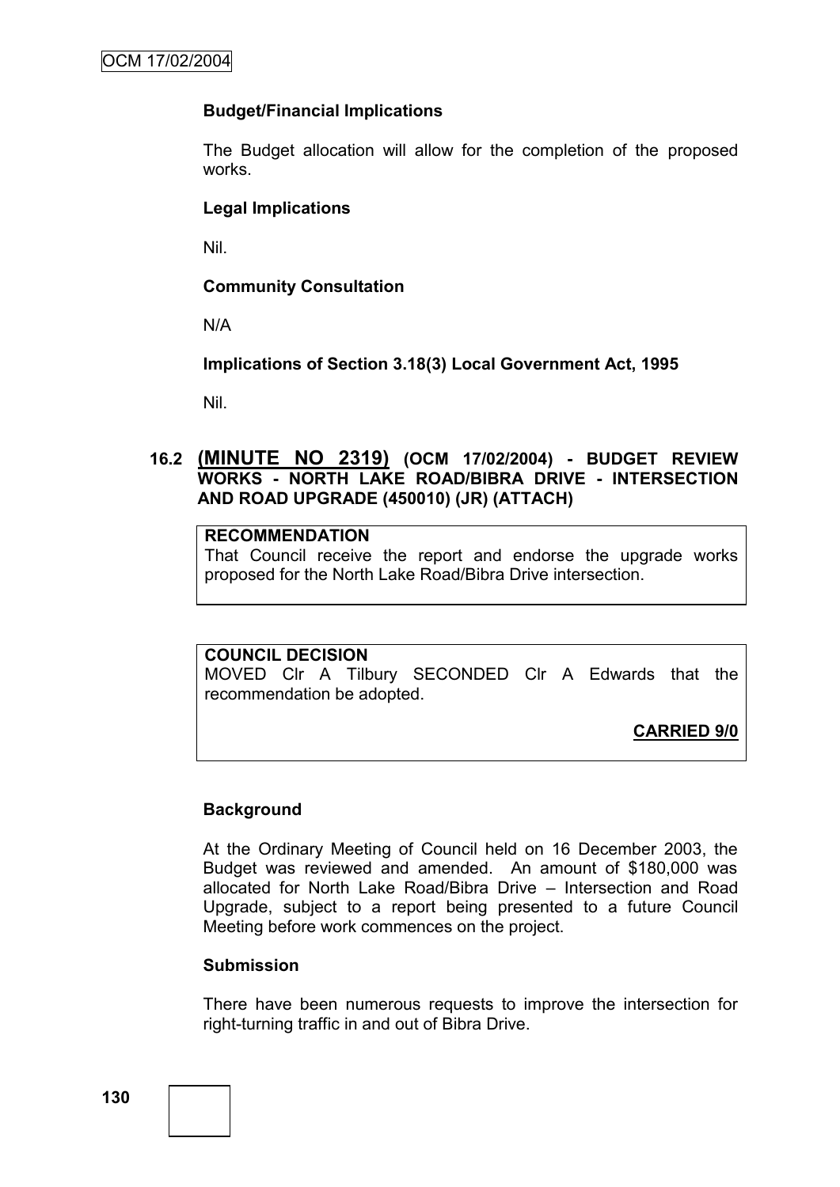**Budget/Financial Implications**

The Budget allocation will allow for the completion of the proposed works.

**Legal Implications**

Nil.

**Community Consultation**

N/A

**Implications of Section 3.18(3) Local Government Act, 1995**

Nil.

## 16.2 (MINUTE NO 2319) (OCM 17/02/2004) - BUDGET REVIEW WORKS - NORTH LAKE ROAD/BIBRA DRIVE - INTERSECTION AND ROAD UPGRADE (450010) (JR) (ATTACH)

**RECOMMENDATION**
That Council receive the report and endorse the upgrade works proposed for the North Lake Road/Bibra Drive intersection.

**COUNCIL DECISION**
MOVED Clr A Tilbury SECONDED Clr A Edwards that the recommendation be adopted.

**CARRIED 9/0**

**Background**

At the Ordinary Meeting of Council held on 16 December 2003, the Budget was reviewed and amended. An amount of $180,000 was allocated for North Lake Road/Bibra Drive – Intersection and Road Upgrade, subject to a report being presented to a future Council Meeting before work commences on the project.

**Submission**

There have been numerous requests to improve the intersection for right-turning traffic in and out of Bibra Drive.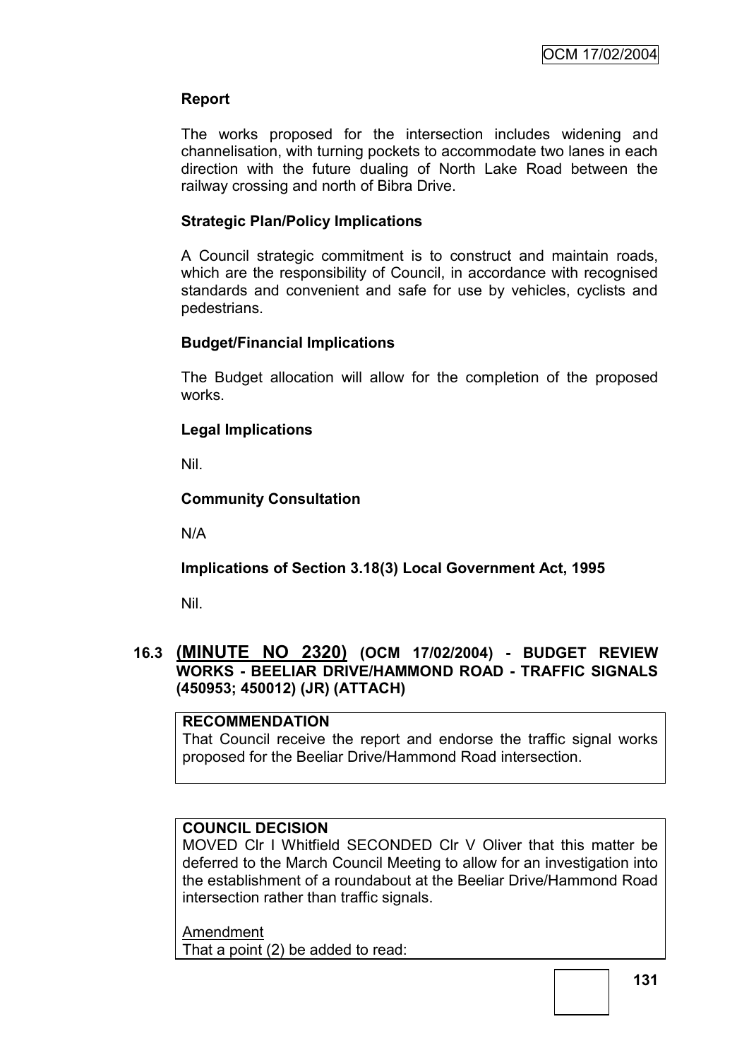**Report**

The works proposed for the intersection includes widening and channelisation, with turning pockets to accommodate two lanes in each direction with the future dualing of North Lake Road between the railway crossing and north of Bibra Drive.

**Strategic Plan/Policy Implications**

A Council strategic commitment is to construct and maintain roads, which are the responsibility of Council, in accordance with recognised standards and convenient and safe for use by vehicles, cyclists and pedestrians.

**Budget/Financial Implications**

The Budget allocation will allow for the completion of the proposed works.

**Legal Implications**

Nil.

**Community Consultation**

N/A

**Implications of Section 3.18(3) Local Government Act, 1995**

Nil.

## 16.3 (MINUTE NO 2320) (OCM 17/02/2004) - BUDGET REVIEW WORKS - BEELIAR DRIVE/HAMMOND ROAD - TRAFFIC SIGNALS (450953; 450012) (JR) (ATTACH)

**RECOMMENDATION**

That Council receive the report and endorse the traffic signal works proposed for the Beeliar Drive/Hammond Road intersection.

**COUNCIL DECISION**

MOVED Clr I Whitfield SECONDED Clr V Oliver that this matter be deferred to the March Council Meeting to allow for an investigation into the establishment of a roundabout at the Beeliar Drive/Hammond Road intersection rather than traffic signals.

Amendment

That a point (2) be added to read: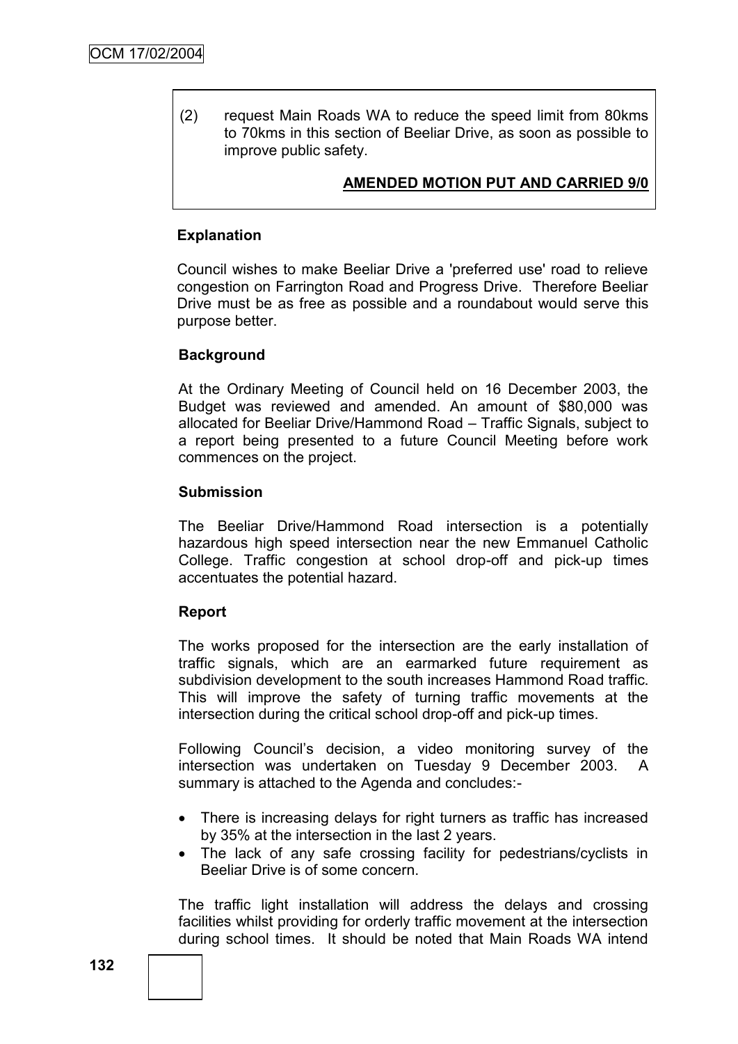(2) request Main Roads WA to reduce the speed limit from 80kms to 70kms in this section of Beeliar Drive, as soon as possible to improve public safety.

**AMENDED MOTION PUT AND CARRIED 9/0**

**Explanation**

Council wishes to make Beeliar Drive a 'preferred use' road to relieve congestion on Farrington Road and Progress Drive. Therefore Beeliar Drive must be as free as possible and a roundabout would serve this purpose better.

**Background**

At the Ordinary Meeting of Council held on 16 December 2003, the Budget was reviewed and amended. An amount of $80,000 was allocated for Beeliar Drive/Hammond Road – Traffic Signals, subject to a report being presented to a future Council Meeting before work commences on the project.

**Submission**

The Beeliar Drive/Hammond Road intersection is a potentially hazardous high speed intersection near the new Emmanuel Catholic College. Traffic congestion at school drop-off and pick-up times accentuates the potential hazard.

**Report**

The works proposed for the intersection are the early installation of traffic signals, which are an earmarked future requirement as subdivision development to the south increases Hammond Road traffic. This will improve the safety of turning traffic movements at the intersection during the critical school drop-off and pick-up times.

Following Council's decision, a video monitoring survey of the intersection was undertaken on Tuesday 9 December 2003. A summary is attached to the Agenda and concludes:-

- There is increasing delays for right turners as traffic has increased by 35% at the intersection in the last 2 years.
- The lack of any safe crossing facility for pedestrians/cyclists in Beeliar Drive is of some concern.

The traffic light installation will address the delays and crossing facilities whilst providing for orderly traffic movement at the intersection during school times. It should be noted that Main Roads WA intend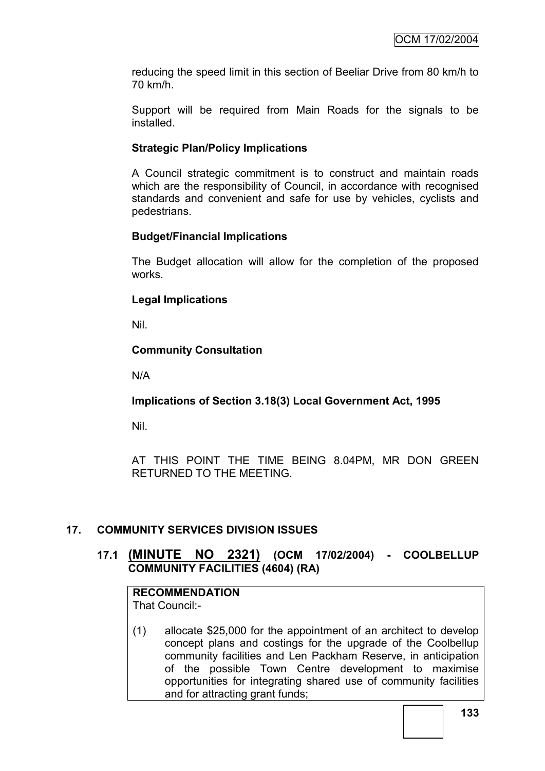reducing the speed limit in this section of Beeliar Drive from 80 km/h to 70 km/h.

Support will be required from Main Roads for the signals to be installed.

**Strategic Plan/Policy Implications**

A Council strategic commitment is to construct and maintain roads which are the responsibility of Council, in accordance with recognised standards and convenient and safe for use by vehicles, cyclists and pedestrians.

**Budget/Financial Implications**

The Budget allocation will allow for the completion of the proposed works.

**Legal Implications**

Nil.

**Community Consultation**

N/A

**Implications of Section 3.18(3) Local Government Act, 1995**

Nil.

AT THIS POINT THE TIME BEING 8.04PM, MR DON GREEN RETURNED TO THE MEETING.

## 17. COMMUNITY SERVICES DIVISION ISSUES

### 17.1 (MINUTE NO 2321) (OCM 17/02/2004) - COOLBELLUP COMMUNITY FACILITIES (4604) (RA)

**RECOMMENDATION**
That Council:-

(1) allocate $25,000 for the appointment of an architect to develop concept plans and costings for the upgrade of the Coolbellup community facilities and Len Packham Reserve, in anticipation of the possible Town Centre development to maximise opportunities for integrating shared use of community facilities and for attracting grant funds;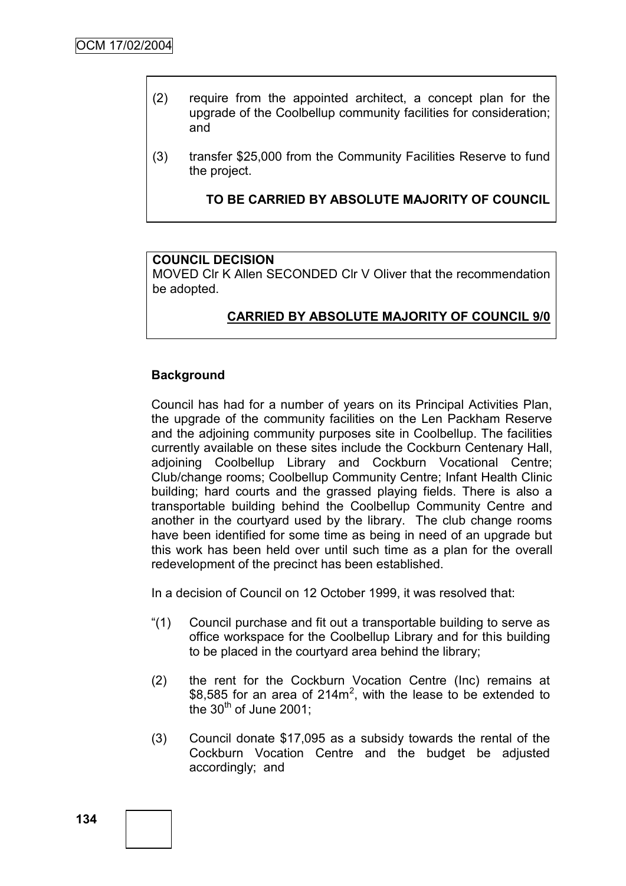(2) require from the appointed architect, a concept plan for the upgrade of the Coolbellup community facilities for consideration; and

(3) transfer $25,000 from the Community Facilities Reserve to fund the project.

**TO BE CARRIED BY ABSOLUTE MAJORITY OF COUNCIL**

**COUNCIL DECISION**

MOVED Clr K Allen SECONDED Clr V Oliver that the recommendation be adopted.

**CARRIED BY ABSOLUTE MAJORITY OF COUNCIL 9/0**

**Background**

Council has had for a number of years on its Principal Activities Plan, the upgrade of the community facilities on the Len Packham Reserve and the adjoining community purposes site in Coolbellup. The facilities currently available on these sites include the Cockburn Centenary Hall, adjoining Coolbellup Library and Cockburn Vocational Centre; Club/change rooms; Coolbellup Community Centre; Infant Health Clinic building; hard courts and the grassed playing fields. There is also a transportable building behind the Coolbellup Community Centre and another in the courtyard used by the library. The club change rooms have been identified for some time as being in need of an upgrade but this work has been held over until such time as a plan for the overall redevelopment of the precinct has been established.

In a decision of Council on 12 October 1999, it was resolved that:

"(1) Council purchase and fit out a transportable building to serve as office workspace for the Coolbellup Library and for this building to be placed in the courtyard area behind the library;

(2) the rent for the Cockburn Vocation Centre (Inc) remains at $8,585 for an area of 214m$^2$, with the lease to be extended to the 30th of June 2001;

(3) Council donate $17,095 as a subsidy towards the rental of the Cockburn Vocation Centre and the budget be adjusted accordingly; and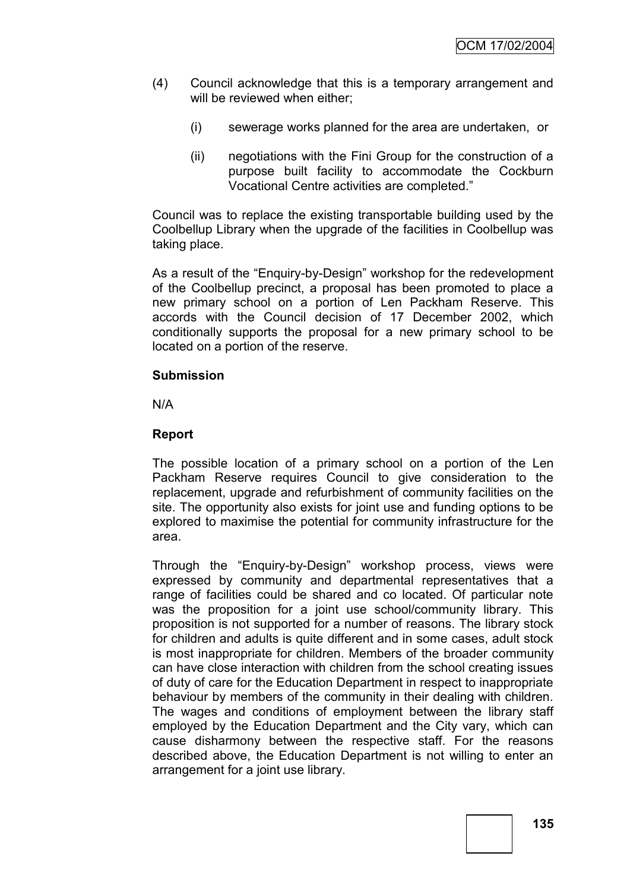(4) Council acknowledge that this is a temporary arrangement and will be reviewed when either;

   (i) sewerage works planned for the area are undertaken, or

   (ii) negotiations with the Fini Group for the construction of a purpose built facility to accommodate the Cockburn Vocational Centre activities are completed."

Council was to replace the existing transportable building used by the Coolbellup Library when the upgrade of the facilities in Coolbellup was taking place.

As a result of the "Enquiry-by-Design" workshop for the redevelopment of the Coolbellup precinct, a proposal has been promoted to place a new primary school on a portion of Len Packham Reserve. This accords with the Council decision of 17 December 2002, which conditionally supports the proposal for a new primary school to be located on a portion of the reserve.

**Submission**

N/A

**Report**

The possible location of a primary school on a portion of the Len Packham Reserve requires Council to give consideration to the replacement, upgrade and refurbishment of community facilities on the site. The opportunity also exists for joint use and funding options to be explored to maximise the potential for community infrastructure for the area.

Through the "Enquiry-by-Design" workshop process, views were expressed by community and departmental representatives that a range of facilities could be shared and co located. Of particular note was the proposition for a joint use school/community library. This proposition is not supported for a number of reasons. The library stock for children and adults is quite different and in some cases, adult stock is most inappropriate for children. Members of the broader community can have close interaction with children from the school creating issues of duty of care for the Education Department in respect to inappropriate behaviour by members of the community in their dealing with children. The wages and conditions of employment between the library staff employed by the Education Department and the City vary, which can cause disharmony between the respective staff. For the reasons described above, the Education Department is not willing to enter an arrangement for a joint use library.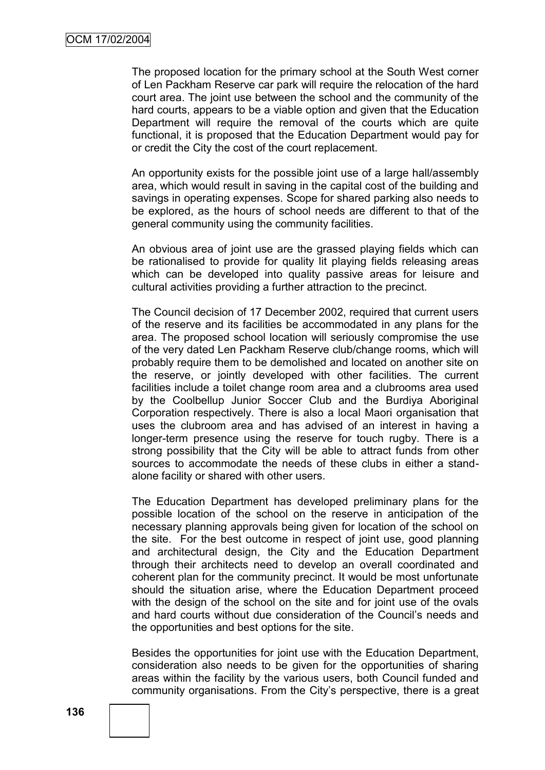The proposed location for the primary school at the South West corner of Len Packham Reserve car park will require the relocation of the hard court area. The joint use between the school and the community of the hard courts, appears to be a viable option and given that the Education Department will require the removal of the courts which are quite functional, it is proposed that the Education Department would pay for or credit the City the cost of the court replacement.

An opportunity exists for the possible joint use of a large hall/assembly area, which would result in saving in the capital cost of the building and savings in operating expenses. Scope for shared parking also needs to be explored, as the hours of school needs are different to that of the general community using the community facilities.

An obvious area of joint use are the grassed playing fields which can be rationalised to provide for quality lit playing fields releasing areas which can be developed into quality passive areas for leisure and cultural activities providing a further attraction to the precinct.

The Council decision of 17 December 2002, required that current users of the reserve and its facilities be accommodated in any plans for the area. The proposed school location will seriously compromise the use of the very dated Len Packham Reserve club/change rooms, which will probably require them to be demolished and located on another site on the reserve, or jointly developed with other facilities. The current facilities include a toilet change room area and a clubrooms area used by the Coolbellup Junior Soccer Club and the Burdiya Aboriginal Corporation respectively. There is also a local Maori organisation that uses the clubroom area and has advised of an interest in having a longer-term presence using the reserve for touch rugby. There is a strong possibility that the City will be able to attract funds from other sources to accommodate the needs of these clubs in either a stand-alone facility or shared with other users.

The Education Department has developed preliminary plans for the possible location of the school on the reserve in anticipation of the necessary planning approvals being given for location of the school on the site. For the best outcome in respect of joint use, good planning and architectural design, the City and the Education Department through their architects need to develop an overall coordinated and coherent plan for the community precinct. It would be most unfortunate should the situation arise, where the Education Department proceed with the design of the school on the site and for joint use of the ovals and hard courts without due consideration of the Council's needs and the opportunities and best options for the site.

Besides the opportunities for joint use with the Education Department, consideration also needs to be given for the opportunities of sharing areas within the facility by the various users, both Council funded and community organisations. From the City's perspective, there is a great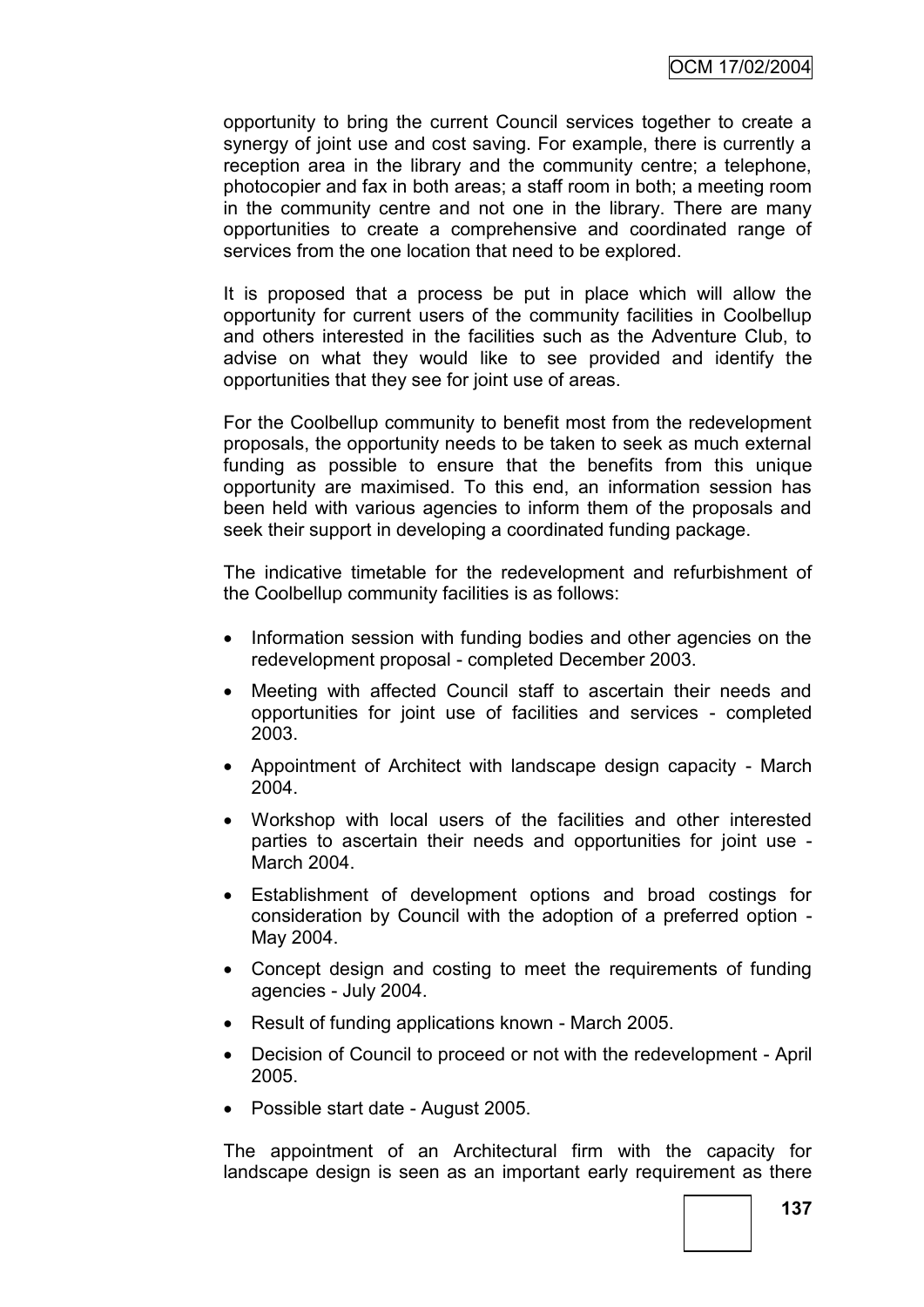opportunity to bring the current Council services together to create a synergy of joint use and cost saving. For example, there is currently a reception area in the library and the community centre; a telephone, photocopier and fax in both areas; a staff room in both; a meeting room in the community centre and not one in the library. There are many opportunities to create a comprehensive and coordinated range of services from the one location that need to be explored.

It is proposed that a process be put in place which will allow the opportunity for current users of the community facilities in Coolbellup and others interested in the facilities such as the Adventure Club, to advise on what they would like to see provided and identify the opportunities that they see for joint use of areas.

For the Coolbellup community to benefit most from the redevelopment proposals, the opportunity needs to be taken to seek as much external funding as possible to ensure that the benefits from this unique opportunity are maximised. To this end, an information session has been held with various agencies to inform them of the proposals and seek their support in developing a coordinated funding package.

The indicative timetable for the redevelopment and refurbishment of the Coolbellup community facilities is as follows:

- Information session with funding bodies and other agencies on the redevelopment proposal - completed December 2003.
- Meeting with affected Council staff to ascertain their needs and opportunities for joint use of facilities and services - completed 2003.
- Appointment of Architect with landscape design capacity - March 2004.
- Workshop with local users of the facilities and other interested parties to ascertain their needs and opportunities for joint use - March 2004.
- Establishment of development options and broad costings for consideration by Council with the adoption of a preferred option - May 2004.
- Concept design and costing to meet the requirements of funding agencies - July 2004.
- Result of funding applications known - March 2005.
- Decision of Council to proceed or not with the redevelopment - April 2005.
- Possible start date - August 2005.

The appointment of an Architectural firm with the capacity for landscape design is seen as an important early requirement as there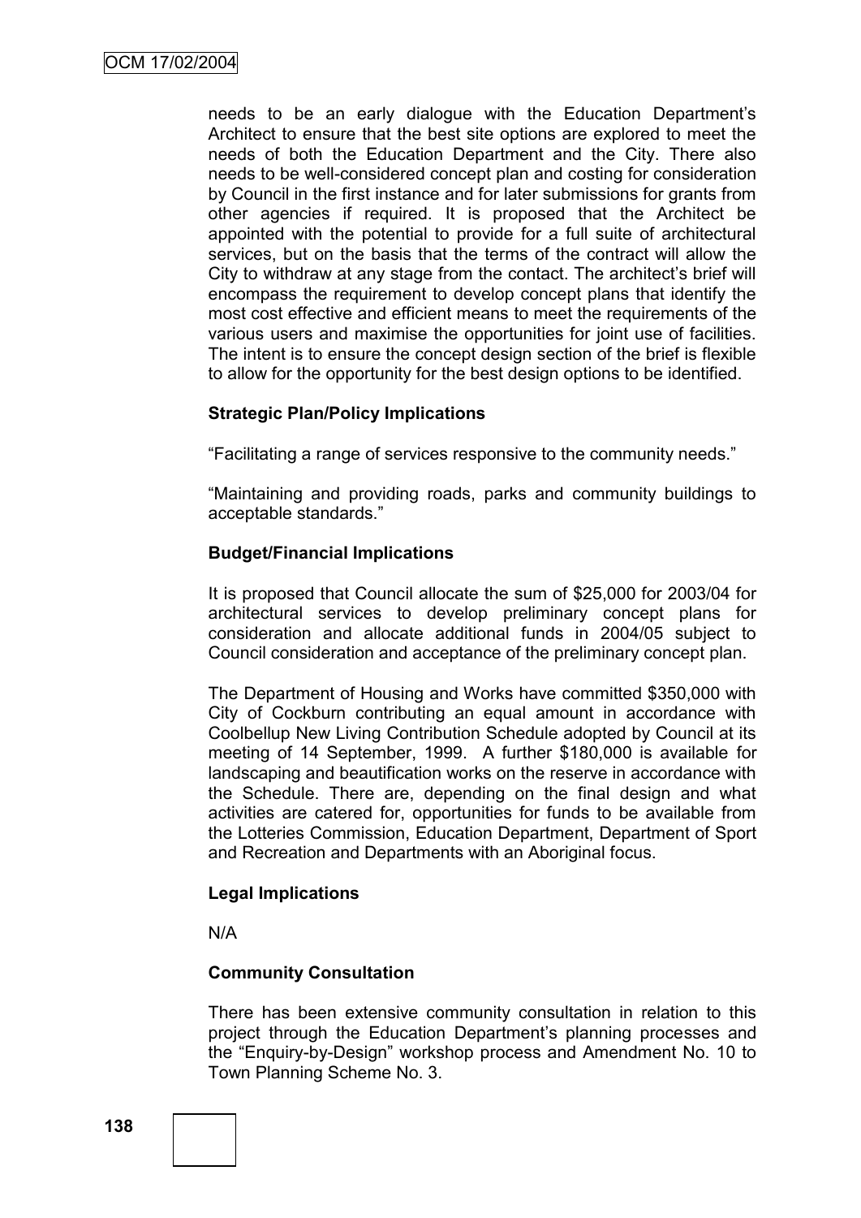needs to be an early dialogue with the Education Department's Architect to ensure that the best site options are explored to meet the needs of both the Education Department and the City. There also needs to be well-considered concept plan and costing for consideration by Council in the first instance and for later submissions for grants from other agencies if required. It is proposed that the Architect be appointed with the potential to provide for a full suite of architectural services, but on the basis that the terms of the contract will allow the City to withdraw at any stage from the contact. The architect's brief will encompass the requirement to develop concept plans that identify the most cost effective and efficient means to meet the requirements of the various users and maximise the opportunities for joint use of facilities. The intent is to ensure the concept design section of the brief is flexible to allow for the opportunity for the best design options to be identified.

**Strategic Plan/Policy Implications**

"Facilitating a range of services responsive to the community needs."

"Maintaining and providing roads, parks and community buildings to acceptable standards."

**Budget/Financial Implications**

It is proposed that Council allocate the sum of $25,000 for 2003/04 for architectural services to develop preliminary concept plans for consideration and allocate additional funds in 2004/05 subject to Council consideration and acceptance of the preliminary concept plan.

The Department of Housing and Works have committed $350,000 with City of Cockburn contributing an equal amount in accordance with Coolbellup New Living Contribution Schedule adopted by Council at its meeting of 14 September, 1999. A further $180,000 is available for landscaping and beautification works on the reserve in accordance with the Schedule. There are, depending on the final design and what activities are catered for, opportunities for funds to be available from the Lotteries Commission, Education Department, Department of Sport and Recreation and Departments with an Aboriginal focus.

**Legal Implications**

N/A

**Community Consultation**

There has been extensive community consultation in relation to this project through the Education Department's planning processes and the "Enquiry-by-Design" workshop process and Amendment No. 10 to Town Planning Scheme No. 3.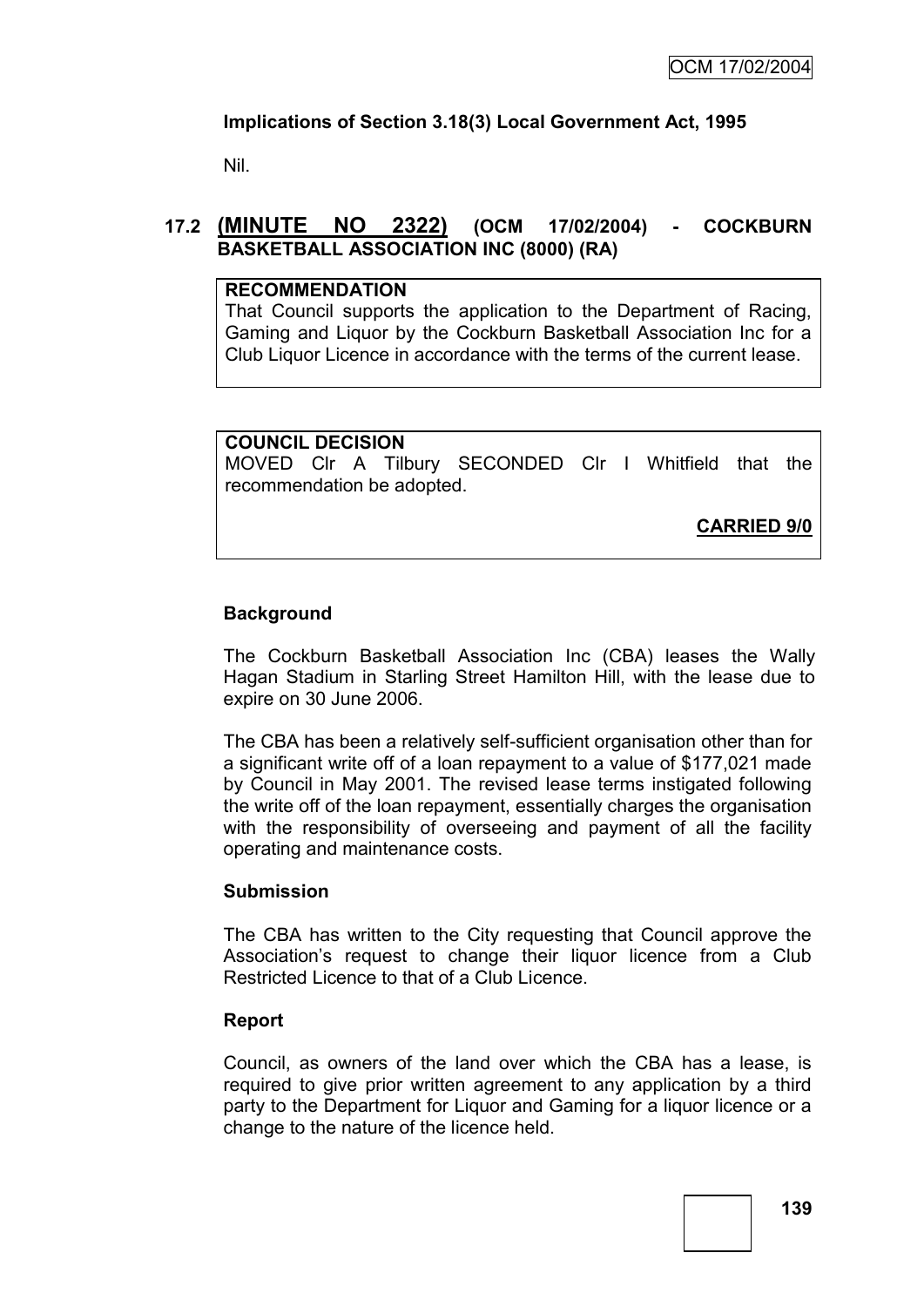**Implications of Section 3.18(3) Local Government Act, 1995**

Nil.

## 17.2 (MINUTE NO 2322) (OCM 17/02/2004) - COCKBURN BASKETBALL ASSOCIATION INC (8000) (RA)

**RECOMMENDATION**
That Council supports the application to the Department of Racing, Gaming and Liquor by the Cockburn Basketball Association Inc for a Club Liquor Licence in accordance with the terms of the current lease.

**COUNCIL DECISION**
MOVED Clr A Tilbury SECONDED Clr I Whitfield that the recommendation be adopted.

**CARRIED 9/0**

**Background**

The Cockburn Basketball Association Inc (CBA) leases the Wally Hagan Stadium in Starling Street Hamilton Hill, with the lease due to expire on 30 June 2006.

The CBA has been a relatively self-sufficient organisation other than for a significant write off of a loan repayment to a value of $177,021 made by Council in May 2001. The revised lease terms instigated following the write off of the loan repayment, essentially charges the organisation with the responsibility of overseeing and payment of all the facility operating and maintenance costs.

**Submission**

The CBA has written to the City requesting that Council approve the Association's request to change their liquor licence from a Club Restricted Licence to that of a Club Licence.

**Report**

Council, as owners of the land over which the CBA has a lease, is required to give prior written agreement to any application by a third party to the Department for Liquor and Gaming for a liquor licence or a change to the nature of the licence held.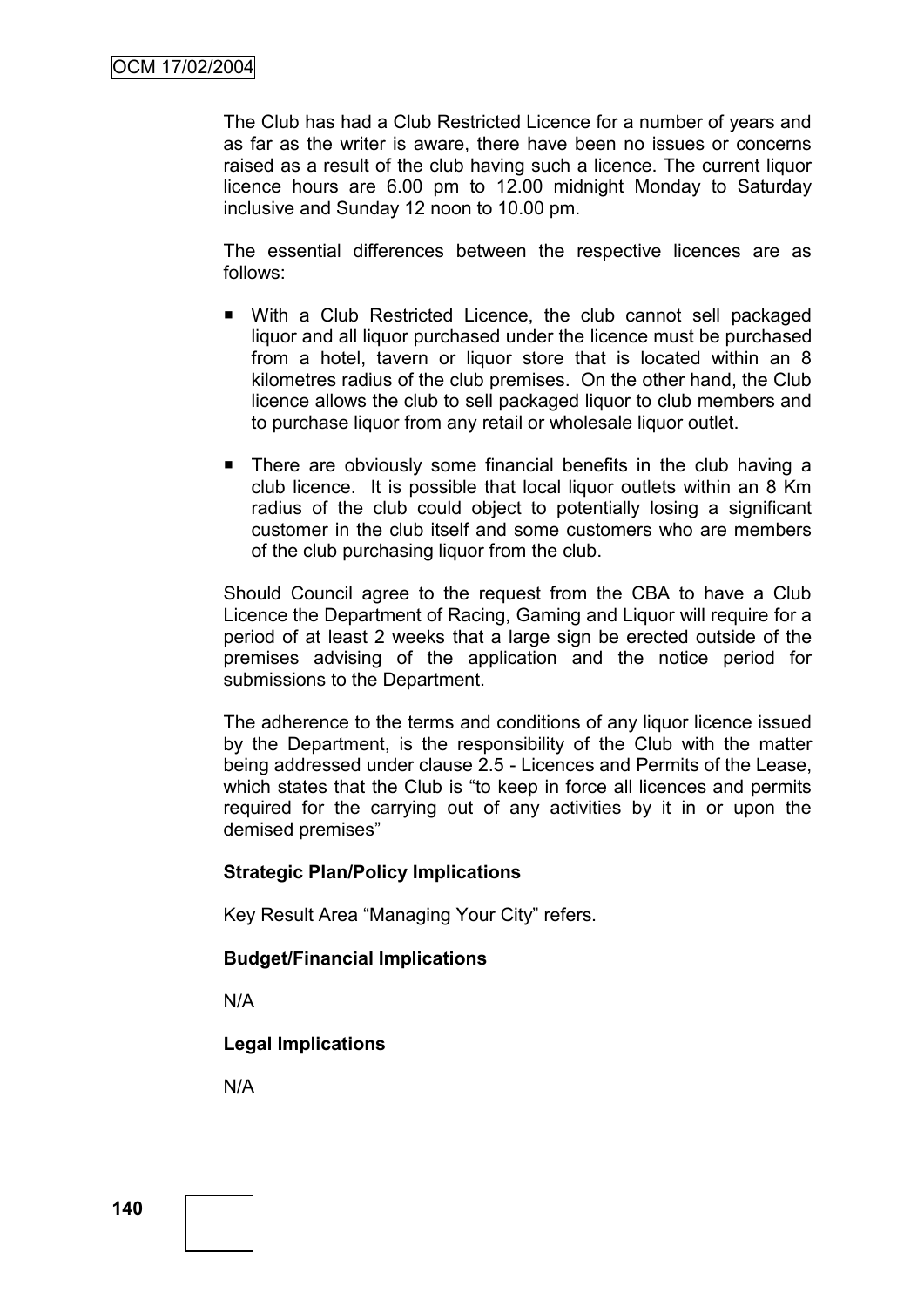The Club has had a Club Restricted Licence for a number of years and as far as the writer is aware, there have been no issues or concerns raised as a result of the club having such a licence. The current liquor licence hours are 6.00 pm to 12.00 midnight Monday to Saturday inclusive and Sunday 12 noon to 10.00 pm.

The essential differences between the respective licences are as follows:

- With a Club Restricted Licence, the club cannot sell packaged liquor and all liquor purchased under the licence must be purchased from a hotel, tavern or liquor store that is located within an 8 kilometres radius of the club premises. On the other hand, the Club licence allows the club to sell packaged liquor to club members and to purchase liquor from any retail or wholesale liquor outlet.
- There are obviously some financial benefits in the club having a club licence. It is possible that local liquor outlets within an 8 Km radius of the club could object to potentially losing a significant customer in the club itself and some customers who are members of the club purchasing liquor from the club.

Should Council agree to the request from the CBA to have a Club Licence the Department of Racing, Gaming and Liquor will require for a period of at least 2 weeks that a large sign be erected outside of the premises advising of the application and the notice period for submissions to the Department.

The adherence to the terms and conditions of any liquor licence issued by the Department, is the responsibility of the Club with the matter being addressed under clause 2.5 - Licences and Permits of the Lease, which states that the Club is "to keep in force all licences and permits required for the carrying out of any activities by it in or upon the demised premises"

**Strategic Plan/Policy Implications**

Key Result Area "Managing Your City" refers.

**Budget/Financial Implications**

N/A

**Legal Implications**

N/A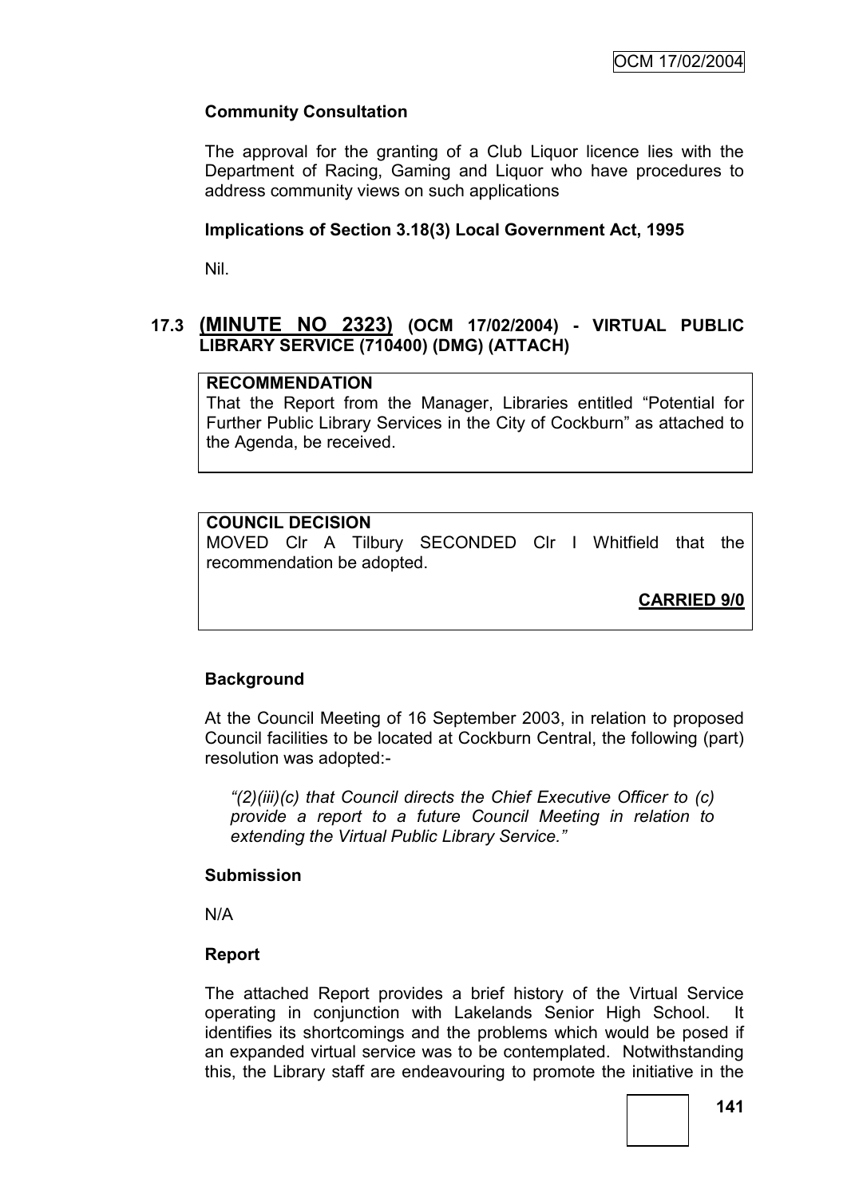**Community Consultation**

The approval for the granting of a Club Liquor licence lies with the Department of Racing, Gaming and Liquor who have procedures to address community views on such applications

**Implications of Section 3.18(3) Local Government Act, 1995**

Nil.

## 17.3 (MINUTE NO 2323) (OCM 17/02/2004) - VIRTUAL PUBLIC LIBRARY SERVICE (710400) (DMG) (ATTACH)

**RECOMMENDATION**
That the Report from the Manager, Libraries entitled "Potential for Further Public Library Services in the City of Cockburn" as attached to the Agenda, be received.

**COUNCIL DECISION**
MOVED Clr A Tilbury SECONDED Clr I Whitfield that the recommendation be adopted.

**CARRIED 9/0**

**Background**

At the Council Meeting of 16 September 2003, in relation to proposed Council facilities to be located at Cockburn Central, the following (part) resolution was adopted:-

*"(2)(iii)(c) that Council directs the Chief Executive Officer to (c) provide a report to a future Council Meeting in relation to extending the Virtual Public Library Service."*

**Submission**

N/A

**Report**

The attached Report provides a brief history of the Virtual Service operating in conjunction with Lakelands Senior High School. It identifies its shortcomings and the problems which would be posed if an expanded virtual service was to be contemplated. Notwithstanding this, the Library staff are endeavouring to promote the initiative in the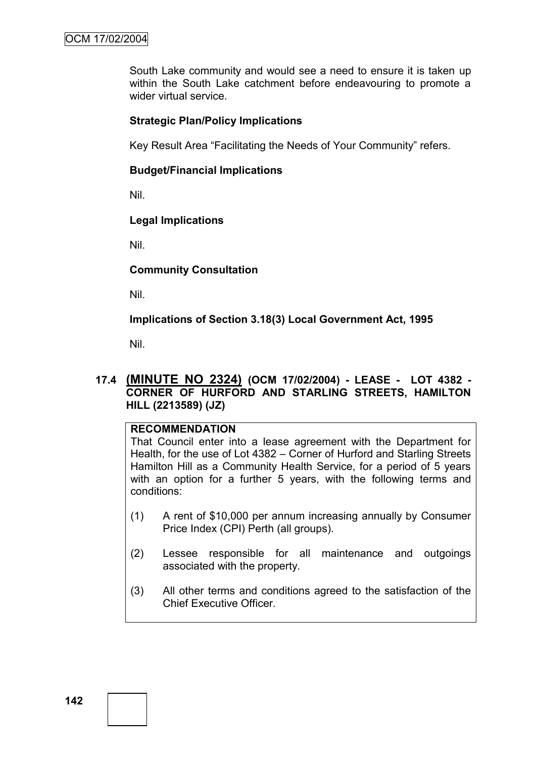South Lake community and would see a need to ensure it is taken up within the South Lake catchment before endeavouring to promote a wider virtual service.

**Strategic Plan/Policy Implications**

Key Result Area "Facilitating the Needs of Your Community" refers.

**Budget/Financial Implications**

Nil.

**Legal Implications**

Nil.

**Community Consultation**

Nil.

**Implications of Section 3.18(3) Local Government Act, 1995**

Nil.

### 17.4 (MINUTE NO 2324) (OCM 17/02/2004) - LEASE - LOT 4382 - CORNER OF HURFORD AND STARLING STREETS, HAMILTON HILL (2213589) (JZ)

**RECOMMENDATION**

That Council enter into a lease agreement with the Department for Health, for the use of Lot 4382 – Corner of Hurford and Starling Streets Hamilton Hill as a Community Health Service, for a period of 5 years with an option for a further 5 years, with the following terms and conditions:

(1) A rent of $10,000 per annum increasing annually by Consumer Price Index (CPI) Perth (all groups).

(2) Lessee responsible for all maintenance and outgoings associated with the property.

(3) All other terms and conditions agreed to the satisfaction of the Chief Executive Officer.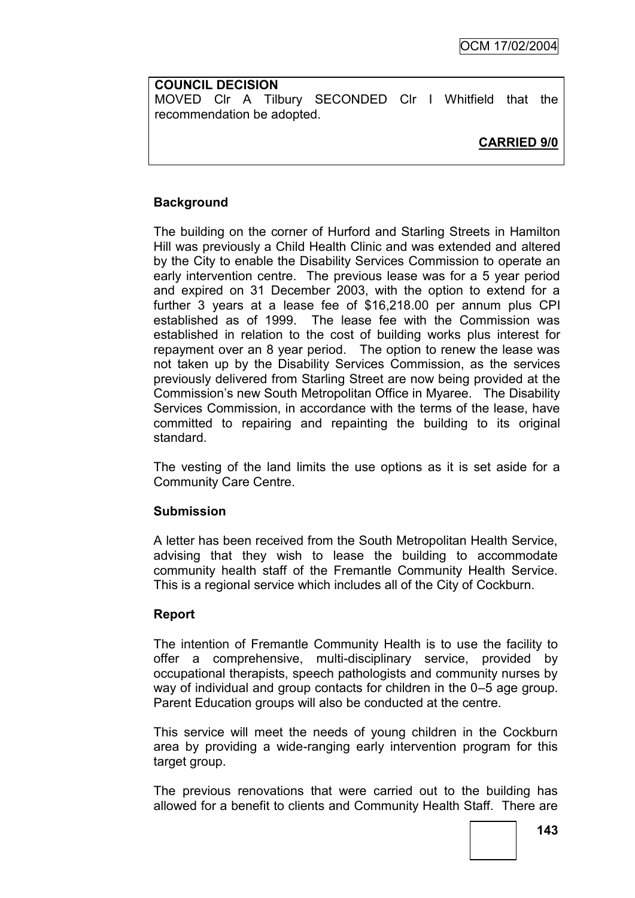**COUNCIL DECISION**
MOVED Clr A Tilbury SECONDED Clr I Whitfield that the recommendation be adopted.

**CARRIED 9/0**

**Background**

The building on the corner of Hurford and Starling Streets in Hamilton Hill was previously a Child Health Clinic and was extended and altered by the City to enable the Disability Services Commission to operate an early intervention centre. The previous lease was for a 5 year period and expired on 31 December 2003, with the option to extend for a further 3 years at a lease fee of $16,218.00 per annum plus CPI established as of 1999. The lease fee with the Commission was established in relation to the cost of building works plus interest for repayment over an 8 year period. The option to renew the lease was not taken up by the Disability Services Commission, as the services previously delivered from Starling Street are now being provided at the Commission's new South Metropolitan Office in Myaree. The Disability Services Commission, in accordance with the terms of the lease, have committed to repairing and repainting the building to its original standard.

The vesting of the land limits the use options as it is set aside for a Community Care Centre.

**Submission**

A letter has been received from the South Metropolitan Health Service, advising that they wish to lease the building to accommodate community health staff of the Fremantle Community Health Service. This is a regional service which includes all of the City of Cockburn.

**Report**

The intention of Fremantle Community Health is to use the facility to offer a comprehensive, multi-disciplinary service, provided by occupational therapists, speech pathologists and community nurses by way of individual and group contacts for children in the 0–5 age group. Parent Education groups will also be conducted at the centre.

This service will meet the needs of young children in the Cockburn area by providing a wide-ranging early intervention program for this target group.

The previous renovations that were carried out to the building has allowed for a benefit to clients and Community Health Staff. There are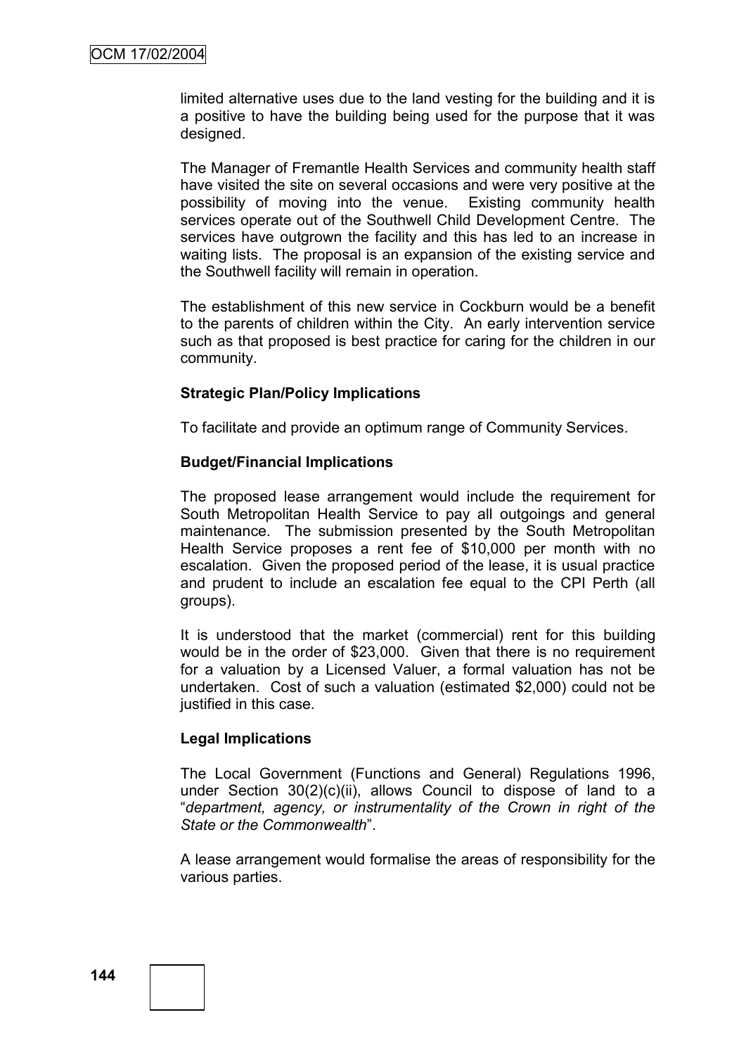limited alternative uses due to the land vesting for the building and it is a positive to have the building being used for the purpose that it was designed.

The Manager of Fremantle Health Services and community health staff have visited the site on several occasions and were very positive at the possibility of moving into the venue. Existing community health services operate out of the Southwell Child Development Centre. The services have outgrown the facility and this has led to an increase in waiting lists. The proposal is an expansion of the existing service and the Southwell facility will remain in operation.

The establishment of this new service in Cockburn would be a benefit to the parents of children within the City. An early intervention service such as that proposed is best practice for caring for the children in our community.

**Strategic Plan/Policy Implications**

To facilitate and provide an optimum range of Community Services.

**Budget/Financial Implications**

The proposed lease arrangement would include the requirement for South Metropolitan Health Service to pay all outgoings and general maintenance. The submission presented by the South Metropolitan Health Service proposes a rent fee of $10,000 per month with no escalation. Given the proposed period of the lease, it is usual practice and prudent to include an escalation fee equal to the CPI Perth (all groups).

It is understood that the market (commercial) rent for this building would be in the order of $23,000. Given that there is no requirement for a valuation by a Licensed Valuer, a formal valuation has not be undertaken. Cost of such a valuation (estimated $2,000) could not be justified in this case.

**Legal Implications**

The Local Government (Functions and General) Regulations 1996, under Section 30(2)(c)(ii), allows Council to dispose of land to a "*department, agency, or instrumentality of the Crown in right of the State or the Commonwealth*".

A lease arrangement would formalise the areas of responsibility for the various parties.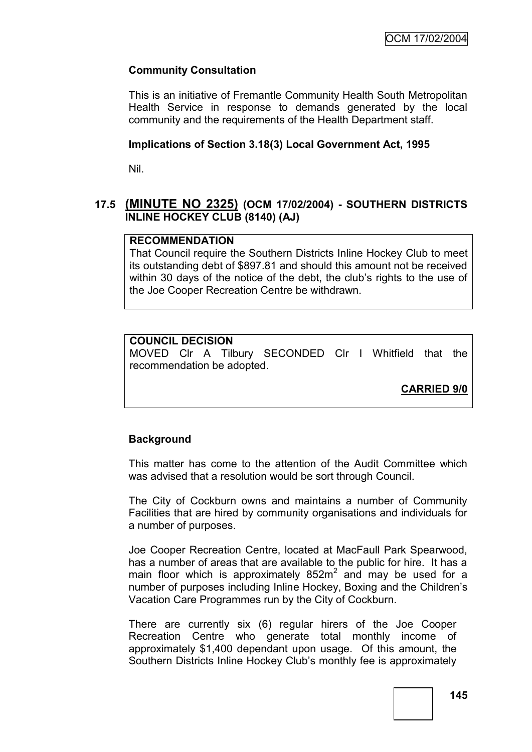**Community Consultation**

This is an initiative of Fremantle Community Health South Metropolitan Health Service in response to demands generated by the local community and the requirements of the Health Department staff.

**Implications of Section 3.18(3) Local Government Act, 1995**

Nil.

## 17.5 (MINUTE NO 2325) (OCM 17/02/2004) - SOUTHERN DISTRICTS INLINE HOCKEY CLUB (8140) (AJ)

**RECOMMENDATION**

That Council require the Southern Districts Inline Hockey Club to meet its outstanding debt of $897.81 and should this amount not be received within 30 days of the notice of the debt, the club's rights to the use of the Joe Cooper Recreation Centre be withdrawn.

**COUNCIL DECISION**

MOVED Clr A Tilbury SECONDED Clr I Whitfield that the recommendation be adopted.

**CARRIED 9/0**

**Background**

This matter has come to the attention of the Audit Committee which was advised that a resolution would be sort through Council.

The City of Cockburn owns and maintains a number of Community Facilities that are hired by community organisations and individuals for a number of purposes.

Joe Cooper Recreation Centre, located at MacFaull Park Spearwood, has a number of areas that are available to the public for hire. It has a main floor which is approximately 852m$^2$ and may be used for a number of purposes including Inline Hockey, Boxing and the Children's Vacation Care Programmes run by the City of Cockburn.

There are currently six (6) regular hirers of the Joe Cooper Recreation Centre who generate total monthly income of approximately $1,400 dependant upon usage. Of this amount, the Southern Districts Inline Hockey Club's monthly fee is approximately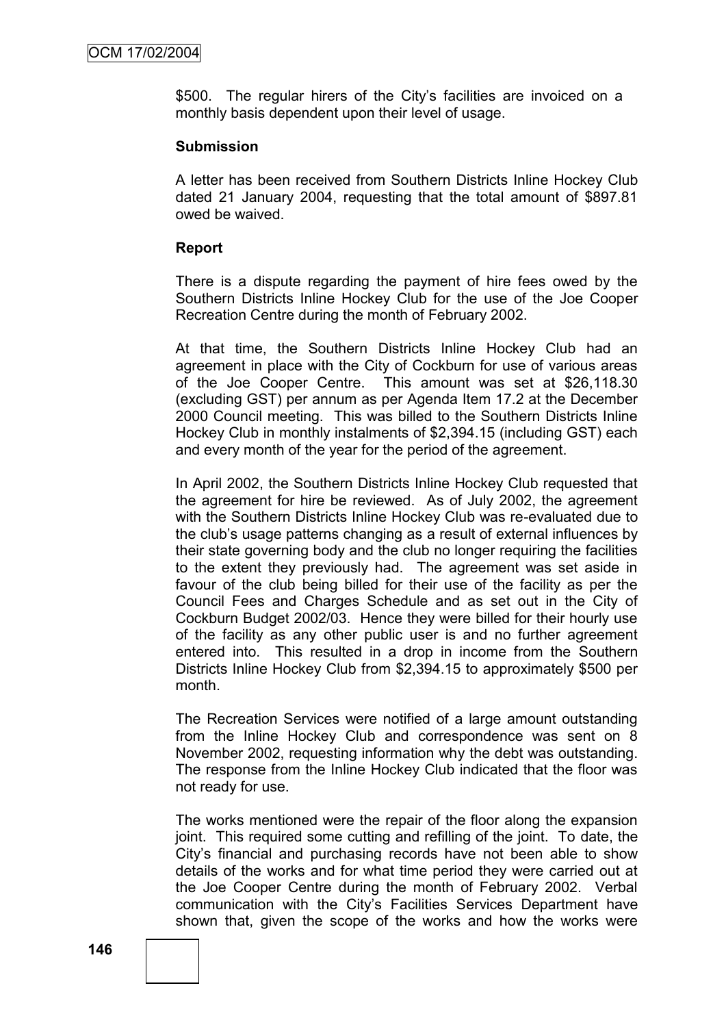$500. The regular hirers of the City's facilities are invoiced on a monthly basis dependent upon their level of usage.

**Submission**

A letter has been received from Southern Districts Inline Hockey Club dated 21 January 2004, requesting that the total amount of $897.81 owed be waived.

**Report**

There is a dispute regarding the payment of hire fees owed by the Southern Districts Inline Hockey Club for the use of the Joe Cooper Recreation Centre during the month of February 2002.

At that time, the Southern Districts Inline Hockey Club had an agreement in place with the City of Cockburn for use of various areas of the Joe Cooper Centre. This amount was set at $26,118.30 (excluding GST) per annum as per Agenda Item 17.2 at the December 2000 Council meeting. This was billed to the Southern Districts Inline Hockey Club in monthly instalments of $2,394.15 (including GST) each and every month of the year for the period of the agreement.

In April 2002, the Southern Districts Inline Hockey Club requested that the agreement for hire be reviewed. As of July 2002, the agreement with the Southern Districts Inline Hockey Club was re-evaluated due to the club's usage patterns changing as a result of external influences by their state governing body and the club no longer requiring the facilities to the extent they previously had. The agreement was set aside in favour of the club being billed for their use of the facility as per the Council Fees and Charges Schedule and as set out in the City of Cockburn Budget 2002/03. Hence they were billed for their hourly use of the facility as any other public user is and no further agreement entered into. This resulted in a drop in income from the Southern Districts Inline Hockey Club from $2,394.15 to approximately $500 per month.

The Recreation Services were notified of a large amount outstanding from the Inline Hockey Club and correspondence was sent on 8 November 2002, requesting information why the debt was outstanding. The response from the Inline Hockey Club indicated that the floor was not ready for use.

The works mentioned were the repair of the floor along the expansion joint. This required some cutting and refilling of the joint. To date, the City's financial and purchasing records have not been able to show details of the works and for what time period they were carried out at the Joe Cooper Centre during the month of February 2002. Verbal communication with the City's Facilities Services Department have shown that, given the scope of the works and how the works were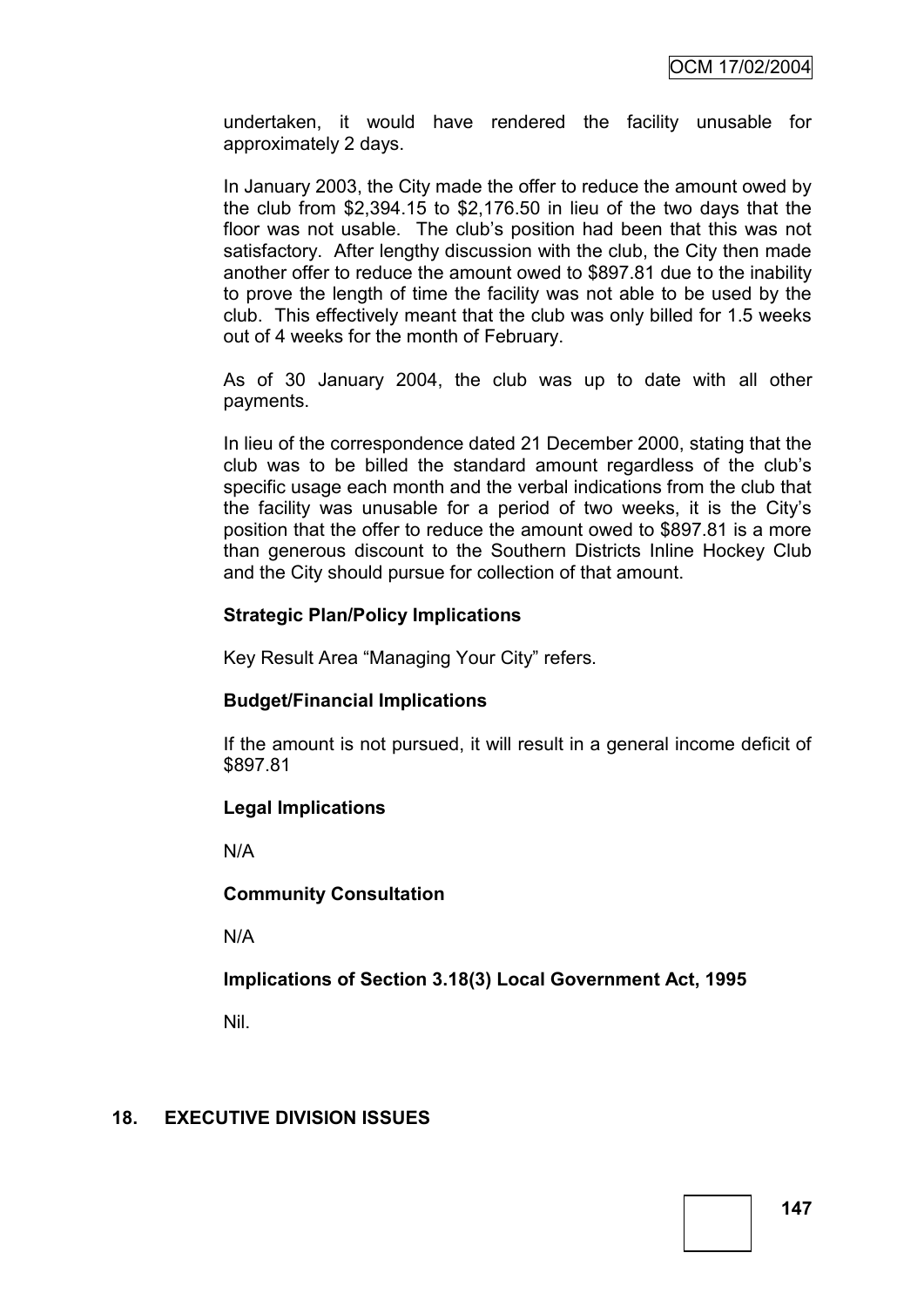undertaken, it would have rendered the facility unusable for approximately 2 days.

In January 2003, the City made the offer to reduce the amount owed by the club from $2,394.15 to $2,176.50 in lieu of the two days that the floor was not usable. The club's position had been that this was not satisfactory. After lengthy discussion with the club, the City then made another offer to reduce the amount owed to $897.81 due to the inability to prove the length of time the facility was not able to be used by the club. This effectively meant that the club was only billed for 1.5 weeks out of 4 weeks for the month of February.

As of 30 January 2004, the club was up to date with all other payments.

In lieu of the correspondence dated 21 December 2000, stating that the club was to be billed the standard amount regardless of the club's specific usage each month and the verbal indications from the club that the facility was unusable for a period of two weeks, it is the City's position that the offer to reduce the amount owed to $897.81 is a more than generous discount to the Southern Districts Inline Hockey Club and the City should pursue for collection of that amount.

**Strategic Plan/Policy Implications**

Key Result Area "Managing Your City" refers.

**Budget/Financial Implications**

If the amount is not pursued, it will result in a general income deficit of $897.81

**Legal Implications**

N/A

**Community Consultation**

N/A

**Implications of Section 3.18(3) Local Government Act, 1995**

Nil.

## 18. EXECUTIVE DIVISION ISSUES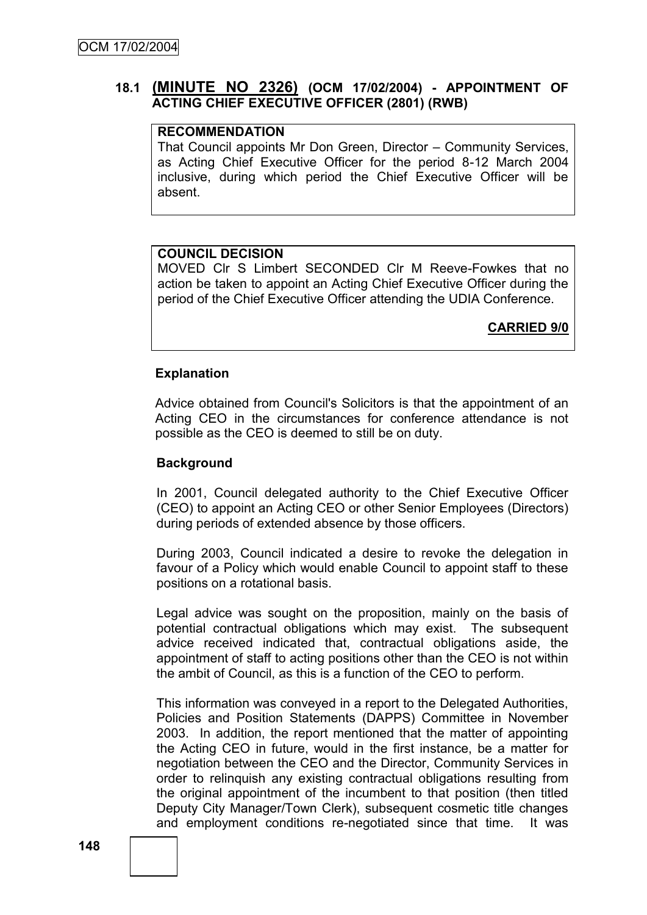### 18.1 **(MINUTE NO 2326)** (OCM 17/02/2004) - APPOINTMENT OF ACTING CHIEF EXECUTIVE OFFICER (2801) (RWB)

**RECOMMENDATION**

That Council appoints Mr Don Green, Director – Community Services, as Acting Chief Executive Officer for the period 8-12 March 2004 inclusive, during which period the Chief Executive Officer will be absent.

**COUNCIL DECISION**

MOVED Clr S Limbert SECONDED Clr M Reeve-Fowkes that no action be taken to appoint an Acting Chief Executive Officer during the period of the Chief Executive Officer attending the UDIA Conference.

**CARRIED 9/0**

**Explanation**

Advice obtained from Council's Solicitors is that the appointment of an Acting CEO in the circumstances for conference attendance is not possible as the CEO is deemed to still be on duty.

**Background**

In 2001, Council delegated authority to the Chief Executive Officer (CEO) to appoint an Acting CEO or other Senior Employees (Directors) during periods of extended absence by those officers.

During 2003, Council indicated a desire to revoke the delegation in favour of a Policy which would enable Council to appoint staff to these positions on a rotational basis.

Legal advice was sought on the proposition, mainly on the basis of potential contractual obligations which may exist. The subsequent advice received indicated that, contractual obligations aside, the appointment of staff to acting positions other than the CEO is not within the ambit of Council, as this is a function of the CEO to perform.

This information was conveyed in a report to the Delegated Authorities, Policies and Position Statements (DAPPS) Committee in November 2003. In addition, the report mentioned that the matter of appointing the Acting CEO in future, would in the first instance, be a matter for negotiation between the CEO and the Director, Community Services in order to relinquish any existing contractual obligations resulting from the original appointment of the incumbent to that position (then titled Deputy City Manager/Town Clerk), subsequent cosmetic title changes and employment conditions re-negotiated since that time. It was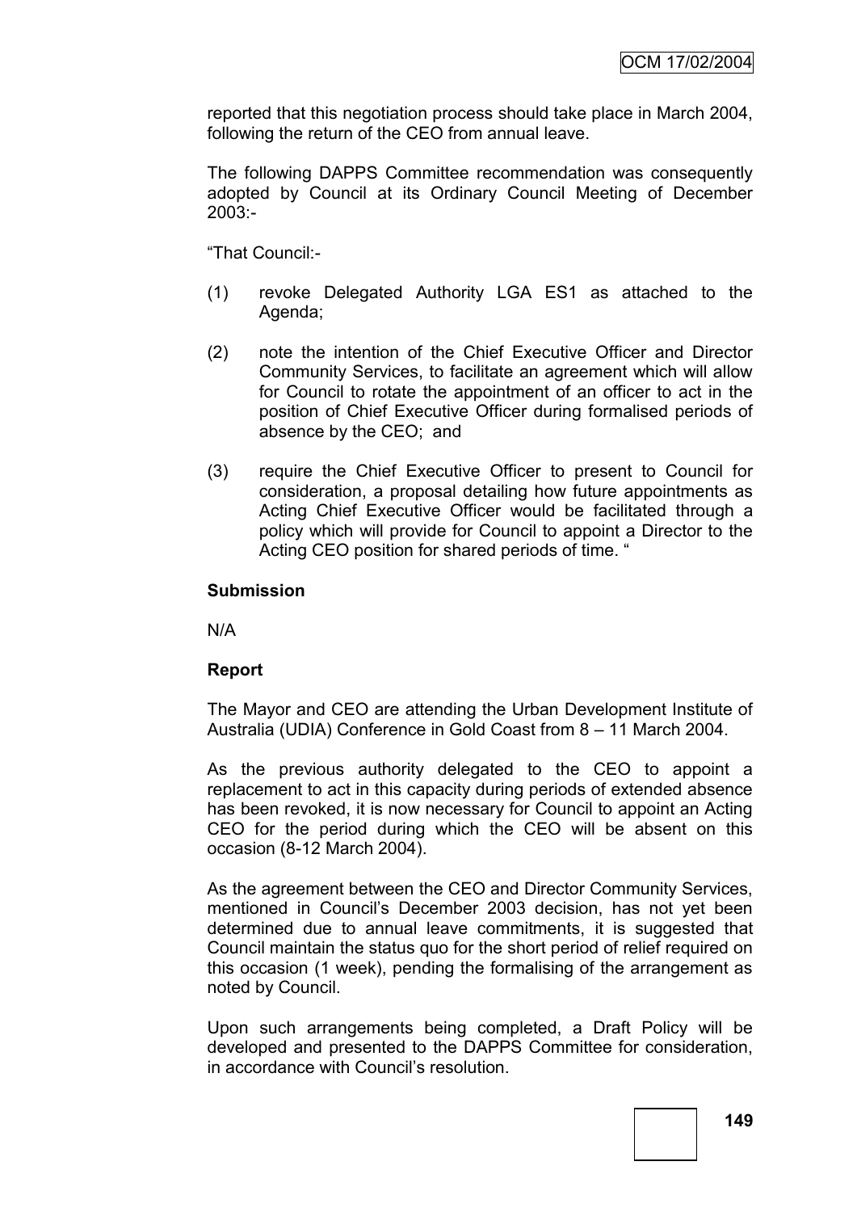reported that this negotiation process should take place in March 2004, following the return of the CEO from annual leave.

The following DAPPS Committee recommendation was consequently adopted by Council at its Ordinary Council Meeting of December 2003:-

"That Council:-

(1) revoke Delegated Authority LGA ES1 as attached to the Agenda;

(2) note the intention of the Chief Executive Officer and Director Community Services, to facilitate an agreement which will allow for Council to rotate the appointment of an officer to act in the position of Chief Executive Officer during formalised periods of absence by the CEO; and

(3) require the Chief Executive Officer to present to Council for consideration, a proposal detailing how future appointments as Acting Chief Executive Officer would be facilitated through a policy which will provide for Council to appoint a Director to the Acting CEO position for shared periods of time. "

**Submission**

N/A

**Report**

The Mayor and CEO are attending the Urban Development Institute of Australia (UDIA) Conference in Gold Coast from 8 – 11 March 2004.

As the previous authority delegated to the CEO to appoint a replacement to act in this capacity during periods of extended absence has been revoked, it is now necessary for Council to appoint an Acting CEO for the period during which the CEO will be absent on this occasion (8-12 March 2004).

As the agreement between the CEO and Director Community Services, mentioned in Council's December 2003 decision, has not yet been determined due to annual leave commitments, it is suggested that Council maintain the status quo for the short period of relief required on this occasion (1 week), pending the formalising of the arrangement as noted by Council.

Upon such arrangements being completed, a Draft Policy will be developed and presented to the DAPPS Committee for consideration, in accordance with Council's resolution.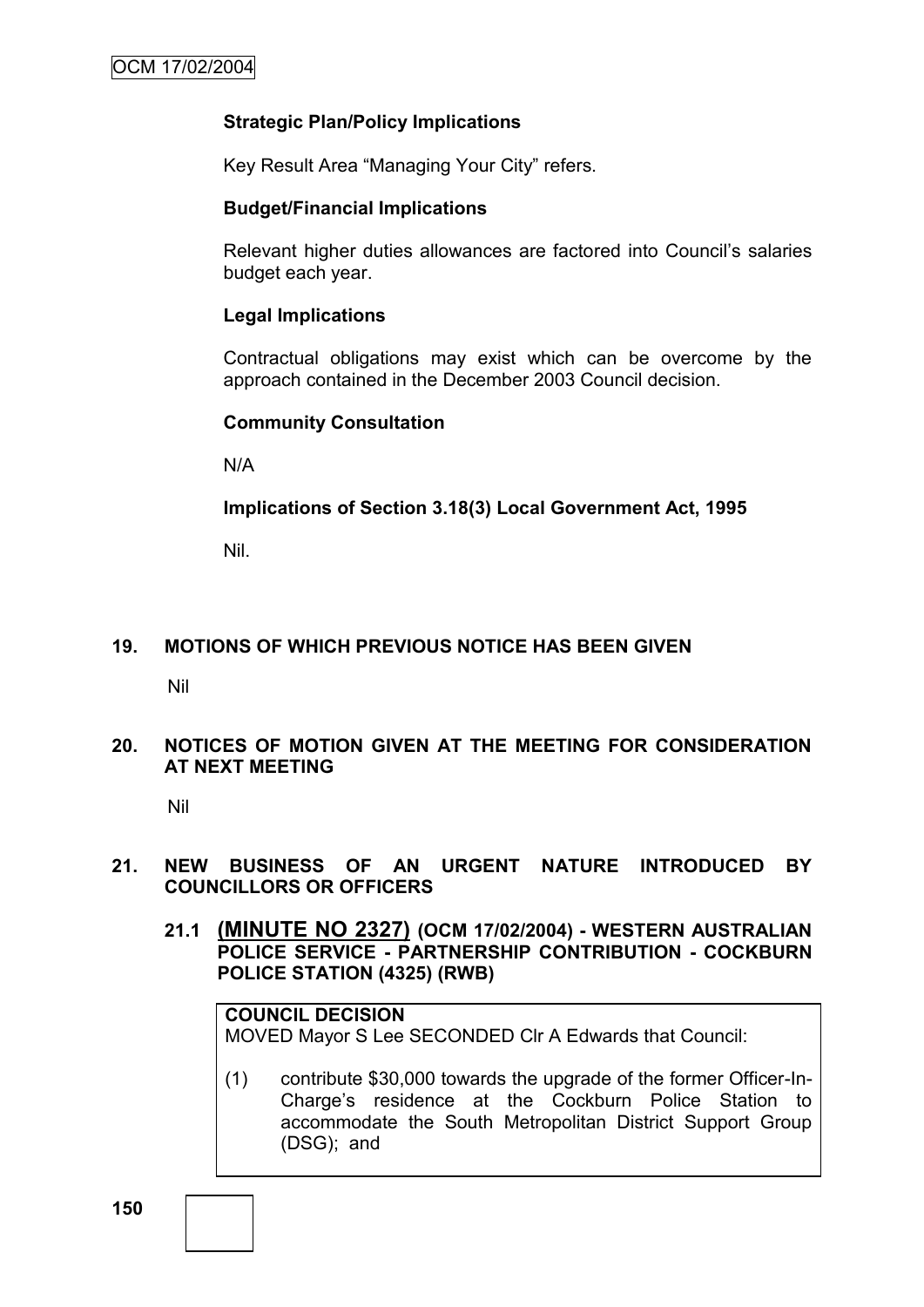**Strategic Plan/Policy Implications**

Key Result Area "Managing Your City" refers.

**Budget/Financial Implications**

Relevant higher duties allowances are factored into Council's salaries budget each year.

**Legal Implications**

Contractual obligations may exist which can be overcome by the approach contained in the December 2003 Council decision.

**Community Consultation**

N/A

**Implications of Section 3.18(3) Local Government Act, 1995**

Nil.

## 19. MOTIONS OF WHICH PREVIOUS NOTICE HAS BEEN GIVEN

Nil

## 20. NOTICES OF MOTION GIVEN AT THE MEETING FOR CONSIDERATION AT NEXT MEETING

Nil

## 21. NEW BUSINESS OF AN URGENT NATURE INTRODUCED BY COUNCILLORS OR OFFICERS

### 21.1 (MINUTE NO 2327) (OCM 17/02/2004) - WESTERN AUSTRALIAN POLICE SERVICE - PARTNERSHIP CONTRIBUTION - COCKBURN POLICE STATION (4325) (RWB)

**COUNCIL DECISION**
MOVED Mayor S Lee SECONDED Clr A Edwards that Council:

(1) contribute $30,000 towards the upgrade of the former Officer-In-Charge's residence at the Cockburn Police Station to accommodate the South Metropolitan District Support Group (DSG); and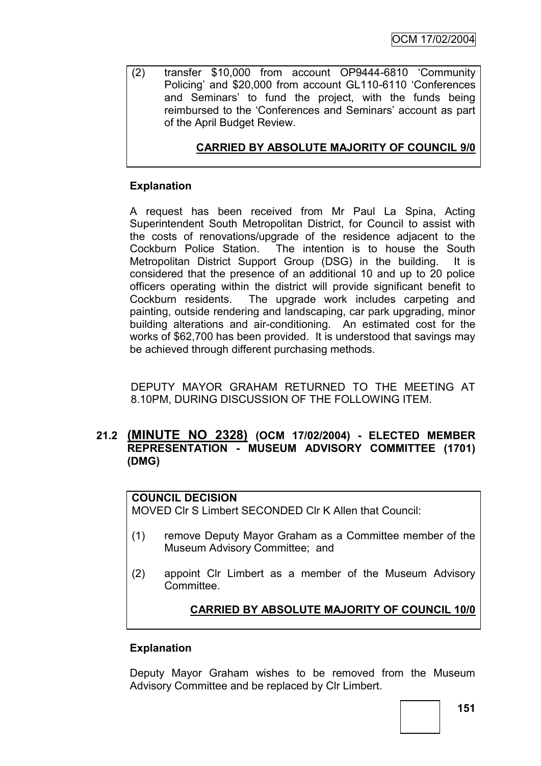(2) transfer $10,000 from account OP9444-6810 'Community Policing' and $20,000 from account GL110-6110 'Conferences and Seminars' to fund the project, with the funds being reimbursed to the 'Conferences and Seminars' account as part of the April Budget Review.

**CARRIED BY ABSOLUTE MAJORITY OF COUNCIL 9/0**

**Explanation**

A request has been received from Mr Paul La Spina, Acting Superintendent South Metropolitan District, for Council to assist with the costs of renovations/upgrade of the residence adjacent to the Cockburn Police Station. The intention is to house the South Metropolitan District Support Group (DSG) in the building. It is considered that the presence of an additional 10 and up to 20 police officers operating within the district will provide significant benefit to Cockburn residents. The upgrade work includes carpeting and painting, outside rendering and landscaping, car park upgrading, minor building alterations and air-conditioning. An estimated cost for the works of $62,700 has been provided. It is understood that savings may be achieved through different purchasing methods.

DEPUTY MAYOR GRAHAM RETURNED TO THE MEETING AT 8.10PM, DURING DISCUSSION OF THE FOLLOWING ITEM.

## 21.2 (MINUTE NO 2328) (OCM 17/02/2004) - ELECTED MEMBER REPRESENTATION - MUSEUM ADVISORY COMMITTEE (1701) (DMG)

**COUNCIL DECISION**

MOVED Clr S Limbert SECONDED Clr K Allen that Council:

(1) remove Deputy Mayor Graham as a Committee member of the Museum Advisory Committee; and

(2) appoint Clr Limbert as a member of the Museum Advisory Committee.

**CARRIED BY ABSOLUTE MAJORITY OF COUNCIL 10/0**

**Explanation**

Deputy Mayor Graham wishes to be removed from the Museum Advisory Committee and be replaced by Clr Limbert.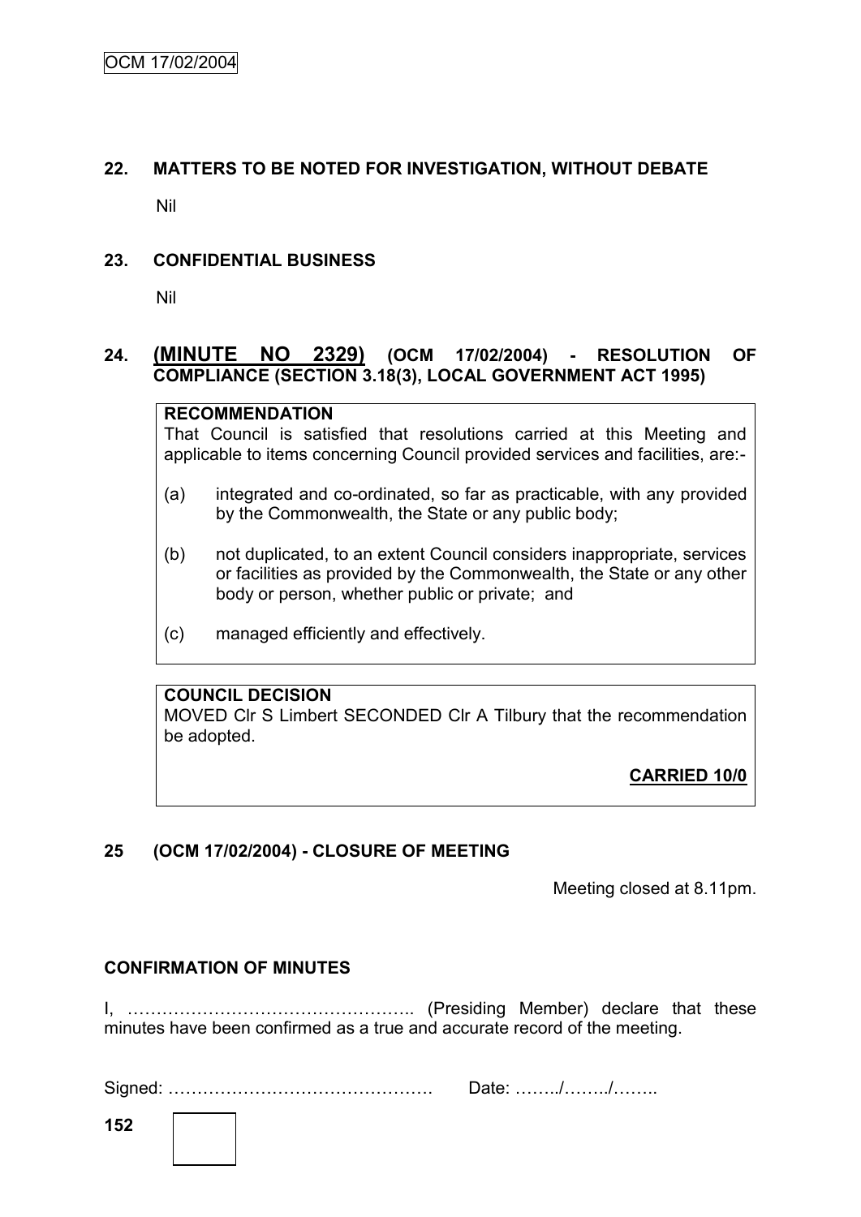## 22. MATTERS TO BE NOTED FOR INVESTIGATION, WITHOUT DEBATE

Nil

## 23. CONFIDENTIAL BUSINESS

Nil

## 24. (MINUTE NO 2329) (OCM 17/02/2004) - RESOLUTION OF COMPLIANCE (SECTION 3.18(3), LOCAL GOVERNMENT ACT 1995)

**RECOMMENDATION**

That Council is satisfied that resolutions carried at this Meeting and applicable to items concerning Council provided services and facilities, are:-

(a) integrated and co-ordinated, so far as practicable, with any provided by the Commonwealth, the State or any public body;

(b) not duplicated, to an extent Council considers inappropriate, services or facilities as provided by the Commonwealth, the State or any other body or person, whether public or private; and

(c) managed efficiently and effectively.

**COUNCIL DECISION**

MOVED Clr S Limbert SECONDED Clr A Tilbury that the recommendation be adopted.

**CARRIED 10/0**

## 25 (OCM 17/02/2004) - CLOSURE OF MEETING

Meeting closed at 8.11pm.

**CONFIRMATION OF MINUTES**

I, ………………………………………….. (Presiding Member) declare that these minutes have been confirmed as a true and accurate record of the meeting.

Signed: ………………………………………. Date: ……../……../……..